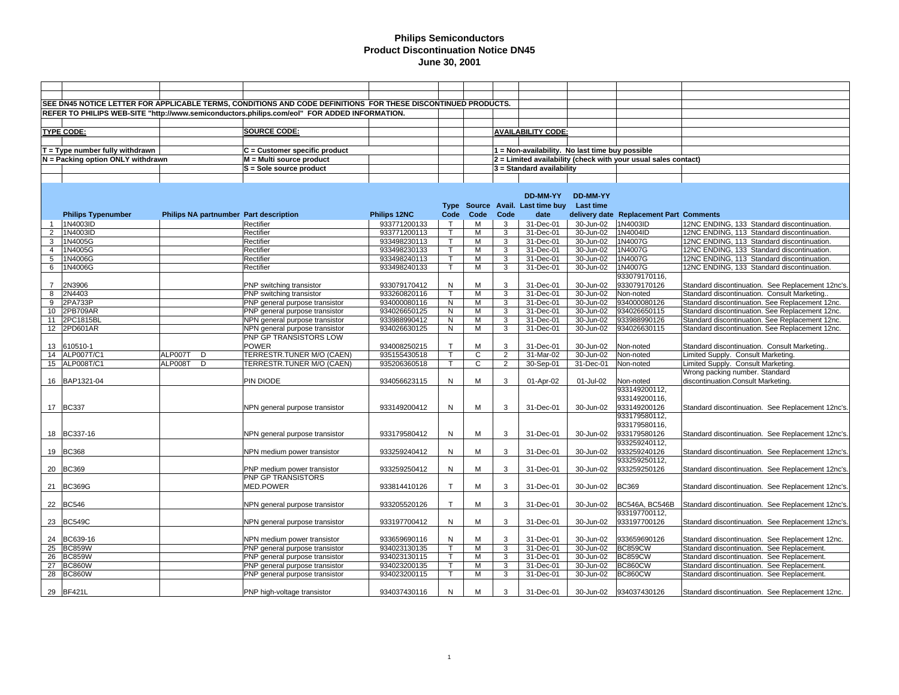# Philips Semiconductors
## Product Discontinuation Notice DN45
### June 30, 2001

SEE DN45 NOTICE LETTER FOR APPLICABLE TERMS, CONDITIONS AND CODE DEFINITIONS FOR THESE DISCONTINUED PRODUCTS.

REFER TO PHILIPS WEB-SITE "http://www.semiconductors.philips.com/eol" FOR ADDED INFORMATION.

**TYPE CODE:**

- T = Type number fully withdrawn
- N = Packing option ONLY withdrawn

**SOURCE CODE:**

- C = Customer specific product
- M = Multi source product
- S = Sole source product

**AVAILABILITY CODE:**

- 1 = Non-availability. No last time buy possible
- 2 = Limited availability (check with your usual sales contact)
- 3 = Standard availability

| | Philips Typenumber | Philips NA partnumber | Part description | Philips 12NC | Type Code | Source Code | Avail. Code | DD-MM-YY Last time buy date | DD-MM-YY Last time delivery date | Replacement Part | Comments |
|---|---|---|---|---|---|---|---|---|---|---|---|
| 1 | 1N4003ID | | Rectifier | 933771200133 | T | M | 3 | 31-Dec-01 | 30-Jun-02 | 1N4003ID | 12NC ENDING, 133 Standard discontinuation. |
| 2 | 1N4003ID | | Rectifier | 933771200113 | T | M | 3 | 31-Dec-01 | 30-Jun-02 | 1N4004ID | 12NC ENDING, 113 Standard discontinuation. |
| 3 | 1N4005G | | Rectifier | 933498230113 | T | M | 3 | 31-Dec-01 | 30-Jun-02 | 1N4007G | 12NC ENDING, 113 Standard discontinuation. |
| 4 | 1N4005G | | Rectifier | 933498230133 | T | M | 3 | 31-Dec-01 | 30-Jun-02 | 1N4007G | 12NC ENDING, 133 Standard discontinuation. |
| 5 | 1N4006G | | Rectifier | 933498240113 | T | M | 3 | 31-Dec-01 | 30-Jun-02 | 1N4007G | 12NC ENDING, 113 Standard discontinuation. |
| 6 | 1N4006G | | Rectifier | 933498240133 | T | M | 3 | 31-Dec-01 | 30-Jun-02 | 1N4007G | 12NC ENDING, 133 Standard discontinuation. |
| 7 | 2N3906 | | PNP switching transistor | 933079170412 | N | M | 3 | 31-Dec-01 | 30-Jun-02 | 933079170116, 933079170126 | Standard discontinuation. See Replacement 12nc's. |
| 8 | 2N4403 | | PNP switching transistor | 933260820116 | T | M | 3 | 31-Dec-01 | 30-Jun-02 | Non-noted | Standard discontinuation. Consult Marketing.. |
| 9 | 2PA733P | | PNP general purpose transistor | 934000080116 | N | M | 3 | 31-Dec-01 | 30-Jun-02 | 934000080126 | Standard discontinuation. See Replacement 12nc. |
| 10 | 2PB709AR | | PNP general purpose transistor | 934026650125 | N | M | 3 | 31-Dec-01 | 30-Jun-02 | 934026650115 | Standard discontinuation. See Replacement 12nc. |
| 11 | 2PC1815BL | | NPN general purpose transistor | 933988990412 | N | M | 3 | 31-Dec-01 | 30-Jun-02 | 933988990126 | Standard discontinuation. See Replacement 12nc. |
| 12 | 2PD601AR | | NPN general purpose transistor | 934026630125 | N | M | 3 | 31-Dec-01 | 30-Jun-02 | 934026630115 | Standard discontinuation. See Replacement 12nc. |
| 13 | 610510-1 | | PNP GP TRANSISTORS LOW POWER | 934008250215 | T | M | 3 | 31-Dec-01 | 30-Jun-02 | Non-noted | Standard discontinuation. Consult Marketing.. |
| 14 | ALP007T/C1 | ALP007T D | TERRESTR.TUNER M/O (CAEN) | 935155430518 | T | C | 2 | 31-Mar-02 | 30-Jun-02 | Non-noted | Limited Supply. Consult Marketing. |
| 15 | ALP008T/C1 | ALP008T D | TERRESTR.TUNER M/O (CAEN) | 935206360518 | T | C | 2 | 30-Sep-01 | 31-Dec-01 | Non-noted | Limited Supply. Consult Marketing. |
| 16 | BAP1321-04 | | PIN DIODE | 934056623115 | N | M | 3 | 01-Apr-02 | 01-Jul-02 | Non-noted | Wrong packing number. Standard discontinuation.Consult Marketing. |
| 17 | BC337 | | NPN general purpose transistor | 933149200412 | N | M | 3 | 31-Dec-01 | 30-Jun-02 | 933149200112, 933149200116, 933149200126 | Standard discontinuation. See Replacement 12nc's. |
| 18 | BC337-16 | | NPN general purpose transistor | 933179580412 | N | M | 3 | 31-Dec-01 | 30-Jun-02 | 933179580112, 933179580116, 933179580126 | Standard discontinuation. See Replacement 12nc's. |
| 19 | BC368 | | NPN medium power transistor | 933259240412 | N | M | 3 | 31-Dec-01 | 30-Jun-02 | 933259240112, 933259240126 | Standard discontinuation. See Replacement 12nc's. |
| 20 | BC369 | | PNP medium power transistor | 933259250412 | N | M | 3 | 31-Dec-01 | 30-Jun-02 | 933259250112, 933259250126 | Standard discontinuation. See Replacement 12nc's. |
| 21 | BC369G | | PNP GP TRANSISTORS MED.POWER | 933814410126 | T | M | 3 | 31-Dec-01 | 30-Jun-02 | BC369 | Standard discontinuation. See Replacement 12nc's. |
| 22 | BC546 | | NPN general purpose transistor | 933205520126 | T | M | 3 | 31-Dec-01 | 30-Jun-02 | BC546A, BC546B | Standard discontinuation. See Replacement 12nc's. |
| 23 | BC549C | | NPN general purpose transistor | 933197700412 | N | M | 3 | 31-Dec-01 | 30-Jun-02 | 933197700112, 933197700126 | Standard discontinuation. See Replacement 12nc's. |
| 24 | BC639-16 | | NPN medium power transistor | 933659690116 | N | M | 3 | 31-Dec-01 | 30-Jun-02 | 933659690126 | Standard discontinuation. See Replacement 12nc. |
| 25 | BC859W | | PNP general purpose transistor | 934023130135 | T | M | 3 | 31-Dec-01 | 30-Jun-02 | BC859CW | Standard discontinuation. See Replacement. |
| 26 | BC859W | | PNP general purpose transistor | 934023130115 | T | M | 3 | 31-Dec-01 | 30-Jun-02 | BC859CW | Standard discontinuation. See Replacement. |
| 27 | BC860W | | PNP general purpose transistor | 934023200135 | T | M | 3 | 31-Dec-01 | 30-Jun-02 | BC860CW | Standard discontinuation. See Replacement. |
| 28 | BC860W | | PNP general purpose transistor | 934023200115 | T | M | 3 | 31-Dec-01 | 30-Jun-02 | BC860CW | Standard discontinuation. See Replacement. |
| 29 | BF421L | | PNP high-voltage transistor | 934037430116 | N | M | 3 | 31-Dec-01 | 30-Jun-02 | 934037430126 | Standard discontinuation. See Replacement 12nc. |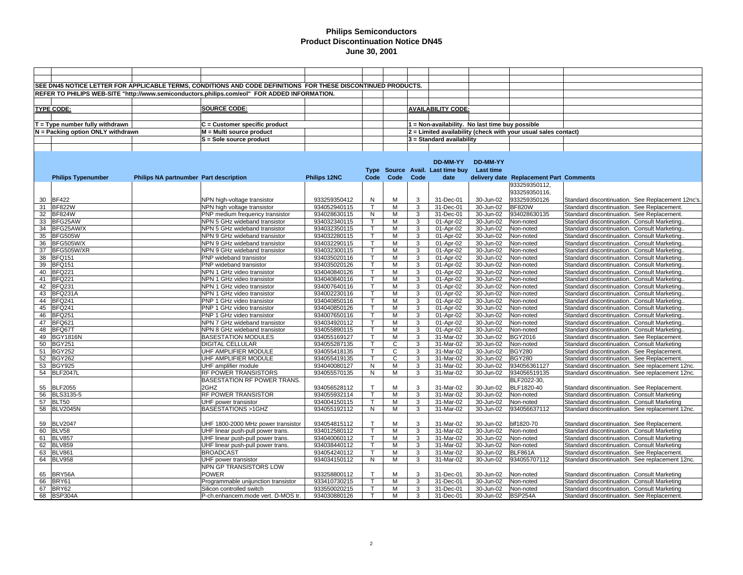# Philips Semiconductors
## Product Discontinuation Notice DN45
### June 30, 2001

SEE DN45 NOTICE LETTER FOR APPLICABLE TERMS, CONDITIONS AND CODE DEFINITIONS FOR THESE DISCONTINUED PRODUCTS.

REFER TO PHILIPS WEB-SITE "http://www.semiconductors.philips.com/eol" FOR ADDED INFORMATION.

**TYPE CODE:**

- T = Type number fully withdrawn
- N = Packing option ONLY withdrawn

**SOURCE CODE:**

- C = Customer specific product
- M = Multi source product
- S = Sole source product

**AVAILABILITY CODE:**

- 1 = Non-availability. No last time buy possible
- 2 = Limited availability (check with your usual sales contact)
- 3 = Standard availability

| | Philips Typenumber | Philips NA partnumber | Part description | Philips 12NC | Type Code | Source Code | Avail. Code | DD-MM-YY Last time buy date | DD-MM-YY Last time delivery date | Replacement Part | Comments |
|---|---|---|---|---|---|---|---|---|---|---|---|
| 30 | BF422 | | NPN high-voltage transistor | 933259350412 | N | M | 3 | 31-Dec-01 | 30-Jun-02 | 933259350112, 933259350116, 933259350126 | Standard discontinuation. See Replacement 12nc's. |
| 31 | BF822W | | NPN high voltage transistor | 934052940115 | T | M | 3 | 31-Dec-01 | 30-Jun-02 | BF820W | Standard discontinuation. See Replacement. |
| 32 | BF824W | | PNP medium frequency transistor | 934028630115 | N | M | 3 | 31-Dec-01 | 30-Jun-02 | 934028630135 | Standard discontinuation. See Replacement. |
| 33 | BFG25AW | | NPN 5 GHz wideband transistor | 934032340115 | T | M | 3 | 01-Apr-02 | 30-Jun-02 | Non-noted | Standard discontinuation. Consult Marketing.. |
| 34 | BFG25AW/X | | NPN 5 GHz wideband transistor | 934032350115 | T | M | 3 | 01-Apr-02 | 30-Jun-02 | Non-noted | Standard discontinuation. Consult Marketing.. |
| 35 | BFG505W | | NPN 9 GHz wideband transistor | 934032280115 | T | M | 3 | 01-Apr-02 | 30-Jun-02 | Non-noted | Standard discontinuation. Consult Marketing.. |
| 36 | BFG505W/X | | NPN 9 GHz wideband transistor | 934032290115 | T | M | 3 | 01-Apr-02 | 30-Jun-02 | Non-noted | Standard discontinuation. Consult Marketing.. |
| 37 | BFG505W/XR | | NPN 9 GHz wideband transistor | 934032300115 | T | M | 3 | 01-Apr-02 | 30-Jun-02 | Non-noted | Standard discontinuation. Consult Marketing.. |
| 38 | BFQ151 | | PNP wideband transistor | 934035020116 | T | M | 3 | 01-Apr-02 | 30-Jun-02 | Non-noted | Standard discontinuation. Consult Marketing.. |
| 39 | BFQ151 | | PNP wideband transistor | 934035020126 | T | M | 3 | 01-Apr-02 | 30-Jun-02 | Non-noted | Standard discontinuation. Consult Marketing.. |
| 40 | BFQ221 | | NPN 1 GHz video transistor | 934040840126 | T | M | 3 | 01-Apr-02 | 30-Jun-02 | Non-noted | Standard discontinuation. Consult Marketing.. |
| 41 | BFQ221 | | NPN 1 GHz video transistor | 934040840116 | T | M | 3 | 01-Apr-02 | 30-Jun-02 | Non-noted | Standard discontinuation. Consult Marketing.. |
| 42 | BFQ231 | | NPN 1 GHz video transistor | 934007640116 | T | M | 3 | 01-Apr-02 | 30-Jun-02 | Non-noted | Standard discontinuation. Consult Marketing.. |
| 43 | BFQ231A | | NPN 1 GHz video transistor | 934002230116 | T | M | 3 | 01-Apr-02 | 30-Jun-02 | Non-noted | Standard discontinuation. Consult Marketing.. |
| 44 | BFQ241 | | PNP 1 GHz video transistor | 934040850116 | T | M | 3 | 01-Apr-02 | 30-Jun-02 | Non-noted | Standard discontinuation. Consult Marketing.. |
| 45 | BFQ241 | | PNP 1 GHz video transistor | 934040850126 | T | M | 3 | 01-Apr-02 | 30-Jun-02 | Non-noted | Standard discontinuation. Consult Marketing.. |
| 46 | BFQ251 | | PNP 1 GHz video transistor | 934007650116 | T | M | 3 | 01-Apr-02 | 30-Jun-02 | Non-noted | Standard discontinuation. Consult Marketing.. |
| 47 | BFQ621 | | NPN 7 GHz wideband transistor | 934034920112 | T | M | 3 | 01-Apr-02 | 30-Jun-02 | Non-noted | Standard discontinuation. Consult Marketing.. |
| 48 | BFQ67T | | NPN 8 GHz wideband transistor | 934055890115 | T | M | 3 | 01-Apr-02 | 30-Jun-02 | Non-noted | Standard discontinuation. Consult Marketing.. |
| 49 | BGY1816N | | BASESTATION MODULES | 934055169127 | T | M | 3 | 31-Mar-02 | 30-Jun-02 | BGY2016 | Standard discontinuation. See Replacement. |
| 50 | BGY251 | | DIGITAL CELLULAR | 934055287135 | T | C | 3 | 31-Mar-02 | 30-Jun-02 | Non-noted | Standard discontinuation. Consult Marketing |
| 51 | BGY252 | | UHF AMPLIFIER MODULE | 934055418135 | T | C | 3 | 31-Mar-02 | 30-Jun-02 | BGY280 | Standard discontinuation. See Replacement. |
| 52 | BGY262 | | UHF AMPLIFIER MODULE | 934055419135 | T | C | 3 | 31-Mar-02 | 30-Jun-02 | BGY280 | Standard discontinuation. See Replacement. |
| 53 | BGY925 | | UHF amplifier module | 934040080127 | N | M | 3 | 31-Mar-02 | 30-Jun-02 | 934056361127 | Standard discontinuation. See replacement 12nc. |
| 54 | BLF2047L | | RF POWER TRANSISTORS | 934055570135 | N | M | 3 | 31-Mar-02 | 30-Jun-02 | 934056519135 | Standard discontinuation. See replacement 12nc. |
| 55 | BLF2055 | | BASESTATION RF POWER TRANS. 2GHZ | 934056528112 | T | M | 3 | 31-Mar-02 | 30-Jun-02 | BLF2022-30, BLF1820-40 | Standard discontinuation. See Replacement. |
| 56 | BLS3135-5 | | RF POWER TRANSISTOR | 934055932114 | T | M | 3 | 31-Mar-02 | 30-Jun-02 | Non-noted | Standard discontinuation. Consult Marketing |
| 57 | BLT50 | | UHF power transistor | 934004150115 | T | M | 3 | 31-Mar-02 | 30-Jun-02 | Non-noted | Standard discontinuation. Consult Marketing |
| 58 | BLV2045N | | BASESTATIONS >1GHZ | 934055192112 | N | M | 3 | 31-Mar-02 | 30-Jun-02 | 934056637112 | Standard discontinuation. See replacement 12nc. |
| 59 | BLV2047 | | UHF 1800-2000 MHz power transistor | 934054815112 | T | M | 3 | 31-Mar-02 | 30-Jun-02 | blf1820-70 | Standard discontinuation. See Replacement. |
| 60 | BLV58 | | UHF linear push-pull power trans. | 934012580112 | T | M | 3 | 31-Mar-02 | 30-Jun-02 | Non-noted | Standard discontinuation. Consult Marketing |
| 61 | BLV857 | | UHF linear push-pull power trans. | 934040060112 | T | M | 3 | 31-Mar-02 | 30-Jun-02 | Non-noted | Standard discontinuation. Consult Marketing |
| 62 | BLV859 | | UHF linear push-pull power trans. | 934038440112 | T | M | 3 | 31-Mar-02 | 30-Jun-02 | Non-noted | Standard discontinuation. Consult Marketing |
| 63 | BLV861 | | BROADCAST | 934054240112 | T | M | 3 | 31-Mar-02 | 30-Jun-02 | BLF861A | Standard discontinuation. See Replacement. |
| 64 | BLV958 | | UHF power transistor | 934034150112 | N | M | 3 | 31-Mar-02 | 30-Jun-02 | 934055707112 | Standard discontinuation. See replacement 12nc. |
| 65 | BRY56A | | NPN GP TRANSISTORS LOW POWER | 933258800112 | T | M | 3 | 31-Dec-01 | 30-Jun-02 | Non-noted | Standard discontinuation. Consult Marketing |
| 66 | BRY61 | | Programmable unijunction transistor | 933410730215 | T | M | 3 | 31-Dec-01 | 30-Jun-02 | Non-noted | Standard discontinuation. Consult Marketing |
| 67 | BRY62 | | Silicon controlled switch | 933550020215 | T | M | 3 | 31-Dec-01 | 30-Jun-02 | Non-noted | Standard discontinuation. Consult Marketing |
| 68 | BSP304A | | P-ch.enhancem.mode vert. D-MOS tr. | 934030880126 | T | M | 3 | 31-Dec-01 | 30-Jun-02 | BSP254A | Standard discontinuation. See Replacement. |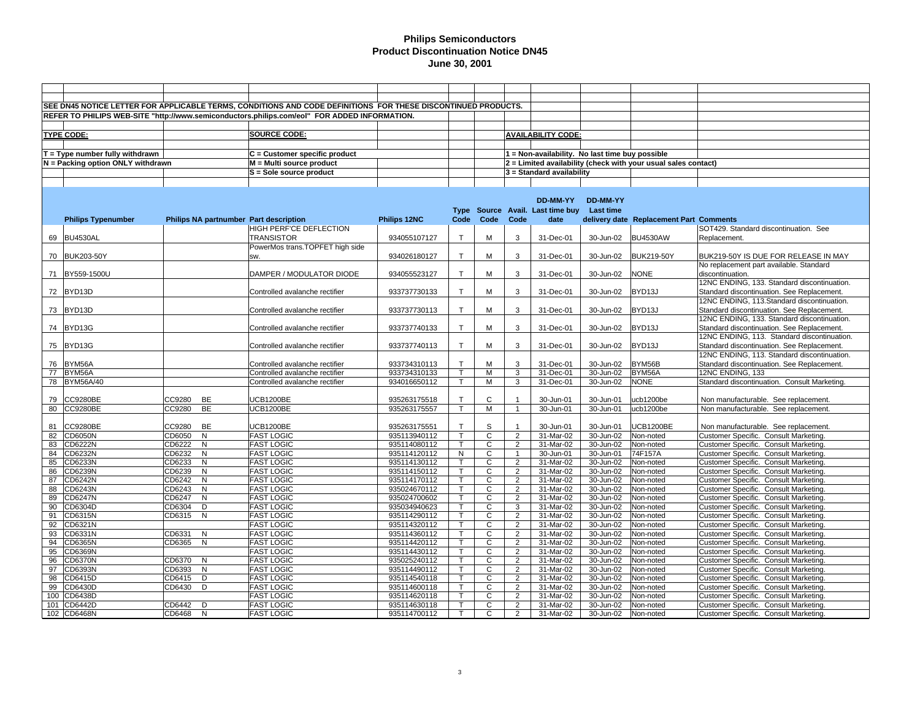**Philips Semiconductors**
**Product Discontinuation Notice DN45**
**June 30, 2001**

SEE DN45 NOTICE LETTER FOR APPLICABLE TERMS, CONDITIONS AND CODE DEFINITIONS FOR THESE DISCONTINUED PRODUCTS.

REFER TO PHILIPS WEB-SITE "http://www.semiconductors.philips.com/eol" FOR ADDED INFORMATION.

**TYPE CODE:**

T = Type number fully withdrawn
N = Packing option ONLY withdrawn

**SOURCE CODE:**

C = Customer specific product
M = Multi source product
S = Sole source product

**AVAILABILITY CODE:**

1 = Non-availability. No last time buy possible
2 = Limited availability (check with your usual sales contact)
3 = Standard availability

| | Philips Typenumber | Philips NA partnumber | | Part description | Philips 12NC | Type Code | Source Code | Avail. Code | DD-MM-YY Last time buy date | DD-MM-YY Last time delivery date | Replacement Part | Comments |
|---|---|---|---|---|---|---|---|---|---|---|---|---|
| 69 | BU4530AL | | | HIGH PERF'CE DEFLECTION TRANSISTOR | 934055107127 | T | M | 3 | 31-Dec-01 | 30-Jun-02 | BU4530AW | SOT429. Standard discontinuation. See Replacement. |
| 70 | BUK203-50Y | | | PowerMos trans.TOPFET high side sw. | 934026180127 | T | M | 3 | 31-Dec-01 | 30-Jun-02 | BUK219-50Y | BUK219-50Y IS DUE FOR RELEASE IN MAY |
| 71 | BY559-1500U | | | DAMPER / MODULATOR DIODE | 934055623127 | T | M | 3 | 31-Dec-01 | 30-Jun-02 | NONE | No replacement part available. Standard discontinuation. |
| 72 | BYD13D | | | Controlled avalanche rectifier | 933737730133 | T | M | 3 | 31-Dec-01 | 30-Jun-02 | BYD13J | 12NC ENDING, 133. Standard discontinuation. Standard discontinuation. See Replacement. |
| 73 | BYD13D | | | Controlled avalanche rectifier | 933737730113 | T | M | 3 | 31-Dec-01 | 30-Jun-02 | BYD13J | 12NC ENDING, 113.Standard discontinuation. Standard discontinuation. See Replacement. |
| 74 | BYD13G | | | Controlled avalanche rectifier | 933737740133 | T | M | 3 | 31-Dec-01 | 30-Jun-02 | BYD13J | 12NC ENDING, 133. Standard discontinuation. Standard discontinuation. See Replacement. |
| 75 | BYD13G | | | Controlled avalanche rectifier | 933737740113 | T | M | 3 | 31-Dec-01 | 30-Jun-02 | BYD13J | 12NC ENDING, 113. Standard discontinuation. Standard discontinuation. See Replacement. |
| 76 | BYM56A | | | Controlled avalanche rectifier | 933734310113 | T | M | 3 | 31-Dec-01 | 30-Jun-02 | BYM56B | 12NC ENDING, 113. Standard discontinuation. Standard discontinuation. See Replacement. |
| 77 | BYM56A | | | Controlled avalanche rectifier | 933734310133 | T | M | 3 | 31-Dec-01 | 30-Jun-02 | BYM56A | 12NC ENDING, 133 |
| 78 | BYM56A/40 | | | Controlled avalanche rectifier | 934016650112 | T | M | 3 | 31-Dec-01 | 30-Jun-02 | NONE | Standard discontinuation. Consult Marketing. |
| 79 | CC9280BE | CC9280 | BE | UCB1200BE | 935263175518 | T | C | 1 | 30-Jun-01 | 30-Jun-01 | ucb1200be | Non manufacturable. See replacement. |
| 80 | CC9280BE | CC9280 | BE | UCB1200BE | 935263175557 | T | M | 1 | 30-Jun-01 | 30-Jun-01 | ucb1200be | Non manufacturable. See replacement. |
| 81 | CC9280BE | CC9280 | BE | UCB1200BE | 935263175551 | T | S | 1 | 30-Jun-01 | 30-Jun-01 | UCB1200BE | Non manufacturable. See replacement. |
| 82 | CD6050N | CD6050 | N | FAST LOGIC | 935113940112 | T | C | 2 | 31-Mar-02 | 30-Jun-02 | Non-noted | Customer Specific. Consult Marketing. |
| 83 | CD6222N | CD6222 | N | FAST LOGIC | 935114080112 | T | C | 2 | 31-Mar-02 | 30-Jun-02 | Non-noted | Customer Specific. Consult Marketing. |
| 84 | CD6232N | CD6232 | N | FAST LOGIC | 935114120112 | N | C | 1 | 30-Jun-01 | 30-Jun-01 | 74F157A | Customer Specific. Consult Marketing. |
| 85 | CD6233N | CD6233 | N | FAST LOGIC | 935114130112 | T | C | 2 | 31-Mar-02 | 30-Jun-02 | Non-noted | Customer Specific. Consult Marketing. |
| 86 | CD6239N | CD6239 | N | FAST LOGIC | 935114150112 | T | C | 2 | 31-Mar-02 | 30-Jun-02 | Non-noted | Customer Specific. Consult Marketing. |
| 87 | CD6242N | CD6242 | N | FAST LOGIC | 935114170112 | T | C | 2 | 31-Mar-02 | 30-Jun-02 | Non-noted | Customer Specific. Consult Marketing. |
| 88 | CD6243N | CD6243 | N | FAST LOGIC | 935024670112 | T | C | 2 | 31-Mar-02 | 30-Jun-02 | Non-noted | Customer Specific. Consult Marketing. |
| 89 | CD6247N | CD6247 | N | FAST LOGIC | 935024700602 | T | C | 2 | 31-Mar-02 | 30-Jun-02 | Non-noted | Customer Specific. Consult Marketing. |
| 90 | CD6304D | CD6304 | D | FAST LOGIC | 935034940623 | T | C | 3 | 31-Mar-02 | 30-Jun-02 | Non-noted | Customer Specific. Consult Marketing. |
| 91 | CD6315N | CD6315 | N | FAST LOGIC | 935114290112 | T | C | 2 | 31-Mar-02 | 30-Jun-02 | Non-noted | Customer Specific. Consult Marketing. |
| 92 | CD6321N | | | FAST LOGIC | 935114320112 | T | C | 2 | 31-Mar-02 | 30-Jun-02 | Non-noted | Customer Specific. Consult Marketing. |
| 93 | CD6331N | CD6331 | N | FAST LOGIC | 935114360112 | T | C | 2 | 31-Mar-02 | 30-Jun-02 | Non-noted | Customer Specific. Consult Marketing. |
| 94 | CD6365N | CD6365 | N | FAST LOGIC | 935114420112 | T | C | 2 | 31-Mar-02 | 30-Jun-02 | Non-noted | Customer Specific. Consult Marketing. |
| 95 | CD6369N | | | FAST LOGIC | 935114430112 | T | C | 2 | 31-Mar-02 | 30-Jun-02 | Non-noted | Customer Specific. Consult Marketing. |
| 96 | CD6370N | CD6370 | N | FAST LOGIC | 935025240112 | T | C | 2 | 31-Mar-02 | 30-Jun-02 | Non-noted | Customer Specific. Consult Marketing. |
| 97 | CD6393N | CD6393 | N | FAST LOGIC | 935114490112 | T | C | 2 | 31-Mar-02 | 30-Jun-02 | Non-noted | Customer Specific. Consult Marketing. |
| 98 | CD6415D | CD6415 | D | FAST LOGIC | 935114540118 | T | C | 2 | 31-Mar-02 | 30-Jun-02 | Non-noted | Customer Specific. Consult Marketing. |
| 99 | CD6430D | CD6430 | D | FAST LOGIC | 935114600118 | T | C | 2 | 31-Mar-02 | 30-Jun-02 | Non-noted | Customer Specific. Consult Marketing. |
| 100 | CD6438D | | | FAST LOGIC | 935114620118 | T | C | 2 | 31-Mar-02 | 30-Jun-02 | Non-noted | Customer Specific. Consult Marketing. |
| 101 | CD6442D | CD6442 | D | FAST LOGIC | 935114630118 | T | C | 2 | 31-Mar-02 | 30-Jun-02 | Non-noted | Customer Specific. Consult Marketing. |
| 102 | CD6468N | CD6468 | N | FAST LOGIC | 935114700112 | T | C | 2 | 31-Mar-02 | 30-Jun-02 | Non-noted | Customer Specific. Consult Marketing. |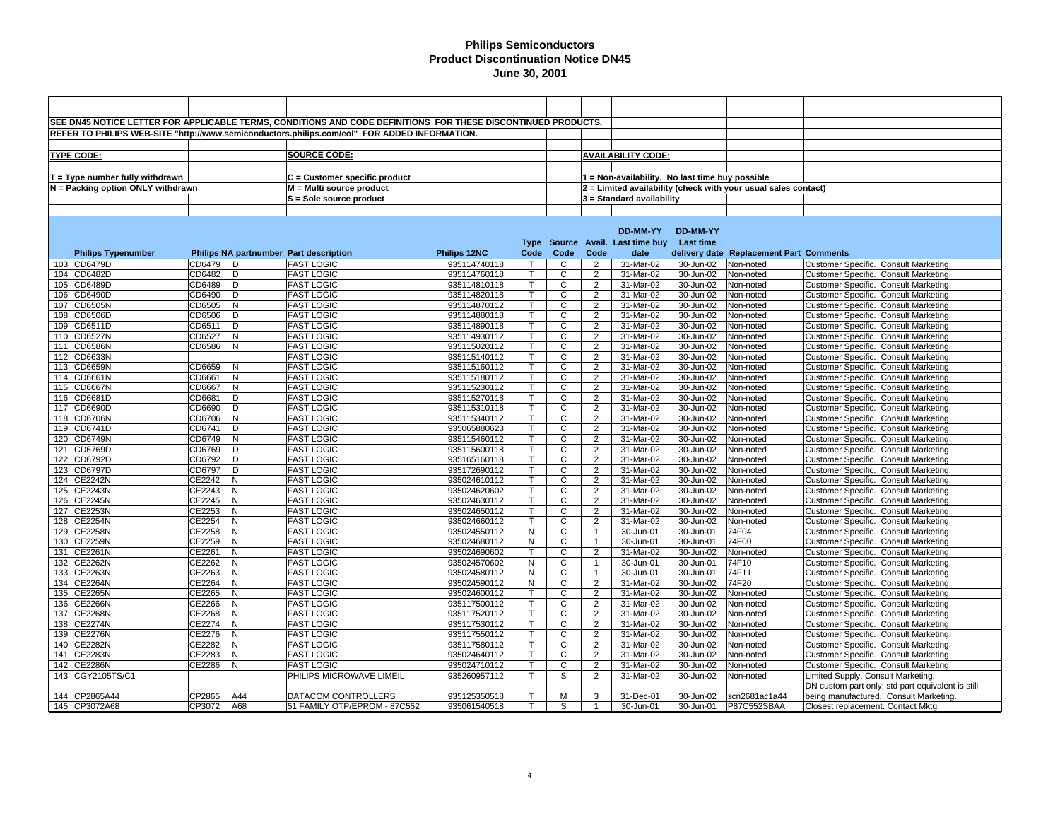# Philips Semiconductors
## Product Discontinuation Notice DN45
### June 30, 2001

SEE DN45 NOTICE LETTER FOR APPLICABLE TERMS, CONDITIONS AND CODE DEFINITIONS FOR THESE DISCONTINUED PRODUCTS.

REFER TO PHILIPS WEB-SITE "http://www.semiconductors.philips.com/eol" FOR ADDED INFORMATION.

**TYPE CODE:**
- T = Type number fully withdrawn
- N = Packing option ONLY withdrawn

**SOURCE CODE:**
- C = Customer specific product
- M = Multi source product
- S = Sole source product

**AVAILABILITY CODE:**
- 1 = Non-availability. No last time buy possible
- 2 = Limited availability (check with your usual sales contact)
- 3 = Standard availability

| | Philips Typenumber | Philips NA partnumber | | Part description | Philips 12NC | Type Code | Source Code | Avail. Code | Last time buy date (DD-MM-YY) | Last time delivery date (DD-MM-YY) | Replacement Part | Comments |
|---|---|---|---|---|---|---|---|---|---|---|---|---|
| 103 | CD6479D | CD6479 | D | FAST LOGIC | 935114740118 | T | C | 2 | 31-Mar-02 | 30-Jun-02 | Non-noted | Customer Specific. Consult Marketing. |
| 104 | CD6482D | CD6482 | D | FAST LOGIC | 935114760118 | T | C | 2 | 31-Mar-02 | 30-Jun-02 | Non-noted | Customer Specific. Consult Marketing. |
| 105 | CD6489D | CD6489 | D | FAST LOGIC | 935114810118 | T | C | 2 | 31-Mar-02 | 30-Jun-02 | Non-noted | Customer Specific. Consult Marketing. |
| 106 | CD6490D | CD6490 | D | FAST LOGIC | 935114820118 | T | C | 2 | 31-Mar-02 | 30-Jun-02 | Non-noted | Customer Specific. Consult Marketing. |
| 107 | CD6505N | CD6505 | N | FAST LOGIC | 935114870112 | T | C | 2 | 31-Mar-02 | 30-Jun-02 | Non-noted | Customer Specific. Consult Marketing. |
| 108 | CD6506D | CD6506 | D | FAST LOGIC | 935114880118 | T | C | 2 | 31-Mar-02 | 30-Jun-02 | Non-noted | Customer Specific. Consult Marketing. |
| 109 | CD6511D | CD6511 | D | FAST LOGIC | 935114890118 | T | C | 2 | 31-Mar-02 | 30-Jun-02 | Non-noted | Customer Specific. Consult Marketing. |
| 110 | CD6527N | CD6527 | N | FAST LOGIC | 935114930112 | T | C | 2 | 31-Mar-02 | 30-Jun-02 | Non-noted | Customer Specific. Consult Marketing. |
| 111 | CD6586N | CD6586 | N | FAST LOGIC | 935115020112 | T | C | 2 | 31-Mar-02 | 30-Jun-02 | Non-noted | Customer Specific. Consult Marketing. |
| 112 | CD6633N | | | FAST LOGIC | 935115140112 | T | C | 2 | 31-Mar-02 | 30-Jun-02 | Non-noted | Customer Specific. Consult Marketing. |
| 113 | CD6659N | CD6659 | N | FAST LOGIC | 935115160112 | T | C | 2 | 31-Mar-02 | 30-Jun-02 | Non-noted | Customer Specific. Consult Marketing. |
| 114 | CD6661N | CD6661 | N | FAST LOGIC | 935115180112 | T | C | 2 | 31-Mar-02 | 30-Jun-02 | Non-noted | Customer Specific. Consult Marketing. |
| 115 | CD6667N | CD6667 | N | FAST LOGIC | 935115230112 | T | C | 2 | 31-Mar-02 | 30-Jun-02 | Non-noted | Customer Specific. Consult Marketing. |
| 116 | CD6681D | CD6681 | D | FAST LOGIC | 935115270118 | T | C | 2 | 31-Mar-02 | 30-Jun-02 | Non-noted | Customer Specific. Consult Marketing. |
| 117 | CD6690D | CD6690 | D | FAST LOGIC | 935115310118 | T | C | 2 | 31-Mar-02 | 30-Jun-02 | Non-noted | Customer Specific. Consult Marketing. |
| 118 | CD6706N | CD6706 | N | FAST LOGIC | 935115340112 | T | C | 2 | 31-Mar-02 | 30-Jun-02 | Non-noted | Customer Specific. Consult Marketing. |
| 119 | CD6741D | CD6741 | D | FAST LOGIC | 935065880623 | T | C | 2 | 31-Mar-02 | 30-Jun-02 | Non-noted | Customer Specific. Consult Marketing. |
| 120 | CD6749N | CD6749 | N | FAST LOGIC | 935115460112 | T | C | 2 | 31-Mar-02 | 30-Jun-02 | Non-noted | Customer Specific. Consult Marketing. |
| 121 | CD6769D | CD6769 | D | FAST LOGIC | 935115600118 | T | C | 2 | 31-Mar-02 | 30-Jun-02 | Non-noted | Customer Specific. Consult Marketing. |
| 122 | CD6792D | CD6792 | D | FAST LOGIC | 935165160118 | T | C | 2 | 31-Mar-02 | 30-Jun-02 | Non-noted | Customer Specific. Consult Marketing. |
| 123 | CD6797D | CD6797 | D | FAST LOGIC | 935172690112 | T | C | 2 | 31-Mar-02 | 30-Jun-02 | Non-noted | Customer Specific. Consult Marketing. |
| 124 | CE2242N | CE2242 | N | FAST LOGIC | 935024610112 | T | C | 2 | 31-Mar-02 | 30-Jun-02 | Non-noted | Customer Specific. Consult Marketing. |
| 125 | CE2243N | CE2243 | N | FAST LOGIC | 935024620602 | T | C | 2 | 31-Mar-02 | 30-Jun-02 | Non-noted | Customer Specific. Consult Marketing. |
| 126 | CE2245N | CE2245 | N | FAST LOGIC | 935024630112 | T | C | 2 | 31-Mar-02 | 30-Jun-02 | Non-noted | Customer Specific. Consult Marketing. |
| 127 | CE2253N | CE2253 | N | FAST LOGIC | 935024650112 | T | C | 2 | 31-Mar-02 | 30-Jun-02 | Non-noted | Customer Specific. Consult Marketing. |
| 128 | CE2254N | CE2254 | N | FAST LOGIC | 935024660112 | T | C | 2 | 31-Mar-02 | 30-Jun-02 | Non-noted | Customer Specific. Consult Marketing. |
| 129 | CE2258N | CE2258 | N | FAST LOGIC | 935024550112 | N | C | 1 | 30-Jun-01 | 30-Jun-01 | 74F04 | Customer Specific. Consult Marketing. |
| 130 | CE2259N | CE2259 | N | FAST LOGIC | 935024680112 | N | C | 1 | 30-Jun-01 | 30-Jun-01 | 74F00 | Customer Specific. Consult Marketing. |
| 131 | CE2261N | CE2261 | N | FAST LOGIC | 935024690602 | T | C | 2 | 31-Mar-02 | 30-Jun-02 | Non-noted | Customer Specific. Consult Marketing. |
| 132 | CE2262N | CE2262 | N | FAST LOGIC | 935024570602 | N | C | 1 | 30-Jun-01 | 30-Jun-01 | 74F10 | Customer Specific. Consult Marketing. |
| 133 | CE2263N | CE2263 | N | FAST LOGIC | 935024580112 | N | C | 1 | 30-Jun-01 | 30-Jun-01 | 74F11 | Customer Specific. Consult Marketing. |
| 134 | CE2264N | CE2264 | N | FAST LOGIC | 935024590112 | N | C | 2 | 31-Mar-02 | 30-Jun-02 | 74F20 | Customer Specific. Consult Marketing. |
| 135 | CE2265N | CE2265 | N | FAST LOGIC | 935024600112 | T | C | 2 | 31-Mar-02 | 30-Jun-02 | Non-noted | Customer Specific. Consult Marketing. |
| 136 | CE2266N | CE2266 | N | FAST LOGIC | 935117500112 | T | C | 2 | 31-Mar-02 | 30-Jun-02 | Non-noted | Customer Specific. Consult Marketing. |
| 137 | CE2268N | CE2268 | N | FAST LOGIC | 935117520112 | T | C | 2 | 31-Mar-02 | 30-Jun-02 | Non-noted | Customer Specific. Consult Marketing. |
| 138 | CE2274N | CE2274 | N | FAST LOGIC | 935117530112 | T | C | 2 | 31-Mar-02 | 30-Jun-02 | Non-noted | Customer Specific. Consult Marketing. |
| 139 | CE2276N | CE2276 | N | FAST LOGIC | 935117550112 | T | C | 2 | 31-Mar-02 | 30-Jun-02 | Non-noted | Customer Specific. Consult Marketing. |
| 140 | CE2282N | CE2282 | N | FAST LOGIC | 935117580112 | T | C | 2 | 31-Mar-02 | 30-Jun-02 | Non-noted | Customer Specific. Consult Marketing. |
| 141 | CE2283N | CE2283 | N | FAST LOGIC | 935024640112 | T | C | 2 | 31-Mar-02 | 30-Jun-02 | Non-noted | Customer Specific. Consult Marketing. |
| 142 | CE2286N | CE2286 | N | FAST LOGIC | 935024710112 | T | C | 2 | 31-Mar-02 | 30-Jun-02 | Non-noted | Customer Specific. Consult Marketing. |
| 143 | CGY2105TS/C1 | | | PHILIPS MICROWAVE LIMEIL | 935260957112 | T | S | 2 | 31-Mar-02 | 30-Jun-02 | Non-noted | Limited Supply. Consult Marketing. |
| 144 | CP2865A44 | CP2865 | A44 | DATACOM CONTROLLERS | 935125350518 | T | M | 3 | 31-Dec-01 | 30-Jun-02 | scn2681ac1a44 | DN custom part only; std part equivalent is still being manufactured. Consult Marketing. |
| 145 | CP3072A68 | CP3072 | A68 | 51 FAMILY OTP/EPROM - 87C552 | 935061540518 | T | S | 1 | 30-Jun-01 | 30-Jun-01 | P87C552SBAA | Closest replacement. Contact Mktg. |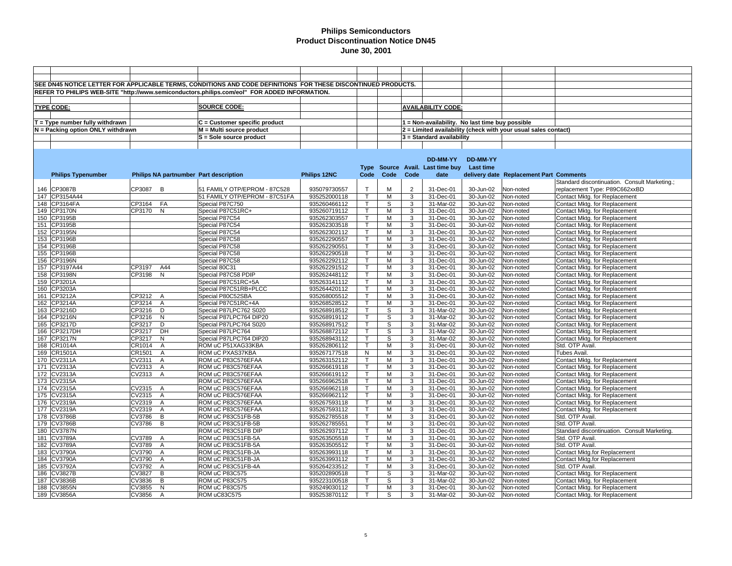# Philips Semiconductors
## Product Discontinuation Notice DN45
### June 30, 2001

SEE DN45 NOTICE LETTER FOR APPLICABLE TERMS, CONDITIONS AND CODE DEFINITIONS FOR THESE DISCONTINUED PRODUCTS.

REFER TO PHILIPS WEB-SITE "http://www.semiconductors.philips.com/eol" FOR ADDED INFORMATION.

**TYPE CODE:**

T = Type number fully withdrawn
N = Packing option ONLY withdrawn

**SOURCE CODE:**

C = Customer specific product
M = Multi source product
S = Sole source product

**AVAILABILITY CODE:**

1 = Non-availability. No last time buy possible
2 = Limited availability (check with your usual sales contact)
3 = Standard availability

| | Philips Typenumber | Philips NA partnumber | Part description | Philips 12NC | Type Code | Source Code | Avail. Code | DD-MM-YY Last time buy date | DD-MM-YY Last time delivery date | Replacement Part | Comments |
|---|---|---|---|---|---|---|---|---|---|---|---|
| 146 | CP3087B | CP3087 B | 51 FAMILY OTP/EPROM - 87C528 | 935079730557 | T | M | 2 | 31-Dec-01 | 30-Jun-02 | Non-noted | Standard discontinuation. Consult Marketing.; replacement Type: P89C662xxBD |
| 147 | CP3154A44 | | 51 FAMILY OTP/EPROM - 87C51FA | 935252000118 | T | M | 3 | 31-Dec-01 | 30-Jun-02 | Non-noted | Contact Mktg. for Replacement |
| 148 | CP3164FA | CP3164 FA | Special P87C750 | 935260466112 | T | S | 3 | 31-Mar-02 | 30-Jun-02 | Non-noted | Contact Mktg. for Replacement |
| 149 | CP3170N | CP3170 N | Special P87C51RC+ | 935260719112 | T | M | 3 | 31-Dec-01 | 30-Jun-02 | Non-noted | Contact Mktg. for Replacement |
| 150 | CP3195B | | Special P87C54 | 935262303557 | T | M | 3 | 31-Dec-01 | 30-Jun-02 | Non-noted | Contact Mktg. for Replacement |
| 151 | CP3195B | | Special P87C54 | 935262303518 | T | M | 3 | 31-Dec-01 | 30-Jun-02 | Non-noted | Contact Mktg. for Replacement |
| 152 | CP3195N | | Special P87C54 | 935262302112 | T | M | 3 | 31-Dec-01 | 30-Jun-02 | Non-noted | Contact Mktg. for Replacement |
| 153 | CP3196B | | Special P87C58 | 935262290557 | T | M | 3 | 31-Dec-01 | 30-Jun-02 | Non-noted | Contact Mktg. for Replacement |
| 154 | CP3196B | | Special P87C58 | 935262290551 | T | M | 3 | 31-Dec-01 | 30-Jun-02 | Non-noted | Contact Mktg. for Replacement |
| 155 | CP3196B | | Special P87C58 | 935262290518 | T | M | 3 | 31-Dec-01 | 30-Jun-02 | Non-noted | Contact Mktg. for Replacement |
| 156 | CP3196N | | Special P87C58 | 935262292112 | T | M | 3 | 31-Dec-01 | 30-Jun-02 | Non-noted | Contact Mktg. for Replacement |
| 157 | CP3197A44 | CP3197 A44 | Special 80C31 | 935262291512 | T | M | 3 | 31-Dec-01 | 30-Jun-02 | Non-noted | Contact Mktg. for Replacement |
| 158 | CP3198N | CP3198 N | Special P87C58 PDIP | 935262448112 | T | M | 3 | 31-Dec-01 | 30-Jun-02 | Non-noted | Contact Mktg. for Replacement |
| 159 | CP3201A | | Special P87C51RC+5A | 935263141112 | T | M | 3 | 31-Dec-01 | 30-Jun-02 | Non-noted | Contact Mktg. for Replacement |
| 160 | CP3203A | | Special P87C51RB+PLCC | 935264420112 | T | M | 3 | 31-Dec-01 | 30-Jun-02 | Non-noted | Contact Mktg. for Replacement |
| 161 | CP3212A | CP3212 A | Special P80C52SBA | 935268005512 | T | M | 3 | 31-Dec-01 | 30-Jun-02 | Non-noted | Contact Mktg. for Replacement |
| 162 | CP3214A | CP3214 A | Special P87C51RC+4A | 935268528512 | T | M | 3 | 31-Dec-01 | 30-Jun-02 | Non-noted | Contact Mktg. for Replacement |
| 163 | CP3216D | CP3216 D | Special P87LPC762 S020 | 935268918512 | T | S | 3 | 31-Mar-02 | 30-Jun-02 | Non-noted | Contact Mktg. for Replacement |
| 164 | CP3216N | CP3216 N | Special P87LPC764 DIP20 | 935268919112 | T | S | 3 | 31-Mar-02 | 30-Jun-02 | Non-noted | Contact Mktg. for Replacement |
| 165 | CP3217D | CP3217 D | Special P87LPC764 S020 | 935268917512 | T | S | 3 | 31-Mar-02 | 30-Jun-02 | Non-noted | Contact Mktg. for Replacement |
| 166 | CP3217DH | CP3217 DH | Special P87LPC764 | 935268872112 | T | S | 3 | 31-Mar-02 | 30-Jun-02 | Non-noted | Contact Mktg. for Replacement |
| 167 | CP3217N | CP3217 N | Special P87LPC764 DIP20 | 935268943112 | T | S | 3 | 31-Mar-02 | 30-Jun-02 | Non-noted | Contact Mktg. for Replacement |
| 168 | CR1014A | CR1014 A | ROM uC P51XAG33KBA | 935262806112 | T | M | 3 | 31-Dec-01 | 30-Jun-02 | Non-noted | Std. OTP Avail. |
| 169 | CR1501A | CR1501 A | ROM uC PXAS37KBA | 935267177518 | N | M | 3 | 31-Dec-01 | 30-Jun-02 | Non-noted | Tubes Avail. |
| 170 | CV2311A | CV2311 A | ROM uC P83C576EFAA | 935263152112 | T | M | 3 | 31-Dec-01 | 30-Jun-02 | Non-noted | Contact Mktg. for Replacement |
| 171 | CV2313A | CV2313 A | ROM uC P83C576EFAA | 935266619118 | T | M | 3 | 31-Dec-01 | 30-Jun-02 | Non-noted | Contact Mktg. for Replacement |
| 172 | CV2313A | CV2313 A | ROM uC P83C576EFAA | 935266619112 | T | M | 3 | 31-Dec-01 | 30-Jun-02 | Non-noted | Contact Mktg. for Replacement |
| 173 | CV2315A | | ROM uC P83C576EFAA | 935266962518 | T | M | 3 | 31-Dec-01 | 30-Jun-02 | Non-noted | Contact Mktg. for Replacement |
| 174 | CV2315A | CV2315 A | ROM uC P83C576EFAA | 935266962118 | T | M | 3 | 31-Dec-01 | 30-Jun-02 | Non-noted | Contact Mktg. for Replacement |
| 175 | CV2315A | CV2315 A | ROM uC P83C576EFAA | 935266962112 | T | M | 3 | 31-Dec-01 | 30-Jun-02 | Non-noted | Contact Mktg. for Replacement |
| 176 | CV2319A | CV2319 A | ROM uC P83C576EFAA | 935267593118 | T | M | 3 | 31-Dec-01 | 30-Jun-02 | Non-noted | Contact Mktg. for Replacement |
| 177 | CV2319A | CV2319 A | ROM uC P83C576EFAA | 935267593112 | T | M | 3 | 31-Dec-01 | 30-Jun-02 | Non-noted | Contact Mktg. for Replacement |
| 178 | CV3786B | CV3786 B | ROM uC P83C51FB-5B | 935262785518 | T | M | 3 | 31-Dec-01 | 30-Jun-02 | Non-noted | Std. OTP Avail. |
| 179 | CV3786B | CV3786 B | ROM uC P83C51FB-5B | 935262785551 | T | M | 3 | 31-Dec-01 | 30-Jun-02 | Non-noted | Std. OTP Avail. |
| 180 | CV3787N | | ROM uC P83C51FB DIP | 935262937112 | T | M | 3 | 31-Dec-01 | 30-Jun-02 | Non-noted | Standard discontinuation. Consult Marketing. |
| 181 | CV3789A | CV3789 A | ROM uC P83C51FB-5A | 935263505518 | T | M | 3 | 31-Dec-01 | 30-Jun-02 | Non-noted | Std. OTP Avail. |
| 182 | CV3789A | CV3789 A | ROM uC P83C51FB-5A | 935263505512 | T | M | 3 | 31-Dec-01 | 30-Jun-02 | Non-noted | Std. OTP Avail. |
| 183 | CV3790A | CV3790 A | ROM uC P83C51FB-JA | 935263993118 | T | M | 3 | 31-Dec-01 | 30-Jun-02 | Non-noted | Contact Mktg.for Replacement |
| 184 | CV3790A | CV3790 A | ROM uC P83C51FB-JA | 935263993112 | T | M | 3 | 31-Dec-01 | 30-Jun-02 | Non-noted | Contact Mktg.for Replacement |
| 185 | CV3792A | CV3792 A | ROM uC P83C51FB-4A | 935264233512 | T | M | 3 | 31-Dec-01 | 30-Jun-02 | Non-noted | Std. OTP Avail. |
| 186 | CV3827B | CV3827 B | ROM uC P83C575 | 935202890518 | T | S | 3 | 31-Mar-02 | 30-Jun-02 | Non-noted | Contact Mktg. for Replacement |
| 187 | CV3836B | CV3836 B | ROM uC P83C575 | 935223100518 | T | S | 3 | 31-Mar-02 | 30-Jun-02 | Non-noted | Contact Mktg. for Replacement |
| 188 | CV3855N | CV3855 N | ROM uC P83C575 | 935249030112 | T | M | 3 | 31-Dec-01 | 30-Jun-02 | Non-noted | Contact Mktg. for Replacement |
| 189 | CV3856A | CV3856 A | ROM uC83C575 | 935253870112 | T | S | 3 | 31-Mar-02 | 30-Jun-02 | Non-noted | Contact Mktg. for Replacement |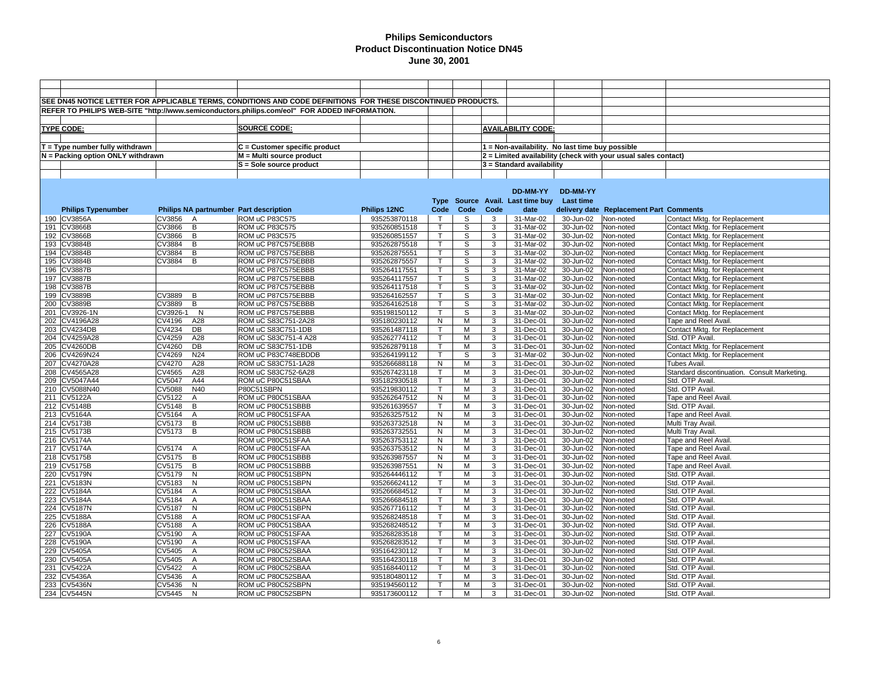# Philips Semiconductors
## Product Discontinuation Notice DN45
### June 30, 2001

SEE DN45 NOTICE LETTER FOR APPLICABLE TERMS, CONDITIONS AND CODE DEFINITIONS FOR THESE DISCONTINUED PRODUCTS.

REFER TO PHILIPS WEB-SITE "http://www.semiconductors.philips.com/eol" FOR ADDED INFORMATION.

**TYPE CODE:**

T = Type number fully withdrawn
N = Packing option ONLY withdrawn

**SOURCE CODE:**

C = Customer specific product
M = Multi source product
S = Sole source product

**AVAILABILITY CODE:**

1 = Non-availability. No last time buy possible
2 = Limited availability (check with your usual sales contact)
3 = Standard availability

| | Philips Typenumber | Philips NA partnumber | Part description | Philips 12NC | Type Code | Source Code | Avail. Code | DD-MM-YY Last time buy date | DD-MM-YY Last time delivery date | Replacement Part | Comments |
|---|---|---|---|---|---|---|---|---|---|---|---|
| 190 | CV3856A | CV3856 A | ROM uC P83C575 | 935253870118 | T | S | 3 | 31-Mar-02 | 30-Jun-02 | Non-noted | Contact Mktg. for Replacement |
| 191 | CV3866B | CV3866 B | ROM uC P83C575 | 935260851518 | T | S | 3 | 31-Mar-02 | 30-Jun-02 | Non-noted | Contact Mktg. for Replacement |
| 192 | CV3866B | CV3866 B | ROM uC P83C575 | 935260851557 | T | S | 3 | 31-Mar-02 | 30-Jun-02 | Non-noted | Contact Mktg. for Replacement |
| 193 | CV3884B | CV3884 B | ROM uC P87C575EBBB | 935262875518 | T | S | 3 | 31-Mar-02 | 30-Jun-02 | Non-noted | Contact Mktg. for Replacement |
| 194 | CV3884B | CV3884 B | ROM uC P87C575EBBB | 935262875551 | T | S | 3 | 31-Mar-02 | 30-Jun-02 | Non-noted | Contact Mktg. for Replacement |
| 195 | CV3884B | CV3884 B | ROM uC P87C575EBBB | 935262875557 | T | S | 3 | 31-Mar-02 | 30-Jun-02 | Non-noted | Contact Mktg. for Replacement |
| 196 | CV3887B | | ROM uC P87C575EBBB | 935264117551 | T | S | 3 | 31-Mar-02 | 30-Jun-02 | Non-noted | Contact Mktg. for Replacement |
| 197 | CV3887B | | ROM uC P87C575EBBB | 935264117557 | T | S | 3 | 31-Mar-02 | 30-Jun-02 | Non-noted | Contact Mktg. for Replacement |
| 198 | CV3887B | | ROM uC P87C575EBBB | 935264117518 | T | S | 3 | 31-Mar-02 | 30-Jun-02 | Non-noted | Contact Mktg. for Replacement |
| 199 | CV3889B | CV3889 B | ROM uC P87C575EBBB | 935264162557 | T | S | 3 | 31-Mar-02 | 30-Jun-02 | Non-noted | Contact Mktg. for Replacement |
| 200 | CV3889B | CV3889 B | ROM uC P87C575EBBB | 935264162518 | T | S | 3 | 31-Mar-02 | 30-Jun-02 | Non-noted | Contact Mktg. for Replacement |
| 201 | CV3926-1N | CV3926-1 N | ROM uC P87C575EBBB | 935198150112 | T | S | 3 | 31-Mar-02 | 30-Jun-02 | Non-noted | Contact Mktg. for Replacement |
| 202 | CV4196A28 | CV4196 A28 | ROM uC S83C751-2A28 | 935180230112 | N | M | 3 | 31-Dec-01 | 30-Jun-02 | Non-noted | Tape and Reel Avail. |
| 203 | CV4234DB | CV4234 DB | ROM uC S83C751-1DB | 935261487118 | T | M | 3 | 31-Dec-01 | 30-Jun-02 | Non-noted | Contact Mktg. for Replacement |
| 204 | CV4259A28 | CV4259 A28 | ROM uC S83C751-4 A28 | 935262774112 | T | M | 3 | 31-Dec-01 | 30-Jun-02 | Non-noted | Std. OTP Avail. |
| 205 | CV4260DB | CV4260 DB | ROM uC S83C751-1DB | 935262879118 | T | M | 3 | 31-Dec-01 | 30-Jun-02 | Non-noted | Contact Mktg. for Replacement |
| 206 | CV4269N24 | CV4269 N24 | ROM uC P83C748EBDDB | 935264199112 | T | S | 3 | 31-Mar-02 | 30-Jun-02 | Non-noted | Contact Mktg. for Replacement |
| 207 | CV4270A28 | CV4270 A28 | ROM uC S83C751-1A28 | 935266688118 | N | M | 3 | 31-Dec-01 | 30-Jun-02 | Non-noted | Tubes Avail. |
| 208 | CV4565A28 | CV4565 A28 | ROM uC S83C752-6A28 | 935267423118 | T | M | 3 | 31-Dec-01 | 30-Jun-02 | Non-noted | Standard discontinuation. Consult Marketing. |
| 209 | CV5047A44 | CV5047 A44 | ROM uC P80C51SBAA | 935182930518 | T | M | 3 | 31-Dec-01 | 30-Jun-02 | Non-noted | Std. OTP Avail. |
| 210 | CV5088N40 | CV5088 N40 | P80C51SBPN | 935219830112 | T | M | 3 | 31-Dec-01 | 30-Jun-02 | Non-noted | Std. OTP Avail. |
| 211 | CV5122A | CV5122 A | ROM uC P80C51SBAA | 935262647512 | N | M | 3 | 31-Dec-01 | 30-Jun-02 | Non-noted | Tape and Reel Avail. |
| 212 | CV5148B | CV5148 B | ROM uC P80C51SBBB | 935261639557 | T | M | 3 | 31-Dec-01 | 30-Jun-02 | Non-noted | Std. OTP Avail. |
| 213 | CV5164A | CV5164 A | ROM uC P80C51SFAA | 935263257512 | N | M | 3 | 31-Dec-01 | 30-Jun-02 | Non-noted | Tape and Reel Avail. |
| 214 | CV5173B | CV5173 B | ROM uC P80C51SBBB | 935263732518 | N | M | 3 | 31-Dec-01 | 30-Jun-02 | Non-noted | Multi Tray Avail. |
| 215 | CV5173B | CV5173 B | ROM uC P80C51SBBB | 935263732551 | N | M | 3 | 31-Dec-01 | 30-Jun-02 | Non-noted | Multi Tray Avail. |
| 216 | CV5174A | | ROM uC P80C51SFAA | 935263753112 | N | M | 3 | 31-Dec-01 | 30-Jun-02 | Non-noted | Tape and Reel Avail. |
| 217 | CV5174A | CV5174 A | ROM uC P80C51SFAA | 935263753512 | N | M | 3 | 31-Dec-01 | 30-Jun-02 | Non-noted | Tape and Reel Avail. |
| 218 | CV5175B | CV5175 B | ROM uC P80C51SBBB | 935263987557 | N | M | 3 | 31-Dec-01 | 30-Jun-02 | Non-noted | Tape and Reel Avail. |
| 219 | CV5175B | CV5175 B | ROM uC P80C51SBBB | 935263987551 | N | M | 3 | 31-Dec-01 | 30-Jun-02 | Non-noted | Tape and Reel Avail. |
| 220 | CV5179N | CV5179 N | ROM uC P80C51SBPN | 935264446112 | T | M | 3 | 31-Dec-01 | 30-Jun-02 | Non-noted | Std. OTP Avail. |
| 221 | CV5183N | CV5183 N | ROM uC P80C51SBPN | 935266624112 | T | M | 3 | 31-Dec-01 | 30-Jun-02 | Non-noted | Std. OTP Avail. |
| 222 | CV5184A | CV5184 A | ROM uC P80C51SBAA | 935266684512 | T | M | 3 | 31-Dec-01 | 30-Jun-02 | Non-noted | Std. OTP Avail. |
| 223 | CV5184A | CV5184 A | ROM uC P80C51SBAA | 935266684518 | T | M | 3 | 31-Dec-01 | 30-Jun-02 | Non-noted | Std. OTP Avail. |
| 224 | CV5187N | CV5187 N | ROM uC P80C51SBPN | 935267716112 | T | M | 3 | 31-Dec-01 | 30-Jun-02 | Non-noted | Std. OTP Avail. |
| 225 | CV5188A | CV5188 A | ROM uC P80C51SFAA | 935268248518 | T | M | 3 | 31-Dec-01 | 30-Jun-02 | Non-noted | Std. OTP Avail. |
| 226 | CV5188A | CV5188 A | ROM uC P80C51SBAA | 935268248512 | T | M | 3 | 31-Dec-01 | 30-Jun-02 | Non-noted | Std. OTP Avail. |
| 227 | CV5190A | CV5190 A | ROM uC P80C51SFAA | 935268283518 | T | M | 3 | 31-Dec-01 | 30-Jun-02 | Non-noted | Std. OTP Avail. |
| 228 | CV5190A | CV5190 A | ROM uC P80C51SFAA | 935268283512 | T | M | 3 | 31-Dec-01 | 30-Jun-02 | Non-noted | Std. OTP Avail. |
| 229 | CV5405A | CV5405 A | ROM uC P80C52SBAA | 935164230112 | T | M | 3 | 31-Dec-01 | 30-Jun-02 | Non-noted | Std. OTP Avail. |
| 230 | CV5405A | CV5405 A | ROM uC P80C52SBAA | 935164230118 | T | M | 3 | 31-Dec-01 | 30-Jun-02 | Non-noted | Std. OTP Avail. |
| 231 | CV5422A | CV5422 A | ROM uC P80C52SBAA | 935168440112 | T | M | 3 | 31-Dec-01 | 30-Jun-02 | Non-noted | Std. OTP Avail. |
| 232 | CV5436A | CV5436 A | ROM uC P80C52SBAA | 935180480112 | T | M | 3 | 31-Dec-01 | 30-Jun-02 | Non-noted | Std. OTP Avail. |
| 233 | CV5436N | CV5436 N | ROM uC P80C52SBPN | 935194560112 | T | M | 3 | 31-Dec-01 | 30-Jun-02 | Non-noted | Std. OTP Avail. |
| 234 | CV5445N | CV5445 N | ROM uC P80C52SBPN | 935173600112 | T | M | 3 | 31-Dec-01 | 30-Jun-02 | Non-noted | Std. OTP Avail. |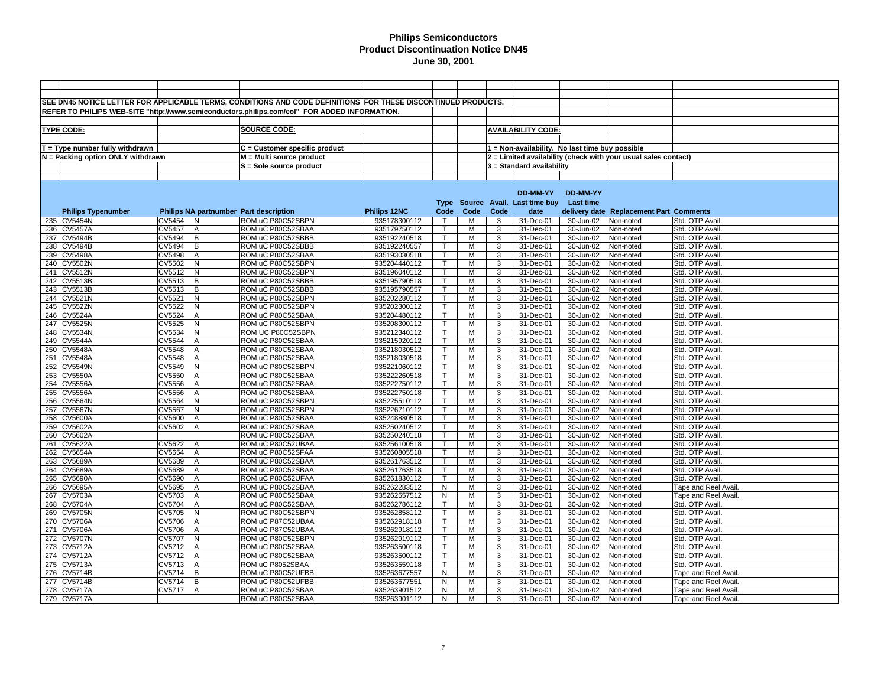# Philips Semiconductors
# Product Discontinuation Notice DN45
# June 30, 2001

SEE DN45 NOTICE LETTER FOR APPLICABLE TERMS, CONDITIONS AND CODE DEFINITIONS FOR THESE DISCONTINUED PRODUCTS.

REFER TO PHILIPS WEB-SITE "http://www.semiconductors.philips.com/eol" FOR ADDED INFORMATION.

**TYPE CODE:**

T = Type number fully withdrawn

N = Packing option ONLY withdrawn

**SOURCE CODE:**

C = Customer specific product

M = Multi source product

S = Sole source product

**AVAILABILITY CODE:**

1 = Non-availability. No last time buy possible

2 = Limited availability (check with your usual sales contact)

3 = Standard availability

| | Philips Typenumber | Philips NA partnumber | Part description | Philips 12NC | Type Code | Source Code | Avail. Code | DD-MM-YY Last time buy date | DD-MM-YY Last time delivery date | Replacement Part | Comments |
|---|---|---|---|---|---|---|---|---|---|---|---|
| 235 | CV5454N | CV5454 N | ROM uC P80C52SBPN | 935178300112 | T | M | 3 | 31-Dec-01 | 30-Jun-02 | Non-noted | Std. OTP Avail. |
| 236 | CV5457A | CV5457 A | ROM uC P80C52SBAA | 935179750112 | T | M | 3 | 31-Dec-01 | 30-Jun-02 | Non-noted | Std. OTP Avail. |
| 237 | CV5494B | CV5494 B | ROM uC P80C52SBBB | 935192240518 | T | M | 3 | 31-Dec-01 | 30-Jun-02 | Non-noted | Std. OTP Avail. |
| 238 | CV5494B | CV5494 B | ROM uC P80C52SBBB | 935192240557 | T | M | 3 | 31-Dec-01 | 30-Jun-02 | Non-noted | Std. OTP Avail. |
| 239 | CV5498A | CV5498 A | ROM uC P80C52SBAA | 935193030518 | T | M | 3 | 31-Dec-01 | 30-Jun-02 | Non-noted | Std. OTP Avail. |
| 240 | CV5502N | CV5502 N | ROM uC P80C52SBPN | 935204440112 | T | M | 3 | 31-Dec-01 | 30-Jun-02 | Non-noted | Std. OTP Avail. |
| 241 | CV5512N | CV5512 N | ROM uC P80C52SBPN | 935196040112 | T | M | 3 | 31-Dec-01 | 30-Jun-02 | Non-noted | Std. OTP Avail. |
| 242 | CV5513B | CV5513 B | ROM uC P80C52SBBB | 935195790518 | T | M | 3 | 31-Dec-01 | 30-Jun-02 | Non-noted | Std. OTP Avail. |
| 243 | CV5513B | CV5513 B | ROM uC P80C52SBBB | 935195790557 | T | M | 3 | 31-Dec-01 | 30-Jun-02 | Non-noted | Std. OTP Avail. |
| 244 | CV5521N | CV5521 N | ROM uC P80C52SBPN | 935202280112 | T | M | 3 | 31-Dec-01 | 30-Jun-02 | Non-noted | Std. OTP Avail. |
| 245 | CV5522N | CV5522 N | ROM uC P80C52SBPN | 935202300112 | T | M | 3 | 31-Dec-01 | 30-Jun-02 | Non-noted | Std. OTP Avail. |
| 246 | CV5524A | CV5524 A | ROM uC P80C52SBAA | 935204480112 | T | M | 3 | 31-Dec-01 | 30-Jun-02 | Non-noted | Std. OTP Avail. |
| 247 | CV5525N | CV5525 N | ROM uC P80C52SBPN | 935208300112 | T | M | 3 | 31-Dec-01 | 30-Jun-02 | Non-noted | Std. OTP Avail. |
| 248 | CV5534N | CV5534 N | ROM UC P80C52SBPN | 935212340112 | T | M | 3 | 31-Dec-01 | 30-Jun-02 | Non-noted | Std. OTP Avail. |
| 249 | CV5544A | CV5544 A | ROM uC P80C52SBAA | 935215920112 | T | M | 3 | 31-Dec-01 | 30-Jun-02 | Non-noted | Std. OTP Avail. |
| 250 | CV5548A | CV5548 A | ROM uC P80C52SBAA | 935218030512 | T | M | 3 | 31-Dec-01 | 30-Jun-02 | Non-noted | Std. OTP Avail. |
| 251 | CV5548A | CV5548 A | ROM uC P80C52SBAA | 935218030518 | T | M | 3 | 31-Dec-01 | 30-Jun-02 | Non-noted | Std. OTP Avail. |
| 252 | CV5549N | CV5549 N | ROM uC P80C52SBPN | 935221060112 | T | M | 3 | 31-Dec-01 | 30-Jun-02 | Non-noted | Std. OTP Avail. |
| 253 | CV5550A | CV5550 A | ROM uC P80C52SBAA | 935222260518 | T | M | 3 | 31-Dec-01 | 30-Jun-02 | Non-noted | Std. OTP Avail. |
| 254 | CV5556A | CV5556 A | ROM uC P80C52SBAA | 935222750112 | T | M | 3 | 31-Dec-01 | 30-Jun-02 | Non-noted | Std. OTP Avail. |
| 255 | CV5556A | CV5556 A | ROM uC P80C52SBAA | 935222750118 | T | M | 3 | 31-Dec-01 | 30-Jun-02 | Non-noted | Std. OTP Avail. |
| 256 | CV5564N | CV5564 N | ROM uC P80C52SBPN | 935225510112 | T | M | 3 | 31-Dec-01 | 30-Jun-02 | Non-noted | Std. OTP Avail. |
| 257 | CV5567N | CV5567 N | ROM uC P80C52SBPN | 935226710112 | T | M | 3 | 31-Dec-01 | 30-Jun-02 | Non-noted | Std. OTP Avail. |
| 258 | CV5600A | CV5600 A | ROM uC P80C52SBAA | 935248880518 | T | M | 3 | 31-Dec-01 | 30-Jun-02 | Non-noted | Std. OTP Avail. |
| 259 | CV5602A | CV5602 A | ROM uC P80C52SBAA | 935250240512 | T | M | 3 | 31-Dec-01 | 30-Jun-02 | Non-noted | Std. OTP Avail. |
| 260 | CV5602A | | ROM uC P80C52SBAA | 935250240118 | T | M | 3 | 31-Dec-01 | 30-Jun-02 | Non-noted | Std. OTP Avail. |
| 261 | CV5622A | CV5622 A | ROM uC P80C52UBAA | 935256100518 | T | M | 3 | 31-Dec-01 | 30-Jun-02 | Non-noted | Std. OTP Avail. |
| 262 | CV5654A | CV5654 A | ROM uC P80C52SFAA | 935260805518 | T | M | 3 | 31-Dec-01 | 30-Jun-02 | Non-noted | Std. OTP Avail. |
| 263 | CV5689A | CV5689 A | ROM uC P80C52SBAA | 935261763512 | T | M | 3 | 31-Dec-01 | 30-Jun-02 | Non-noted | Std. OTP Avail. |
| 264 | CV5689A | CV5689 A | ROM uC P80C52SBAA | 935261763518 | T | M | 3 | 31-Dec-01 | 30-Jun-02 | Non-noted | Std. OTP Avail. |
| 265 | CV5690A | CV5690 A | ROM uC P80C52UFAA | 935261830112 | T | M | 3 | 31-Dec-01 | 30-Jun-02 | Non-noted | Std. OTP Avail. |
| 266 | CV5695A | CV5695 A | ROM uC P80C52SBAA | 935262283512 | N | M | 3 | 31-Dec-01 | 30-Jun-02 | Non-noted | Tape and Reel Avail. |
| 267 | CV5703A | CV5703 A | ROM uC P80C52SBAA | 935262557512 | N | M | 3 | 31-Dec-01 | 30-Jun-02 | Non-noted | Tape and Reel Avail. |
| 268 | CV5704A | CV5704 A | ROM uC P80C52SBAA | 935262786112 | T | M | 3 | 31-Dec-01 | 30-Jun-02 | Non-noted | Std. OTP Avail. |
| 269 | CV5705N | CV5705 N | ROM uC P80C52SBPN | 935262858112 | T | M | 3 | 31-Dec-01 | 30-Jun-02 | Non-noted | Std. OTP Avail. |
| 270 | CV5706A | CV5706 A | ROM uC P87C52UBAA | 935262918118 | T | M | 3 | 31-Dec-01 | 30-Jun-02 | Non-noted | Std. OTP Avail. |
| 271 | CV5706A | CV5706 A | ROM uC P87C52UBAA | 935262918112 | T | M | 3 | 31-Dec-01 | 30-Jun-02 | Non-noted | Std. OTP Avail. |
| 272 | CV5707N | CV5707 N | ROM uC P80C52SBPN | 935262919112 | T | M | 3 | 31-Dec-01 | 30-Jun-02 | Non-noted | Std. OTP Avail. |
| 273 | CV5712A | CV5712 A | ROM uC P80C52SBAA | 935263500118 | T | M | 3 | 31-Dec-01 | 30-Jun-02 | Non-noted | Std. OTP Avail. |
| 274 | CV5712A | CV5712 A | ROM uC P80C52SBAA | 935263500112 | T | M | 3 | 31-Dec-01 | 30-Jun-02 | Non-noted | Std. OTP Avail. |
| 275 | CV5713A | CV5713 A | ROM uC P8052SBAA | 935263559118 | T | M | 3 | 31-Dec-01 | 30-Jun-02 | Non-noted | Std. OTP Avail. |
| 276 | CV5714B | CV5714 B | ROM uC P80C52UFBB | 935263677557 | N | M | 3 | 31-Dec-01 | 30-Jun-02 | Non-noted | Tape and Reel Avail. |
| 277 | CV5714B | CV5714 B | ROM uC P80C52UFBB | 935263677551 | N | M | 3 | 31-Dec-01 | 30-Jun-02 | Non-noted | Tape and Reel Avail. |
| 278 | CV5717A | CV5717 A | ROM uC P80C52SBAA | 935263901512 | N | M | 3 | 31-Dec-01 | 30-Jun-02 | Non-noted | Tape and Reel Avail. |
| 279 | CV5717A | | ROM uC P80C52SBAA | 935263901112 | N | M | 3 | 31-Dec-01 | 30-Jun-02 | Non-noted | Tape and Reel Avail. |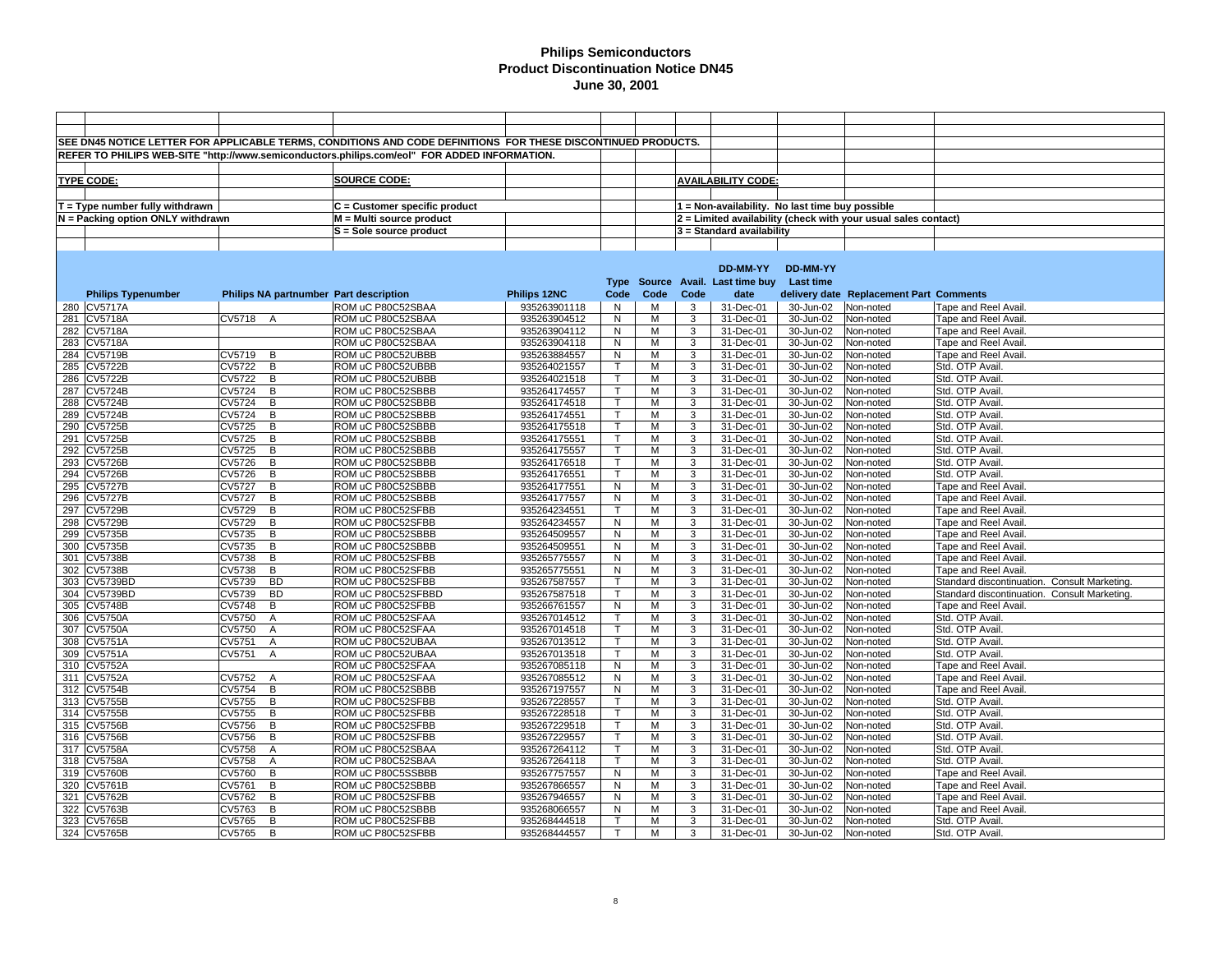# Philips Semiconductors
# Product Discontinuation Notice DN45
# June 30, 2001

SEE DN45 NOTICE LETTER FOR APPLICABLE TERMS, CONDITIONS AND CODE DEFINITIONS FOR THESE DISCONTINUED PRODUCTS.

REFER TO PHILIPS WEB-SITE "http://www.semiconductors.philips.com/eol" FOR ADDED INFORMATION.

**TYPE CODE:**
- T = Type number fully withdrawn
- N = Packing option ONLY withdrawn

**SOURCE CODE:**
- C = Customer specific product
- M = Multi source product
- S = Sole source product

**AVAILABILITY CODE:**
- 1 = Non-availability. No last time buy possible
- 2 = Limited availability (check with your usual sales contact)
- 3 = Standard availability

| | Philips Typenumber | Philips NA partnumber | Part description | Philips 12NC | Type Code | Source Code | Avail. Code | DD-MM-YY Last time buy date | DD-MM-YY Last time delivery date | Replacement Part | Comments |
|---|---|---|---|---|---|---|---|---|---|---|---|
| 280 | CV5717A | | ROM uC P80C52SBAA | 935263901118 | N | M | 3 | 31-Dec-01 | 30-Jun-02 | Non-noted | Tape and Reel Avail. |
| 281 | CV5718A | CV5718 A | ROM uC P80C52SBAA | 935263904512 | N | M | 3 | 31-Dec-01 | 30-Jun-02 | Non-noted | Tape and Reel Avail. |
| 282 | CV5718A | | ROM uC P80C52SBAA | 935263904112 | N | M | 3 | 31-Dec-01 | 30-Jun-02 | Non-noted | Tape and Reel Avail. |
| 283 | CV5718A | | ROM uC P80C52SBAA | 935263904118 | N | M | 3 | 31-Dec-01 | 30-Jun-02 | Non-noted | Tape and Reel Avail. |
| 284 | CV5719B | CV5719 B | ROM uC P80C52UBBB | 935263884557 | N | M | 3 | 31-Dec-01 | 30-Jun-02 | Non-noted | Tape and Reel Avail. |
| 285 | CV5722B | CV5722 B | ROM uC P80C52UBBB | 935264021557 | T | M | 3 | 31-Dec-01 | 30-Jun-02 | Non-noted | Std. OTP Avail. |
| 286 | CV5722B | CV5722 B | ROM uC P80C52UBBB | 935264021518 | T | M | 3 | 31-Dec-01 | 30-Jun-02 | Non-noted | Std. OTP Avail. |
| 287 | CV5724B | CV5724 B | ROM uC P80C52SBBB | 935264174557 | T | M | 3 | 31-Dec-01 | 30-Jun-02 | Non-noted | Std. OTP Avail. |
| 288 | CV5724B | CV5724 B | ROM uC P80C52SBBB | 935264174518 | T | M | 3 | 31-Dec-01 | 30-Jun-02 | Non-noted | Std. OTP Avail. |
| 289 | CV5724B | CV5724 B | ROM uC P80C52SBBB | 935264174551 | T | M | 3 | 31-Dec-01 | 30-Jun-02 | Non-noted | Std. OTP Avail. |
| 290 | CV5725B | CV5725 B | ROM uC P80C52SBBB | 935264175518 | T | M | 3 | 31-Dec-01 | 30-Jun-02 | Non-noted | Std. OTP Avail. |
| 291 | CV5725B | CV5725 B | ROM uC P80C52SBBB | 935264175551 | T | M | 3 | 31-Dec-01 | 30-Jun-02 | Non-noted | Std. OTP Avail. |
| 292 | CV5725B | CV5725 B | ROM uC P80C52SBBB | 935264175557 | T | M | 3 | 31-Dec-01 | 30-Jun-02 | Non-noted | Std. OTP Avail. |
| 293 | CV5726B | CV5726 B | ROM uC P80C52SBBB | 935264176518 | T | M | 3 | 31-Dec-01 | 30-Jun-02 | Non-noted | Std. OTP Avail. |
| 294 | CV5726B | CV5726 B | ROM uC P80C52SBBB | 935264176551 | T | M | 3 | 31-Dec-01 | 30-Jun-02 | Non-noted | Std. OTP Avail. |
| 295 | CV5727B | CV5727 B | ROM uC P80C52SBBB | 935264177551 | N | M | 3 | 31-Dec-01 | 30-Jun-02 | Non-noted | Tape and Reel Avail. |
| 296 | CV5727B | CV5727 B | ROM uC P80C52SBBB | 935264177557 | N | M | 3 | 31-Dec-01 | 30-Jun-02 | Non-noted | Tape and Reel Avail. |
| 297 | CV5729B | CV5729 B | ROM uC P80C52SFBB | 935264234551 | T | M | 3 | 31-Dec-01 | 30-Jun-02 | Non-noted | Tape and Reel Avail. |
| 298 | CV5729B | CV5729 B | ROM uC P80C52SFBB | 935264234557 | N | M | 3 | 31-Dec-01 | 30-Jun-02 | Non-noted | Tape and Reel Avail. |
| 299 | CV5735B | CV5735 B | ROM uC P80C52SBBB | 935264509557 | N | M | 3 | 31-Dec-01 | 30-Jun-02 | Non-noted | Tape and Reel Avail. |
| 300 | CV5735B | CV5735 B | ROM uC P80C52SBBB | 935264509551 | N | M | 3 | 31-Dec-01 | 30-Jun-02 | Non-noted | Tape and Reel Avail. |
| 301 | CV5738B | CV5738 B | ROM uC P80C52SFBB | 935265775557 | N | M | 3 | 31-Dec-01 | 30-Jun-02 | Non-noted | Tape and Reel Avail. |
| 302 | CV5738B | CV5738 B | ROM uC P80C52SFBB | 935265775551 | N | M | 3 | 31-Dec-01 | 30-Jun-02 | Non-noted | Tape and Reel Avail. |
| 303 | CV5739BD | CV5739 BD | ROM uC P80C52SFBB | 935267587557 | T | M | 3 | 31-Dec-01 | 30-Jun-02 | Non-noted | Standard discontinuation. Consult Marketing. |
| 304 | CV5739BD | CV5739 BD | ROM uC P80C52SFBBD | 935267587518 | T | M | 3 | 31-Dec-01 | 30-Jun-02 | Non-noted | Standard discontinuation. Consult Marketing. |
| 305 | CV5748B | CV5748 B | ROM uC P80C52SFBB | 935266761557 | N | M | 3 | 31-Dec-01 | 30-Jun-02 | Non-noted | Tape and Reel Avail. |
| 306 | CV5750A | CV5750 A | ROM uC P80C52SFAA | 935267014512 | T | M | 3 | 31-Dec-01 | 30-Jun-02 | Non-noted | Std. OTP Avail. |
| 307 | CV5750A | CV5750 A | ROM uC P80C52SFAA | 935267014518 | T | M | 3 | 31-Dec-01 | 30-Jun-02 | Non-noted | Std. OTP Avail. |
| 308 | CV5751A | CV5751 A | ROM uC P80C52UBAA | 935267013512 | T | M | 3 | 31-Dec-01 | 30-Jun-02 | Non-noted | Std. OTP Avail. |
| 309 | CV5751A | CV5751 A | ROM uC P80C52UBAA | 935267013518 | T | M | 3 | 31-Dec-01 | 30-Jun-02 | Non-noted | Std. OTP Avail. |
| 310 | CV5752A | | ROM uC P80C52SFAA | 935267085118 | N | M | 3 | 31-Dec-01 | 30-Jun-02 | Non-noted | Tape and Reel Avail. |
| 311 | CV5752A | CV5752 A | ROM uC P80C52SFAA | 935267085512 | N | M | 3 | 31-Dec-01 | 30-Jun-02 | Non-noted | Tape and Reel Avail. |
| 312 | CV5754B | CV5754 B | ROM uC P80C52SBBB | 935267197557 | N | M | 3 | 31-Dec-01 | 30-Jun-02 | Non-noted | Tape and Reel Avail. |
| 313 | CV5755B | CV5755 B | ROM uC P80C52SFBB | 935267228557 | T | M | 3 | 31-Dec-01 | 30-Jun-02 | Non-noted | Std. OTP Avail. |
| 314 | CV5755B | CV5755 B | ROM uC P80C52SFBB | 935267228518 | T | M | 3 | 31-Dec-01 | 30-Jun-02 | Non-noted | Std. OTP Avail. |
| 315 | CV5756B | CV5756 B | ROM uC P80C52SFBB | 935267229518 | T | M | 3 | 31-Dec-01 | 30-Jun-02 | Non-noted | Std. OTP Avail. |
| 316 | CV5756B | CV5756 B | ROM uC P80C52SFBB | 935267229557 | T | M | 3 | 31-Dec-01 | 30-Jun-02 | Non-noted | Std. OTP Avail. |
| 317 | CV5758A | CV5758 A | ROM uC P80C52SBAA | 935267264112 | T | M | 3 | 31-Dec-01 | 30-Jun-02 | Non-noted | Std. OTP Avail. |
| 318 | CV5758A | CV5758 A | ROM uC P80C52SBAA | 935267264118 | T | M | 3 | 31-Dec-01 | 30-Jun-02 | Non-noted | Std. OTP Avail. |
| 319 | CV5760B | CV5760 B | ROM uC P80C5SSBBB | 935267757557 | N | M | 3 | 31-Dec-01 | 30-Jun-02 | Non-noted | Tape and Reel Avail. |
| 320 | CV5761B | CV5761 B | ROM uC P80C52SBBB | 935267866557 | N | M | 3 | 31-Dec-01 | 30-Jun-02 | Non-noted | Tape and Reel Avail. |
| 321 | CV5762B | CV5762 B | ROM uC P80C52SFBB | 935267946557 | N | M | 3 | 31-Dec-01 | 30-Jun-02 | Non-noted | Tape and Reel Avail. |
| 322 | CV5763B | CV5763 B | ROM uC P80C52SBBB | 935268066557 | N | M | 3 | 31-Dec-01 | 30-Jun-02 | Non-noted | Tape and Reel Avail. |
| 323 | CV5765B | CV5765 B | ROM uC P80C52SFBB | 935268444518 | T | M | 3 | 31-Dec-01 | 30-Jun-02 | Non-noted | Std. OTP Avail. |
| 324 | CV5765B | CV5765 B | ROM uC P80C52SFBB | 935268444557 | T | M | 3 | 31-Dec-01 | 30-Jun-02 | Non-noted | Std. OTP Avail. |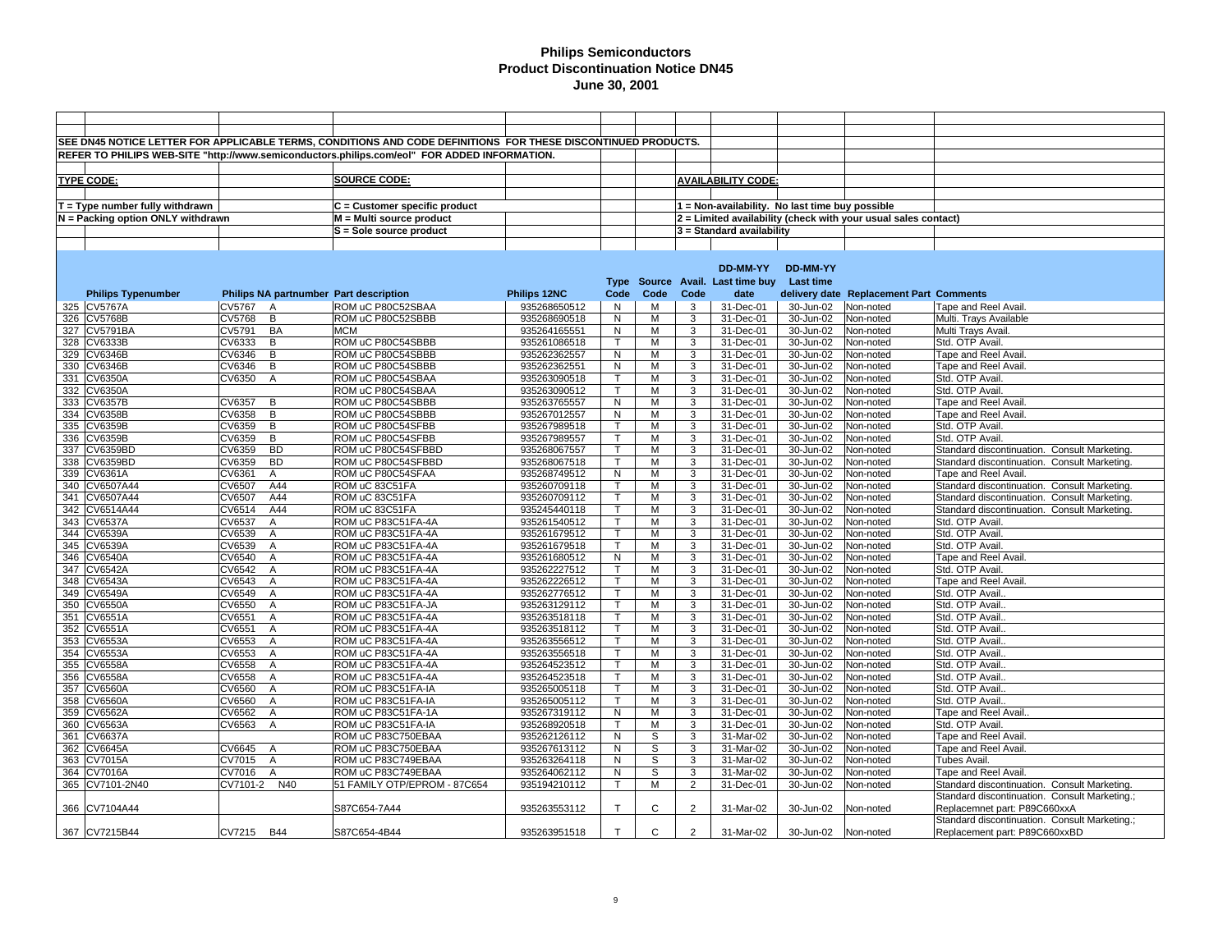# Philips Semiconductors
## Product Discontinuation Notice DN45
### June 30, 2001

SEE DN45 NOTICE LETTER FOR APPLICABLE TERMS, CONDITIONS AND CODE DEFINITIONS FOR THESE DISCONTINUED PRODUCTS.

REFER TO PHILIPS WEB-SITE "http://www.semiconductors.philips.com/eol" FOR ADDED INFORMATION.

**TYPE CODE:**

T = Type number fully withdrawn
N = Packing option ONLY withdrawn

**SOURCE CODE:**

C = Customer specific product
M = Multi source product
S = Sole source product

**AVAILABILITY CODE:**

1 = Non-availability. No last time buy possible
2 = Limited availability (check with your usual sales contact)
3 = Standard availability

| | Philips Typenumber | Philips NA partnumber | Part description | Philips 12NC | Type Code | Source Code | Avail. Code | Last time buy date (DD-MM-YY) | Last time delivery date (DD-MM-YY) | Replacement Part | Comments |
|---|---|---|---|---|---|---|---|---|---|---|---|
| 325 | CV5767A | CV5767 A | ROM uC P80C52SBAA | 935268650512 | N | M | 3 | 31-Dec-01 | 30-Jun-02 | Non-noted | Tape and Reel Avail. |
| 326 | CV5768B | CV5768 B | ROM uC P80C52SBBB | 935268690518 | N | M | 3 | 31-Dec-01 | 30-Jun-02 | Non-noted | Multi. Trays Available |
| 327 | CV5791BA | CV5791 BA | MCM | 935264165551 | N | M | 3 | 31-Dec-01 | 30-Jun-02 | Non-noted | Multi Trays Avail. |
| 328 | CV6333B | CV6333 B | ROM uC P80C54SBBB | 935261086518 | T | M | 3 | 31-Dec-01 | 30-Jun-02 | Non-noted | Std. OTP Avail. |
| 329 | CV6346B | CV6346 B | ROM uC P80C54SBBB | 935262362557 | N | M | 3 | 31-Dec-01 | 30-Jun-02 | Non-noted | Tape and Reel Avail. |
| 330 | CV6346B | CV6346 B | ROM uC P80C54SBBB | 935262362551 | N | M | 3 | 31-Dec-01 | 30-Jun-02 | Non-noted | Tape and Reel Avail. |
| 331 | CV6350A | CV6350 A | ROM uC P80C54SBAA | 935263090518 | T | M | 3 | 31-Dec-01 | 30-Jun-02 | Non-noted | Std. OTP Avail. |
| 332 | CV6350A | | ROM uC P80C54SBAA | 935263090512 | T | M | 3 | 31-Dec-01 | 30-Jun-02 | Non-noted | Std. OTP Avail. |
| 333 | CV6357B | CV6357 B | ROM uC P80C54SBBB | 935263765557 | N | M | 3 | 31-Dec-01 | 30-Jun-02 | Non-noted | Tape and Reel Avail. |
| 334 | CV6358B | CV6358 B | ROM uC P80C54SBBB | 935267012557 | N | M | 3 | 31-Dec-01 | 30-Jun-02 | Non-noted | Tape and Reel Avail. |
| 335 | CV6359B | CV6359 B | ROM uC P80C54SFBB | 935267989518 | T | M | 3 | 31-Dec-01 | 30-Jun-02 | Non-noted | Std. OTP Avail. |
| 336 | CV6359B | CV6359 B | ROM uC P80C54SFBB | 935267989557 | T | M | 3 | 31-Dec-01 | 30-Jun-02 | Non-noted | Std. OTP Avail. |
| 337 | CV6359BD | CV6359 BD | ROM uC P80C54SFBBD | 935268067557 | T | M | 3 | 31-Dec-01 | 30-Jun-02 | Non-noted | Standard discontinuation. Consult Marketing. |
| 338 | CV6359BD | CV6359 BD | ROM uC P80C54SFBBD | 935268067518 | T | M | 3 | 31-Dec-01 | 30-Jun-02 | Non-noted | Standard discontinuation. Consult Marketing. |
| 339 | CV6361A | CV6361 A | ROM uC P80C54SFAA | 935268749512 | N | M | 3 | 31-Dec-01 | 30-Jun-02 | Non-noted | Tape and Reel Avail. |
| 340 | CV6507A44 | CV6507 A44 | ROM uC 83C51FA | 935260709118 | T | M | 3 | 31-Dec-01 | 30-Jun-02 | Non-noted | Standard discontinuation. Consult Marketing. |
| 341 | CV6507A44 | CV6507 A44 | ROM uC 83C51FA | 935260709112 | T | M | 3 | 31-Dec-01 | 30-Jun-02 | Non-noted | Standard discontinuation. Consult Marketing. |
| 342 | CV6514A44 | CV6514 A44 | ROM uC 83C51FA | 935245440118 | T | M | 3 | 31-Dec-01 | 30-Jun-02 | Non-noted | Standard discontinuation. Consult Marketing. |
| 343 | CV6537A | CV6537 A | ROM uC P83C51FA-4A | 935261540512 | T | M | 3 | 31-Dec-01 | 30-Jun-02 | Non-noted | Std. OTP Avail. |
| 344 | CV6539A | CV6539 A | ROM uC P83C51FA-4A | 935261679512 | T | M | 3 | 31-Dec-01 | 30-Jun-02 | Non-noted | Std. OTP Avail. |
| 345 | CV6539A | CV6539 A | ROM uC P83C51FA-4A | 935261679518 | T | M | 3 | 31-Dec-01 | 30-Jun-02 | Non-noted | Std. OTP Avail. |
| 346 | CV6540A | CV6540 A | ROM uC P83C51FA-4A | 935261680512 | N | M | 3 | 31-Dec-01 | 30-Jun-02 | Non-noted | Tape and Reel Avail. |
| 347 | CV6542A | CV6542 A | ROM uC P83C51FA-4A | 935262227512 | T | M | 3 | 31-Dec-01 | 30-Jun-02 | Non-noted | Std. OTP Avail. |
| 348 | CV6543A | CV6543 A | ROM uC P83C51FA-4A | 935262226512 | T | M | 3 | 31-Dec-01 | 30-Jun-02 | Non-noted | Tape and Reel Avail. |
| 349 | CV6549A | CV6549 A | ROM uC P83C51FA-4A | 935262776512 | T | M | 3 | 31-Dec-01 | 30-Jun-02 | Non-noted | Std. OTP Avail.. |
| 350 | CV6550A | CV6550 A | ROM uC P83C51FA-JA | 935263129112 | T | M | 3 | 31-Dec-01 | 30-Jun-02 | Non-noted | Std. OTP Avail.. |
| 351 | CV6551A | CV6551 A | ROM uC P83C51FA-4A | 935263518118 | T | M | 3 | 31-Dec-01 | 30-Jun-02 | Non-noted | Std. OTP Avail.. |
| 352 | CV6551A | CV6551 A | ROM uC P83C51FA-4A | 935263518112 | T | M | 3 | 31-Dec-01 | 30-Jun-02 | Non-noted | Std. OTP Avail.. |
| 353 | CV6553A | CV6553 A | ROM uC P83C51FA-4A | 935263556512 | T | M | 3 | 31-Dec-01 | 30-Jun-02 | Non-noted | Std. OTP Avail.. |
| 354 | CV6553A | CV6553 A | ROM uC P83C51FA-4A | 935263556518 | T | M | 3 | 31-Dec-01 | 30-Jun-02 | Non-noted | Std. OTP Avail.. |
| 355 | CV6558A | CV6558 A | ROM uC P83C51FA-4A | 935264523512 | T | M | 3 | 31-Dec-01 | 30-Jun-02 | Non-noted | Std. OTP Avail.. |
| 356 | CV6558A | CV6558 A | ROM uC P83C51FA-4A | 935264523518 | T | M | 3 | 31-Dec-01 | 30-Jun-02 | Non-noted | Std. OTP Avail.. |
| 357 | CV6560A | CV6560 A | ROM uC P83C51FA-IA | 935265005118 | T | M | 3 | 31-Dec-01 | 30-Jun-02 | Non-noted | Std. OTP Avail.. |
| 358 | CV6560A | CV6560 A | ROM uC P83C51FA-IA | 935265005112 | T | M | 3 | 31-Dec-01 | 30-Jun-02 | Non-noted | Std. OTP Avail.. |
| 359 | CV6562A | CV6562 A | ROM uC P83C51FA-1A | 935267319112 | N | M | 3 | 31-Dec-01 | 30-Jun-02 | Non-noted | Tape and Reel Avail.. |
| 360 | CV6563A | CV6563 A | ROM uC P83C51FA-IA | 935268920518 | T | M | 3 | 31-Dec-01 | 30-Jun-02 | Non-noted | Std. OTP Avail. |
| 361 | CV6637A | | ROM uC P83C750EBAA | 935262126112 | N | S | 3 | 31-Mar-02 | 30-Jun-02 | Non-noted | Tape and Reel Avail. |
| 362 | CV6645A | CV6645 A | ROM uC P83C750EBAA | 935267613112 | N | S | 3 | 31-Mar-02 | 30-Jun-02 | Non-noted | Tape and Reel Avail. |
| 363 | CV7015A | CV7015 A | ROM uC P83C749EBAA | 935263264118 | N | S | 3 | 31-Mar-02 | 30-Jun-02 | Non-noted | Tubes Avail. |
| 364 | CV7016A | CV7016 A | ROM uC P83C749EBAA | 935264062112 | N | S | 3 | 31-Mar-02 | 30-Jun-02 | Non-noted | Tape and Reel Avail. |
| 365 | CV7101-2N40 | CV7101-2 N40 | 51 FAMILY OTP/EPROM - 87C654 | 935194210112 | T | M | 2 | 31-Dec-01 | 30-Jun-02 | Non-noted | Standard discontinuation. Consult Marketing. |
| 366 | CV7104A44 | | S87C654-7A44 | 935263553112 | T | C | 2 | 31-Mar-02 | 30-Jun-02 | Non-noted | Standard discontinuation. Consult Marketing.; Replacemnet part: P89C660xxA |
| 367 | CV7215B44 | CV7215 B44 | S87C654-4B44 | 935263951518 | T | C | 2 | 31-Mar-02 | 30-Jun-02 | Non-noted | Standard discontinuation. Consult Marketing.; Replacement part: P89C660xxBD |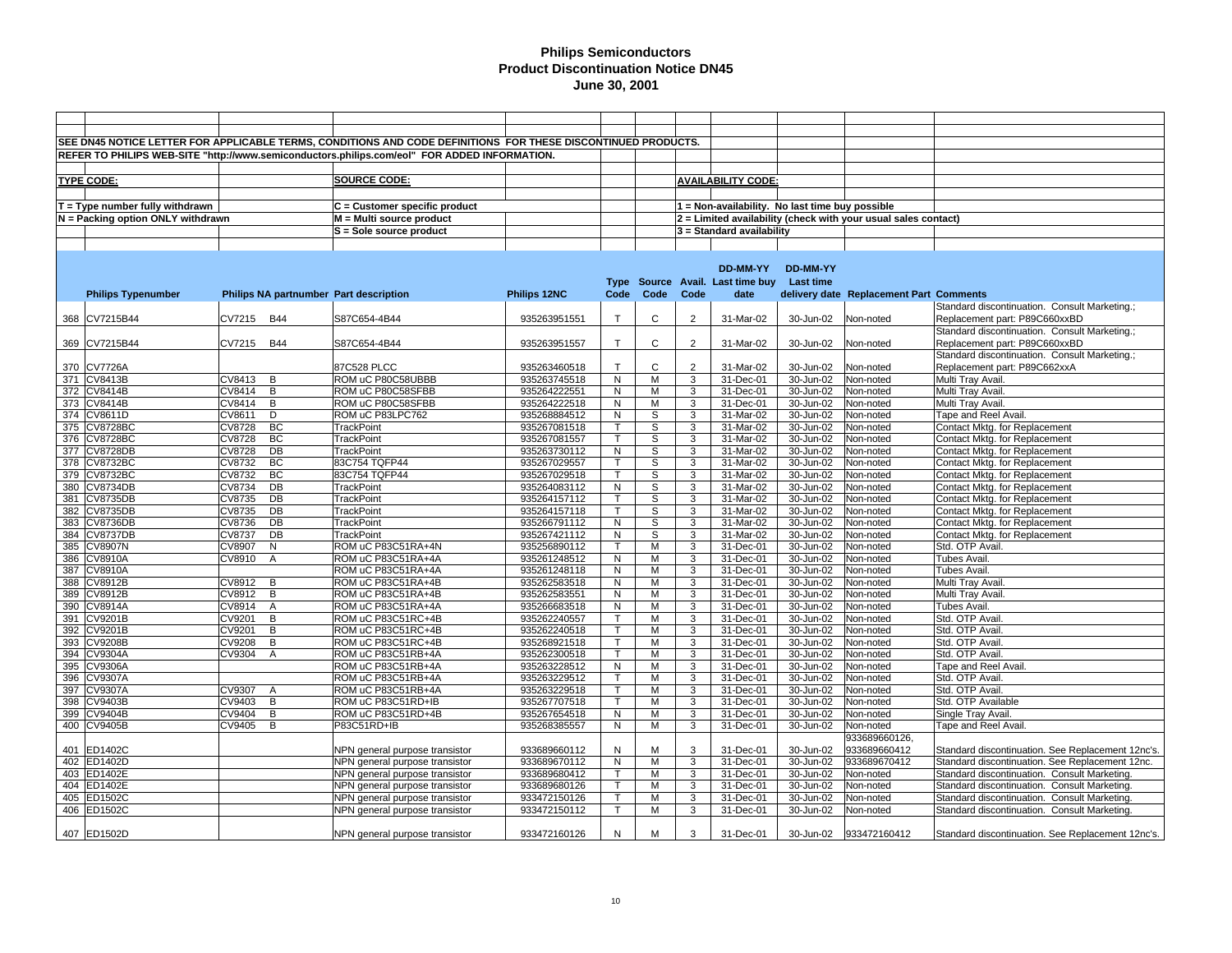# Philips Semiconductors
## Product Discontinuation Notice DN45
### June 30, 2001

SEE DN45 NOTICE LETTER FOR APPLICABLE TERMS, CONDITIONS AND CODE DEFINITIONS FOR THESE DISCONTINUED PRODUCTS.

REFER TO PHILIPS WEB-SITE "http://www.semiconductors.philips.com/eol" FOR ADDED INFORMATION.

**TYPE CODE:**
- T = Type number fully withdrawn
- N = Packing option ONLY withdrawn

**SOURCE CODE:**
- C = Customer specific product
- M = Multi source product
- S = Sole source product

**AVAILABILITY CODE:**
- 1 = Non-availability. No last time buy possible
- 2 = Limited availability (check with your usual sales contact)
- 3 = Standard availability

| | Philips Typenumber | Philips NA partnumber | | Part description | Philips 12NC | Type Code | Source Code | Avail. Code | DD-MM-YY Last time buy date | DD-MM-YY Last time delivery date | Replacement Part | Comments |
|---|---|---|---|---|---|---|---|---|---|---|---|---|
| 368 | CV7215B44 | CV7215 | B44 | S87C654-4B44 | 935263951551 | T | C | 2 | 31-Mar-02 | 30-Jun-02 | Non-noted | Standard discontinuation. Consult Marketing.; Replacement part: P89C660xxBD |
| 369 | CV7215B44 | CV7215 | B44 | S87C654-4B44 | 935263951557 | T | C | 2 | 31-Mar-02 | 30-Jun-02 | Non-noted | Standard discontinuation. Consult Marketing.; Replacement part: P89C660xxBD |
| 370 | CV7726A | | | 87C528 PLCC | 935263460518 | T | C | 2 | 31-Mar-02 | 30-Jun-02 | Non-noted | Standard discontinuation. Consult Marketing.; Replacement part: P89C662xxA |
| 371 | CV8413B | CV8413 | B | ROM uC P80C58UBBB | 935263745518 | N | M | 3 | 31-Dec-01 | 30-Jun-02 | Non-noted | Multi Tray Avail. |
| 372 | CV8414B | CV8414 | B | ROM uC P80C58SFBB | 935264222551 | N | M | 3 | 31-Dec-01 | 30-Jun-02 | Non-noted | Multi Tray Avail. |
| 373 | CV8414B | CV8414 | B | ROM uC P80C58SFBB | 935264222518 | N | M | 3 | 31-Dec-01 | 30-Jun-02 | Non-noted | Multi Tray Avail. |
| 374 | CV8611D | CV8611 | D | ROM uC P83LPC762 | 935268884512 | N | S | 3 | 31-Mar-02 | 30-Jun-02 | Non-noted | Tape and Reel Avail. |
| 375 | CV8728BC | CV8728 | BC | TrackPoint | 935267081518 | T | S | 3 | 31-Mar-02 | 30-Jun-02 | Non-noted | Contact Mktg. for Replacement |
| 376 | CV8728BC | CV8728 | BC | TrackPoint | 935267081557 | T | S | 3 | 31-Mar-02 | 30-Jun-02 | Non-noted | Contact Mktg. for Replacement |
| 377 | CV8728DB | CV8728 | DB | TrackPoint | 935263730112 | N | S | 3 | 31-Mar-02 | 30-Jun-02 | Non-noted | Contact Mktg. for Replacement |
| 378 | CV8732BC | CV8732 | BC | 83C754 TQFP44 | 935267029557 | T | S | 3 | 31-Mar-02 | 30-Jun-02 | Non-noted | Contact Mktg. for Replacement |
| 379 | CV8732BC | CV8732 | BC | 83C754 TQFP44 | 935267029518 | T | S | 3 | 31-Mar-02 | 30-Jun-02 | Non-noted | Contact Mktg. for Replacement |
| 380 | CV8734DB | CV8734 | DB | TrackPoint | 935264083112 | N | S | 3 | 31-Mar-02 | 30-Jun-02 | Non-noted | Contact Mktg. for Replacement |
| 381 | CV8735DB | CV8735 | DB | TrackPoint | 935264157112 | T | S | 3 | 31-Mar-02 | 30-Jun-02 | Non-noted | Contact Mktg. for Replacement |
| 382 | CV8735DB | CV8735 | DB | TrackPoint | 935264157118 | T | S | 3 | 31-Mar-02 | 30-Jun-02 | Non-noted | Contact Mktg. for Replacement |
| 383 | CV8736DB | CV8736 | DB | TrackPoint | 935266791112 | N | S | 3 | 31-Mar-02 | 30-Jun-02 | Non-noted | Contact Mktg. for Replacement |
| 384 | CV8737DB | CV8737 | DB | TrackPoint | 935267421112 | N | S | 3 | 31-Mar-02 | 30-Jun-02 | Non-noted | Contact Mktg. for Replacement |
| 385 | CV8907N | CV8907 | N | ROM uC P83C51RA+4N | 935256890112 | T | M | 3 | 31-Dec-01 | 30-Jun-02 | Non-noted | Std. OTP Avail. |
| 386 | CV8910A | CV8910 | A | ROM uC P83C51RA+4A | 935261248512 | N | M | 3 | 31-Dec-01 | 30-Jun-02 | Non-noted | Tubes Avail. |
| 387 | CV8910A | | | ROM uC P83C51RA+4A | 935261248118 | N | M | 3 | 31-Dec-01 | 30-Jun-02 | Non-noted | Tubes Avail. |
| 388 | CV8912B | CV8912 | B | ROM uC P83C51RA+4B | 935262583518 | N | M | 3 | 31-Dec-01 | 30-Jun-02 | Non-noted | Multi Tray Avail. |
| 389 | CV8912B | CV8912 | B | ROM uC P83C51RA+4B | 935262583551 | N | M | 3 | 31-Dec-01 | 30-Jun-02 | Non-noted | Multi Tray Avail. |
| 390 | CV8914A | CV8914 | A | ROM uC P83C51RA+4A | 935266683518 | N | M | 3 | 31-Dec-01 | 30-Jun-02 | Non-noted | Tubes Avail. |
| 391 | CV9201B | CV9201 | B | ROM uC P83C51RC+4B | 935262240557 | T | M | 3 | 31-Dec-01 | 30-Jun-02 | Non-noted | Std. OTP Avail. |
| 392 | CV9201B | CV9201 | B | ROM uC P83C51RC+4B | 935262240518 | T | M | 3 | 31-Dec-01 | 30-Jun-02 | Non-noted | Std. OTP Avail. |
| 393 | CV9208B | CV9208 | B | ROM uC P83C51RC+4B | 935268921518 | T | M | 3 | 31-Dec-01 | 30-Jun-02 | Non-noted | Std. OTP Avail. |
| 394 | CV9304A | CV9304 | A | ROM uC P83C51RB+4A | 935262300518 | T | M | 3 | 31-Dec-01 | 30-Jun-02 | Non-noted | Std. OTP Avail. |
| 395 | CV9306A | | | ROM uC P83C51RB+4A | 935263228512 | N | M | 3 | 31-Dec-01 | 30-Jun-02 | Non-noted | Tape and Reel Avail. |
| 396 | CV9307A | | | ROM uC P83C51RB+4A | 935263229512 | T | M | 3 | 31-Dec-01 | 30-Jun-02 | Non-noted | Std. OTP Avail. |
| 397 | CV9307A | CV9307 | A | ROM uC P83C51RB+4A | 935263229518 | T | M | 3 | 31-Dec-01 | 30-Jun-02 | Non-noted | Std. OTP Avail. |
| 398 | CV9403B | CV9403 | B | ROM uC P83C51RD+IB | 935267707518 | T | M | 3 | 31-Dec-01 | 30-Jun-02 | Non-noted | Std. OTP Available |
| 399 | CV9404B | CV9404 | B | ROM uC P83C51RD+4B | 935267654518 | N | M | 3 | 31-Dec-01 | 30-Jun-02 | Non-noted | Single Tray Avail. |
| 400 | CV9405B | CV9405 | B | P83C51RD+IB | 935268385557 | N | M | 3 | 31-Dec-01 | 30-Jun-02 | Non-noted | Tape and Reel Avail. |
| 401 | ED1402C | | | NPN general purpose transistor | 933689660112 | N | M | 3 | 31-Dec-01 | 30-Jun-02 | 933689660126, 933689660412 | Standard discontinuation. See Replacement 12nc's. |
| 402 | ED1402D | | | NPN general purpose transistor | 933689670112 | N | M | 3 | 31-Dec-01 | 30-Jun-02 | 933689670412 | Standard discontinuation. See Replacement 12nc. |
| 403 | ED1402E | | | NPN general purpose transistor | 933689680412 | T | M | 3 | 31-Dec-01 | 30-Jun-02 | Non-noted | Standard discontinuation. Consult Marketing. |
| 404 | ED1402E | | | NPN general purpose transistor | 933689680126 | T | M | 3 | 31-Dec-01 | 30-Jun-02 | Non-noted | Standard discontinuation. Consult Marketing. |
| 405 | ED1502C | | | NPN general purpose transistor | 933472150126 | T | M | 3 | 31-Dec-01 | 30-Jun-02 | Non-noted | Standard discontinuation. Consult Marketing. |
| 406 | ED1502C | | | NPN general purpose transistor | 933472150112 | T | M | 3 | 31-Dec-01 | 30-Jun-02 | Non-noted | Standard discontinuation. Consult Marketing. |
| 407 | ED1502D | | | NPN general purpose transistor | 933472160126 | N | M | 3 | 31-Dec-01 | 30-Jun-02 | 933472160412 | Standard discontinuation. See Replacement 12nc's. |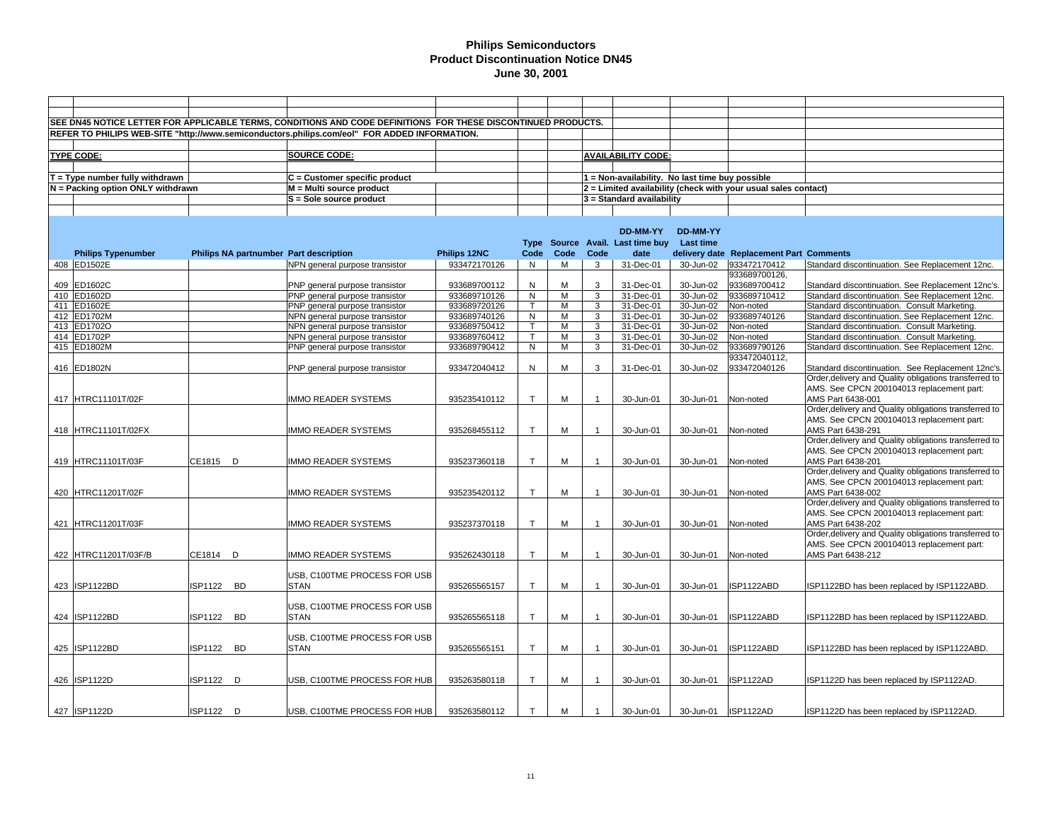# Philips Semiconductors
## Product Discontinuation Notice DN45
### June 30, 2001

SEE DN45 NOTICE LETTER FOR APPLICABLE TERMS, CONDITIONS AND CODE DEFINITIONS FOR THESE DISCONTINUED PRODUCTS.

REFER TO PHILIPS WEB-SITE "http://www.semiconductors.philips.com/eol" FOR ADDED INFORMATION.

**TYPE CODE:**

T = Type number fully withdrawn
N = Packing option ONLY withdrawn

**SOURCE CODE:**

C = Customer specific product
M = Multi source product
S = Sole source product

**AVAILABILITY CODE:**

1 = Non-availability. No last time buy possible
2 = Limited availability (check with your usual sales contact)
3 = Standard availability

| | Philips Typenumber | Philips NA partnumber | Part description | Philips 12NC | Type Code | Source Code | Avail. Code | DD-MM-YY Last time buy date | DD-MM-YY Last time delivery date | Replacement Part | Comments |
|---|---|---|---|---|---|---|---|---|---|---|---|
| 408 | ED1502E | | NPN general purpose transistor | 933472170126 | N | M | 3 | 31-Dec-01 | 30-Jun-02 | 933472170412 | Standard discontinuation. See Replacement 12nc. |
| 409 | ED1602C | | PNP general purpose transistor | 933689700112 | N | M | 3 | 31-Dec-01 | 30-Jun-02 | 933689700126, 933689700412 | Standard discontinuation. See Replacement 12nc's. |
| 410 | ED1602D | | PNP general purpose transistor | 933689710126 | N | M | 3 | 31-Dec-01 | 30-Jun-02 | 933689710412 | Standard discontinuation. See Replacement 12nc. |
| 411 | ED1602E | | PNP general purpose transistor | 933689720126 | T | M | 3 | 31-Dec-01 | 30-Jun-02 | Non-noted | Standard discontinuation. Consult Marketing. |
| 412 | ED1702M | | NPN general purpose transistor | 933689740126 | N | M | 3 | 31-Dec-01 | 30-Jun-02 | 933689740126 | Standard discontinuation. See Replacement 12nc. |
| 413 | ED1702O | | NPN general purpose transistor | 933689750412 | T | M | 3 | 31-Dec-01 | 30-Jun-02 | Non-noted | Standard discontinuation. Consult Marketing. |
| 414 | ED1702P | | NPN general purpose transistor | 933689760412 | T | M | 3 | 31-Dec-01 | 30-Jun-02 | Non-noted | Standard discontinuation. Consult Marketing. |
| 415 | ED1802M | | PNP general purpose transistor | 933689790412 | N | M | 3 | 31-Dec-01 | 30-Jun-02 | 933689790126 | Standard discontinuation. See Replacement 12nc. |
| 416 | ED1802N | | PNP general purpose transistor | 933472040412 | N | M | 3 | 31-Dec-01 | 30-Jun-02 | 933472040112, 933472040126 | Standard discontinuation. See Replacement 12nc's. |
| 417 | HTRC11101T/02F | | IMMO READER SYSTEMS | 935235410112 | T | M | 1 | 30-Jun-01 | 30-Jun-01 | Non-noted | Order,delivery and Quality obligations transferred to AMS. See CPCN 200104013 replacement part: AMS Part 6438-001 |
| 418 | HTRC11101T/02FX | | IMMO READER SYSTEMS | 935268455112 | T | M | 1 | 30-Jun-01 | 30-Jun-01 | Non-noted | Order,delivery and Quality obligations transferred to AMS. See CPCN 200104013 replacement part: AMS Part 6438-291 |
| 419 | HTRC11101T/03F | CE1815 D | IMMO READER SYSTEMS | 935237360118 | T | M | 1 | 30-Jun-01 | 30-Jun-01 | Non-noted | Order,delivery and Quality obligations transferred to AMS. See CPCN 200104013 replacement part: AMS Part 6438-201 |
| 420 | HTRC11201T/02F | | IMMO READER SYSTEMS | 935235420112 | T | M | 1 | 30-Jun-01 | 30-Jun-01 | Non-noted | Order,delivery and Quality obligations transferred to AMS. See CPCN 200104013 replacement part: AMS Part 6438-002 |
| 421 | HTRC11201T/03F | | IMMO READER SYSTEMS | 935237370118 | T | M | 1 | 30-Jun-01 | 30-Jun-01 | Non-noted | Order,delivery and Quality obligations transferred to AMS. See CPCN 200104013 replacement part: AMS Part 6438-202 |
| 422 | HTRC11201T/03F/B | CE1814 D | IMMO READER SYSTEMS | 935262430118 | T | M | 1 | 30-Jun-01 | 30-Jun-01 | Non-noted | Order,delivery and Quality obligations transferred to AMS. See CPCN 200104013 replacement part: AMS Part 6438-212 |
| 423 | ISP1122BD | ISP1122 BD | USB, C100TME PROCESS FOR USB STAN | 935265565157 | T | M | 1 | 30-Jun-01 | 30-Jun-01 | ISP1122ABD | ISP1122BD has been replaced by ISP1122ABD. |
| 424 | ISP1122BD | ISP1122 BD | USB, C100TME PROCESS FOR USB STAN | 935265565118 | T | M | 1 | 30-Jun-01 | 30-Jun-01 | ISP1122ABD | ISP1122BD has been replaced by ISP1122ABD. |
| 425 | ISP1122BD | ISP1122 BD | USB, C100TME PROCESS FOR USB STAN | 935265565151 | T | M | 1 | 30-Jun-01 | 30-Jun-01 | ISP1122ABD | ISP1122BD has been replaced by ISP1122ABD. |
| 426 | ISP1122D | ISP1122 D | USB, C100TME PROCESS FOR HUB | 935263580118 | T | M | 1 | 30-Jun-01 | 30-Jun-01 | ISP1122AD | ISP1122D has been replaced by ISP1122AD. |
| 427 | ISP1122D | ISP1122 D | USB, C100TME PROCESS FOR HUB | 935263580112 | T | M | 1 | 30-Jun-01 | 30-Jun-01 | ISP1122AD | ISP1122D has been replaced by ISP1122AD. |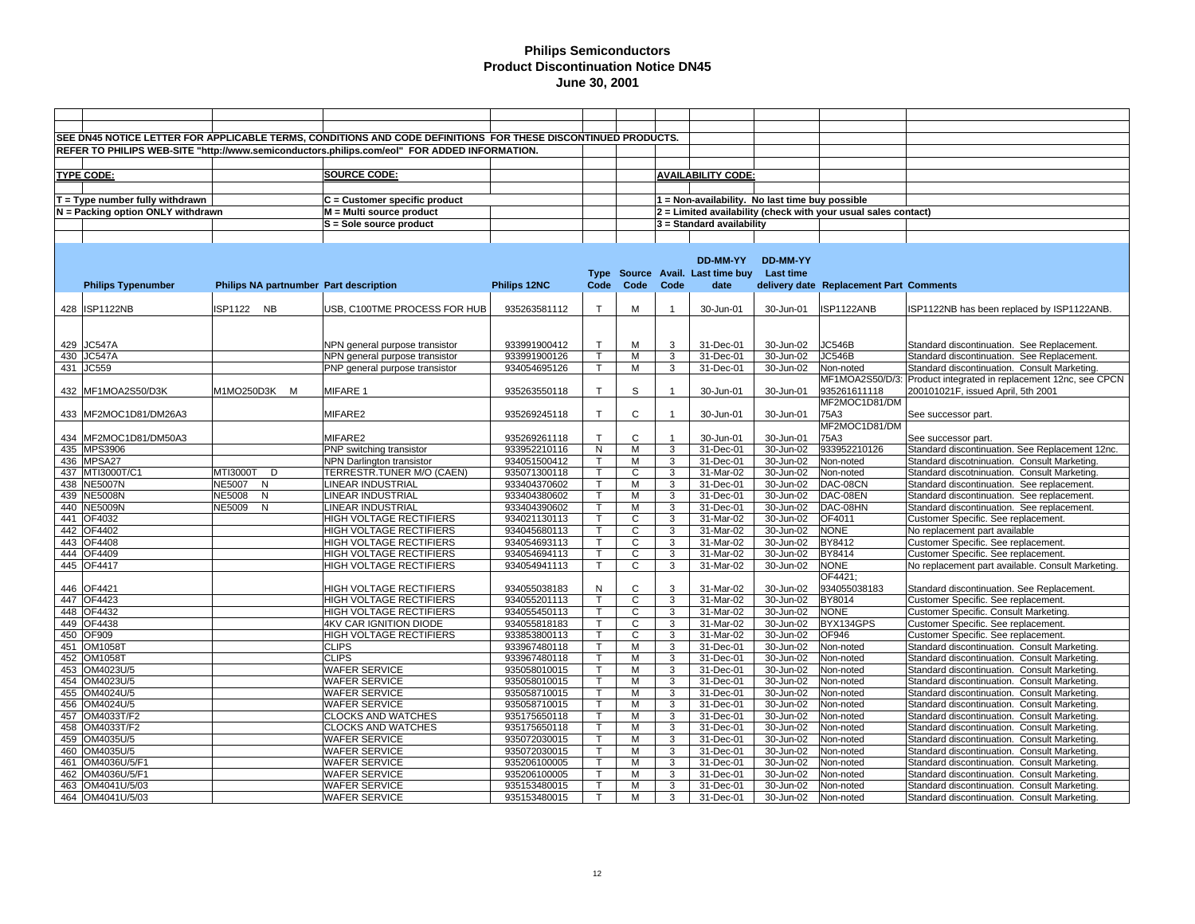# Philips Semiconductors
## Product Discontinuation Notice DN45
### June 30, 2001

SEE DN45 NOTICE LETTER FOR APPLICABLE TERMS, CONDITIONS AND CODE DEFINITIONS FOR THESE DISCONTINUED PRODUCTS.

REFER TO PHILIPS WEB-SITE "http://www.semiconductors.philips.com/eol" FOR ADDED INFORMATION.

**TYPE CODE:**

T = Type number fully withdrawn
N = Packing option ONLY withdrawn

**SOURCE CODE:**

C = Customer specific product
M = Multi source product
S = Sole source product

**AVAILABILITY CODE:**

1 = Non-availability. No last time buy possible
2 = Limited availability (check with your usual sales contact)
3 = Standard availability

| | Philips Typenumber | Philips NA partnumber | Part description | Philips 12NC | Type Code | Source Code | Avail. Code | DD-MM-YY Last time buy date | DD-MM-YY Last time delivery date | Replacement Part | Comments |
|---|---|---|---|---|---|---|---|---|---|---|---|
| 428 | ISP1122NB | ISP1122 NB | USB, C100TME PROCESS FOR HUB | 935263581112 | T | M | 1 | 30-Jun-01 | 30-Jun-01 | ISP1122ANB | ISP1122NB has been replaced by ISP1122ANB. |
| 429 | JC547A | | NPN general purpose transistor | 933991900412 | T | M | 3 | 31-Dec-01 | 30-Jun-02 | JC546B | Standard discontinuation. See Replacement. |
| 430 | JC547A | | NPN general purpose transistor | 933991900126 | T | M | 3 | 31-Dec-01 | 30-Jun-02 | JC546B | Standard discontinuation. See Replacement. |
| 431 | JC559 | | PNP general purpose transistor | 934054695126 | T | M | 3 | 31-Dec-01 | 30-Jun-02 | Non-noted | Standard discontinuation. Consult Marketing. |
| 432 | MF1MOA2S50/D3K | M1MO250D3K M | MIFARE 1 | 935263550118 | T | S | 1 | 30-Jun-01 | 30-Jun-01 | MF1MOA2S50/D/3: 935261611118 | Product integrated in replacement 12nc, see CPCN 200101021F, issued April, 5th 2001 |
| 433 | MF2MOC1D81/DM26A3 | | MIFARE2 | 935269245118 | T | C | 1 | 30-Jun-01 | 30-Jun-01 | MF2MOC1D81/DM75A3 | See successor part. |
| 434 | MF2MOC1D81/DM50A3 | | MIFARE2 | 935269261118 | T | C | 1 | 30-Jun-01 | 30-Jun-01 | MF2MOC1D81/DM75A3 | See successor part. |
| 435 | MPS3906 | | PNP switching transistor | 933952210116 | N | M | 3 | 31-Dec-01 | 30-Jun-02 | 933952210126 | Standard discontinuation. See Replacement 12nc. |
| 436 | MPSA27 | | NPN Darlington transistor | 934051500412 | T | M | 3 | 31-Dec-01 | 30-Jun-02 | Non-noted | Standard discotninuation. Consult Marketing. |
| 437 | MTI3000T/C1 | MTI3000T D | TERRESTR.TUNER M/O (CAEN) | 935071300118 | T | C | 3 | 31-Mar-02 | 30-Jun-02 | Non-noted | Standard discotninuation. Consult Marketing. |
| 438 | NE5007N | NE5007 N | LINEAR INDUSTRIAL | 933404370602 | T | M | 3 | 31-Dec-01 | 30-Jun-02 | DAC-08CN | Standard discontinuation. See replacement. |
| 439 | NE5008N | NE5008 N | LINEAR INDUSTRIAL | 933404380602 | T | M | 3 | 31-Dec-01 | 30-Jun-02 | DAC-08EN | Standard discontinuation. See replacement. |
| 440 | NE5009N | NE5009 N | LINEAR INDUSTRIAL | 933404390602 | T | M | 3 | 31-Dec-01 | 30-Jun-02 | DAC-08HN | Standard discontinuation. See replacement. |
| 441 | OF4032 | | HIGH VOLTAGE RECTIFIERS | 934021130113 | T | C | 3 | 31-Mar-02 | 30-Jun-02 | OF4011 | Customer Specific. See replacement. |
| 442 | OF4402 | | HIGH VOLTAGE RECTIFIERS | 934045680113 | T | C | 3 | 31-Mar-02 | 30-Jun-02 | NONE | No replacement part available |
| 443 | OF4408 | | HIGH VOLTAGE RECTIFIERS | 934054693113 | T | C | 3 | 31-Mar-02 | 30-Jun-02 | BY8412 | Customer Specific. See replacement. |
| 444 | OF4409 | | HIGH VOLTAGE RECTIFIERS | 934054694113 | T | C | 3 | 31-Mar-02 | 30-Jun-02 | BY8414 | Customer Specific. See replacement. |
| 445 | OF4417 | | HIGH VOLTAGE RECTIFIERS | 934054941113 | T | C | 3 | 31-Mar-02 | 30-Jun-02 | NONE | No replacement part available. Consult Marketing. |
| 446 | OF4421 | | HIGH VOLTAGE RECTIFIERS | 934055038183 | N | C | 3 | 31-Mar-02 | 30-Jun-02 | OF4421; 934055038183 | Standard discontinuation. See Replacement. |
| 447 | OF4423 | | HIGH VOLTAGE RECTIFIERS | 934055201113 | T | C | 3 | 31-Mar-02 | 30-Jun-02 | BY8014 | Customer Specific. See replacement. |
| 448 | OF4432 | | HIGH VOLTAGE RECTIFIERS | 934055450113 | T | C | 3 | 31-Mar-02 | 30-Jun-02 | NONE | Customer Specific. Consult Marketing. |
| 449 | OF4438 | | 4KV CAR IGNITION DIODE | 934055818183 | T | C | 3 | 31-Mar-02 | 30-Jun-02 | BYX134GPS | Customer Specific. See replacement. |
| 450 | OF909 | | HIGH VOLTAGE RECTIFIERS | 933853800113 | T | C | 3 | 31-Mar-02 | 30-Jun-02 | OF946 | Customer Specific. See replacement. |
| 451 | OM1058T | | CLIPS | 933967480118 | T | M | 3 | 31-Dec-01 | 30-Jun-02 | Non-noted | Standard discontinuation. Consult Marketing. |
| 452 | OM1058T | | CLIPS | 933967480118 | T | M | 3 | 31-Dec-01 | 30-Jun-02 | Non-noted | Standard discontinuation. Consult Marketing. |
| 453 | OM4023U/5 | | WAFER SERVICE | 935058010015 | T | M | 3 | 31-Dec-01 | 30-Jun-02 | Non-noted | Standard discontinuation. Consult Marketing. |
| 454 | OM4023U/5 | | WAFER SERVICE | 935058010015 | T | M | 3 | 31-Dec-01 | 30-Jun-02 | Non-noted | Standard discontinuation. Consult Marketing. |
| 455 | OM4024U/5 | | WAFER SERVICE | 935058710015 | T | M | 3 | 31-Dec-01 | 30-Jun-02 | Non-noted | Standard discontinuation. Consult Marketing. |
| 456 | OM4024U/5 | | WAFER SERVICE | 935058710015 | T | M | 3 | 31-Dec-01 | 30-Jun-02 | Non-noted | Standard discontinuation. Consult Marketing. |
| 457 | OM4033T/F2 | | CLOCKS AND WATCHES | 935175650118 | T | M | 3 | 31-Dec-01 | 30-Jun-02 | Non-noted | Standard discontinuation. Consult Marketing. |
| 458 | OM4033T/F2 | | CLOCKS AND WATCHES | 935175650118 | T | M | 3 | 31-Dec-01 | 30-Jun-02 | Non-noted | Standard discontinuation. Consult Marketing. |
| 459 | OM4035U/5 | | WAFER SERVICE | 935072030015 | T | M | 3 | 31-Dec-01 | 30-Jun-02 | Non-noted | Standard discontinuation. Consult Marketing. |
| 460 | OM4035U/5 | | WAFER SERVICE | 935072030015 | T | M | 3 | 31-Dec-01 | 30-Jun-02 | Non-noted | Standard discontinuation. Consult Marketing. |
| 461 | OM4036U/5/F1 | | WAFER SERVICE | 935206100005 | T | M | 3 | 31-Dec-01 | 30-Jun-02 | Non-noted | Standard discontinuation. Consult Marketing. |
| 462 | OM4036U/5/F1 | | WAFER SERVICE | 935206100005 | T | M | 3 | 31-Dec-01 | 30-Jun-02 | Non-noted | Standard discontinuation. Consult Marketing. |
| 463 | OM4041U/5/03 | | WAFER SERVICE | 935153480015 | T | M | 3 | 31-Dec-01 | 30-Jun-02 | Non-noted | Standard discontinuation. Consult Marketing. |
| 464 | OM4041U/5/03 | | WAFER SERVICE | 935153480015 | T | M | 3 | 31-Dec-01 | 30-Jun-02 | Non-noted | Standard discontinuation. Consult Marketing. |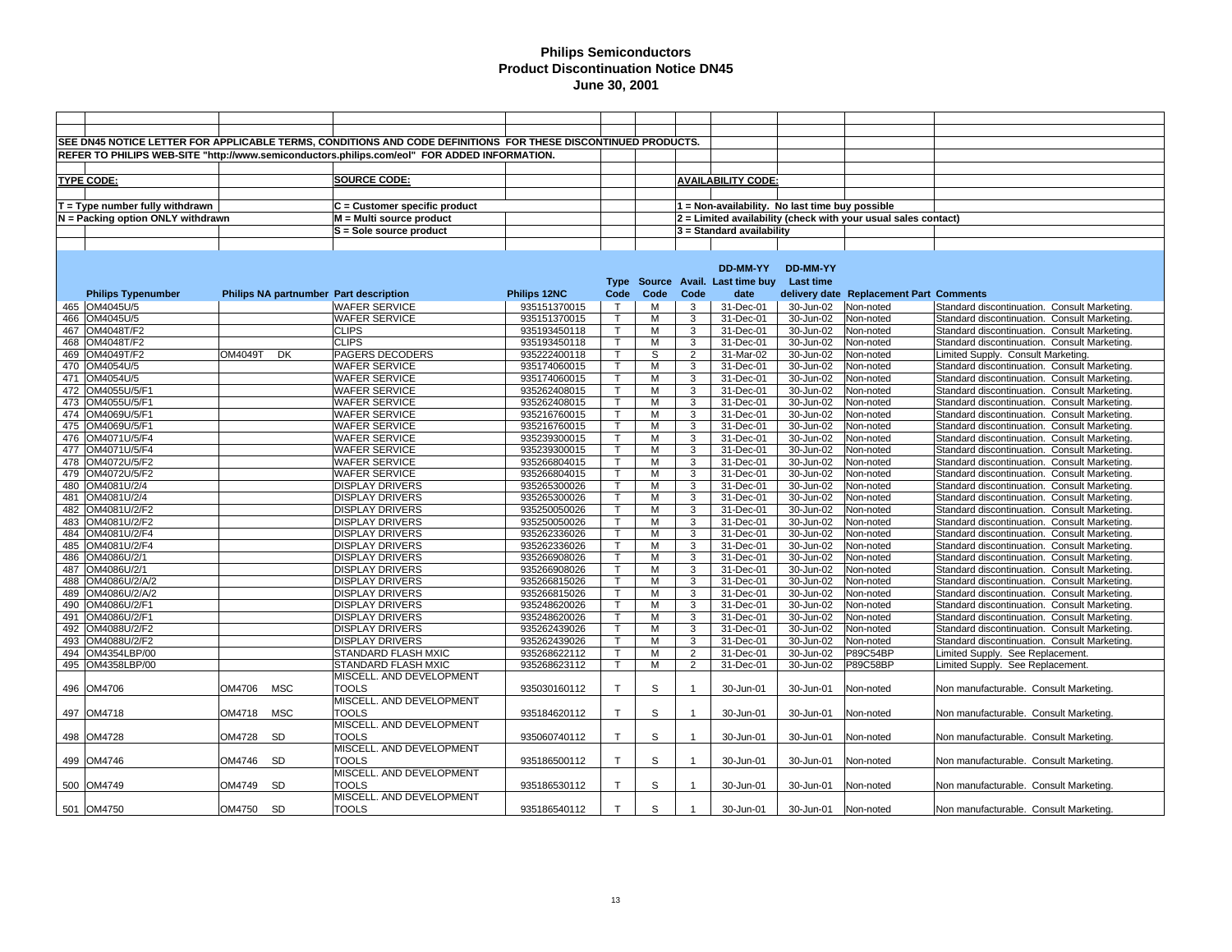# Philips Semiconductors
# Product Discontinuation Notice DN45
# June 30, 2001

SEE DN45 NOTICE LETTER FOR APPLICABLE TERMS, CONDITIONS AND CODE DEFINITIONS FOR THESE DISCONTINUED PRODUCTS.

REFER TO PHILIPS WEB-SITE "http://www.semiconductors.philips.com/eol" FOR ADDED INFORMATION.

**TYPE CODE:**

T = Type number fully withdrawn

N = Packing option ONLY withdrawn

**SOURCE CODE:**

C = Customer specific product

M = Multi source product

S = Sole source product

**AVAILABILITY CODE:**

1 = Non-availability. No last time buy possible

2 = Limited availability (check with your usual sales contact)

3 = Standard availability

| | Philips Typenumber | Philips NA partnumber | Part description | Philips 12NC | Type Code | Source Code | Avail. Code | DD-MM-YY Last time buy date | DD-MM-YY Last time delivery date | Replacement Part | Comments |
|---|---|---|---|---|---|---|---|---|---|---|---|
| 465 | OM4045U/5 | | WAFER SERVICE | 935151370015 | T | M | 3 | 31-Dec-01 | 30-Jun-02 | Non-noted | Standard discontinuation. Consult Marketing. |
| 466 | OM4045U/5 | | WAFER SERVICE | 935151370015 | T | M | 3 | 31-Dec-01 | 30-Jun-02 | Non-noted | Standard discontinuation. Consult Marketing. |
| 467 | OM4048T/F2 | | CLIPS | 935193450118 | T | M | 3 | 31-Dec-01 | 30-Jun-02 | Non-noted | Standard discontinuation. Consult Marketing. |
| 468 | OM4048T/F2 | | CLIPS | 935193450118 | T | M | 3 | 31-Dec-01 | 30-Jun-02 | Non-noted | Standard discontinuation. Consult Marketing. |
| 469 | OM4049T/F2 | OM4049T DK | PAGERS DECODERS | 935222400118 | T | S | 2 | 31-Mar-02 | 30-Jun-02 | Non-noted | Limited Supply. Consult Marketing. |
| 470 | OM4054U/5 | | WAFER SERVICE | 935174060015 | T | M | 3 | 31-Dec-01 | 30-Jun-02 | Non-noted | Standard discontinuation. Consult Marketing. |
| 471 | OM4054U/5 | | WAFER SERVICE | 935174060015 | T | M | 3 | 31-Dec-01 | 30-Jun-02 | Non-noted | Standard discontinuation. Consult Marketing. |
| 472 | OM4055U/5/F1 | | WAFER SERVICE | 935262408015 | T | M | 3 | 31-Dec-01 | 30-Jun-02 | Non-noted | Standard discontinuation. Consult Marketing. |
| 473 | OM4055U/5/F1 | | WAFER SERVICE | 935262408015 | T | M | 3 | 31-Dec-01 | 30-Jun-02 | Non-noted | Standard discontinuation. Consult Marketing. |
| 474 | OM4069U/5/F1 | | WAFER SERVICE | 935216760015 | T | M | 3 | 31-Dec-01 | 30-Jun-02 | Non-noted | Standard discontinuation. Consult Marketing. |
| 475 | OM4069U/5/F1 | | WAFER SERVICE | 935216760015 | T | M | 3 | 31-Dec-01 | 30-Jun-02 | Non-noted | Standard discontinuation. Consult Marketing. |
| 476 | OM4071U/5/F4 | | WAFER SERVICE | 935239300015 | T | M | 3 | 31-Dec-01 | 30-Jun-02 | Non-noted | Standard discontinuation. Consult Marketing. |
| 477 | OM4071U/5/F4 | | WAFER SERVICE | 935239300015 | T | M | 3 | 31-Dec-01 | 30-Jun-02 | Non-noted | Standard discontinuation. Consult Marketing. |
| 478 | OM4072U/5/F2 | | WAFER SERVICE | 935266804015 | T | M | 3 | 31-Dec-01 | 30-Jun-02 | Non-noted | Standard discontinuation. Consult Marketing. |
| 479 | OM4072U/5/F2 | | WAFER SERVICE | 935266804015 | T | M | 3 | 31-Dec-01 | 30-Jun-02 | Non-noted | Standard discontinuation. Consult Marketing. |
| 480 | OM4081U/2/4 | | DISPLAY DRIVERS | 935265300026 | T | M | 3 | 31-Dec-01 | 30-Jun-02 | Non-noted | Standard discontinuation. Consult Marketing. |
| 481 | OM4081U/2/4 | | DISPLAY DRIVERS | 935265300026 | T | M | 3 | 31-Dec-01 | 30-Jun-02 | Non-noted | Standard discontinuation. Consult Marketing. |
| 482 | OM4081U/2/F2 | | DISPLAY DRIVERS | 935250050026 | T | M | 3 | 31-Dec-01 | 30-Jun-02 | Non-noted | Standard discontinuation. Consult Marketing. |
| 483 | OM4081U/2/F2 | | DISPLAY DRIVERS | 935250050026 | T | M | 3 | 31-Dec-01 | 30-Jun-02 | Non-noted | Standard discontinuation. Consult Marketing. |
| 484 | OM4081U/2/F4 | | DISPLAY DRIVERS | 935262336026 | T | M | 3 | 31-Dec-01 | 30-Jun-02 | Non-noted | Standard discontinuation. Consult Marketing. |
| 485 | OM4081U/2/F4 | | DISPLAY DRIVERS | 935262336026 | T | M | 3 | 31-Dec-01 | 30-Jun-02 | Non-noted | Standard discontinuation. Consult Marketing. |
| 486 | OM4086U/2/1 | | DISPLAY DRIVERS | 935266908026 | T | M | 3 | 31-Dec-01 | 30-Jun-02 | Non-noted | Standard discontinuation. Consult Marketing. |
| 487 | OM4086U/2/1 | | DISPLAY DRIVERS | 935266908026 | T | M | 3 | 31-Dec-01 | 30-Jun-02 | Non-noted | Standard discontinuation. Consult Marketing. |
| 488 | OM4086U/2/A/2 | | DISPLAY DRIVERS | 935266815026 | T | M | 3 | 31-Dec-01 | 30-Jun-02 | Non-noted | Standard discontinuation. Consult Marketing. |
| 489 | OM4086U/2/A/2 | | DISPLAY DRIVERS | 935266815026 | T | M | 3 | 31-Dec-01 | 30-Jun-02 | Non-noted | Standard discontinuation. Consult Marketing. |
| 490 | OM4086U/2/F1 | | DISPLAY DRIVERS | 935248620026 | T | M | 3 | 31-Dec-01 | 30-Jun-02 | Non-noted | Standard discontinuation. Consult Marketing. |
| 491 | OM4086U/2/F1 | | DISPLAY DRIVERS | 935248620026 | T | M | 3 | 31-Dec-01 | 30-Jun-02 | Non-noted | Standard discontinuation. Consult Marketing. |
| 492 | OM4088U/2/F2 | | DISPLAY DRIVERS | 935262439026 | T | M | 3 | 31-Dec-01 | 30-Jun-02 | Non-noted | Standard discontinuation. Consult Marketing. |
| 493 | OM4088U/2/F2 | | DISPLAY DRIVERS | 935262439026 | T | M | 3 | 31-Dec-01 | 30-Jun-02 | Non-noted | Standard discontinuation. Consult Marketing. |
| 494 | OM4354LBP/00 | | STANDARD FLASH MXIC | 935268622112 | T | M | 2 | 31-Dec-01 | 30-Jun-02 | P89C54BP | Limited Supply. See Replacement. |
| 495 | OM4358LBP/00 | | STANDARD FLASH MXIC | 935268623112 | T | M | 2 | 31-Dec-01 | 30-Jun-02 | P89C58BP | Limited Supply. See Replacement. |
| 496 | OM4706 | OM4706 MSC | MISCELL. AND DEVELOPMENT TOOLS | 935030160112 | T | S | 1 | 30-Jun-01 | 30-Jun-01 | Non-noted | Non manufacturable. Consult Marketing. |
| 497 | OM4718 | OM4718 MSC | MISCELL. AND DEVELOPMENT TOOLS | 935184620112 | T | S | 1 | 30-Jun-01 | 30-Jun-01 | Non-noted | Non manufacturable. Consult Marketing. |
| 498 | OM4728 | OM4728 SD | MISCELL. AND DEVELOPMENT TOOLS | 935060740112 | T | S | 1 | 30-Jun-01 | 30-Jun-01 | Non-noted | Non manufacturable. Consult Marketing. |
| 499 | OM4746 | OM4746 SD | MISCELL. AND DEVELOPMENT TOOLS | 935186500112 | T | S | 1 | 30-Jun-01 | 30-Jun-01 | Non-noted | Non manufacturable. Consult Marketing. |
| 500 | OM4749 | OM4749 SD | MISCELL. AND DEVELOPMENT TOOLS | 935186530112 | T | S | 1 | 30-Jun-01 | 30-Jun-01 | Non-noted | Non manufacturable. Consult Marketing. |
| 501 | OM4750 | OM4750 SD | MISCELL. AND DEVELOPMENT TOOLS | 935186540112 | T | S | 1 | 30-Jun-01 | 30-Jun-01 | Non-noted | Non manufacturable. Consult Marketing. |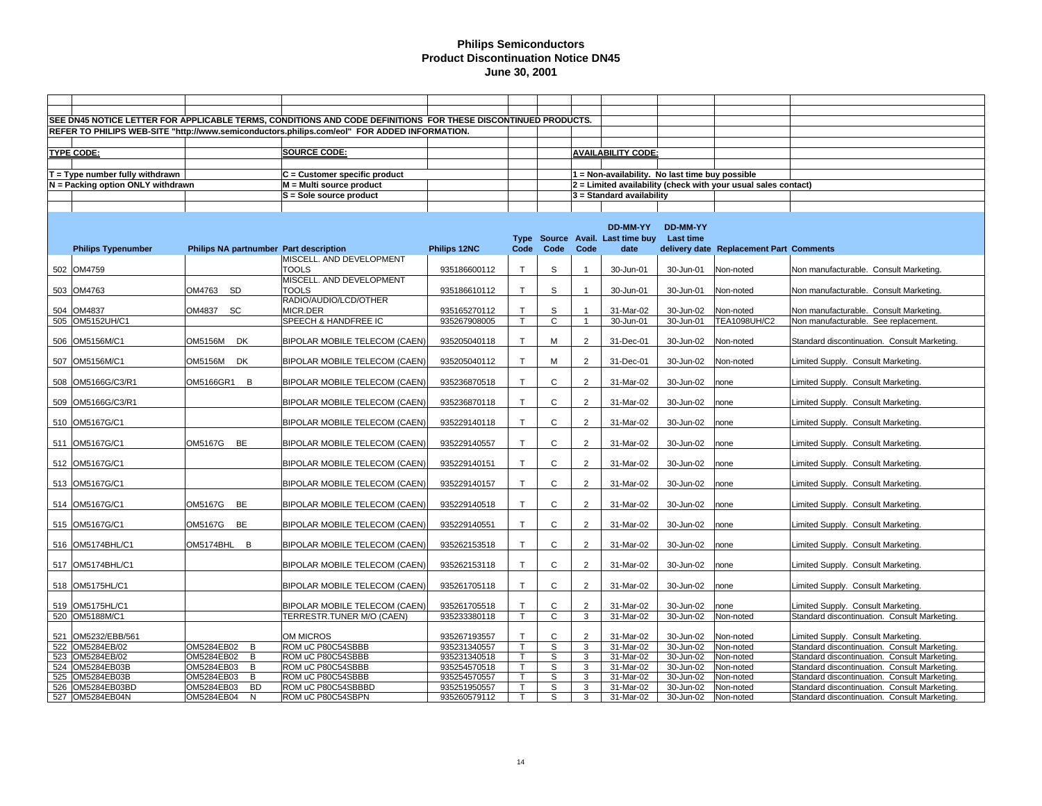# Philips Semiconductors
## Product Discontinuation Notice DN45
### June 30, 2001

SEE DN45 NOTICE LETTER FOR APPLICABLE TERMS, CONDITIONS AND CODE DEFINITIONS FOR THESE DISCONTINUED PRODUCTS.
REFER TO PHILIPS WEB-SITE "http://www.semiconductors.philips.com/eol" FOR ADDED INFORMATION.

**TYPE CODE:**
T = Type number fully withdrawn
N = Packing option ONLY withdrawn

**SOURCE CODE:**
C = Customer specific product
M = Multi source product
S = Sole source product

**AVAILABILITY CODE:**
1 = Non-availability. No last time buy possible
2 = Limited availability (check with your usual sales contact)
3 = Standard availability

| | Philips Typenumber | Philips NA partnumber | Part description | Philips 12NC | Type Code | Source Code | Avail. Code | DD-MM-YY Last time buy date | DD-MM-YY Last time delivery date | Replacement Part | Comments |
|---|---|---|---|---|---|---|---|---|---|---|---|
| 502 | OM4759 | | MISCELL. AND DEVELOPMENT TOOLS | 935186600112 | T | S | 1 | 30-Jun-01 | 30-Jun-01 | Non-noted | Non manufacturable. Consult Marketing. |
| 503 | OM4763 | OM4763 SD | MISCELL. AND DEVELOPMENT TOOLS | 935186610112 | T | S | 1 | 30-Jun-01 | 30-Jun-01 | Non-noted | Non manufacturable. Consult Marketing. |
| 504 | OM4837 | OM4837 SC | RADIO/AUDIO/LCD/OTHER MICR.DER | 935165270112 | T | S | 1 | 31-Mar-02 | 30-Jun-02 | Non-noted | Non manufacturable. Consult Marketing. |
| 505 | OM5152UH/C1 | | SPEECH & HANDFREE IC | 935267908005 | T | C | 1 | 30-Jun-01 | 30-Jun-01 | TEA1098UH/C2 | Non manufacturable. See replacement. |
| 506 | OM5156M/C1 | OM5156M DK | BIPOLAR MOBILE TELECOM (CAEN) | 935205040118 | T | M | 2 | 31-Dec-01 | 30-Jun-02 | Non-noted | Standard discontinuation. Consult Marketing. |
| 507 | OM5156M/C1 | OM5156M DK | BIPOLAR MOBILE TELECOM (CAEN) | 935205040112 | T | M | 2 | 31-Dec-01 | 30-Jun-02 | Non-noted | Limited Supply. Consult Marketing. |
| 508 | OM5166G/C3/R1 | OM5166GR1 B | BIPOLAR MOBILE TELECOM (CAEN) | 935236870518 | T | C | 2 | 31-Mar-02 | 30-Jun-02 | none | Limited Supply. Consult Marketing. |
| 509 | OM5166G/C3/R1 | | BIPOLAR MOBILE TELECOM (CAEN) | 935236870118 | T | C | 2 | 31-Mar-02 | 30-Jun-02 | none | Limited Supply. Consult Marketing. |
| 510 | OM5167G/C1 | | BIPOLAR MOBILE TELECOM (CAEN) | 935229140118 | T | C | 2 | 31-Mar-02 | 30-Jun-02 | none | Limited Supply. Consult Marketing. |
| 511 | OM5167G/C1 | OM5167G BE | BIPOLAR MOBILE TELECOM (CAEN) | 935229140557 | T | C | 2 | 31-Mar-02 | 30-Jun-02 | none | Limited Supply. Consult Marketing. |
| 512 | OM5167G/C1 | | BIPOLAR MOBILE TELECOM (CAEN) | 935229140151 | T | C | 2 | 31-Mar-02 | 30-Jun-02 | none | Limited Supply. Consult Marketing. |
| 513 | OM5167G/C1 | | BIPOLAR MOBILE TELECOM (CAEN) | 935229140157 | T | C | 2 | 31-Mar-02 | 30-Jun-02 | none | Limited Supply. Consult Marketing. |
| 514 | OM5167G/C1 | OM5167G BE | BIPOLAR MOBILE TELECOM (CAEN) | 935229140518 | T | C | 2 | 31-Mar-02 | 30-Jun-02 | none | Limited Supply. Consult Marketing. |
| 515 | OM5167G/C1 | OM5167G BE | BIPOLAR MOBILE TELECOM (CAEN) | 935229140551 | T | C | 2 | 31-Mar-02 | 30-Jun-02 | none | Limited Supply. Consult Marketing. |
| 516 | OM5174BHL/C1 | OM5174BHL B | BIPOLAR MOBILE TELECOM (CAEN) | 935262153518 | T | C | 2 | 31-Mar-02 | 30-Jun-02 | none | Limited Supply. Consult Marketing. |
| 517 | OM5174BHL/C1 | | BIPOLAR MOBILE TELECOM (CAEN) | 935262153118 | T | C | 2 | 31-Mar-02 | 30-Jun-02 | none | Limited Supply. Consult Marketing. |
| 518 | OM5175HL/C1 | | BIPOLAR MOBILE TELECOM (CAEN) | 935261705118 | T | C | 2 | 31-Mar-02 | 30-Jun-02 | none | Limited Supply. Consult Marketing. |
| 519 | OM5175HL/C1 | | BIPOLAR MOBILE TELECOM (CAEN) | 935261705518 | T | C | 2 | 31-Mar-02 | 30-Jun-02 | none | Limited Supply. Consult Marketing. |
| 520 | OM5188M/C1 | | TERRESTR.TUNER M/O (CAEN) | 935233380118 | T | C | 3 | 31-Mar-02 | 30-Jun-02 | Non-noted | Standard discontinuation. Consult Marketing. |
| 521 | OM5232/EBB/561 | | OM MICROS | 935267193557 | T | C | 2 | 31-Mar-02 | 30-Jun-02 | Non-noted | Limited Supply. Consult Marketing. |
| 522 | OM5284EB/02 | OM5284EB02 B | ROM uC P80C54SBBB | 935231340557 | T | S | 3 | 31-Mar-02 | 30-Jun-02 | Non-noted | Standard discontinuation. Consult Marketing. |
| 523 | OM5284EB/02 | OM5284EB02 B | ROM uC P80C54SBBB | 935231340518 | T | S | 3 | 31-Mar-02 | 30-Jun-02 | Non-noted | Standard discontinuation. Consult Marketing. |
| 524 | OM5284EB03B | OM5284EB03 B | ROM uC P80C54SBBB | 935254570518 | T | S | 3 | 31-Mar-02 | 30-Jun-02 | Non-noted | Standard discontinuation. Consult Marketing. |
| 525 | OM5284EB03B | OM5284EB03 B | ROM uC P80C54SBBB | 935254570557 | T | S | 3 | 31-Mar-02 | 30-Jun-02 | Non-noted | Standard discontinuation. Consult Marketing. |
| 526 | OM5284EB03BD | OM5284EB03 BD | ROM uC P80C54SBBBD | 935251950557 | T | S | 3 | 31-Mar-02 | 30-Jun-02 | Non-noted | Standard discontinuation. Consult Marketing. |
| 527 | OM5284EB04N | OM5284EB04 N | ROM uC P80C54SBPN | 935260579112 | T | S | 3 | 31-Mar-02 | 30-Jun-02 | Non-noted | Standard discontinuation. Consult Marketing. |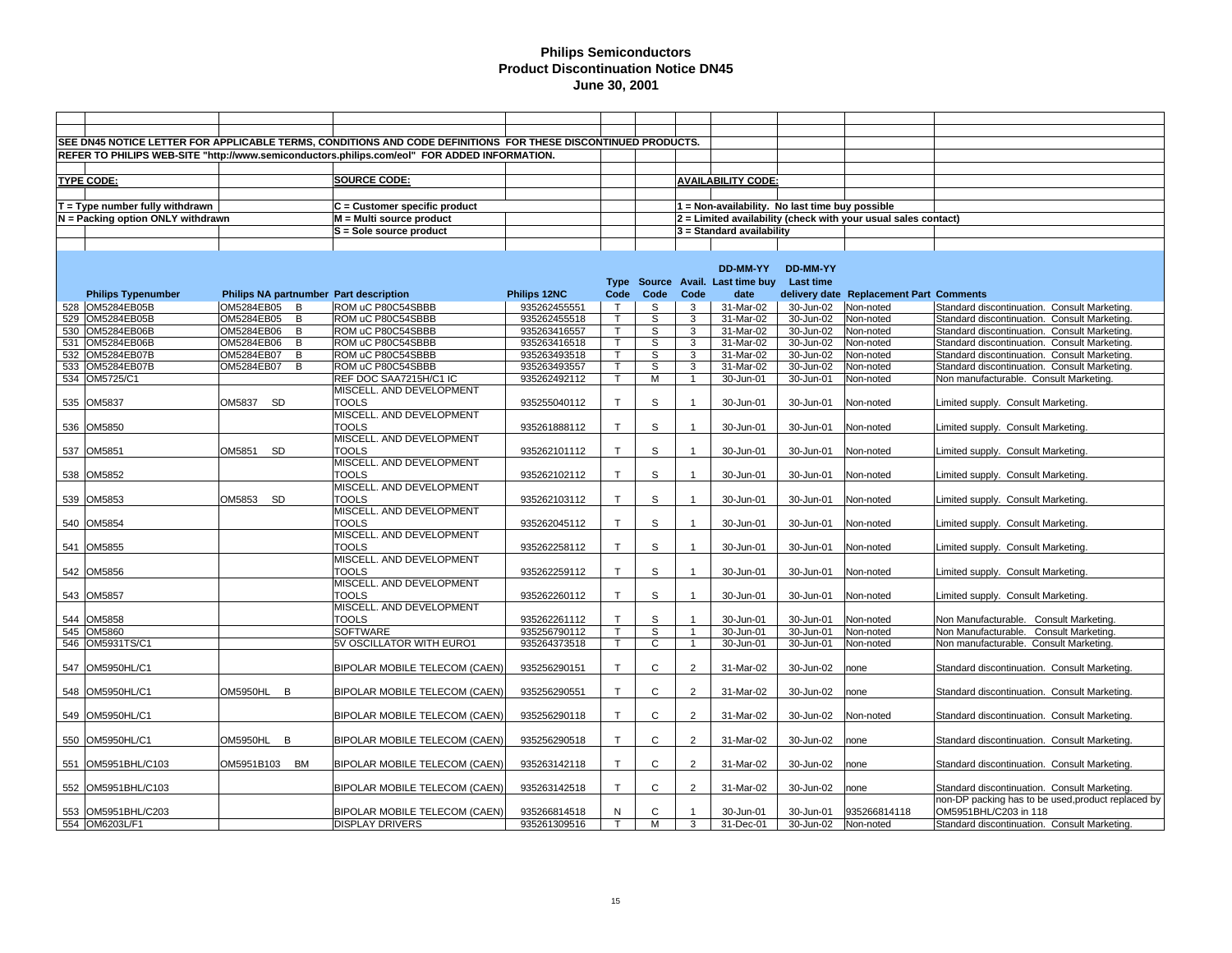# Philips Semiconductors
## Product Discontinuation Notice DN45
### June 30, 2001

SEE DN45 NOTICE LETTER FOR APPLICABLE TERMS, CONDITIONS AND CODE DEFINITIONS FOR THESE DISCONTINUED PRODUCTS.

REFER TO PHILIPS WEB-SITE "http://www.semiconductors.philips.com/eol" FOR ADDED INFORMATION.

**TYPE CODE:**
- T = Type number fully withdrawn
- N = Packing option ONLY withdrawn

**SOURCE CODE:**
- C = Customer specific product
- M = Multi source product
- S = Sole source product

**AVAILABILITY CODE:**
- 1 = Non-availability. No last time buy possible
- 2 = Limited availability (check with your usual sales contact)
- 3 = Standard availability

| | Philips Typenumber | Philips NA partnumber | Part description | Philips 12NC | Type Code | Source Code | Avail. Code | DD-MM-YY Last time buy date | DD-MM-YY Last time delivery date | Replacement Part | Comments |
|---|---|---|---|---|---|---|---|---|---|---|---|
| 528 | OM5284EB05B | OM5284EB05 B | ROM uC P80C54SBBB | 935262455551 | T | S | 3 | 31-Mar-02 | 30-Jun-02 | Non-noted | Standard discontinuation. Consult Marketing. |
| 529 | OM5284EB05B | OM5284EB05 B | ROM uC P80C54SBBB | 935262455518 | T | S | 3 | 31-Mar-02 | 30-Jun-02 | Non-noted | Standard discontinuation. Consult Marketing. |
| 530 | OM5284EB06B | OM5284EB06 B | ROM uC P80C54SBBB | 935263416557 | T | S | 3 | 31-Mar-02 | 30-Jun-02 | Non-noted | Standard discontinuation. Consult Marketing. |
| 531 | OM5284EB06B | OM5284EB06 B | ROM uC P80C54SBBB | 935263416518 | T | S | 3 | 31-Mar-02 | 30-Jun-02 | Non-noted | Standard discontinuation. Consult Marketing. |
| 532 | OM5284EB07B | OM5284EB07 B | ROM uC P80C54SBBB | 935263493518 | T | S | 3 | 31-Mar-02 | 30-Jun-02 | Non-noted | Standard discontinuation. Consult Marketing. |
| 533 | OM5284EB07B | OM5284EB07 B | ROM uC P80C54SBBB | 935263493557 | T | S | 3 | 31-Mar-02 | 30-Jun-02 | Non-noted | Standard discontinuation. Consult Marketing. |
| 534 | OM5725/C1 | | REF DOC SAA7215H/C1 IC | 935262492112 | T | M | 1 | 30-Jun-01 | 30-Jun-01 | Non-noted | Non manufacturable. Consult Marketing. |
| 535 | OM5837 | OM5837 SD | MISCELL. AND DEVELOPMENT TOOLS | 935255040112 | T | S | 1 | 30-Jun-01 | 30-Jun-01 | Non-noted | Limited supply. Consult Marketing. |
| 536 | OM5850 | | MISCELL. AND DEVELOPMENT TOOLS | 935261888112 | T | S | 1 | 30-Jun-01 | 30-Jun-01 | Non-noted | Limited supply. Consult Marketing. |
| 537 | OM5851 | OM5851 SD | MISCELL. AND DEVELOPMENT TOOLS | 935262101112 | T | S | 1 | 30-Jun-01 | 30-Jun-01 | Non-noted | Limited supply. Consult Marketing. |
| 538 | OM5852 | | MISCELL. AND DEVELOPMENT TOOLS | 935262102112 | T | S | 1 | 30-Jun-01 | 30-Jun-01 | Non-noted | Limited supply. Consult Marketing. |
| 539 | OM5853 | OM5853 SD | MISCELL. AND DEVELOPMENT TOOLS | 935262103112 | T | S | 1 | 30-Jun-01 | 30-Jun-01 | Non-noted | Limited supply. Consult Marketing. |
| 540 | OM5854 | | MISCELL. AND DEVELOPMENT TOOLS | 935262045112 | T | S | 1 | 30-Jun-01 | 30-Jun-01 | Non-noted | Limited supply. Consult Marketing. |
| 541 | OM5855 | | MISCELL. AND DEVELOPMENT TOOLS | 935262258112 | T | S | 1 | 30-Jun-01 | 30-Jun-01 | Non-noted | Limited supply. Consult Marketing. |
| 542 | OM5856 | | MISCELL. AND DEVELOPMENT TOOLS | 935262259112 | T | S | 1 | 30-Jun-01 | 30-Jun-01 | Non-noted | Limited supply. Consult Marketing. |
| 543 | OM5857 | | MISCELL. AND DEVELOPMENT TOOLS | 935262260112 | T | S | 1 | 30-Jun-01 | 30-Jun-01 | Non-noted | Limited supply. Consult Marketing. |
| 544 | OM5858 | | MISCELL. AND DEVELOPMENT TOOLS | 935262261112 | T | S | 1 | 30-Jun-01 | 30-Jun-01 | Non-noted | Non Manufacturable. Consult Marketing. |
| 545 | OM5860 | | SOFTWARE | 935256790112 | T | S | 1 | 30-Jun-01 | 30-Jun-01 | Non-noted | Non Manufacturable. Consult Marketing. |
| 546 | OM5931TS/C1 | | 5V OSCILLATOR WITH EURO1 | 935264373518 | T | C | 1 | 30-Jun-01 | 30-Jun-01 | Non-noted | Non manufacturable. Consult Marketing. |
| 547 | OM5950HL/C1 | | BIPOLAR MOBILE TELECOM (CAEN) | 935256290151 | T | C | 2 | 31-Mar-02 | 30-Jun-02 | none | Standard discontinuation. Consult Marketing. |
| 548 | OM5950HL/C1 | OM5950HL B | BIPOLAR MOBILE TELECOM (CAEN) | 935256290551 | T | C | 2 | 31-Mar-02 | 30-Jun-02 | none | Standard discontinuation. Consult Marketing. |
| 549 | OM5950HL/C1 | | BIPOLAR MOBILE TELECOM (CAEN) | 935256290118 | T | C | 2 | 31-Mar-02 | 30-Jun-02 | Non-noted | Standard discontinuation. Consult Marketing. |
| 550 | OM5950HL/C1 | OM5950HL B | BIPOLAR MOBILE TELECOM (CAEN) | 935256290518 | T | C | 2 | 31-Mar-02 | 30-Jun-02 | none | Standard discontinuation. Consult Marketing. |
| 551 | OM5951BHL/C103 | OM5951B103 BM | BIPOLAR MOBILE TELECOM (CAEN) | 935263142118 | T | C | 2 | 31-Mar-02 | 30-Jun-02 | none | Standard discontinuation. Consult Marketing. |
| 552 | OM5951BHL/C103 | | BIPOLAR MOBILE TELECOM (CAEN) | 935263142518 | T | C | 2 | 31-Mar-02 | 30-Jun-02 | none | Standard discontinuation. Consult Marketing. |
| 553 | OM5951BHL/C203 | | BIPOLAR MOBILE TELECOM (CAEN) | 935266814518 | N | C | 1 | 30-Jun-01 | 30-Jun-01 | 935266814118 | non-DP packing has to be used,product replaced by OM5951BHL/C203 in 118 |
| 554 | OM6203L/F1 | | DISPLAY DRIVERS | 935261309516 | T | M | 3 | 31-Dec-01 | 30-Jun-02 | Non-noted | Standard discontinuation. Consult Marketing. |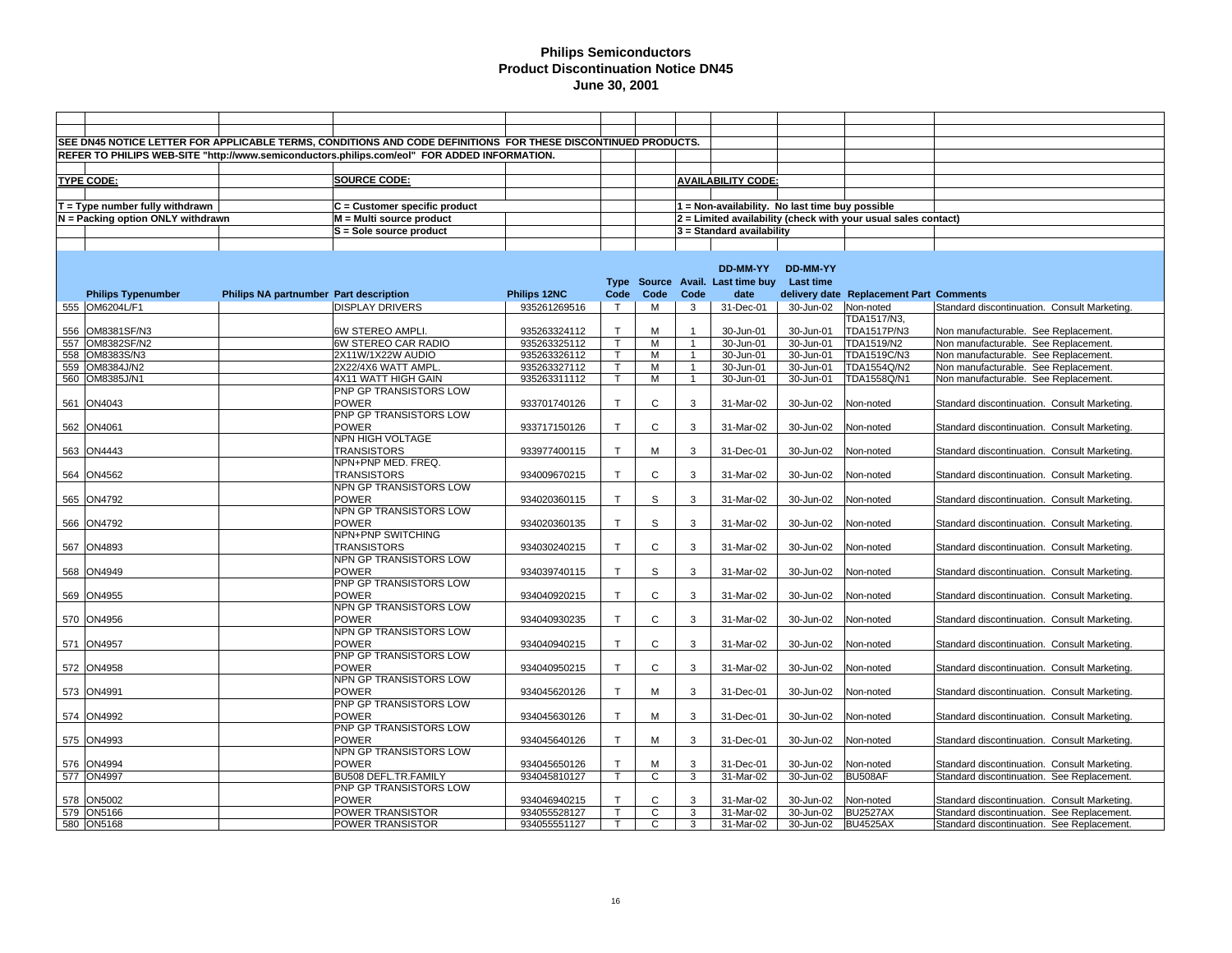# Philips Semiconductors
## Product Discontinuation Notice DN45
### June 30, 2001

SEE DN45 NOTICE LETTER FOR APPLICABLE TERMS, CONDITIONS AND CODE DEFINITIONS FOR THESE DISCONTINUED PRODUCTS.

REFER TO PHILIPS WEB-SITE "http://www.semiconductors.philips.com/eol" FOR ADDED INFORMATION.

**TYPE CODE:**
- T = Type number fully withdrawn
- N = Packing option ONLY withdrawn

**SOURCE CODE:**
- C = Customer specific product
- M = Multi source product
- S = Sole source product

**AVAILABILITY CODE:**
- 1 = Non-availability. No last time buy possible
- 2 = Limited availability (check with your usual sales contact)
- 3 = Standard availability

| | Philips Typenumber | Philips NA partnumber | Part description | Philips 12NC | Type Code | Source Code | Avail. Code | DD-MM-YY Last time buy date | DD-MM-YY Last time delivery date | Replacement Part | Comments |
|---|---|---|---|---|---|---|---|---|---|---|---|
| 555 | OM6204L/F1 | | DISPLAY DRIVERS | 935261269516 | T | M | 3 | 31-Dec-01 | 30-Jun-02 | Non-noted | Standard discontinuation. Consult Marketing. |
| 556 | OM8381SF/N3 | | 6W STEREO AMPLI. | 935263324112 | T | M | 1 | 30-Jun-01 | 30-Jun-01 | TDA1517/N3, TDA1517P/N3 | Non manufacturable. See Replacement. |
| 557 | OM8382SF/N2 | | 6W STEREO CAR RADIO | 935263325112 | T | M | 1 | 30-Jun-01 | 30-Jun-01 | TDA1519/N2 | Non manufacturable. See Replacement. |
| 558 | OM8383S/N3 | | 2X11W/1X22W AUDIO | 935263326112 | T | M | 1 | 30-Jun-01 | 30-Jun-01 | TDA1519C/N3 | Non manufacturable. See Replacement. |
| 559 | OM8384J/N2 | | 2X22/4X6 WATT AMPL. | 935263327112 | T | M | 1 | 30-Jun-01 | 30-Jun-01 | TDA1554Q/N2 | Non manufacturable. See Replacement. |
| 560 | OM8385J/N1 | | 4X11 WATT HIGH GAIN | 935263311112 | T | M | 1 | 30-Jun-01 | 30-Jun-01 | TDA1558Q/N1 | Non manufacturable. See Replacement. |
| 561 | ON4043 | | PNP GP TRANSISTORS LOW POWER | 933701740126 | T | C | 3 | 31-Mar-02 | 30-Jun-02 | Non-noted | Standard discontinuation. Consult Marketing. |
| 562 | ON4061 | | PNP GP TRANSISTORS LOW POWER | 933717150126 | T | C | 3 | 31-Mar-02 | 30-Jun-02 | Non-noted | Standard discontinuation. Consult Marketing. |
| 563 | ON4443 | | NPN HIGH VOLTAGE TRANSISTORS | 933977400115 | T | M | 3 | 31-Dec-01 | 30-Jun-02 | Non-noted | Standard discontinuation. Consult Marketing. |
| 564 | ON4562 | | NPN+PNP MED. FREQ. TRANSISTORS | 934009670215 | T | C | 3 | 31-Mar-02 | 30-Jun-02 | Non-noted | Standard discontinuation. Consult Marketing. |
| 565 | ON4792 | | NPN GP TRANSISTORS LOW POWER | 934020360115 | T | S | 3 | 31-Mar-02 | 30-Jun-02 | Non-noted | Standard discontinuation. Consult Marketing. |
| 566 | ON4792 | | NPN GP TRANSISTORS LOW POWER | 934020360135 | T | S | 3 | 31-Mar-02 | 30-Jun-02 | Non-noted | Standard discontinuation. Consult Marketing. |
| 567 | ON4893 | | NPN+PNP SWITCHING TRANSISTORS | 934030240215 | T | C | 3 | 31-Mar-02 | 30-Jun-02 | Non-noted | Standard discontinuation. Consult Marketing. |
| 568 | ON4949 | | NPN GP TRANSISTORS LOW POWER | 934039740115 | T | S | 3 | 31-Mar-02 | 30-Jun-02 | Non-noted | Standard discontinuation. Consult Marketing. |
| 569 | ON4955 | | PNP GP TRANSISTORS LOW POWER | 934040920215 | T | C | 3 | 31-Mar-02 | 30-Jun-02 | Non-noted | Standard discontinuation. Consult Marketing. |
| 570 | ON4956 | | NPN GP TRANSISTORS LOW POWER | 934040930235 | T | C | 3 | 31-Mar-02 | 30-Jun-02 | Non-noted | Standard discontinuation. Consult Marketing. |
| 571 | ON4957 | | NPN GP TRANSISTORS LOW POWER | 934040940215 | T | C | 3 | 31-Mar-02 | 30-Jun-02 | Non-noted | Standard discontinuation. Consult Marketing. |
| 572 | ON4958 | | PNP GP TRANSISTORS LOW POWER | 934040950215 | T | C | 3 | 31-Mar-02 | 30-Jun-02 | Non-noted | Standard discontinuation. Consult Marketing. |
| 573 | ON4991 | | NPN GP TRANSISTORS LOW POWER | 934045620126 | T | M | 3 | 31-Dec-01 | 30-Jun-02 | Non-noted | Standard discontinuation. Consult Marketing. |
| 574 | ON4992 | | PNP GP TRANSISTORS LOW POWER | 934045630126 | T | M | 3 | 31-Dec-01 | 30-Jun-02 | Non-noted | Standard discontinuation. Consult Marketing. |
| 575 | ON4993 | | PNP GP TRANSISTORS LOW POWER | 934045640126 | T | M | 3 | 31-Dec-01 | 30-Jun-02 | Non-noted | Standard discontinuation. Consult Marketing. |
| 576 | ON4994 | | NPN GP TRANSISTORS LOW POWER | 934045650126 | T | M | 3 | 31-Dec-01 | 30-Jun-02 | Non-noted | Standard discontinuation. Consult Marketing. |
| 577 | ON4997 | | BU508 DEFL.TR.FAMILY | 934045810127 | T | C | 3 | 31-Mar-02 | 30-Jun-02 | BU508AF | Standard discontinuation. See Replacement. |
| 578 | ON5002 | | PNP GP TRANSISTORS LOW POWER | 934046940215 | T | C | 3 | 31-Mar-02 | 30-Jun-02 | Non-noted | Standard discontinuation. Consult Marketing. |
| 579 | ON5166 | | POWER TRANSISTOR | 934055528127 | T | C | 3 | 31-Mar-02 | 30-Jun-02 | BU2527AX | Standard discontinuation. See Replacement. |
| 580 | ON5168 | | POWER TRANSISTOR | 934055551127 | T | C | 3 | 31-Mar-02 | 30-Jun-02 | BU4525AX | Standard discontinuation. See Replacement. |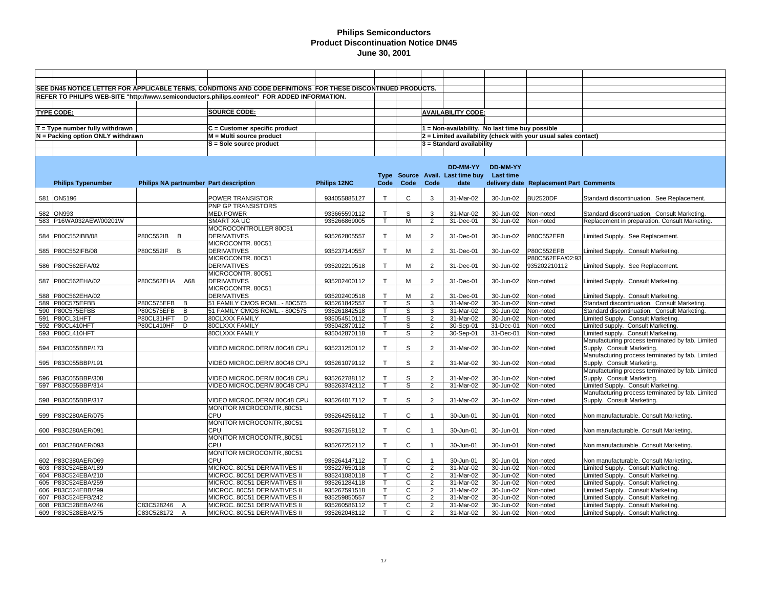# Philips Semiconductors
## Product Discontinuation Notice DN45
### June 30, 2001

SEE DN45 NOTICE LETTER FOR APPLICABLE TERMS, CONDITIONS AND CODE DEFINITIONS FOR THESE DISCONTINUED PRODUCTS.
REFER TO PHILIPS WEB-SITE "http://www.semiconductors.philips.com/eol" FOR ADDED INFORMATION.

**TYPE CODE:**
T = Type number fully withdrawn
N = Packing option ONLY withdrawn

**SOURCE CODE:**
C = Customer specific product
M = Multi source product
S = Sole source product

**AVAILABILITY CODE:**
1 = Non-availability. No last time buy possible
2 = Limited availability (check with your usual sales contact)
3 = Standard availability

| | Philips Typenumber | Philips NA partnumber | Part description | Philips 12NC | Type Code | Source Code | Avail. Code | DD-MM-YY Last time buy date | DD-MM-YY Last time delivery date | Replacement Part | Comments |
|---|---|---|---|---|---|---|---|---|---|---|---|
| 581 | ON5196 | | POWER TRANSISTOR | 934055885127 | T | C | 3 | 31-Mar-02 | 30-Jun-02 | BU2520DF | Standard discontinuation. See Replacement. |
| 582 | ON993 | | PNP GP TRANSISTORS MED.POWER | 933665590112 | T | S | 3 | 31-Mar-02 | 30-Jun-02 | Non-noted | Standard discontinuation. Consult Marketing. |
| 583 | P16WA032AEW/00201W | | SMART XA UC | 935266869005 | T | M | 2 | 31-Dec-01 | 30-Jun-02 | Non-noted | Replacement in preparation. Consult Marketing. |
| 584 | P80C552IBB/08 | P80C552IB B | MOCROCONTROLLER 80C51 DERIVATIVES | 935262805557 | T | M | 2 | 31-Dec-01 | 30-Jun-02 | P80C552EFB | Limited Supply. See Replacement. |
| 585 | P80C552IFB/08 | P80C552IF B | MICROCONTR. 80C51 DERIVATIVES | 935237140557 | T | M | 2 | 31-Dec-01 | 30-Jun-02 | P80C552EFB | Limited Supply. Consult Marketing. |
| 586 | P80C562EFA/02 | | MICROCONTR. 80C51 DERIVATIVES | 935202210518 | T | M | 2 | 31-Dec-01 | 30-Jun-02 | P80C562EFA/02:93 935202210112 | Limited Supply. See Replacement. |
| 587 | P80C562EHA/02 | P80C562EHA A68 | MICROCONTR. 80C51 DERIVATIVES | 935202400112 | T | M | 2 | 31-Dec-01 | 30-Jun-02 | Non-noted | Limited Supply. Consult Marketing. |
| 588 | P80C562EHA/02 | | MICROCONTR. 80C51 DERIVATIVES | 935202400518 | T | M | 2 | 31-Dec-01 | 30-Jun-02 | Non-noted | Limited Supply. Consult Marketing. |
| 589 | P80C575EFBB | P80C575EFB B | 51 FAMILY CMOS ROML. - 80C575 | 935261842557 | T | S | 3 | 31-Mar-02 | 30-Jun-02 | Non-noted | Standard discontinuation. Consult Marketing. |
| 590 | P80C575EFBB | P80C575EFB B | 51 FAMILY CMOS ROML. - 80C575 | 935261842518 | T | S | 3 | 31-Mar-02 | 30-Jun-02 | Non-noted | Standard discontinuation. Consult Marketing. |
| 591 | P80CL31HFT | P80CL31HFT D | 80CLXXX FAMILY | 935054510112 | T | S | 2 | 31-Mar-02 | 30-Jun-02 | Non-noted | Limited Supply. Consult Marketing. |
| 592 | P80CL410HFT | P80CL410HF D | 80CLXXX FAMILY | 935042870112 | T | S | 2 | 30-Sep-01 | 31-Dec-01 | Non-noted | Limited supply. Consult Marketing. |
| 593 | P80CL410HFT | | 80CLXXX FAMILY | 935042870118 | T | S | 2 | 30-Sep-01 | 31-Dec-01 | Non-noted | Limited supply. Consult Marketing. |
| 594 | P83C055BBP/173 | | VIDEO MICROC.DERIV.80C48 CPU | 935231250112 | T | S | 2 | 31-Mar-02 | 30-Jun-02 | Non-noted | Manufacturing process terminated by fab. Limited Supply. Consult Marketing. |
| 595 | P83C055BBP/191 | | VIDEO MICROC.DERIV.80C48 CPU | 935261079112 | T | S | 2 | 31-Mar-02 | 30-Jun-02 | Non-noted | Manufacturing process terminated by fab. Limited Supply. Consult Marketing. |
| 596 | P83C055BBP/308 | | VIDEO MICROC.DERIV.80C48 CPU | 935262788112 | T | S | 2 | 31-Mar-02 | 30-Jun-02 | Non-noted | Manufacturing process terminated by fab. Limited Supply. Consult Marketing. |
| 597 | P83C055BBP/314 | | VIDEO MICROC.DERIV.80C48 CPU | 935263742112 | T | S | 2 | 31-Mar-02 | 30-Jun-02 | Non-noted | Limited Supply. Consult Marketing. |
| 598 | P83C055BBP/317 | | VIDEO MICROC.DERIV.80C48 CPU | 935264017112 | T | S | 2 | 31-Mar-02 | 30-Jun-02 | Non-noted | Manufacturing process terminated by fab. Limited Supply. Consult Marketing. |
| 599 | P83C280AER/075 | | MONITOR MICROCONTR.,80C51 CPU | 935264256112 | T | C | 1 | 30-Jun-01 | 30-Jun-01 | Non-noted | Non manufacturable. Consult Marketing. |
| 600 | P83C280AER/091 | | MONITOR MICROCONTR.,80C51 CPU | 935267158112 | T | C | 1 | 30-Jun-01 | 30-Jun-01 | Non-noted | Non manufacturable. Consult Marketing. |
| 601 | P83C280AER/093 | | MONITOR MICROCONTR.,80C51 CPU | 935267252112 | T | C | 1 | 30-Jun-01 | 30-Jun-01 | Non-noted | Non manufacturable. Consult Marketing. |
| 602 | P83C380AER/069 | | MONITOR MICROCONTR.,80C51 CPU | 935264147112 | T | C | 1 | 30-Jun-01 | 30-Jun-01 | Non-noted | Non manufacturable. Consult Marketing. |
| 603 | P83C524EBA/189 | | MICROC. 80C51 DERIVATIVES II | 935227650118 | T | C | 2 | 31-Mar-02 | 30-Jun-02 | Non-noted | Limited Supply. Consult Marketing. |
| 604 | P83C524EBA/210 | | MICROC. 80C51 DERIVATIVES II | 935241080118 | T | C | 2 | 31-Mar-02 | 30-Jun-02 | Non-noted | Limited Supply. Consult Marketing. |
| 605 | P83C524EBA/259 | | MICROC. 80C51 DERIVATIVES II | 935261284118 | T | C | 2 | 31-Mar-02 | 30-Jun-02 | Non-noted | Limited Supply. Consult Marketing. |
| 606 | P83C524EBB/299 | | MICROC. 80C51 DERIVATIVES II | 935267591518 | T | C | 2 | 31-Mar-02 | 30-Jun-02 | Non-noted | Limited Supply. Consult Marketing. |
| 607 | P83C524EFB/242 | | MICROC. 80C51 DERIVATIVES II | 935259850557 | T | C | 2 | 31-Mar-02 | 30-Jun-02 | Non-noted | Limited Supply. Consult Marketing. |
| 608 | P83C528EBA/246 | C83C528246 A | MICROC. 80C51 DERIVATIVES II | 935260586112 | T | C | 2 | 31-Mar-02 | 30-Jun-02 | Non-noted | Limited Supply. Consult Marketing. |
| 609 | P83C528EBA/275 | C83C528172 A | MICROC. 80C51 DERIVATIVES II | 935262048112 | T | C | 2 | 31-Mar-02 | 30-Jun-02 | Non-noted | Limited Supply. Consult Marketing. |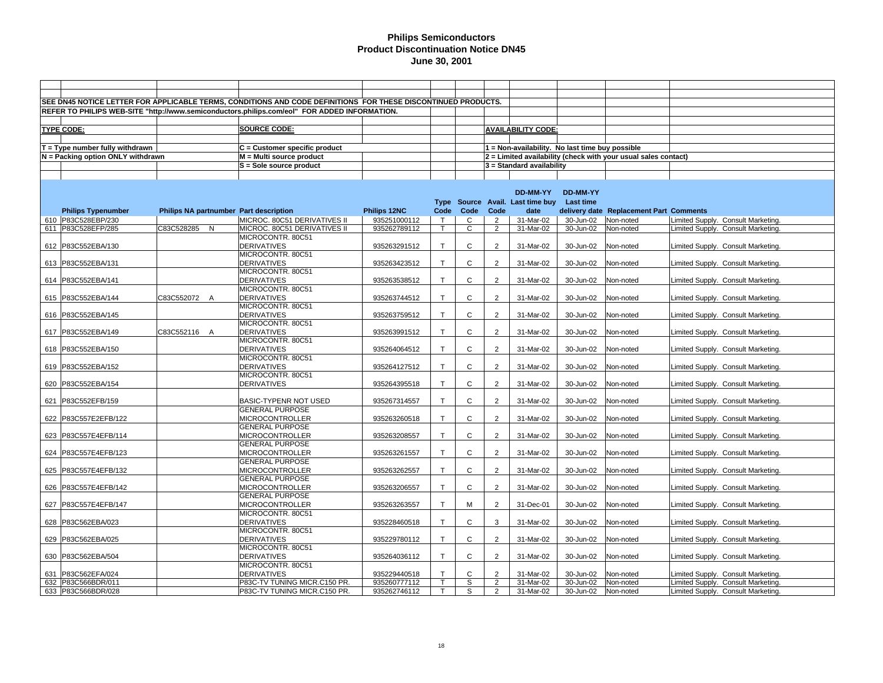# Philips Semiconductors
## Product Discontinuation Notice DN45
### June 30, 2001

SEE DN45 NOTICE LETTER FOR APPLICABLE TERMS, CONDITIONS AND CODE DEFINITIONS FOR THESE DISCONTINUED PRODUCTS.

REFER TO PHILIPS WEB-SITE "http://www.semiconductors.philips.com/eol" FOR ADDED INFORMATION.

**TYPE CODE:**
- T = Type number fully withdrawn
- N = Packing option ONLY withdrawn

**SOURCE CODE:**
- C = Customer specific product
- M = Multi source product
- S = Sole source product

**AVAILABILITY CODE:**
- 1 = Non-availability. No last time buy possible
- 2 = Limited availability (check with your usual sales contact)
- 3 = Standard availability

| | Philips Typenumber | Philips NA partnumber | Part description | Philips 12NC | Type Code | Source Code | Avail. Code | DD-MM-YY Last time buy date | DD-MM-YY Last time delivery date | Replacement Part | Comments |
|---|---|---|---|---|---|---|---|---|---|---|---|
| 610 | P83C528EBP/230 | | MICROC. 80C51 DERIVATIVES II | 935251000112 | T | C | 2 | 31-Mar-02 | 30-Jun-02 | Non-noted | Limited Supply. Consult Marketing. |
| 611 | P83C528EFP/285 | C83C528285 N | MICROC. 80C51 DERIVATIVES II | 935262789112 | T | C | 2 | 31-Mar-02 | 30-Jun-02 | Non-noted | Limited Supply. Consult Marketing. |
| 612 | P83C552EBA/130 | | MICROCONTR. 80C51 DERIVATIVES | 935263291512 | T | C | 2 | 31-Mar-02 | 30-Jun-02 | Non-noted | Limited Supply. Consult Marketing. |
| 613 | P83C552EBA/131 | | MICROCONTR. 80C51 DERIVATIVES | 935263423512 | T | C | 2 | 31-Mar-02 | 30-Jun-02 | Non-noted | Limited Supply. Consult Marketing. |
| 614 | P83C552EBA/141 | | MICROCONTR. 80C51 DERIVATIVES | 935263538512 | T | C | 2 | 31-Mar-02 | 30-Jun-02 | Non-noted | Limited Supply. Consult Marketing. |
| 615 | P83C552EBA/144 | C83C552072 A | MICROCONTR. 80C51 DERIVATIVES | 935263744512 | T | C | 2 | 31-Mar-02 | 30-Jun-02 | Non-noted | Limited Supply. Consult Marketing. |
| 616 | P83C552EBA/145 | | MICROCONTR. 80C51 DERIVATIVES | 935263759512 | T | C | 2 | 31-Mar-02 | 30-Jun-02 | Non-noted | Limited Supply. Consult Marketing. |
| 617 | P83C552EBA/149 | C83C552116 A | MICROCONTR. 80C51 DERIVATIVES | 935263991512 | T | C | 2 | 31-Mar-02 | 30-Jun-02 | Non-noted | Limited Supply. Consult Marketing. |
| 618 | P83C552EBA/150 | | MICROCONTR. 80C51 DERIVATIVES | 935264064512 | T | C | 2 | 31-Mar-02 | 30-Jun-02 | Non-noted | Limited Supply. Consult Marketing. |
| 619 | P83C552EBA/152 | | MICROCONTR. 80C51 DERIVATIVES | 935264127512 | T | C | 2 | 31-Mar-02 | 30-Jun-02 | Non-noted | Limited Supply. Consult Marketing. |
| 620 | P83C552EBA/154 | | MICROCONTR. 80C51 DERIVATIVES | 935264395518 | T | C | 2 | 31-Mar-02 | 30-Jun-02 | Non-noted | Limited Supply. Consult Marketing. |
| 621 | P83C552EFB/159 | | BASIC-TYPENR NOT USED | 935267314557 | T | C | 2 | 31-Mar-02 | 30-Jun-02 | Non-noted | Limited Supply. Consult Marketing. |
| 622 | P83C557E2EFB/122 | | GENERAL PURPOSE MICROCONTROLLER | 935263260518 | T | C | 2 | 31-Mar-02 | 30-Jun-02 | Non-noted | Limited Supply. Consult Marketing. |
| 623 | P83C557E4EFB/114 | | GENERAL PURPOSE MICROCONTROLLER | 935263208557 | T | C | 2 | 31-Mar-02 | 30-Jun-02 | Non-noted | Limited Supply. Consult Marketing. |
| 624 | P83C557E4EFB/123 | | GENERAL PURPOSE MICROCONTROLLER | 935263261557 | T | C | 2 | 31-Mar-02 | 30-Jun-02 | Non-noted | Limited Supply. Consult Marketing. |
| 625 | P83C557E4EFB/132 | | GENERAL PURPOSE MICROCONTROLLER | 935263262557 | T | C | 2 | 31-Mar-02 | 30-Jun-02 | Non-noted | Limited Supply. Consult Marketing. |
| 626 | P83C557E4EFB/142 | | GENERAL PURPOSE MICROCONTROLLER | 935263206557 | T | C | 2 | 31-Mar-02 | 30-Jun-02 | Non-noted | Limited Supply. Consult Marketing. |
| 627 | P83C557E4EFB/147 | | GENERAL PURPOSE MICROCONTROLLER | 935263263557 | T | M | 2 | 31-Dec-01 | 30-Jun-02 | Non-noted | Limited Supply. Consult Marketing. |
| 628 | P83C562EBA/023 | | MICROCONTR. 80C51 DERIVATIVES | 935228460518 | T | C | 3 | 31-Mar-02 | 30-Jun-02 | Non-noted | Limited Supply. Consult Marketing. |
| 629 | P83C562EBA/025 | | MICROCONTR. 80C51 DERIVATIVES | 935229780112 | T | C | 2 | 31-Mar-02 | 30-Jun-02 | Non-noted | Limited Supply. Consult Marketing. |
| 630 | P83C562EBA/504 | | MICROCONTR. 80C51 DERIVATIVES | 935264036112 | T | C | 2 | 31-Mar-02 | 30-Jun-02 | Non-noted | Limited Supply. Consult Marketing. |
| 631 | P83C562EFA/024 | | MICROCONTR. 80C51 DERIVATIVES | 935229440518 | T | C | 2 | 31-Mar-02 | 30-Jun-02 | Non-noted | Limited Supply. Consult Marketing. |
| 632 | P83C566BDR/011 | | P83C-TV TUNING MICR.C150 PR. | 935260777112 | T | S | 2 | 31-Mar-02 | 30-Jun-02 | Non-noted | Limited Supply. Consult Marketing. |
| 633 | P83C566BDR/028 | | P83C-TV TUNING MICR.C150 PR. | 935262746112 | T | S | 2 | 31-Mar-02 | 30-Jun-02 | Non-noted | Limited Supply. Consult Marketing. |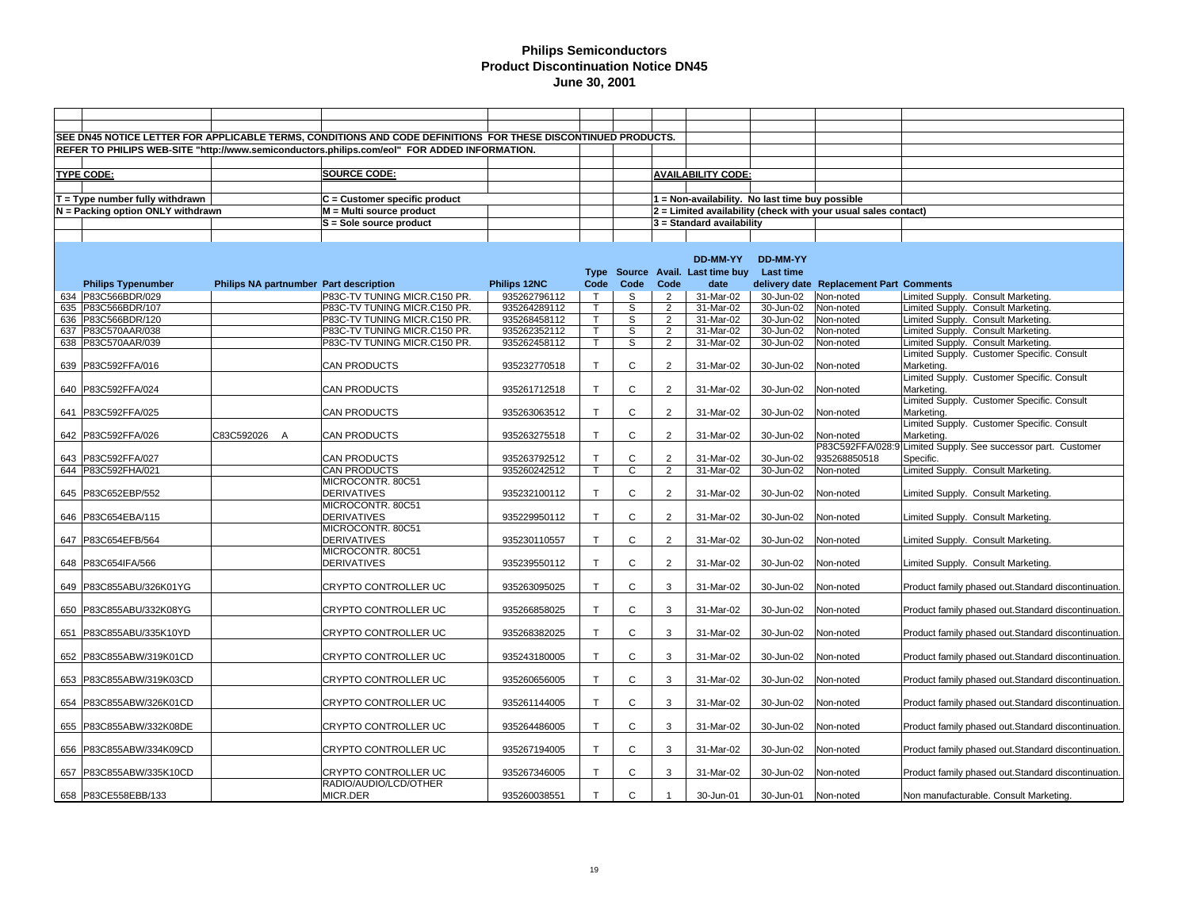# Philips Semiconductors
## Product Discontinuation Notice DN45
### June 30, 2001

SEE DN45 NOTICE LETTER FOR APPLICABLE TERMS, CONDITIONS AND CODE DEFINITIONS FOR THESE DISCONTINUED PRODUCTS.

REFER TO PHILIPS WEB-SITE "http://www.semiconductors.philips.com/eol" FOR ADDED INFORMATION.

**TYPE CODE:**
- T = Type number fully withdrawn
- N = Packing option ONLY withdrawn

**SOURCE CODE:**
- C = Customer specific product
- M = Multi source product
- S = Sole source product

**AVAILABILITY CODE:**
- 1 = Non-availability. No last time buy possible
- 2 = Limited availability (check with your usual sales contact)
- 3 = Standard availability

| | Philips Typenumber | Philips NA partnumber | Part description | Philips 12NC | Type Code | Source Code | Avail. Code | DD-MM-YY Last time buy date | DD-MM-YY Last time delivery date | Replacement Part | Comments |
|---|---|---|---|---|---|---|---|---|---|---|---|
| 634 | P83C566BDR/029 | | P83C-TV TUNING MICR.C150 PR. | 935262796112 | T | S | 2 | 31-Mar-02 | 30-Jun-02 | Non-noted | Limited Supply. Consult Marketing. |
| 635 | P83C566BDR/107 | | P83C-TV TUNING MICR.C150 PR. | 935264289112 | T | S | 2 | 31-Mar-02 | 30-Jun-02 | Non-noted | Limited Supply. Consult Marketing. |
| 636 | P83C566BDR/120 | | P83C-TV TUNING MICR.C150 PR. | 935268458112 | T | S | 2 | 31-Mar-02 | 30-Jun-02 | Non-noted | Limited Supply. Consult Marketing. |
| 637 | P83C570AAR/038 | | P83C-TV TUNING MICR.C150 PR. | 935262352112 | T | S | 2 | 31-Mar-02 | 30-Jun-02 | Non-noted | Limited Supply. Consult Marketing. |
| 638 | P83C570AAR/039 | | P83C-TV TUNING MICR.C150 PR. | 935262458112 | T | S | 2 | 31-Mar-02 | 30-Jun-02 | Non-noted | Limited Supply. Consult Marketing. |
| 639 | P83C592FFA/016 | | CAN PRODUCTS | 935232770518 | T | C | 2 | 31-Mar-02 | 30-Jun-02 | Non-noted | Limited Supply. Customer Specific. Consult Marketing. |
| 640 | P83C592FFA/024 | | CAN PRODUCTS | 935261712518 | T | C | 2 | 31-Mar-02 | 30-Jun-02 | Non-noted | Limited Supply. Customer Specific. Consult Marketing. |
| 641 | P83C592FFA/025 | | CAN PRODUCTS | 935263063512 | T | C | 2 | 31-Mar-02 | 30-Jun-02 | Non-noted | Limited Supply. Customer Specific. Consult Marketing. |
| 642 | P83C592FFA/026 | C83C592026 A | CAN PRODUCTS | 935263275518 | T | C | 2 | 31-Mar-02 | 30-Jun-02 | Non-noted | Limited Supply. Customer Specific. Consult Marketing. |
| 643 | P83C592FFA/027 | | CAN PRODUCTS | 935263792512 | T | C | 2 | 31-Mar-02 | 30-Jun-02 | P83C592FFA/028:9 935268850518 | Limited Supply. See successor part. Customer Specific. |
| 644 | P83C592FHA/021 | | CAN PRODUCTS | 935260242512 | T | C | 2 | 31-Mar-02 | 30-Jun-02 | Non-noted | Limited Supply. Consult Marketing. |
| 645 | P83C652EBP/552 | | MICROCONTR. 80C51 DERIVATIVES | 935232100112 | T | C | 2 | 31-Mar-02 | 30-Jun-02 | Non-noted | Limited Supply. Consult Marketing. |
| 646 | P83C654EBA/115 | | MICROCONTR. 80C51 DERIVATIVES | 935229950112 | T | C | 2 | 31-Mar-02 | 30-Jun-02 | Non-noted | Limited Supply. Consult Marketing. |
| 647 | P83C654EFB/564 | | MICROCONTR. 80C51 DERIVATIVES | 935230110557 | T | C | 2 | 31-Mar-02 | 30-Jun-02 | Non-noted | Limited Supply. Consult Marketing. |
| 648 | P83C654IFA/566 | | MICROCONTR. 80C51 DERIVATIVES | 935239550112 | T | C | 2 | 31-Mar-02 | 30-Jun-02 | Non-noted | Limited Supply. Consult Marketing. |
| 649 | P83C855ABU/326K01YG | | CRYPTO CONTROLLER UC | 935263095025 | T | C | 3 | 31-Mar-02 | 30-Jun-02 | Non-noted | Product family phased out.Standard discontinuation. |
| 650 | P83C855ABU/332K08YG | | CRYPTO CONTROLLER UC | 935266858025 | T | C | 3 | 31-Mar-02 | 30-Jun-02 | Non-noted | Product family phased out.Standard discontinuation. |
| 651 | P83C855ABU/335K10YD | | CRYPTO CONTROLLER UC | 935268382025 | T | C | 3 | 31-Mar-02 | 30-Jun-02 | Non-noted | Product family phased out.Standard discontinuation. |
| 652 | P83C855ABW/319K01CD | | CRYPTO CONTROLLER UC | 935243180005 | T | C | 3 | 31-Mar-02 | 30-Jun-02 | Non-noted | Product family phased out.Standard discontinuation. |
| 653 | P83C855ABW/319K03CD | | CRYPTO CONTROLLER UC | 935260656005 | T | C | 3 | 31-Mar-02 | 30-Jun-02 | Non-noted | Product family phased out.Standard discontinuation. |
| 654 | P83C855ABW/326K01CD | | CRYPTO CONTROLLER UC | 935261144005 | T | C | 3 | 31-Mar-02 | 30-Jun-02 | Non-noted | Product family phased out.Standard discontinuation. |
| 655 | P83C855ABW/332K08DE | | CRYPTO CONTROLLER UC | 935264486005 | T | C | 3 | 31-Mar-02 | 30-Jun-02 | Non-noted | Product family phased out.Standard discontinuation. |
| 656 | P83C855ABW/334K09CD | | CRYPTO CONTROLLER UC | 935267194005 | T | C | 3 | 31-Mar-02 | 30-Jun-02 | Non-noted | Product family phased out.Standard discontinuation. |
| 657 | P83C855ABW/335K10CD | | CRYPTO CONTROLLER UC | 935267346005 | T | C | 3 | 31-Mar-02 | 30-Jun-02 | Non-noted | Product family phased out.Standard discontinuation. |
| 658 | P83CE558EBB/133 | | RADIO/AUDIO/LCD/OTHER MICR.DER | 935260038551 | T | C | 1 | 30-Jun-01 | 30-Jun-01 | Non-noted | Non manufacturable. Consult Marketing. |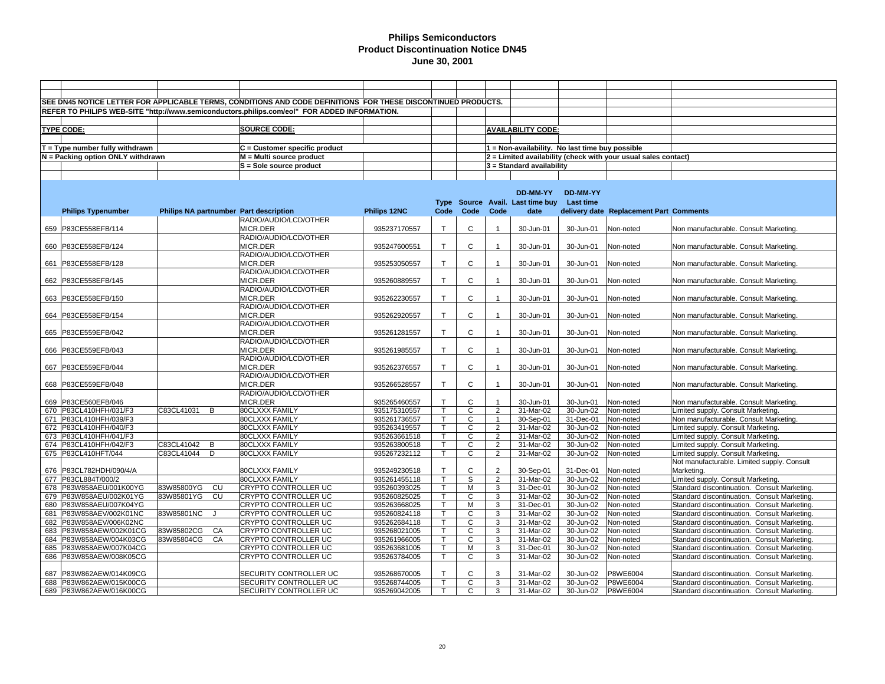# Philips Semiconductors
## Product Discontinuation Notice DN45
### June 30, 2001

SEE DN45 NOTICE LETTER FOR APPLICABLE TERMS, CONDITIONS AND CODE DEFINITIONS FOR THESE DISCONTINUED PRODUCTS.

REFER TO PHILIPS WEB-SITE "http://www.semiconductors.philips.com/eol" FOR ADDED INFORMATION.

**TYPE CODE:**
- T = Type number fully withdrawn
- N = Packing option ONLY withdrawn

**SOURCE CODE:**
- C = Customer specific product
- M = Multi source product
- S = Sole source product

**AVAILABILITY CODE:**
- 1 = Non-availability. No last time buy possible
- 2 = Limited availability (check with your usual sales contact)
- 3 = Standard availability

| | Philips Typenumber | Philips NA partnumber | Part description | Philips 12NC | Type Code | Source Code | Avail. Code | DD-MM-YY Last time buy date | DD-MM-YY Last time delivery date | Replacement Part | Comments |
|---|---|---|---|---|---|---|---|---|---|---|---|
| 659 | P83CE558EFB/114 | | RADIO/AUDIO/LCD/OTHER MICR.DER | 935237170557 | T | C | 1 | 30-Jun-01 | 30-Jun-01 | Non-noted | Non manufacturable. Consult Marketing. |
| 660 | P83CE558EFB/124 | | RADIO/AUDIO/LCD/OTHER MICR.DER | 935247600551 | T | C | 1 | 30-Jun-01 | 30-Jun-01 | Non-noted | Non manufacturable. Consult Marketing. |
| 661 | P83CE558EFB/128 | | RADIO/AUDIO/LCD/OTHER MICR.DER | 935253050557 | T | C | 1 | 30-Jun-01 | 30-Jun-01 | Non-noted | Non manufacturable. Consult Marketing. |
| 662 | P83CE558EFB/145 | | RADIO/AUDIO/LCD/OTHER MICR.DER | 935260889557 | T | C | 1 | 30-Jun-01 | 30-Jun-01 | Non-noted | Non manufacturable. Consult Marketing. |
| 663 | P83CE558EFB/150 | | RADIO/AUDIO/LCD/OTHER MICR.DER | 935262230557 | T | C | 1 | 30-Jun-01 | 30-Jun-01 | Non-noted | Non manufacturable. Consult Marketing. |
| 664 | P83CE558EFB/154 | | RADIO/AUDIO/LCD/OTHER MICR.DER | 935262920557 | T | C | 1 | 30-Jun-01 | 30-Jun-01 | Non-noted | Non manufacturable. Consult Marketing. |
| 665 | P83CE559EFB/042 | | RADIO/AUDIO/LCD/OTHER MICR.DER | 935261281557 | T | C | 1 | 30-Jun-01 | 30-Jun-01 | Non-noted | Non manufacturable. Consult Marketing. |
| 666 | P83CE559EFB/043 | | RADIO/AUDIO/LCD/OTHER MICR.DER | 935261985557 | T | C | 1 | 30-Jun-01 | 30-Jun-01 | Non-noted | Non manufacturable. Consult Marketing. |
| 667 | P83CE559EFB/044 | | RADIO/AUDIO/LCD/OTHER MICR.DER | 935262376557 | T | C | 1 | 30-Jun-01 | 30-Jun-01 | Non-noted | Non manufacturable. Consult Marketing. |
| 668 | P83CE559EFB/048 | | RADIO/AUDIO/LCD/OTHER MICR.DER | 935266528557 | T | C | 1 | 30-Jun-01 | 30-Jun-01 | Non-noted | Non manufacturable. Consult Marketing. |
| 669 | P83CE560EFB/046 | | RADIO/AUDIO/LCD/OTHER MICR.DER | 935265460557 | T | C | 1 | 30-Jun-01 | 30-Jun-01 | Non-noted | Non manufacturable. Consult Marketing. |
| 670 | P83CL410HFH/031/F3 | C83CL41031 B | 80CLXXX FAMILY | 935175310557 | T | C | 2 | 31-Mar-02 | 30-Jun-02 | Non-noted | Limited supply. Consult Marketing. |
| 671 | P83CL410HFH/039/F3 | | 80CLXXX FAMILY | 935261736557 | T | C | 1 | 30-Sep-01 | 31-Dec-01 | Non-noted | Non manufacturable. Consult Marketing. |
| 672 | P83CL410HFH/040/F3 | | 80CLXXX FAMILY | 935263419557 | T | C | 2 | 31-Mar-02 | 30-Jun-02 | Non-noted | Limited supply. Consult Marketing. |
| 673 | P83CL410HFH/041/F3 | | 80CLXXX FAMILY | 935263661518 | T | C | 2 | 31-Mar-02 | 30-Jun-02 | Non-noted | Limited supply. Consult Marketing. |
| 674 | P83CL410HFH/042/F3 | C83CL41042 B | 80CLXXX FAMILY | 935263800518 | T | C | 2 | 31-Mar-02 | 30-Jun-02 | Non-noted | Limited supply. Consult Marketing. |
| 675 | P83CL410HFT/044 | C83CL41044 D | 80CLXXX FAMILY | 935267232112 | T | C | 2 | 31-Mar-02 | 30-Jun-02 | Non-noted | Limited supply. Consult Marketing. |
| 676 | P83CL782HDH/090/4/A | | 80CLXXX FAMILY | 935249230518 | T | C | 2 | 30-Sep-01 | 31-Dec-01 | Non-noted | Not manufacturable. Limited supply. Consult Marketing. |
| 677 | P83CL884T/000/2 | | 80CLXXX FAMILY | 935261455118 | T | S | 2 | 31-Mar-02 | 30-Jun-02 | Non-noted | Limited supply. Consult Marketing. |
| 678 | P83W858AEU/001K00YG | 83W85800YG CU | CRYPTO CONTROLLER UC | 935260393025 | T | M | 3 | 31-Dec-01 | 30-Jun-02 | Non-noted | Standard discontinuation. Consult Marketing. |
| 679 | P83W858AEU/002K01YG | 83W85801YG CU | CRYPTO CONTROLLER UC | 935260825025 | T | C | 3 | 31-Mar-02 | 30-Jun-02 | Non-noted | Standard discontinuation. Consult Marketing. |
| 680 | P83W858AEU/007K04YG | | CRYPTO CONTROLLER UC | 935263668025 | T | M | 3 | 31-Dec-01 | 30-Jun-02 | Non-noted | Standard discontinuation. Consult Marketing. |
| 681 | P83W858AEV/002K01NC | 83W85801NC J | CRYPTO CONTROLLER UC | 935260824118 | T | C | 3 | 31-Mar-02 | 30-Jun-02 | Non-noted | Standard discontinuation. Consult Marketing. |
| 682 | P83W858AEV/006K02NC | | CRYPTO CONTROLLER UC | 935262684118 | T | C | 3 | 31-Mar-02 | 30-Jun-02 | Non-noted | Standard discontinuation. Consult Marketing. |
| 683 | P83W858AEW/002K01CG | 83W85802CG CA | CRYPTO CONTROLLER UC | 935268021005 | T | C | 3 | 31-Mar-02 | 30-Jun-02 | Non-noted | Standard discontinuation. Consult Marketing. |
| 684 | P83W858AEW/004K03CG | 83W85804CG CA | CRYPTO CONTROLLER UC | 935261966005 | T | C | 3 | 31-Mar-02 | 30-Jun-02 | Non-noted | Standard discontinuation. Consult Marketing. |
| 685 | P83W858AEW/007K04CG | | CRYPTO CONTROLLER UC | 935263681005 | T | M | 3 | 31-Dec-01 | 30-Jun-02 | Non-noted | Standard discontinuation. Consult Marketing. |
| 686 | P83W858AEW/008K05CG | | CRYPTO CONTROLLER UC | 935263784005 | T | C | 3 | 31-Mar-02 | 30-Jun-02 | Non-noted | Standard discontinuation. Consult Marketing. |
| 687 | P83W862AEW/014K09CG | | SECURITY CONTROLLER UC | 935268670005 | T | C | 3 | 31-Mar-02 | 30-Jun-02 | P8WE6004 | Standard discontinuation. Consult Marketing. |
| 688 | P83W862AEW/015K00CG | | SECURITY CONTROLLER UC | 935268744005 | T | C | 3 | 31-Mar-02 | 30-Jun-02 | P8WE6004 | Standard discontinuation. Consult Marketing. |
| 689 | P83W862AEW/016K00CG | | SECURITY CONTROLLER UC | 935269042005 | T | C | 3 | 31-Mar-02 | 30-Jun-02 | P8WE6004 | Standard discontinuation. Consult Marketing. |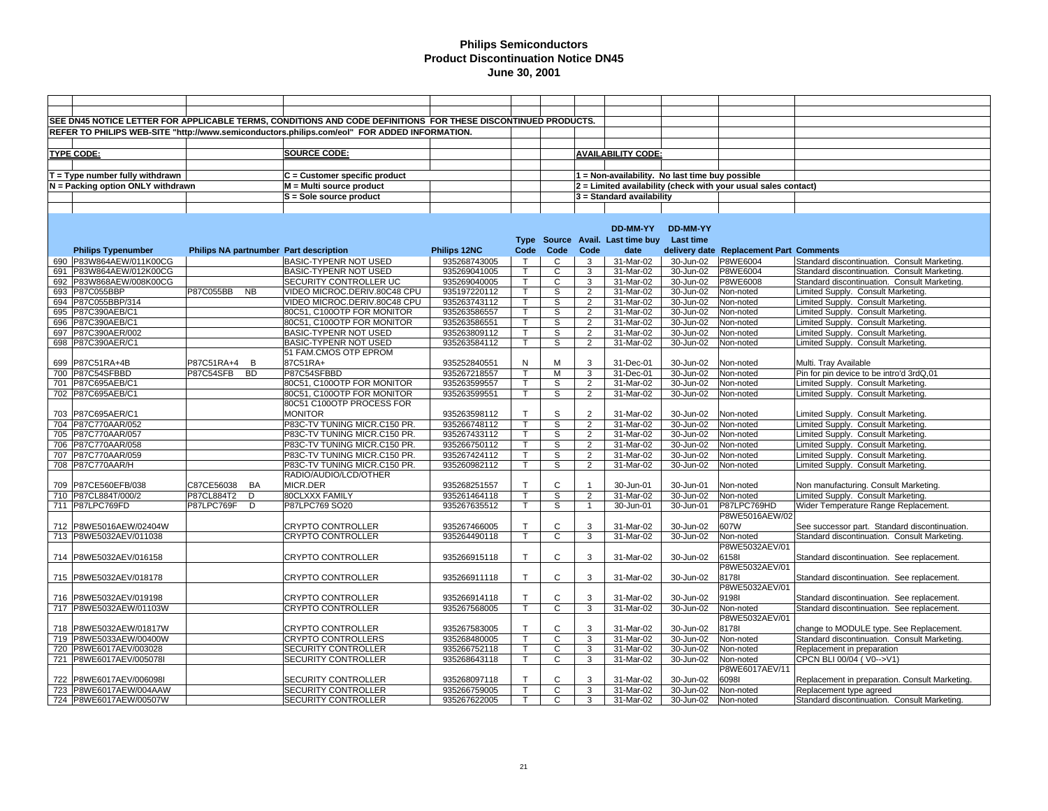# Philips Semiconductors
## Product Discontinuation Notice DN45
### June 30, 2001

SEE DN45 NOTICE LETTER FOR APPLICABLE TERMS, CONDITIONS AND CODE DEFINITIONS FOR THESE DISCONTINUED PRODUCTS.

REFER TO PHILIPS WEB-SITE "http://www.semiconductors.philips.com/eol" FOR ADDED INFORMATION.

**TYPE CODE:**

T = Type number fully withdrawn
N = Packing option ONLY withdrawn

**SOURCE CODE:**

C = Customer specific product
M = Multi source product
S = Sole source product

**AVAILABILITY CODE:**

1 = Non-availability. No last time buy possible
2 = Limited availability (check with your usual sales contact)
3 = Standard availability

| | Philips Typenumber | Philips NA partnumber | Part description | Philips 12NC | Type Code | Source Code | Avail. Code | DD-MM-YY Last time buy date | DD-MM-YY Last time delivery date | Replacement Part | Comments |
|---|---|---|---|---|---|---|---|---|---|---|---|
| 690 | P83W864AEW/011K00CG | | BASIC-TYPENR NOT USED | 935268743005 | T | C | 3 | 31-Mar-02 | 30-Jun-02 | P8WE6004 | Standard discontinuation. Consult Marketing. |
| 691 | P83W864AEW/012K00CG | | BASIC-TYPENR NOT USED | 935269041005 | T | C | 3 | 31-Mar-02 | 30-Jun-02 | P8WE6004 | Standard discontinuation. Consult Marketing. |
| 692 | P83W868AEW/008K00CG | | SECURITY CONTROLLER UC | 935269040005 | T | C | 3 | 31-Mar-02 | 30-Jun-02 | P8WE6008 | Standard discontinuation. Consult Marketing. |
| 693 | P87C055BBP | P87C055BB NB | VIDEO MICROC.DERIV.80C48 CPU | 935197220112 | T | S | 2 | 31-Mar-02 | 30-Jun-02 | Non-noted | Limited Supply. Consult Marketing. |
| 694 | P87C055BBP/314 | | VIDEO MICROC.DERIV.80C48 CPU | 935263743112 | T | S | 2 | 31-Mar-02 | 30-Jun-02 | Non-noted | Limited Supply. Consult Marketing. |
| 695 | P87C390AEB/C1 | | 80C51, C100OTP FOR MONITOR | 935263586557 | T | S | 2 | 31-Mar-02 | 30-Jun-02 | Non-noted | Limited Supply. Consult Marketing. |
| 696 | P87C390AEB/C1 | | 80C51, C100OTP FOR MONITOR | 935263586551 | T | S | 2 | 31-Mar-02 | 30-Jun-02 | Non-noted | Limited Supply. Consult Marketing. |
| 697 | P87C390AER/002 | | BASIC-TYPENR NOT USED | 935263809112 | T | S | 2 | 31-Mar-02 | 30-Jun-02 | Non-noted | Limited Supply. Consult Marketing. |
| 698 | P87C390AER/C1 | | BASIC-TYPENR NOT USED | 935263584112 | T | S | 2 | 31-Mar-02 | 30-Jun-02 | Non-noted | Limited Supply. Consult Marketing. |
| 699 | P87C51RA+4B | P87C51RA+4 B | 51 FAM.CMOS OTP EPROM 87C51RA+ | 935252840551 | N | M | 3 | 31-Dec-01 | 30-Jun-02 | Non-noted | Multi. Tray Available |
| 700 | P87C54SFBBD | P87C54SFB BD | P87C54SFBBD | 935267218557 | T | M | 3 | 31-Dec-01 | 30-Jun-02 | Non-noted | Pin for pin device to be intro'd 3rdQ,01 |
| 701 | P87C695AEB/C1 | | 80C51, C100OTP FOR MONITOR | 935263599557 | T | S | 2 | 31-Mar-02 | 30-Jun-02 | Non-noted | Limited Supply. Consult Marketing. |
| 702 | P87C695AEB/C1 | | 80C51, C100OTP FOR MONITOR | 935263599551 | T | S | 2 | 31-Mar-02 | 30-Jun-02 | Non-noted | Limited Supply. Consult Marketing. |
| 703 | P87C695AER/C1 | | 80C51 C100OTP PROCESS FOR MONITOR | 935263598112 | T | S | 2 | 31-Mar-02 | 30-Jun-02 | Non-noted | Limited Supply. Consult Marketing. |
| 704 | P87C770AAR/052 | | P83C-TV TUNING MICR.C150 PR. | 935266748112 | T | S | 2 | 31-Mar-02 | 30-Jun-02 | Non-noted | Limited Supply. Consult Marketing. |
| 705 | P87C770AAR/057 | | P83C-TV TUNING MICR.C150 PR. | 935267433112 | T | S | 2 | 31-Mar-02 | 30-Jun-02 | Non-noted | Limited Supply. Consult Marketing. |
| 706 | P87C770AAR/058 | | P83C-TV TUNING MICR.C150 PR. | 935266750112 | T | S | 2 | 31-Mar-02 | 30-Jun-02 | Non-noted | Limited Supply. Consult Marketing. |
| 707 | P87C770AAR/059 | | P83C-TV TUNING MICR.C150 PR. | 935267424112 | T | S | 2 | 31-Mar-02 | 30-Jun-02 | Non-noted | Limited Supply. Consult Marketing. |
| 708 | P87C770AAR/H | | P83C-TV TUNING MICR.C150 PR. | 935260982112 | T | S | 2 | 31-Mar-02 | 30-Jun-02 | Non-noted | Limited Supply. Consult Marketing. |
| 709 | P87CE560EFB/038 | C87CE56038 BA | RADIO/AUDIO/LCD/OTHER MICR.DER | 935268251557 | T | C | 1 | 30-Jun-01 | 30-Jun-01 | Non-noted | Non manufacturing. Consult Marketing. |
| 710 | P87CL884T/000/2 | P87CL884T2 D | 80CLXXX FAMILY | 935261464118 | T | S | 2 | 31-Mar-02 | 30-Jun-02 | Non-noted | Limited Supply. Consult Marketing. |
| 711 | P87LPC769FD | P87LPC769F D | P87LPC769 SO20 | 935267635512 | T | S | 1 | 30-Jun-01 | 30-Jun-01 | P87LPC769HD | Wider Temperature Range Replacement. |
| 712 | P8WE5016AEW/02404W | | CRYPTO CONTROLLER | 935267466005 | T | C | 3 | 31-Mar-02 | 30-Jun-02 | P8WE5016AEW/02607W | See successor part. Standard discontinuation. |
| 713 | P8WE5032AEV/011038 | | CRYPTO CONTROLLER | 935264490118 | T | C | 3 | 31-Mar-02 | 30-Jun-02 | Non-noted | Standard discontinuation. Consult Marketing. |
| 714 | P8WE5032AEV/016158 | | CRYPTO CONTROLLER | 935266915118 | T | C | 3 | 31-Mar-02 | 30-Jun-02 | P8WE5032AEV/016158I | Standard discontinuation. See replacement. |
| 715 | P8WE5032AEV/018178 | | CRYPTO CONTROLLER | 935266911118 | T | C | 3 | 31-Mar-02 | 30-Jun-02 | P8WE5032AEV/018178I | Standard discontinuation. See replacement. |
| 716 | P8WE5032AEV/019198 | | CRYPTO CONTROLLER | 935266914118 | T | C | 3 | 31-Mar-02 | 30-Jun-02 | P8WE5032AEV/019198I | Standard discontinuation. See replacement. |
| 717 | P8WE5032AEW/01103W | | CRYPTO CONTROLLER | 935267568005 | T | C | 3 | 31-Mar-02 | 30-Jun-02 | Non-noted | Standard discontinuation. See replacement. |
| 718 | P8WE5032AEW/01817W | | CRYPTO CONTROLLER | 935267583005 | T | C | 3 | 31-Mar-02 | 30-Jun-02 | P8WE5032AEV/018178I | change to MODULE type. See Replacement. |
| 719 | P8WE5033AEW/00400W | | CRYPTO CONTROLLERS | 935268480005 | T | C | 3 | 31-Mar-02 | 30-Jun-02 | Non-noted | Standard discontinuation. Consult Marketing. |
| 720 | P8WE6017AEV/003028 | | SECURITY CONTROLLER | 935266752118 | T | C | 3 | 31-Mar-02 | 30-Jun-02 | Non-noted | Replacement in preparation |
| 721 | P8WE6017AEV/005078I | | SECURITY CONTROLLER | 935268643118 | T | C | 3 | 31-Mar-02 | 30-Jun-02 | Non-noted | CPCN BLI 00/04 ( V0-->V1) |
| 722 | P8WE6017AEV/006098I | | SECURITY CONTROLLER | 935268097118 | T | C | 3 | 31-Mar-02 | 30-Jun-02 | P8WE6017AEV/116098I | Replacement in preparation. Consult Marketing. |
| 723 | P8WE6017AEW/004AAW | | SECURITY CONTROLLER | 935266759005 | T | C | 3 | 31-Mar-02 | 30-Jun-02 | Non-noted | Replacement type agreed |
| 724 | P8WE6017AEW/00507W | | SECURITY CONTROLLER | 935267622005 | T | C | 3 | 31-Mar-02 | 30-Jun-02 | Non-noted | Standard discontinuation. Consult Marketing. |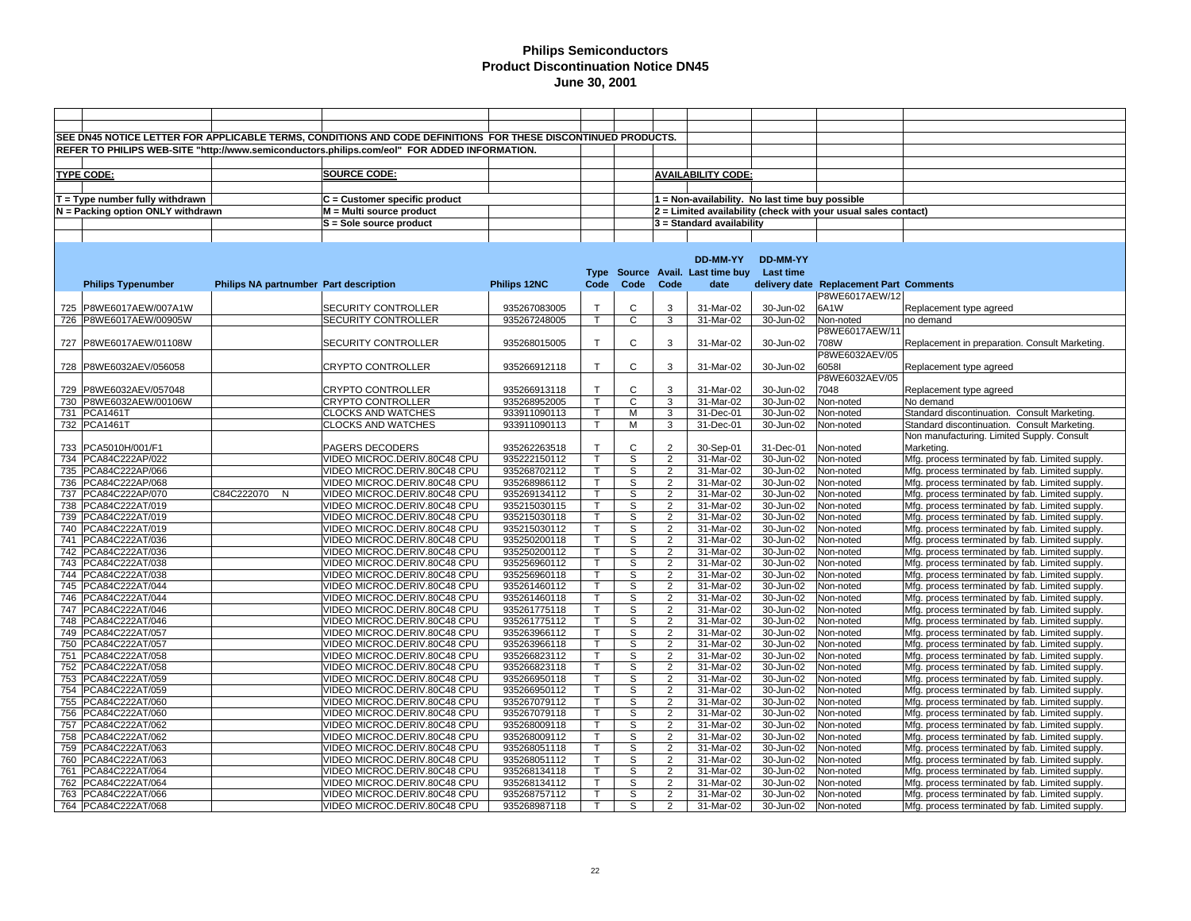# Philips Semiconductors
## Product Discontinuation Notice DN45
### June 30, 2001

SEE DN45 NOTICE LETTER FOR APPLICABLE TERMS, CONDITIONS AND CODE DEFINITIONS FOR THESE DISCONTINUED PRODUCTS.

REFER TO PHILIPS WEB-SITE "http://www.semiconductors.philips.com/eol" FOR ADDED INFORMATION.

**TYPE CODE:**

T = Type number fully withdrawn

N = Packing option ONLY withdrawn

**SOURCE CODE:**

C = Customer specific product

M = Multi source product

S = Sole source product

**AVAILABILITY CODE:**

1 = Non-availability. No last time buy possible

2 = Limited availability (check with your usual sales contact)

3 = Standard availability

| | Philips Typenumber | Philips NA partnumber | Part description | Philips 12NC | Type Code | Source Code | Avail. Code | DD-MM-YY Last time buy date | DD-MM-YY Last time delivery date | Replacement Part | Comments |
|---|---|---|---|---|---|---|---|---|---|---|---|
| 725 | P8WE6017AEW/007A1W | | SECURITY CONTROLLER | 935267083005 | T | C | 3 | 31-Mar-02 | 30-Jun-02 | P8WE6017AEW/126A1W | Replacement type agreed |
| 726 | P8WE6017AEW/00905W | | SECURITY CONTROLLER | 935267248005 | T | C | 3 | 31-Mar-02 | 30-Jun-02 | Non-noted | no demand |
| 727 | P8WE6017AEW/01108W | | SECURITY CONTROLLER | 935268015005 | T | C | 3 | 31-Mar-02 | 30-Jun-02 | P8WE6017AEW/11708W | Replacement in preparation. Consult Marketing. |
| 728 | P8WE6032AEV/056058 | | CRYPTO CONTROLLER | 935266912118 | T | C | 3 | 31-Mar-02 | 30-Jun-02 | P8WE6032AEV/056058I | Replacement type agreed |
| 729 | P8WE6032AEV/057048 | | CRYPTO CONTROLLER | 935266913118 | T | C | 3 | 31-Mar-02 | 30-Jun-02 | P8WE6032AEV/057048 | Replacement type agreed |
| 730 | P8WE6032AEW/00106W | | CRYPTO CONTROLLER | 935268952005 | T | C | 3 | 31-Mar-02 | 30-Jun-02 | Non-noted | No demand |
| 731 | PCA1461T | | CLOCKS AND WATCHES | 933911090113 | T | M | 3 | 31-Dec-01 | 30-Jun-02 | Non-noted | Standard discontinuation. Consult Marketing. |
| 732 | PCA1461T | | CLOCKS AND WATCHES | 933911090113 | T | M | 3 | 31-Dec-01 | 30-Jun-02 | Non-noted | Standard discontinuation. Consult Marketing. |
| 733 | PCA5010H/001/F1 | | PAGERS DECODERS | 935262263518 | T | C | 2 | 30-Sep-01 | 31-Dec-01 | Non-noted | Non manufacturing. Limited Supply. Consult Marketing. |
| 734 | PCA84C222AP/022 | | VIDEO MICROC.DERIV.80C48 CPU | 935222150112 | T | S | 2 | 31-Mar-02 | 30-Jun-02 | Non-noted | Mfg. process terminated by fab. Limited supply. |
| 735 | PCA84C222AP/066 | | VIDEO MICROC.DERIV.80C48 CPU | 935268702112 | T | S | 2 | 31-Mar-02 | 30-Jun-02 | Non-noted | Mfg. process terminated by fab. Limited supply. |
| 736 | PCA84C222AP/068 | | VIDEO MICROC.DERIV.80C48 CPU | 935268986112 | T | S | 2 | 31-Mar-02 | 30-Jun-02 | Non-noted | Mfg. process terminated by fab. Limited supply. |
| 737 | PCA84C222AP/070 | C84C222070 N | VIDEO MICROC.DERIV.80C48 CPU | 935269134112 | T | S | 2 | 31-Mar-02 | 30-Jun-02 | Non-noted | Mfg. process terminated by fab. Limited supply. |
| 738 | PCA84C222AT/019 | | VIDEO MICROC.DERIV.80C48 CPU | 935215030115 | T | S | 2 | 31-Mar-02 | 30-Jun-02 | Non-noted | Mfg. process terminated by fab. Limited supply. |
| 739 | PCA84C222AT/019 | | VIDEO MICROC.DERIV.80C48 CPU | 935215030118 | T | S | 2 | 31-Mar-02 | 30-Jun-02 | Non-noted | Mfg. process terminated by fab. Limited supply. |
| 740 | PCA84C222AT/019 | | VIDEO MICROC.DERIV.80C48 CPU | 935215030112 | T | S | 2 | 31-Mar-02 | 30-Jun-02 | Non-noted | Mfg. process terminated by fab. Limited supply. |
| 741 | PCA84C222AT/036 | | VIDEO MICROC.DERIV.80C48 CPU | 935250200118 | T | S | 2 | 31-Mar-02 | 30-Jun-02 | Non-noted | Mfg. process terminated by fab. Limited supply. |
| 742 | PCA84C222AT/036 | | VIDEO MICROC.DERIV.80C48 CPU | 935250200112 | T | S | 2 | 31-Mar-02 | 30-Jun-02 | Non-noted | Mfg. process terminated by fab. Limited supply. |
| 743 | PCA84C222AT/038 | | VIDEO MICROC.DERIV.80C48 CPU | 935256960112 | T | S | 2 | 31-Mar-02 | 30-Jun-02 | Non-noted | Mfg. process terminated by fab. Limited supply. |
| 744 | PCA84C222AT/038 | | VIDEO MICROC.DERIV.80C48 CPU | 935256960118 | T | S | 2 | 31-Mar-02 | 30-Jun-02 | Non-noted | Mfg. process terminated by fab. Limited supply. |
| 745 | PCA84C222AT/044 | | VIDEO MICROC.DERIV.80C48 CPU | 935261460112 | T | S | 2 | 31-Mar-02 | 30-Jun-02 | Non-noted | Mfg. process terminated by fab. Limited supply. |
| 746 | PCA84C222AT/044 | | VIDEO MICROC.DERIV.80C48 CPU | 935261460118 | T | S | 2 | 31-Mar-02 | 30-Jun-02 | Non-noted | Mfg. process terminated by fab. Limited supply. |
| 747 | PCA84C222AT/046 | | VIDEO MICROC.DERIV.80C48 CPU | 935261775118 | T | S | 2 | 31-Mar-02 | 30-Jun-02 | Non-noted | Mfg. process terminated by fab. Limited supply. |
| 748 | PCA84C222AT/046 | | VIDEO MICROC.DERIV.80C48 CPU | 935261775112 | T | S | 2 | 31-Mar-02 | 30-Jun-02 | Non-noted | Mfg. process terminated by fab. Limited supply. |
| 749 | PCA84C222AT/057 | | VIDEO MICROC.DERIV.80C48 CPU | 935263966112 | T | S | 2 | 31-Mar-02 | 30-Jun-02 | Non-noted | Mfg. process terminated by fab. Limited supply. |
| 750 | PCA84C222AT/057 | | VIDEO MICROC.DERIV.80C48 CPU | 935263966118 | T | S | 2 | 31-Mar-02 | 30-Jun-02 | Non-noted | Mfg. process terminated by fab. Limited supply. |
| 751 | PCA84C222AT/058 | | VIDEO MICROC.DERIV.80C48 CPU | 935266823112 | T | S | 2 | 31-Mar-02 | 30-Jun-02 | Non-noted | Mfg. process terminated by fab. Limited supply. |
| 752 | PCA84C222AT/058 | | VIDEO MICROC.DERIV.80C48 CPU | 935266823118 | T | S | 2 | 31-Mar-02 | 30-Jun-02 | Non-noted | Mfg. process terminated by fab. Limited supply. |
| 753 | PCA84C222AT/059 | | VIDEO MICROC.DERIV.80C48 CPU | 935266950118 | T | S | 2 | 31-Mar-02 | 30-Jun-02 | Non-noted | Mfg. process terminated by fab. Limited supply. |
| 754 | PCA84C222AT/059 | | VIDEO MICROC.DERIV.80C48 CPU | 935266950112 | T | S | 2 | 31-Mar-02 | 30-Jun-02 | Non-noted | Mfg. process terminated by fab. Limited supply. |
| 755 | PCA84C222AT/060 | | VIDEO MICROC.DERIV.80C48 CPU | 935267079112 | T | S | 2 | 31-Mar-02 | 30-Jun-02 | Non-noted | Mfg. process terminated by fab. Limited supply. |
| 756 | PCA84C222AT/060 | | VIDEO MICROC.DERIV.80C48 CPU | 935267079118 | T | S | 2 | 31-Mar-02 | 30-Jun-02 | Non-noted | Mfg. process terminated by fab. Limited supply. |
| 757 | PCA84C222AT/062 | | VIDEO MICROC.DERIV.80C48 CPU | 935268009118 | T | S | 2 | 31-Mar-02 | 30-Jun-02 | Non-noted | Mfg. process terminated by fab. Limited supply. |
| 758 | PCA84C222AT/062 | | VIDEO MICROC.DERIV.80C48 CPU | 935268009112 | T | S | 2 | 31-Mar-02 | 30-Jun-02 | Non-noted | Mfg. process terminated by fab. Limited supply. |
| 759 | PCA84C222AT/063 | | VIDEO MICROC.DERIV.80C48 CPU | 935268051118 | T | S | 2 | 31-Mar-02 | 30-Jun-02 | Non-noted | Mfg. process terminated by fab. Limited supply. |
| 760 | PCA84C222AT/063 | | VIDEO MICROC.DERIV.80C48 CPU | 935268051112 | T | S | 2 | 31-Mar-02 | 30-Jun-02 | Non-noted | Mfg. process terminated by fab. Limited supply. |
| 761 | PCA84C222AT/064 | | VIDEO MICROC.DERIV.80C48 CPU | 935268134118 | T | S | 2 | 31-Mar-02 | 30-Jun-02 | Non-noted | Mfg. process terminated by fab. Limited supply. |
| 762 | PCA84C222AT/064 | | VIDEO MICROC.DERIV.80C48 CPU | 935268134112 | T | S | 2 | 31-Mar-02 | 30-Jun-02 | Non-noted | Mfg. process terminated by fab. Limited supply. |
| 763 | PCA84C222AT/066 | | VIDEO MICROC.DERIV.80C48 CPU | 935268757112 | T | S | 2 | 31-Mar-02 | 30-Jun-02 | Non-noted | Mfg. process terminated by fab. Limited supply. |
| 764 | PCA84C222AT/068 | | VIDEO MICROC.DERIV.80C48 CPU | 935268987118 | T | S | 2 | 31-Mar-02 | 30-Jun-02 | Non-noted | Mfg. process terminated by fab. Limited supply. |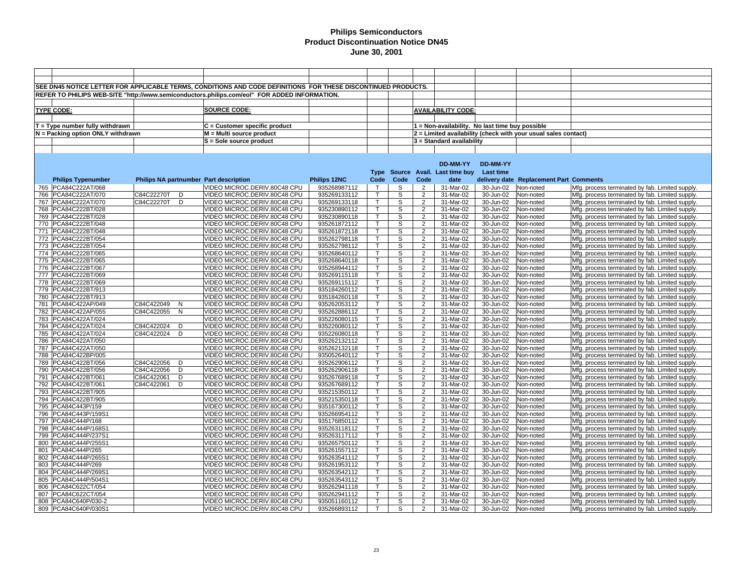# Philips Semiconductors
## Product Discontinuation Notice DN45
### June 30, 2001

SEE DN45 NOTICE LETTER FOR APPLICABLE TERMS, CONDITIONS AND CODE DEFINITIONS FOR THESE DISCONTINUED PRODUCTS.

REFER TO PHILIPS WEB-SITE "http://www.semiconductors.philips.com/eol" FOR ADDED INFORMATION.

**TYPE CODE:**

T = Type number fully withdrawn

N = Packing option ONLY withdrawn

**SOURCE CODE:**

C = Customer specific product

M = Multi source product

S = Sole source product

**AVAILABILITY CODE:**

1 = Non-availability. No last time buy possible

2 = Limited availability (check with your usual sales contact)

3 = Standard availability

| | Philips Typenumber | Philips NA partnumber | Part description | Philips 12NC | Type Code | Source Code | Avail. Code | DD-MM-YY Last time buy date | DD-MM-YY Last time delivery date | Replacement Part | Comments |
|---|---|---|---|---|---|---|---|---|---|---|---|
| 765 | PCA84C222AT/068 | | VIDEO MICROC.DERIV.80C48 CPU | 935268987112 | T | S | 2 | 31-Mar-02 | 30-Jun-02 | Non-noted | Mfg. process terminated by fab. Limited supply. |
| 766 | PCA84C222AT/070 | C84C22270T D | VIDEO MICROC.DERIV.80C48 CPU | 935269133112 | T | S | 2 | 31-Mar-02 | 30-Jun-02 | Non-noted | Mfg. process terminated by fab. Limited supply. |
| 767 | PCA84C222AT/070 | C84C22270T D | VIDEO MICROC.DERIV.80C48 CPU | 935269133118 | T | S | 2 | 31-Mar-02 | 30-Jun-02 | Non-noted | Mfg. process terminated by fab. Limited supply. |
| 768 | PCA84C222BT/028 | | VIDEO MICROC.DERIV.80C48 CPU | 935230890112 | T | S | 2 | 31-Mar-02 | 30-Jun-02 | Non-noted | Mfg. process terminated by fab. Limited supply. |
| 769 | PCA84C222BT/028 | | VIDEO MICROC.DERIV.80C48 CPU | 935230890118 | T | S | 2 | 31-Mar-02 | 30-Jun-02 | Non-noted | Mfg. process terminated by fab. Limited supply. |
| 770 | PCA84C222BT/048 | | VIDEO MICROC.DERIV.80C48 CPU | 935261872112 | T | S | 2 | 31-Mar-02 | 30-Jun-02 | Non-noted | Mfg. process terminated by fab. Limited supply. |
| 771 | PCA84C222BT/048 | | VIDEO MICROC.DERIV.80C48 CPU | 935261872118 | T | S | 2 | 31-Mar-02 | 30-Jun-02 | Non-noted | Mfg. process terminated by fab. Limited supply. |
| 772 | PCA84C222BT/054 | | VIDEO MICROC.DERIV.80C48 CPU | 935262798118 | T | S | 2 | 31-Mar-02 | 30-Jun-02 | Non-noted | Mfg. process terminated by fab. Limited supply. |
| 773 | PCA84C222BT/054 | | VIDEO MICROC.DERIV.80C48 CPU | 935262798112 | T | S | 2 | 31-Mar-02 | 30-Jun-02 | Non-noted | Mfg. process terminated by fab. Limited supply. |
| 774 | PCA84C222BT/065 | | VIDEO MICROC.DERIV.80C48 CPU | 935268640112 | T | S | 2 | 31-Mar-02 | 30-Jun-02 | Non-noted | Mfg. process terminated by fab. Limited supply. |
| 775 | PCA84C222BT/065 | | VIDEO MICROC.DERIV.80C48 CPU | 935268640118 | T | S | 2 | 31-Mar-02 | 30-Jun-02 | Non-noted | Mfg. process terminated by fab. Limited supply. |
| 776 | PCA84C222BT/067 | | VIDEO MICROC.DERIV.80C48 CPU | 935268944112 | T | S | 2 | 31-Mar-02 | 30-Jun-02 | Non-noted | Mfg. process terminated by fab. Limited supply. |
| 777 | PCA84C222BT/069 | | VIDEO MICROC.DERIV.80C48 CPU | 935269115118 | T | S | 2 | 31-Mar-02 | 30-Jun-02 | Non-noted | Mfg. process terminated by fab. Limited supply. |
| 778 | PCA84C222BT/069 | | VIDEO MICROC.DERIV.80C48 CPU | 935269115112 | T | S | 2 | 31-Mar-02 | 30-Jun-02 | Non-noted | Mfg. process terminated by fab. Limited supply. |
| 779 | PCA84C222BT/913 | | VIDEO MICROC.DERIV.80C48 CPU | 935184260112 | T | S | 2 | 31-Mar-02 | 30-Jun-02 | Non-noted | Mfg. process terminated by fab. Limited supply. |
| 780 | PCA84C222BT/913 | | VIDEO MICROC.DERIV.80C48 CPU | 935184260118 | T | S | 2 | 31-Mar-02 | 30-Jun-02 | Non-noted | Mfg. process terminated by fab. Limited supply. |
| 781 | PCA84C422AP/049 | C84C422049 N | VIDEO MICROC.DERIV.80C48 CPU | 935262053112 | T | S | 2 | 31-Mar-02 | 30-Jun-02 | Non-noted | Mfg. process terminated by fab. Limited supply. |
| 782 | PCA84C422AP/055 | C84C422055 N | VIDEO MICROC.DERIV.80C48 CPU | 935262886112 | T | S | 2 | 31-Mar-02 | 30-Jun-02 | Non-noted | Mfg. process terminated by fab. Limited supply. |
| 783 | PCA84C422AT/024 | | VIDEO MICROC.DERIV.80C48 CPU | 935226080115 | T | S | 2 | 31-Mar-02 | 30-Jun-02 | Non-noted | Mfg. process terminated by fab. Limited supply. |
| 784 | PCA84C422AT/024 | C84C422024 D | VIDEO MICROC.DERIV.80C48 CPU | 935226080112 | T | S | 2 | 31-Mar-02 | 30-Jun-02 | Non-noted | Mfg. process terminated by fab. Limited supply. |
| 785 | PCA84C422AT/024 | C84C422024 D | VIDEO MICROC.DERIV.80C48 CPU | 935226080118 | T | S | 2 | 31-Mar-02 | 30-Jun-02 | Non-noted | Mfg. process terminated by fab. Limited supply. |
| 786 | PCA84C422AT/050 | | VIDEO MICROC.DERIV.80C48 CPU | 935262132112 | T | S | 2 | 31-Mar-02 | 30-Jun-02 | Non-noted | Mfg. process terminated by fab. Limited supply. |
| 787 | PCA84C422AT/050 | | VIDEO MICROC.DERIV.80C48 CPU | 935262132118 | T | S | 2 | 31-Mar-02 | 30-Jun-02 | Non-noted | Mfg. process terminated by fab. Limited supply. |
| 788 | PCA84C422BP/005 | | VIDEO MICROC.DERIV.80C48 CPU | 935052640112 | T | S | 2 | 31-Mar-02 | 30-Jun-02 | Non-noted | Mfg. process terminated by fab. Limited supply. |
| 789 | PCA84C422BT/056 | C84C422056 D | VIDEO MICROC.DERIV.80C48 CPU | 935262906112 | T | S | 2 | 31-Mar-02 | 30-Jun-02 | Non-noted | Mfg. process terminated by fab. Limited supply. |
| 790 | PCA84C422BT/056 | C84C422056 D | VIDEO MICROC.DERIV.80C48 CPU | 935262906118 | T | S | 2 | 31-Mar-02 | 30-Jun-02 | Non-noted | Mfg. process terminated by fab. Limited supply. |
| 791 | PCA84C422BT/061 | C84C422061 D | VIDEO MICROC.DERIV.80C48 CPU | 935267689118 | T | S | 2 | 31-Mar-02 | 30-Jun-02 | Non-noted | Mfg. process terminated by fab. Limited supply. |
| 792 | PCA84C422BT/061 | C84C422061 D | VIDEO MICROC.DERIV.80C48 CPU | 935267689112 | T | S | 2 | 31-Mar-02 | 30-Jun-02 | Non-noted | Mfg. process terminated by fab. Limited supply. |
| 793 | PCA84C422BT/905 | | VIDEO MICROC.DERIV.80C48 CPU | 935215350112 | T | S | 2 | 31-Mar-02 | 30-Jun-02 | Non-noted | Mfg. process terminated by fab. Limited supply. |
| 794 | PCA84C422BT/905 | | VIDEO MICROC.DERIV.80C48 CPU | 935215350118 | T | S | 2 | 31-Mar-02 | 30-Jun-02 | Non-noted | Mfg. process terminated by fab. Limited supply. |
| 795 | PCA84C443P/159 | | VIDEO MICROC.DERIV.80C48 CPU | 935167300112 | T | S | 2 | 31-Mar-02 | 30-Jun-02 | Non-noted | Mfg. process terminated by fab. Limited supply. |
| 796 | PCA84C443P/159S1 | | VIDEO MICROC.DERIV.80C48 CPU | 935266954112 | T | S | 2 | 31-Mar-02 | 30-Jun-02 | Non-noted | Mfg. process terminated by fab. Limited supply. |
| 797 | PCA84C444P/168 | | VIDEO MICROC.DERIV.80C48 CPU | 935176850112 | T | S | 2 | 31-Mar-02 | 30-Jun-02 | Non-noted | Mfg. process terminated by fab. Limited supply. |
| 798 | PCA84C444P/168S1 | | VIDEO MICROC.DERIV.80C48 CPU | 935263118112 | T | S | 2 | 31-Mar-02 | 30-Jun-02 | Non-noted | Mfg. process terminated by fab. Limited supply. |
| 799 | PCA84C444P/237S1 | | VIDEO MICROC.DERIV.80C48 CPU | 935263117112 | T | S | 2 | 31-Mar-02 | 30-Jun-02 | Non-noted | Mfg. process terminated by fab. Limited supply. |
| 800 | PCA84C444P/255S1 | | VIDEO MICROC.DERIV.80C48 CPU | 935265750112 | T | S | 2 | 31-Mar-02 | 30-Jun-02 | Non-noted | Mfg. process terminated by fab. Limited supply. |
| 801 | PCA84C444P/265 | | VIDEO MICROC.DERIV.80C48 CPU | 935261557112 | T | S | 2 | 31-Mar-02 | 30-Jun-02 | Non-noted | Mfg. process terminated by fab. Limited supply. |
| 802 | PCA84C444P/265S1 | | VIDEO MICROC.DERIV.80C48 CPU | 935263541112 | T | S | 2 | 31-Mar-02 | 30-Jun-02 | Non-noted | Mfg. process terminated by fab. Limited supply. |
| 803 | PCA84C444P/269 | | VIDEO MICROC.DERIV.80C48 CPU | 935261953112 | T | S | 2 | 31-Mar-02 | 30-Jun-02 | Non-noted | Mfg. process terminated by fab. Limited supply. |
| 804 | PCA84C444P/269S1 | | VIDEO MICROC.DERIV.80C48 CPU | 935263542112 | T | S | 2 | 31-Mar-02 | 30-Jun-02 | Non-noted | Mfg. process terminated by fab. Limited supply. |
| 805 | PCA84C444P/504S1 | | VIDEO MICROC.DERIV.80C48 CPU | 935263543112 | T | S | 2 | 31-Mar-02 | 30-Jun-02 | Non-noted | Mfg. process terminated by fab. Limited supply. |
| 806 | PCA84C622CT/054 | | VIDEO MICROC.DERIV.80C48 CPU | 935262941118 | T | S | 2 | 31-Mar-02 | 30-Jun-02 | Non-noted | Mfg. process terminated by fab. Limited supply. |
| 807 | PCA84C622CT/054 | | VIDEO MICROC.DERIV.80C48 CPU | 935262941112 | T | S | 2 | 31-Mar-02 | 30-Jun-02 | Non-noted | Mfg. process terminated by fab. Limited supply. |
| 808 | PCA84C640P/030-2 | | VIDEO MICROC.DERIV.80C48 CPU | 935051160112 | T | S | 2 | 31-Mar-02 | 30-Jun-02 | Non-noted | Mfg. process terminated by fab. Limited supply. |
| 809 | PCA84C640P/030S1 | | VIDEO MICROC.DERIV.80C48 CPU | 935266893112 | T | S | 2 | 31-Mar-02 | 30-Jun-02 | Non-noted | Mfg. process terminated by fab. Limited supply. |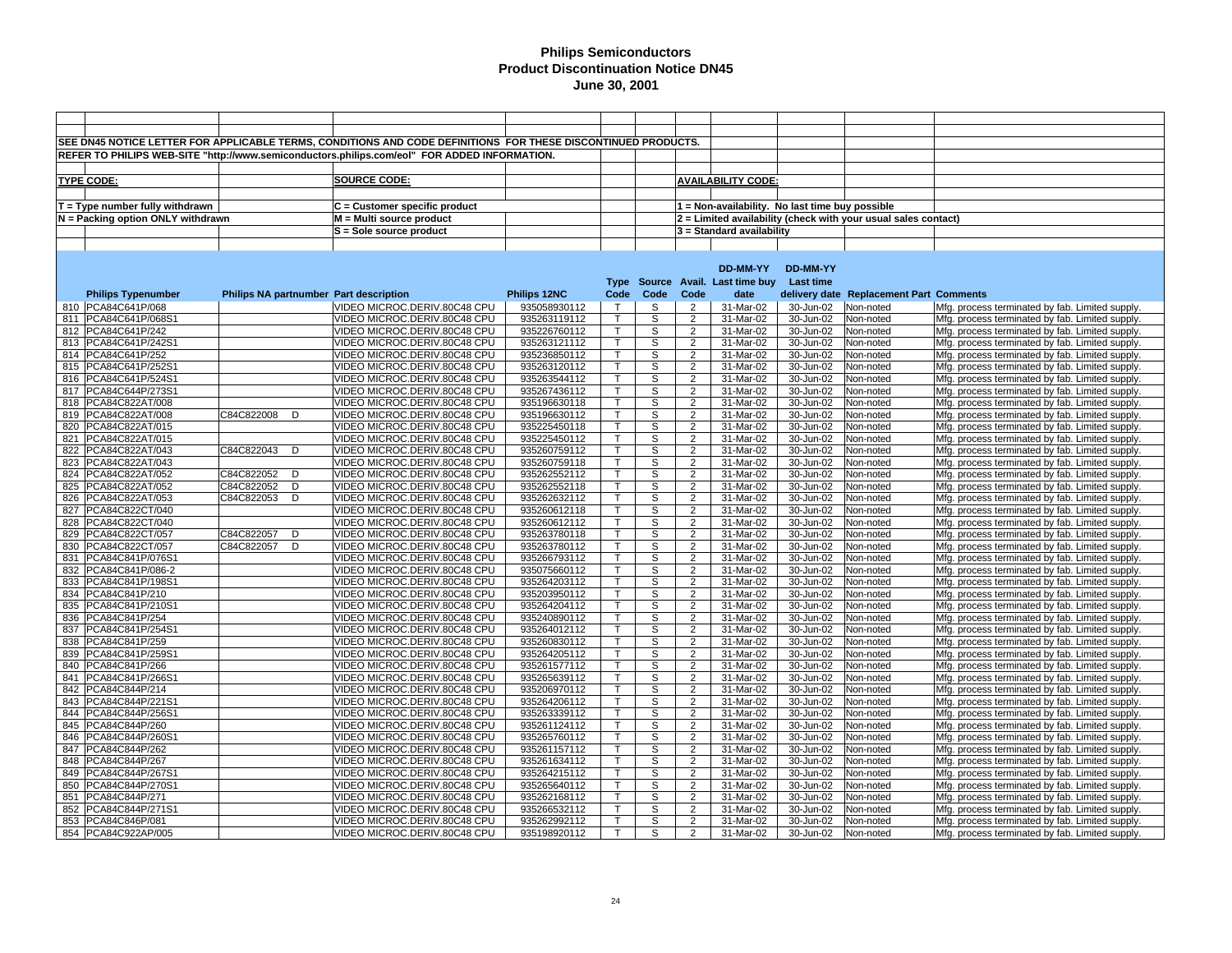# Philips Semiconductors
## Product Discontinuation Notice DN45
### June 30, 2001

SEE DN45 NOTICE LETTER FOR APPLICABLE TERMS, CONDITIONS AND CODE DEFINITIONS FOR THESE DISCONTINUED PRODUCTS.

REFER TO PHILIPS WEB-SITE "http://www.semiconductors.philips.com/eol" FOR ADDED INFORMATION.

**TYPE CODE:**

T = Type number fully withdrawn

N = Packing option ONLY withdrawn

**SOURCE CODE:**

C = Customer specific product

M = Multi source product

S = Sole source product

**AVAILABILITY CODE:**

1 = Non-availability. No last time buy possible

2 = Limited availability (check with your usual sales contact)

3 = Standard availability

| | Philips Typenumber | Philips NA partnumber | Part description | Philips 12NC | Type Code | Source Code | Avail. Code | DD-MM-YY Last time buy date | DD-MM-YY Last time delivery date | Replacement Part | Comments |
|---|---|---|---|---|---|---|---|---|---|---|---|
| 810 | PCA84C641P/068 | | VIDEO MICROC.DERIV.80C48 CPU | 935058930112 | T | S | 2 | 31-Mar-02 | 30-Jun-02 | Non-noted | Mfg. process terminated by fab. Limited supply. |
| 811 | PCA84C641P/068S1 | | VIDEO MICROC.DERIV.80C48 CPU | 935263119112 | T | S | 2 | 31-Mar-02 | 30-Jun-02 | Non-noted | Mfg. process terminated by fab. Limited supply. |
| 812 | PCA84C641P/242 | | VIDEO MICROC.DERIV.80C48 CPU | 935226760112 | T | S | 2 | 31-Mar-02 | 30-Jun-02 | Non-noted | Mfg. process terminated by fab. Limited supply. |
| 813 | PCA84C641P/242S1 | | VIDEO MICROC.DERIV.80C48 CPU | 935263121112 | T | S | 2 | 31-Mar-02 | 30-Jun-02 | Non-noted | Mfg. process terminated by fab. Limited supply. |
| 814 | PCA84C641P/252 | | VIDEO MICROC.DERIV.80C48 CPU | 935236850112 | T | S | 2 | 31-Mar-02 | 30-Jun-02 | Non-noted | Mfg. process terminated by fab. Limited supply. |
| 815 | PCA84C641P/252S1 | | VIDEO MICROC.DERIV.80C48 CPU | 935263120112 | T | S | 2 | 31-Mar-02 | 30-Jun-02 | Non-noted | Mfg. process terminated by fab. Limited supply. |
| 816 | PCA84C641P/524S1 | | VIDEO MICROC.DERIV.80C48 CPU | 935263544112 | T | S | 2 | 31-Mar-02 | 30-Jun-02 | Non-noted | Mfg. process terminated by fab. Limited supply. |
| 817 | PCA84C644P/273S1 | | VIDEO MICROC.DERIV.80C48 CPU | 935267436112 | T | S | 2 | 31-Mar-02 | 30-Jun-02 | Non-noted | Mfg. process terminated by fab. Limited supply. |
| 818 | PCA84C822AT/008 | | VIDEO MICROC.DERIV.80C48 CPU | 935196630118 | T | S | 2 | 31-Mar-02 | 30-Jun-02 | Non-noted | Mfg. process terminated by fab. Limited supply. |
| 819 | PCA84C822AT/008 | C84C822008 D | VIDEO MICROC.DERIV.80C48 CPU | 935196630112 | T | S | 2 | 31-Mar-02 | 30-Jun-02 | Non-noted | Mfg. process terminated by fab. Limited supply. |
| 820 | PCA84C822AT/015 | | VIDEO MICROC.DERIV.80C48 CPU | 935225450118 | T | S | 2 | 31-Mar-02 | 30-Jun-02 | Non-noted | Mfg. process terminated by fab. Limited supply. |
| 821 | PCA84C822AT/015 | | VIDEO MICROC.DERIV.80C48 CPU | 935225450112 | T | S | 2 | 31-Mar-02 | 30-Jun-02 | Non-noted | Mfg. process terminated by fab. Limited supply. |
| 822 | PCA84C822AT/043 | C84C822043 D | VIDEO MICROC.DERIV.80C48 CPU | 935260759112 | T | S | 2 | 31-Mar-02 | 30-Jun-02 | Non-noted | Mfg. process terminated by fab. Limited supply. |
| 823 | PCA84C822AT/043 | | VIDEO MICROC.DERIV.80C48 CPU | 935260759118 | T | S | 2 | 31-Mar-02 | 30-Jun-02 | Non-noted | Mfg. process terminated by fab. Limited supply. |
| 824 | PCA84C822AT/052 | C84C822052 D | VIDEO MICROC.DERIV.80C48 CPU | 935262552112 | T | S | 2 | 31-Mar-02 | 30-Jun-02 | Non-noted | Mfg. process terminated by fab. Limited supply. |
| 825 | PCA84C822AT/052 | C84C822052 D | VIDEO MICROC.DERIV.80C48 CPU | 935262552118 | T | S | 2 | 31-Mar-02 | 30-Jun-02 | Non-noted | Mfg. process terminated by fab. Limited supply. |
| 826 | PCA84C822AT/053 | C84C822053 D | VIDEO MICROC.DERIV.80C48 CPU | 935262632112 | T | S | 2 | 31-Mar-02 | 30-Jun-02 | Non-noted | Mfg. process terminated by fab. Limited supply. |
| 827 | PCA84C822CT/040 | | VIDEO MICROC.DERIV.80C48 CPU | 935260612118 | T | S | 2 | 31-Mar-02 | 30-Jun-02 | Non-noted | Mfg. process terminated by fab. Limited supply. |
| 828 | PCA84C822CT/040 | | VIDEO MICROC.DERIV.80C48 CPU | 935260612112 | T | S | 2 | 31-Mar-02 | 30-Jun-02 | Non-noted | Mfg. process terminated by fab. Limited supply. |
| 829 | PCA84C822CT/057 | C84C822057 D | VIDEO MICROC.DERIV.80C48 CPU | 935263780118 | T | S | 2 | 31-Mar-02 | 30-Jun-02 | Non-noted | Mfg. process terminated by fab. Limited supply. |
| 830 | PCA84C822CT/057 | C84C822057 D | VIDEO MICROC.DERIV.80C48 CPU | 935263780112 | T | S | 2 | 31-Mar-02 | 30-Jun-02 | Non-noted | Mfg. process terminated by fab. Limited supply. |
| 831 | PCA84C841P/076S1 | | VIDEO MICROC.DERIV.80C48 CPU | 935266793112 | T | S | 2 | 31-Mar-02 | 30-Jun-02 | Non-noted | Mfg. process terminated by fab. Limited supply. |
| 832 | PCA84C841P/086-2 | | VIDEO MICROC.DERIV.80C48 CPU | 935075660112 | T | S | 2 | 31-Mar-02 | 30-Jun-02 | Non-noted | Mfg. process terminated by fab. Limited supply. |
| 833 | PCA84C841P/198S1 | | VIDEO MICROC.DERIV.80C48 CPU | 935264203112 | T | S | 2 | 31-Mar-02 | 30-Jun-02 | Non-noted | Mfg. process terminated by fab. Limited supply. |
| 834 | PCA84C841P/210 | | VIDEO MICROC.DERIV.80C48 CPU | 935203950112 | T | S | 2 | 31-Mar-02 | 30-Jun-02 | Non-noted | Mfg. process terminated by fab. Limited supply. |
| 835 | PCA84C841P/210S1 | | VIDEO MICROC.DERIV.80C48 CPU | 935264204112 | T | S | 2 | 31-Mar-02 | 30-Jun-02 | Non-noted | Mfg. process terminated by fab. Limited supply. |
| 836 | PCA84C841P/254 | | VIDEO MICROC.DERIV.80C48 CPU | 935240890112 | T | S | 2 | 31-Mar-02 | 30-Jun-02 | Non-noted | Mfg. process terminated by fab. Limited supply. |
| 837 | PCA84C841P/254S1 | | VIDEO MICROC.DERIV.80C48 CPU | 935264012112 | T | S | 2 | 31-Mar-02 | 30-Jun-02 | Non-noted | Mfg. process terminated by fab. Limited supply. |
| 838 | PCA84C841P/259 | | VIDEO MICROC.DERIV.80C48 CPU | 935260830112 | T | S | 2 | 31-Mar-02 | 30-Jun-02 | Non-noted | Mfg. process terminated by fab. Limited supply. |
| 839 | PCA84C841P/259S1 | | VIDEO MICROC.DERIV.80C48 CPU | 935264205112 | T | S | 2 | 31-Mar-02 | 30-Jun-02 | Non-noted | Mfg. process terminated by fab. Limited supply. |
| 840 | PCA84C841P/266 | | VIDEO MICROC.DERIV.80C48 CPU | 935261577112 | T | S | 2 | 31-Mar-02 | 30-Jun-02 | Non-noted | Mfg. process terminated by fab. Limited supply. |
| 841 | PCA84C841P/266S1 | | VIDEO MICROC.DERIV.80C48 CPU | 935265639112 | T | S | 2 | 31-Mar-02 | 30-Jun-02 | Non-noted | Mfg. process terminated by fab. Limited supply. |
| 842 | PCA84C844P/214 | | VIDEO MICROC.DERIV.80C48 CPU | 935206970112 | T | S | 2 | 31-Mar-02 | 30-Jun-02 | Non-noted | Mfg. process terminated by fab. Limited supply. |
| 843 | PCA84C844P/221S1 | | VIDEO MICROC.DERIV.80C48 CPU | 935264206112 | T | S | 2 | 31-Mar-02 | 30-Jun-02 | Non-noted | Mfg. process terminated by fab. Limited supply. |
| 844 | PCA84C844P/256S1 | | VIDEO MICROC.DERIV.80C48 CPU | 935263339112 | T | S | 2 | 31-Mar-02 | 30-Jun-02 | Non-noted | Mfg. process terminated by fab. Limited supply. |
| 845 | PCA84C844P/260 | | VIDEO MICROC.DERIV.80C48 CPU | 935261124112 | T | S | 2 | 31-Mar-02 | 30-Jun-02 | Non-noted | Mfg. process terminated by fab. Limited supply. |
| 846 | PCA84C844P/260S1 | | VIDEO MICROC.DERIV.80C48 CPU | 935265760112 | T | S | 2 | 31-Mar-02 | 30-Jun-02 | Non-noted | Mfg. process terminated by fab. Limited supply. |
| 847 | PCA84C844P/262 | | VIDEO MICROC.DERIV.80C48 CPU | 935261157112 | T | S | 2 | 31-Mar-02 | 30-Jun-02 | Non-noted | Mfg. process terminated by fab. Limited supply. |
| 848 | PCA84C844P/267 | | VIDEO MICROC.DERIV.80C48 CPU | 935261634112 | T | S | 2 | 31-Mar-02 | 30-Jun-02 | Non-noted | Mfg. process terminated by fab. Limited supply. |
| 849 | PCA84C844P/267S1 | | VIDEO MICROC.DERIV.80C48 CPU | 935264215112 | T | S | 2 | 31-Mar-02 | 30-Jun-02 | Non-noted | Mfg. process terminated by fab. Limited supply. |
| 850 | PCA84C844P/270S1 | | VIDEO MICROC.DERIV.80C48 CPU | 935265640112 | T | S | 2 | 31-Mar-02 | 30-Jun-02 | Non-noted | Mfg. process terminated by fab. Limited supply. |
| 851 | PCA84C844P/271 | | VIDEO MICROC.DERIV.80C48 CPU | 935262168112 | T | S | 2 | 31-Mar-02 | 30-Jun-02 | Non-noted | Mfg. process terminated by fab. Limited supply. |
| 852 | PCA84C844P/271S1 | | VIDEO MICROC.DERIV.80C48 CPU | 935266532112 | T | S | 2 | 31-Mar-02 | 30-Jun-02 | Non-noted | Mfg. process terminated by fab. Limited supply. |
| 853 | PCA84C846P/081 | | VIDEO MICROC.DERIV.80C48 CPU | 935262992112 | T | S | 2 | 31-Mar-02 | 30-Jun-02 | Non-noted | Mfg. process terminated by fab. Limited supply. |
| 854 | PCA84C922AP/005 | | VIDEO MICROC.DERIV.80C48 CPU | 935198920112 | T | S | 2 | 31-Mar-02 | 30-Jun-02 | Non-noted | Mfg. process terminated by fab. Limited supply. |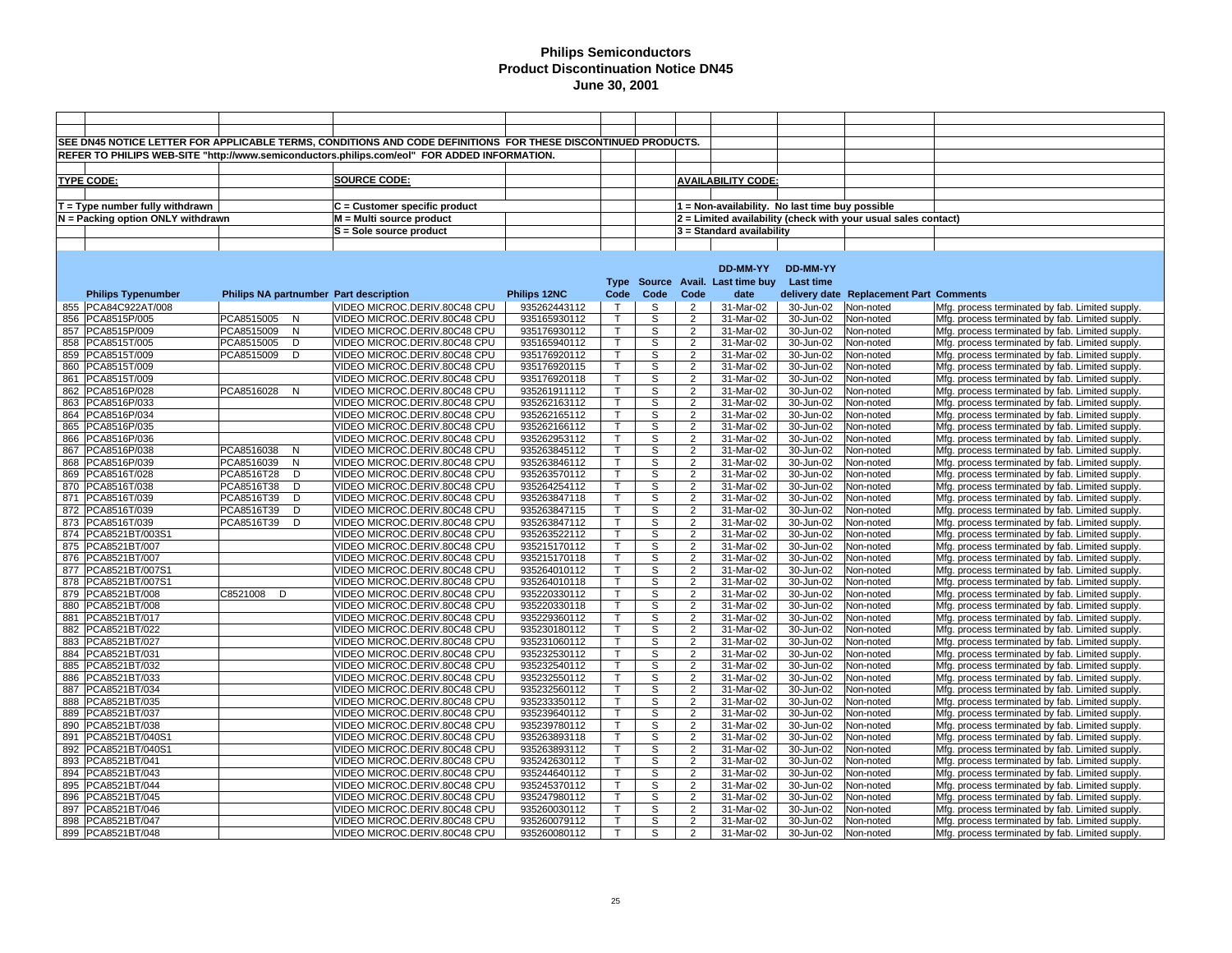# Philips Semiconductors
## Product Discontinuation Notice DN45
### June 30, 2001

SEE DN45 NOTICE LETTER FOR APPLICABLE TERMS, CONDITIONS AND CODE DEFINITIONS FOR THESE DISCONTINUED PRODUCTS.

REFER TO PHILIPS WEB-SITE "http://www.semiconductors.philips.com/eol" FOR ADDED INFORMATION.

**TYPE CODE:**
- T = Type number fully withdrawn
- N = Packing option ONLY withdrawn

**SOURCE CODE:**
- C = Customer specific product
- M = Multi source product
- S = Sole source product

**AVAILABILITY CODE:**
- 1 = Non-availability. No last time buy possible
- 2 = Limited availability (check with your usual sales contact)
- 3 = Standard availability

| | Philips Typenumber | Philips NA partnumber | Part description | Philips 12NC | Type Code | Source Code | Avail. Code | DD-MM-YY Last time buy date | DD-MM-YY Last time delivery date | Replacement Part | Comments |
|---|---|---|---|---|---|---|---|---|---|---|---|
| 855 | PCA84C922AT/008 | | VIDEO MICROC.DERIV.80C48 CPU | 935262443112 | T | S | 2 | 31-Mar-02 | 30-Jun-02 | Non-noted | Mfg. process terminated by fab. Limited supply. |
| 856 | PCA8515P/005 | PCA8515005 N | VIDEO MICROC.DERIV.80C48 CPU | 935165930112 | T | S | 2 | 31-Mar-02 | 30-Jun-02 | Non-noted | Mfg. process terminated by fab. Limited supply. |
| 857 | PCA8515P/009 | PCA8515009 N | VIDEO MICROC.DERIV.80C48 CPU | 935176930112 | T | S | 2 | 31-Mar-02 | 30-Jun-02 | Non-noted | Mfg. process terminated by fab. Limited supply. |
| 858 | PCA8515T/005 | PCA8515005 D | VIDEO MICROC.DERIV.80C48 CPU | 935165940112 | T | S | 2 | 31-Mar-02 | 30-Jun-02 | Non-noted | Mfg. process terminated by fab. Limited supply. |
| 859 | PCA8515T/009 | PCA8515009 D | VIDEO MICROC.DERIV.80C48 CPU | 935176920112 | T | S | 2 | 31-Mar-02 | 30-Jun-02 | Non-noted | Mfg. process terminated by fab. Limited supply. |
| 860 | PCA8515T/009 | | VIDEO MICROC.DERIV.80C48 CPU | 935176920115 | T | S | 2 | 31-Mar-02 | 30-Jun-02 | Non-noted | Mfg. process terminated by fab. Limited supply. |
| 861 | PCA8515T/009 | | VIDEO MICROC.DERIV.80C48 CPU | 935176920118 | T | S | 2 | 31-Mar-02 | 30-Jun-02 | Non-noted | Mfg. process terminated by fab. Limited supply. |
| 862 | PCA8516P/028 | PCA8516028 N | VIDEO MICROC.DERIV.80C48 CPU | 935261911112 | T | S | 2 | 31-Mar-02 | 30-Jun-02 | Non-noted | Mfg. process terminated by fab. Limited supply. |
| 863 | PCA8516P/033 | | VIDEO MICROC.DERIV.80C48 CPU | 935262163112 | T | S | 2 | 31-Mar-02 | 30-Jun-02 | Non-noted | Mfg. process terminated by fab. Limited supply. |
| 864 | PCA8516P/034 | | VIDEO MICROC.DERIV.80C48 CPU | 935262165112 | T | S | 2 | 31-Mar-02 | 30-Jun-02 | Non-noted | Mfg. process terminated by fab. Limited supply. |
| 865 | PCA8516P/035 | | VIDEO MICROC.DERIV.80C48 CPU | 935262166112 | T | S | 2 | 31-Mar-02 | 30-Jun-02 | Non-noted | Mfg. process terminated by fab. Limited supply. |
| 866 | PCA8516P/036 | | VIDEO MICROC.DERIV.80C48 CPU | 935262953112 | T | S | 2 | 31-Mar-02 | 30-Jun-02 | Non-noted | Mfg. process terminated by fab. Limited supply. |
| 867 | PCA8516P/038 | PCA8516038 N | VIDEO MICROC.DERIV.80C48 CPU | 935263845112 | T | S | 2 | 31-Mar-02 | 30-Jun-02 | Non-noted | Mfg. process terminated by fab. Limited supply. |
| 868 | PCA8516P/039 | PCA8516039 N | VIDEO MICROC.DERIV.80C48 CPU | 935263846112 | T | S | 2 | 31-Mar-02 | 30-Jun-02 | Non-noted | Mfg. process terminated by fab. Limited supply. |
| 869 | PCA8516T/028 | PCA8516T28 D | VIDEO MICROC.DERIV.80C48 CPU | 935263570112 | T | S | 2 | 31-Mar-02 | 30-Jun-02 | Non-noted | Mfg. process terminated by fab. Limited supply. |
| 870 | PCA8516T/038 | PCA8516T38 D | VIDEO MICROC.DERIV.80C48 CPU | 935264254112 | T | S | 2 | 31-Mar-02 | 30-Jun-02 | Non-noted | Mfg. process terminated by fab. Limited supply. |
| 871 | PCA8516T/039 | PCA8516T39 D | VIDEO MICROC.DERIV.80C48 CPU | 935263847118 | T | S | 2 | 31-Mar-02 | 30-Jun-02 | Non-noted | Mfg. process terminated by fab. Limited supply. |
| 872 | PCA8516T/039 | PCA8516T39 D | VIDEO MICROC.DERIV.80C48 CPU | 935263847115 | T | S | 2 | 31-Mar-02 | 30-Jun-02 | Non-noted | Mfg. process terminated by fab. Limited supply. |
| 873 | PCA8516T/039 | PCA8516T39 D | VIDEO MICROC.DERIV.80C48 CPU | 935263847112 | T | S | 2 | 31-Mar-02 | 30-Jun-02 | Non-noted | Mfg. process terminated by fab. Limited supply. |
| 874 | PCA8521BT/003S1 | | VIDEO MICROC.DERIV.80C48 CPU | 935263522112 | T | S | 2 | 31-Mar-02 | 30-Jun-02 | Non-noted | Mfg. process terminated by fab. Limited supply. |
| 875 | PCA8521BT/007 | | VIDEO MICROC.DERIV.80C48 CPU | 935215170112 | T | S | 2 | 31-Mar-02 | 30-Jun-02 | Non-noted | Mfg. process terminated by fab. Limited supply. |
| 876 | PCA8521BT/007 | | VIDEO MICROC.DERIV.80C48 CPU | 935215170118 | T | S | 2 | 31-Mar-02 | 30-Jun-02 | Non-noted | Mfg. process terminated by fab. Limited supply. |
| 877 | PCA8521BT/007S1 | | VIDEO MICROC.DERIV.80C48 CPU | 935264010112 | T | S | 2 | 31-Mar-02 | 30-Jun-02 | Non-noted | Mfg. process terminated by fab. Limited supply. |
| 878 | PCA8521BT/007S1 | | VIDEO MICROC.DERIV.80C48 CPU | 935264010118 | T | S | 2 | 31-Mar-02 | 30-Jun-02 | Non-noted | Mfg. process terminated by fab. Limited supply. |
| 879 | PCA8521BT/008 | C8521008 D | VIDEO MICROC.DERIV.80C48 CPU | 935220330112 | T | S | 2 | 31-Mar-02 | 30-Jun-02 | Non-noted | Mfg. process terminated by fab. Limited supply. |
| 880 | PCA8521BT/008 | | VIDEO MICROC.DERIV.80C48 CPU | 935220330118 | T | S | 2 | 31-Mar-02 | 30-Jun-02 | Non-noted | Mfg. process terminated by fab. Limited supply. |
| 881 | PCA8521BT/017 | | VIDEO MICROC.DERIV.80C48 CPU | 935229360112 | T | S | 2 | 31-Mar-02 | 30-Jun-02 | Non-noted | Mfg. process terminated by fab. Limited supply. |
| 882 | PCA8521BT/022 | | VIDEO MICROC.DERIV.80C48 CPU | 935230180112 | T | S | 2 | 31-Mar-02 | 30-Jun-02 | Non-noted | Mfg. process terminated by fab. Limited supply. |
| 883 | PCA8521BT/027 | | VIDEO MICROC.DERIV.80C48 CPU | 935231060112 | T | S | 2 | 31-Mar-02 | 30-Jun-02 | Non-noted | Mfg. process terminated by fab. Limited supply. |
| 884 | PCA8521BT/031 | | VIDEO MICROC.DERIV.80C48 CPU | 935232530112 | T | S | 2 | 31-Mar-02 | 30-Jun-02 | Non-noted | Mfg. process terminated by fab. Limited supply. |
| 885 | PCA8521BT/032 | | VIDEO MICROC.DERIV.80C48 CPU | 935232540112 | T | S | 2 | 31-Mar-02 | 30-Jun-02 | Non-noted | Mfg. process terminated by fab. Limited supply. |
| 886 | PCA8521BT/033 | | VIDEO MICROC.DERIV.80C48 CPU | 935232550112 | T | S | 2 | 31-Mar-02 | 30-Jun-02 | Non-noted | Mfg. process terminated by fab. Limited supply. |
| 887 | PCA8521BT/034 | | VIDEO MICROC.DERIV.80C48 CPU | 935232560112 | T | S | 2 | 31-Mar-02 | 30-Jun-02 | Non-noted | Mfg. process terminated by fab. Limited supply. |
| 888 | PCA8521BT/035 | | VIDEO MICROC.DERIV.80C48 CPU | 935233350112 | T | S | 2 | 31-Mar-02 | 30-Jun-02 | Non-noted | Mfg. process terminated by fab. Limited supply. |
| 889 | PCA8521BT/037 | | VIDEO MICROC.DERIV.80C48 CPU | 935239640112 | T | S | 2 | 31-Mar-02 | 30-Jun-02 | Non-noted | Mfg. process terminated by fab. Limited supply. |
| 890 | PCA8521BT/038 | | VIDEO MICROC.DERIV.80C48 CPU | 935239780112 | T | S | 2 | 31-Mar-02 | 30-Jun-02 | Non-noted | Mfg. process terminated by fab. Limited supply. |
| 891 | PCA8521BT/040S1 | | VIDEO MICROC.DERIV.80C48 CPU | 935263893118 | T | S | 2 | 31-Mar-02 | 30-Jun-02 | Non-noted | Mfg. process terminated by fab. Limited supply. |
| 892 | PCA8521BT/040S1 | | VIDEO MICROC.DERIV.80C48 CPU | 935263893112 | T | S | 2 | 31-Mar-02 | 30-Jun-02 | Non-noted | Mfg. process terminated by fab. Limited supply. |
| 893 | PCA8521BT/041 | | VIDEO MICROC.DERIV.80C48 CPU | 935242630112 | T | S | 2 | 31-Mar-02 | 30-Jun-02 | Non-noted | Mfg. process terminated by fab. Limited supply. |
| 894 | PCA8521BT/043 | | VIDEO MICROC.DERIV.80C48 CPU | 935244640112 | T | S | 2 | 31-Mar-02 | 30-Jun-02 | Non-noted | Mfg. process terminated by fab. Limited supply. |
| 895 | PCA8521BT/044 | | VIDEO MICROC.DERIV.80C48 CPU | 935245370112 | T | S | 2 | 31-Mar-02 | 30-Jun-02 | Non-noted | Mfg. process terminated by fab. Limited supply. |
| 896 | PCA8521BT/045 | | VIDEO MICROC.DERIV.80C48 CPU | 935247980112 | T | S | 2 | 31-Mar-02 | 30-Jun-02 | Non-noted | Mfg. process terminated by fab. Limited supply. |
| 897 | PCA8521BT/046 | | VIDEO MICROC.DERIV.80C48 CPU | 935260030112 | T | S | 2 | 31-Mar-02 | 30-Jun-02 | Non-noted | Mfg. process terminated by fab. Limited supply. |
| 898 | PCA8521BT/047 | | VIDEO MICROC.DERIV.80C48 CPU | 935260079112 | T | S | 2 | 31-Mar-02 | 30-Jun-02 | Non-noted | Mfg. process terminated by fab. Limited supply. |
| 899 | PCA8521BT/048 | | VIDEO MICROC.DERIV.80C48 CPU | 935260080112 | T | S | 2 | 31-Mar-02 | 30-Jun-02 | Non-noted | Mfg. process terminated by fab. Limited supply. |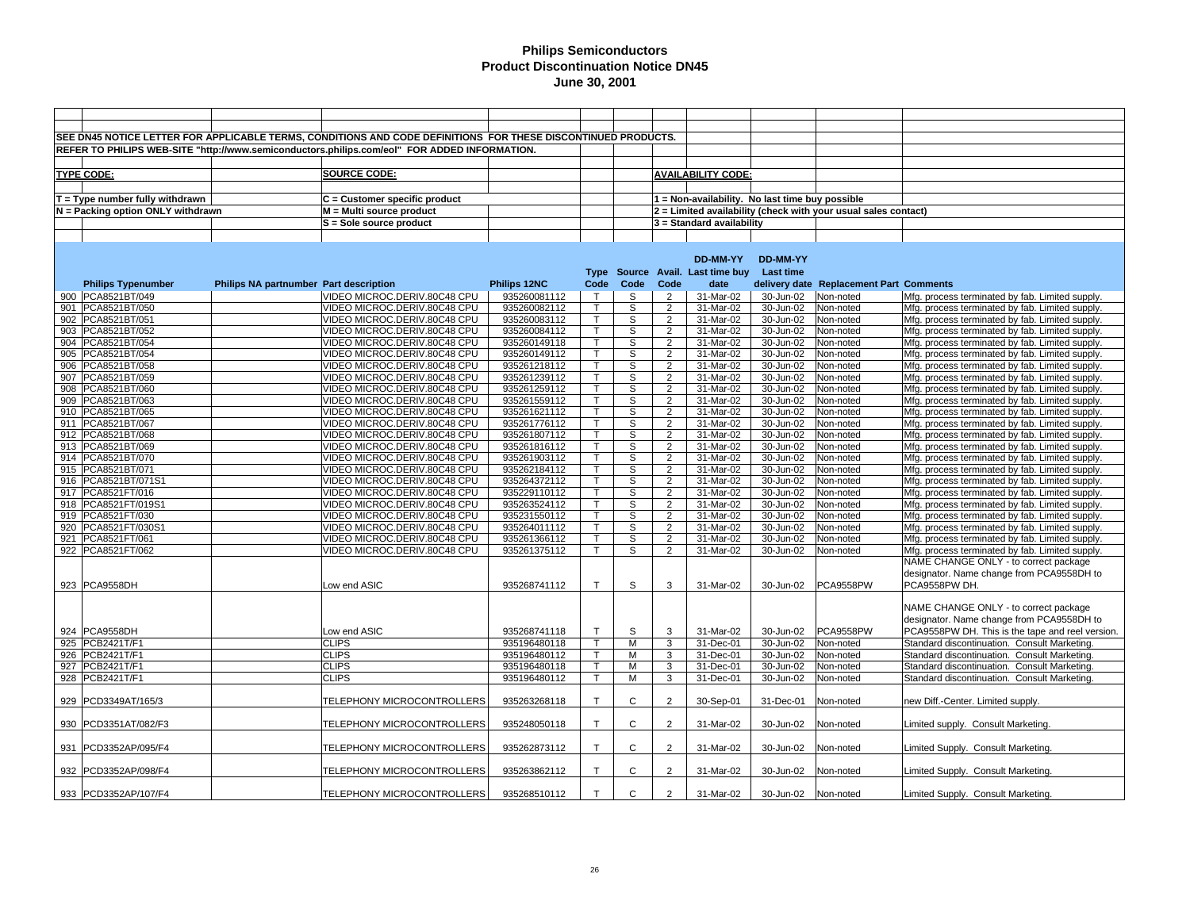# Philips Semiconductors
## Product Discontinuation Notice DN45
### June 30, 2001

SEE DN45 NOTICE LETTER FOR APPLICABLE TERMS, CONDITIONS AND CODE DEFINITIONS FOR THESE DISCONTINUED PRODUCTS.

REFER TO PHILIPS WEB-SITE "http://www.semiconductors.philips.com/eol" FOR ADDED INFORMATION.

**TYPE CODE:**
- T = Type number fully withdrawn
- N = Packing option ONLY withdrawn

**SOURCE CODE:**
- C = Customer specific product
- M = Multi source product
- S = Sole source product

**AVAILABILITY CODE:**
- 1 = Non-availability. No last time buy possible
- 2 = Limited availability (check with your usual sales contact)
- 3 = Standard availability

| | Philips Typenumber | Philips NA partnumber | Part description | Philips 12NC | Type Code | Source Code | Avail. Code | DD-MM-YY Last time buy date | DD-MM-YY Last time delivery date | Replacement Part | Comments |
|---|---|---|---|---|---|---|---|---|---|---|---|
| 900 | PCA8521BT/049 | | VIDEO MICROC.DERIV.80C48 CPU | 935260081112 | T | S | 2 | 31-Mar-02 | 30-Jun-02 | Non-noted | Mfg. process terminated by fab. Limited supply. |
| 901 | PCA8521BT/050 | | VIDEO MICROC.DERIV.80C48 CPU | 935260082112 | T | S | 2 | 31-Mar-02 | 30-Jun-02 | Non-noted | Mfg. process terminated by fab. Limited supply. |
| 902 | PCA8521BT/051 | | VIDEO MICROC.DERIV.80C48 CPU | 935260083112 | T | S | 2 | 31-Mar-02 | 30-Jun-02 | Non-noted | Mfg. process terminated by fab. Limited supply. |
| 903 | PCA8521BT/052 | | VIDEO MICROC.DERIV.80C48 CPU | 935260084112 | T | S | 2 | 31-Mar-02 | 30-Jun-02 | Non-noted | Mfg. process terminated by fab. Limited supply. |
| 904 | PCA8521BT/054 | | VIDEO MICROC.DERIV.80C48 CPU | 935260149118 | T | S | 2 | 31-Mar-02 | 30-Jun-02 | Non-noted | Mfg. process terminated by fab. Limited supply. |
| 905 | PCA8521BT/054 | | VIDEO MICROC.DERIV.80C48 CPU | 935260149112 | T | S | 2 | 31-Mar-02 | 30-Jun-02 | Non-noted | Mfg. process terminated by fab. Limited supply. |
| 906 | PCA8521BT/058 | | VIDEO MICROC.DERIV.80C48 CPU | 935261218112 | T | S | 2 | 31-Mar-02 | 30-Jun-02 | Non-noted | Mfg. process terminated by fab. Limited supply. |
| 907 | PCA8521BT/059 | | VIDEO MICROC.DERIV.80C48 CPU | 935261239112 | T | S | 2 | 31-Mar-02 | 30-Jun-02 | Non-noted | Mfg. process terminated by fab. Limited supply. |
| 908 | PCA8521BT/060 | | VIDEO MICROC.DERIV.80C48 CPU | 935261259112 | T | S | 2 | 31-Mar-02 | 30-Jun-02 | Non-noted | Mfg. process terminated by fab. Limited supply. |
| 909 | PCA8521BT/063 | | VIDEO MICROC.DERIV.80C48 CPU | 935261559112 | T | S | 2 | 31-Mar-02 | 30-Jun-02 | Non-noted | Mfg. process terminated by fab. Limited supply. |
| 910 | PCA8521BT/065 | | VIDEO MICROC.DERIV.80C48 CPU | 935261621112 | T | S | 2 | 31-Mar-02 | 30-Jun-02 | Non-noted | Mfg. process terminated by fab. Limited supply. |
| 911 | PCA8521BT/067 | | VIDEO MICROC.DERIV.80C48 CPU | 935261776112 | T | S | 2 | 31-Mar-02 | 30-Jun-02 | Non-noted | Mfg. process terminated by fab. Limited supply. |
| 912 | PCA8521BT/068 | | VIDEO MICROC.DERIV.80C48 CPU | 935261807112 | T | S | 2 | 31-Mar-02 | 30-Jun-02 | Non-noted | Mfg. process terminated by fab. Limited supply. |
| 913 | PCA8521BT/069 | | VIDEO MICROC.DERIV.80C48 CPU | 935261816112 | T | S | 2 | 31-Mar-02 | 30-Jun-02 | Non-noted | Mfg. process terminated by fab. Limited supply. |
| 914 | PCA8521BT/070 | | VIDEO MICROC.DERIV.80C48 CPU | 935261903112 | T | S | 2 | 31-Mar-02 | 30-Jun-02 | Non-noted | Mfg. process terminated by fab. Limited supply. |
| 915 | PCA8521BT/071 | | VIDEO MICROC.DERIV.80C48 CPU | 935262184112 | T | S | 2 | 31-Mar-02 | 30-Jun-02 | Non-noted | Mfg. process terminated by fab. Limited supply. |
| 916 | PCA8521BT/071S1 | | VIDEO MICROC.DERIV.80C48 CPU | 935264372112 | T | S | 2 | 31-Mar-02 | 30-Jun-02 | Non-noted | Mfg. process terminated by fab. Limited supply. |
| 917 | PCA8521FT/016 | | VIDEO MICROC.DERIV.80C48 CPU | 935229110112 | T | S | 2 | 31-Mar-02 | 30-Jun-02 | Non-noted | Mfg. process terminated by fab. Limited supply. |
| 918 | PCA8521FT/019S1 | | VIDEO MICROC.DERIV.80C48 CPU | 935263524112 | T | S | 2 | 31-Mar-02 | 30-Jun-02 | Non-noted | Mfg. process terminated by fab. Limited supply. |
| 919 | PCA8521FT/030 | | VIDEO MICROC.DERIV.80C48 CPU | 935231550112 | T | S | 2 | 31-Mar-02 | 30-Jun-02 | Non-noted | Mfg. process terminated by fab. Limited supply. |
| 920 | PCA8521FT/030S1 | | VIDEO MICROC.DERIV.80C48 CPU | 935264011112 | T | S | 2 | 31-Mar-02 | 30-Jun-02 | Non-noted | Mfg. process terminated by fab. Limited supply. |
| 921 | PCA8521FT/061 | | VIDEO MICROC.DERIV.80C48 CPU | 935261366112 | T | S | 2 | 31-Mar-02 | 30-Jun-02 | Non-noted | Mfg. process terminated by fab. Limited supply. |
| 922 | PCA8521FT/062 | | VIDEO MICROC.DERIV.80C48 CPU | 935261375112 | T | S | 2 | 31-Mar-02 | 30-Jun-02 | Non-noted | Mfg. process terminated by fab. Limited supply. |
| 923 | PCA9558DH | | Low end ASIC | 935268741112 | T | S | 3 | 31-Mar-02 | 30-Jun-02 | PCA9558PW | NAME CHANGE ONLY - to correct package designator. Name change from PCA9558DH to PCA9558PW DH. |
| 924 | PCA9558DH | | Low end ASIC | 935268741118 | T | S | 3 | 31-Mar-02 | 30-Jun-02 | PCA9558PW | NAME CHANGE ONLY - to correct package designator. Name change from PCA9558DH to PCA9558PW DH. This is the tape and reel version. |
| 925 | PCB2421T/F1 | | CLIPS | 935196480118 | T | M | 3 | 31-Dec-01 | 30-Jun-02 | Non-noted | Standard discontinuation. Consult Marketing. |
| 926 | PCB2421T/F1 | | CLIPS | 935196480112 | T | M | 3 | 31-Dec-01 | 30-Jun-02 | Non-noted | Standard discontinuation. Consult Marketing. |
| 927 | PCB2421T/F1 | | CLIPS | 935196480118 | T | M | 3 | 31-Dec-01 | 30-Jun-02 | Non-noted | Standard discontinuation. Consult Marketing. |
| 928 | PCB2421T/F1 | | CLIPS | 935196480112 | T | M | 3 | 31-Dec-01 | 30-Jun-02 | Non-noted | Standard discontinuation. Consult Marketing. |
| 929 | PCD3349AT/165/3 | | TELEPHONY MICROCONTROLLERS | 935263268118 | T | C | 2 | 30-Sep-01 | 31-Dec-01 | Non-noted | new Diff.-Center. Limited supply. |
| 930 | PCD3351AT/082/F3 | | TELEPHONY MICROCONTROLLERS | 935248050118 | T | C | 2 | 31-Mar-02 | 30-Jun-02 | Non-noted | Limited supply. Consult Marketing. |
| 931 | PCD3352AP/095/F4 | | TELEPHONY MICROCONTROLLERS | 935262873112 | T | C | 2 | 31-Mar-02 | 30-Jun-02 | Non-noted | Limited Supply. Consult Marketing. |
| 932 | PCD3352AP/098/F4 | | TELEPHONY MICROCONTROLLERS | 935263862112 | T | C | 2 | 31-Mar-02 | 30-Jun-02 | Non-noted | Limited Supply. Consult Marketing. |
| 933 | PCD3352AP/107/F4 | | TELEPHONY MICROCONTROLLERS | 935268510112 | T | C | 2 | 31-Mar-02 | 30-Jun-02 | Non-noted | Limited Supply. Consult Marketing. |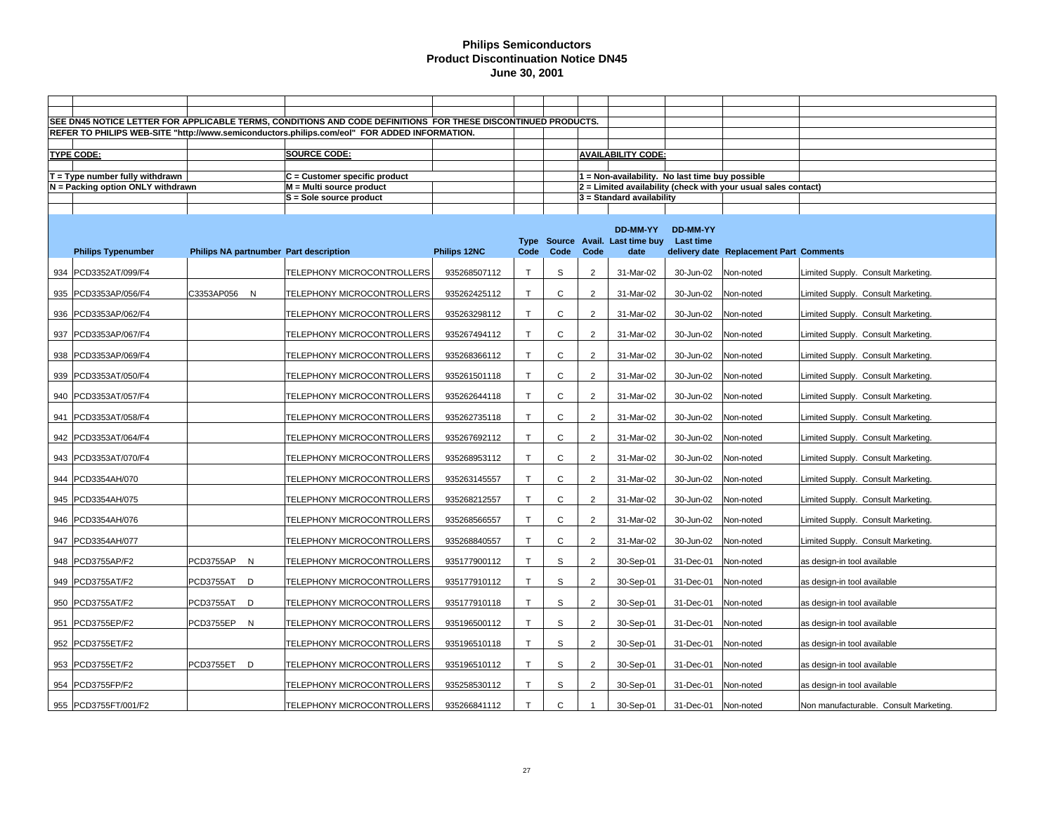# Philips Semiconductors
## Product Discontinuation Notice DN45
### June 30, 2001

SEE DN45 NOTICE LETTER FOR APPLICABLE TERMS, CONDITIONS AND CODE DEFINITIONS FOR THESE DISCONTINUED PRODUCTS.

REFER TO PHILIPS WEB-SITE "http://www.semiconductors.philips.com/eol" FOR ADDED INFORMATION.

**TYPE CODE:**

T = Type number fully withdrawn
N = Packing option ONLY withdrawn

**SOURCE CODE:**

C = Customer specific product
M = Multi source product
S = Sole source product

**AVAILABILITY CODE:**

1 = Non-availability. No last time buy possible
2 = Limited availability (check with your usual sales contact)
3 = Standard availability

| | Philips Typenumber | Philips NA partnumber | Part description | Philips 12NC | Type Code | Source Code | Avail. Code | DD-MM-YY Last time buy date | DD-MM-YY Last time delivery date | Replacement Part | Comments |
|---|---|---|---|---|---|---|---|---|---|---|---|
| 934 | PCD3352AT/099/F4 | | TELEPHONY MICROCONTROLLERS | 935268507112 | T | S | 2 | 31-Mar-02 | 30-Jun-02 | Non-noted | Limited Supply. Consult Marketing. |
| 935 | PCD3353AP/056/F4 | C3353AP056 N | TELEPHONY MICROCONTROLLERS | 935262425112 | T | C | 2 | 31-Mar-02 | 30-Jun-02 | Non-noted | Limited Supply. Consult Marketing. |
| 936 | PCD3353AP/062/F4 | | TELEPHONY MICROCONTROLLERS | 935263298112 | T | C | 2 | 31-Mar-02 | 30-Jun-02 | Non-noted | Limited Supply. Consult Marketing. |
| 937 | PCD3353AP/067/F4 | | TELEPHONY MICROCONTROLLERS | 935267494112 | T | C | 2 | 31-Mar-02 | 30-Jun-02 | Non-noted | Limited Supply. Consult Marketing. |
| 938 | PCD3353AP/069/F4 | | TELEPHONY MICROCONTROLLERS | 935268366112 | T | C | 2 | 31-Mar-02 | 30-Jun-02 | Non-noted | Limited Supply. Consult Marketing. |
| 939 | PCD3353AT/050/F4 | | TELEPHONY MICROCONTROLLERS | 935261501118 | T | C | 2 | 31-Mar-02 | 30-Jun-02 | Non-noted | Limited Supply. Consult Marketing. |
| 940 | PCD3353AT/057/F4 | | TELEPHONY MICROCONTROLLERS | 935262644118 | T | C | 2 | 31-Mar-02 | 30-Jun-02 | Non-noted | Limited Supply. Consult Marketing. |
| 941 | PCD3353AT/058/F4 | | TELEPHONY MICROCONTROLLERS | 935262735118 | T | C | 2 | 31-Mar-02 | 30-Jun-02 | Non-noted | Limited Supply. Consult Marketing. |
| 942 | PCD3353AT/064/F4 | | TELEPHONY MICROCONTROLLERS | 935267692112 | T | C | 2 | 31-Mar-02 | 30-Jun-02 | Non-noted | Limited Supply. Consult Marketing. |
| 943 | PCD3353AT/070/F4 | | TELEPHONY MICROCONTROLLERS | 935268953112 | T | C | 2 | 31-Mar-02 | 30-Jun-02 | Non-noted | Limited Supply. Consult Marketing. |
| 944 | PCD3354AH/070 | | TELEPHONY MICROCONTROLLERS | 935263145557 | T | C | 2 | 31-Mar-02 | 30-Jun-02 | Non-noted | Limited Supply. Consult Marketing. |
| 945 | PCD3354AH/075 | | TELEPHONY MICROCONTROLLERS | 935268212557 | T | C | 2 | 31-Mar-02 | 30-Jun-02 | Non-noted | Limited Supply. Consult Marketing. |
| 946 | PCD3354AH/076 | | TELEPHONY MICROCONTROLLERS | 935268566557 | T | C | 2 | 31-Mar-02 | 30-Jun-02 | Non-noted | Limited Supply. Consult Marketing. |
| 947 | PCD3354AH/077 | | TELEPHONY MICROCONTROLLERS | 935268840557 | T | C | 2 | 31-Mar-02 | 30-Jun-02 | Non-noted | Limited Supply. Consult Marketing. |
| 948 | PCD3755AP/F2 | PCD3755AP N | TELEPHONY MICROCONTROLLERS | 935177900112 | T | S | 2 | 30-Sep-01 | 31-Dec-01 | Non-noted | as design-in tool available |
| 949 | PCD3755AT/F2 | PCD3755AT D | TELEPHONY MICROCONTROLLERS | 935177910112 | T | S | 2 | 30-Sep-01 | 31-Dec-01 | Non-noted | as design-in tool available |
| 950 | PCD3755AT/F2 | PCD3755AT D | TELEPHONY MICROCONTROLLERS | 935177910118 | T | S | 2 | 30-Sep-01 | 31-Dec-01 | Non-noted | as design-in tool available |
| 951 | PCD3755EP/F2 | PCD3755EP N | TELEPHONY MICROCONTROLLERS | 935196500112 | T | S | 2 | 30-Sep-01 | 31-Dec-01 | Non-noted | as design-in tool available |
| 952 | PCD3755ET/F2 | | TELEPHONY MICROCONTROLLERS | 935196510118 | T | S | 2 | 30-Sep-01 | 31-Dec-01 | Non-noted | as design-in tool available |
| 953 | PCD3755ET/F2 | PCD3755ET D | TELEPHONY MICROCONTROLLERS | 935196510112 | T | S | 2 | 30-Sep-01 | 31-Dec-01 | Non-noted | as design-in tool available |
| 954 | PCD3755FP/F2 | | TELEPHONY MICROCONTROLLERS | 935258530112 | T | S | 2 | 30-Sep-01 | 31-Dec-01 | Non-noted | as design-in tool available |
| 955 | PCD3755FT/001/F2 | | TELEPHONY MICROCONTROLLERS | 935266841112 | T | C | 1 | 30-Sep-01 | 31-Dec-01 | Non-noted | Non manufacturable. Consult Marketing. |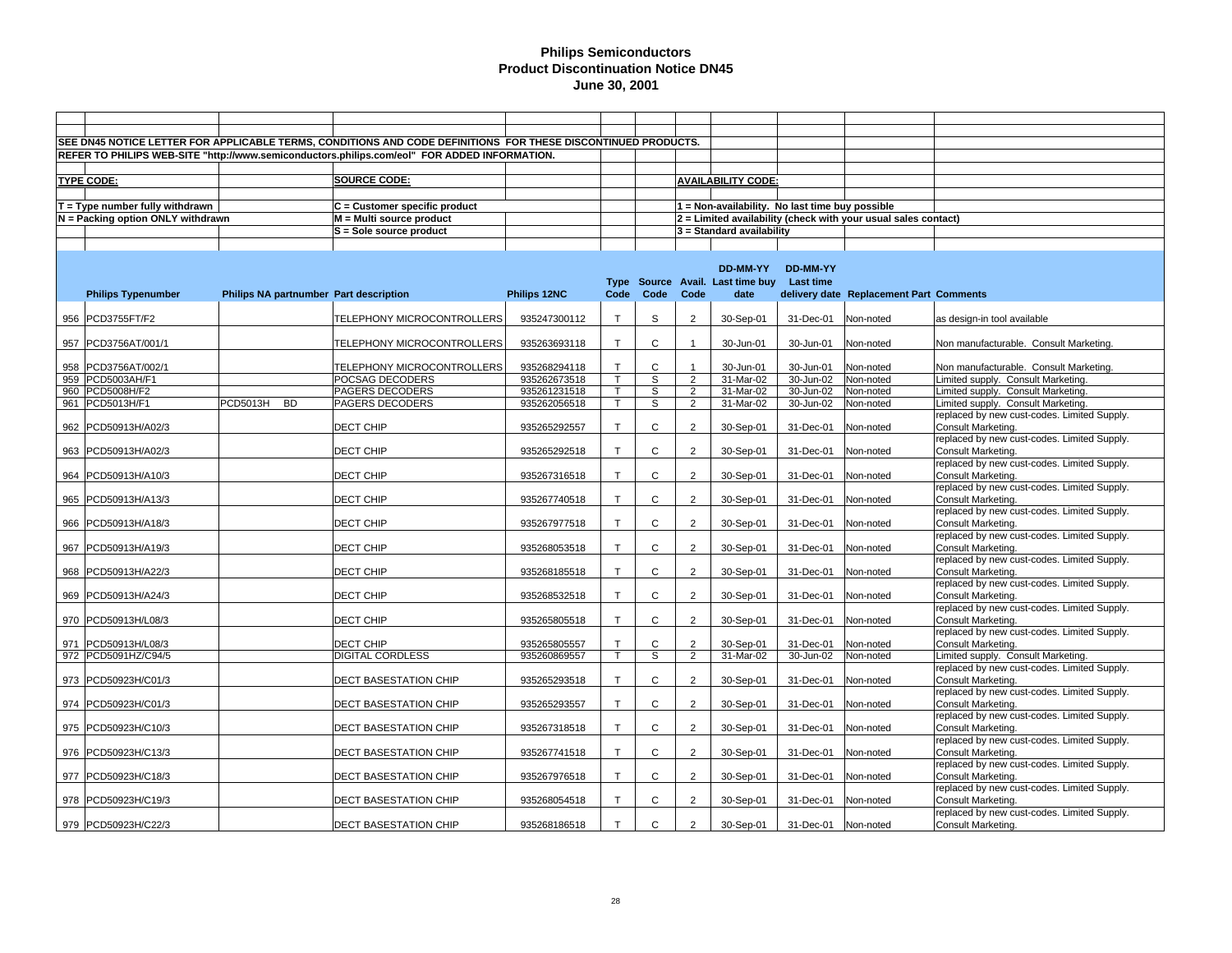# Philips Semiconductors
## Product Discontinuation Notice DN45
## June 30, 2001

SEE DN45 NOTICE LETTER FOR APPLICABLE TERMS, CONDITIONS AND CODE DEFINITIONS FOR THESE DISCONTINUED PRODUCTS.

REFER TO PHILIPS WEB-SITE "http://www.semiconductors.philips.com/eol" FOR ADDED INFORMATION.

**TYPE CODE:**
- T = Type number fully withdrawn
- N = Packing option ONLY withdrawn

**SOURCE CODE:**
- C = Customer specific product
- M = Multi source product
- S = Sole source product

**AVAILABILITY CODE:**
- 1 = Non-availability. No last time buy possible
- 2 = Limited availability (check with your usual sales contact)
- 3 = Standard availability

| | Philips Typenumber | Philips NA partnumber | Part description | Philips 12NC | Type Code | Source Code | Avail. Code | DD-MM-YY Last time buy date | DD-MM-YY Last time delivery date | Replacement Part | Comments |
|---|---|---|---|---|---|---|---|---|---|---|---|
| 956 | PCD3755FT/F2 | | TELEPHONY MICROCONTROLLERS | 935247300112 | T | S | 2 | 30-Sep-01 | 31-Dec-01 | Non-noted | as design-in tool available |
| 957 | PCD3756AT/001/1 | | TELEPHONY MICROCONTROLLERS | 935263693118 | T | C | 1 | 30-Jun-01 | 30-Jun-01 | Non-noted | Non manufacturable. Consult Marketing. |
| 958 | PCD3756AT/002/1 | | TELEPHONY MICROCONTROLLERS | 935268294118 | T | C | 1 | 30-Jun-01 | 30-Jun-01 | Non-noted | Non manufacturable. Consult Marketing. |
| 959 | PCD5003AH/F1 | | POCSAG DECODERS | 935262673518 | T | S | 2 | 31-Mar-02 | 30-Jun-02 | Non-noted | Limited supply. Consult Marketing. |
| 960 | PCD5008H/F2 | | PAGERS DECODERS | 935261231518 | T | S | 2 | 31-Mar-02 | 30-Jun-02 | Non-noted | Limited supply. Consult Marketing. |
| 961 | PCD5013H/F1 | PCD5013H BD | PAGERS DECODERS | 935262056518 | T | S | 2 | 31-Mar-02 | 30-Jun-02 | Non-noted | Limited supply. Consult Marketing. |
| 962 | PCD50913H/A02/3 | | DECT CHIP | 935265292557 | T | C | 2 | 30-Sep-01 | 31-Dec-01 | Non-noted | replaced by new cust-codes. Limited Supply. Consult Marketing. |
| 963 | PCD50913H/A02/3 | | DECT CHIP | 935265292518 | T | C | 2 | 30-Sep-01 | 31-Dec-01 | Non-noted | replaced by new cust-codes. Limited Supply. Consult Marketing. |
| 964 | PCD50913H/A10/3 | | DECT CHIP | 935267316518 | T | C | 2 | 30-Sep-01 | 31-Dec-01 | Non-noted | replaced by new cust-codes. Limited Supply. Consult Marketing. |
| 965 | PCD50913H/A13/3 | | DECT CHIP | 935267740518 | T | C | 2 | 30-Sep-01 | 31-Dec-01 | Non-noted | replaced by new cust-codes. Limited Supply. Consult Marketing. |
| 966 | PCD50913H/A18/3 | | DECT CHIP | 935267977518 | T | C | 2 | 30-Sep-01 | 31-Dec-01 | Non-noted | replaced by new cust-codes. Limited Supply. Consult Marketing. |
| 967 | PCD50913H/A19/3 | | DECT CHIP | 935268053518 | T | C | 2 | 30-Sep-01 | 31-Dec-01 | Non-noted | replaced by new cust-codes. Limited Supply. Consult Marketing. |
| 968 | PCD50913H/A22/3 | | DECT CHIP | 935268185518 | T | C | 2 | 30-Sep-01 | 31-Dec-01 | Non-noted | replaced by new cust-codes. Limited Supply. Consult Marketing. |
| 969 | PCD50913H/A24/3 | | DECT CHIP | 935268532518 | T | C | 2 | 30-Sep-01 | 31-Dec-01 | Non-noted | replaced by new cust-codes. Limited Supply. Consult Marketing. |
| 970 | PCD50913H/L08/3 | | DECT CHIP | 935265805518 | T | C | 2 | 30-Sep-01 | 31-Dec-01 | Non-noted | replaced by new cust-codes. Limited Supply. Consult Marketing. |
| 971 | PCD50913H/L08/3 | | DECT CHIP | 935265805557 | T | C | 2 | 30-Sep-01 | 31-Dec-01 | Non-noted | replaced by new cust-codes. Limited Supply. Consult Marketing. |
| 972 | PCD5091HZ/C94/5 | | DIGITAL CORDLESS | 935260869557 | T | S | 2 | 31-Mar-02 | 30-Jun-02 | Non-noted | Limited supply. Consult Marketing. |
| 973 | PCD50923H/C01/3 | | DECT BASESTATION CHIP | 935265293518 | T | C | 2 | 30-Sep-01 | 31-Dec-01 | Non-noted | replaced by new cust-codes. Limited Supply. Consult Marketing. |
| 974 | PCD50923H/C01/3 | | DECT BASESTATION CHIP | 935265293557 | T | C | 2 | 30-Sep-01 | 31-Dec-01 | Non-noted | replaced by new cust-codes. Limited Supply. Consult Marketing. |
| 975 | PCD50923H/C10/3 | | DECT BASESTATION CHIP | 935267318518 | T | C | 2 | 30-Sep-01 | 31-Dec-01 | Non-noted | replaced by new cust-codes. Limited Supply. Consult Marketing. |
| 976 | PCD50923H/C13/3 | | DECT BASESTATION CHIP | 935267741518 | T | C | 2 | 30-Sep-01 | 31-Dec-01 | Non-noted | replaced by new cust-codes. Limited Supply. Consult Marketing. |
| 977 | PCD50923H/C18/3 | | DECT BASESTATION CHIP | 935267976518 | T | C | 2 | 30-Sep-01 | 31-Dec-01 | Non-noted | replaced by new cust-codes. Limited Supply. Consult Marketing. |
| 978 | PCD50923H/C19/3 | | DECT BASESTATION CHIP | 935268054518 | T | C | 2 | 30-Sep-01 | 31-Dec-01 | Non-noted | replaced by new cust-codes. Limited Supply. Consult Marketing. |
| 979 | PCD50923H/C22/3 | | DECT BASESTATION CHIP | 935268186518 | T | C | 2 | 30-Sep-01 | 31-Dec-01 | Non-noted | replaced by new cust-codes. Limited Supply. Consult Marketing. |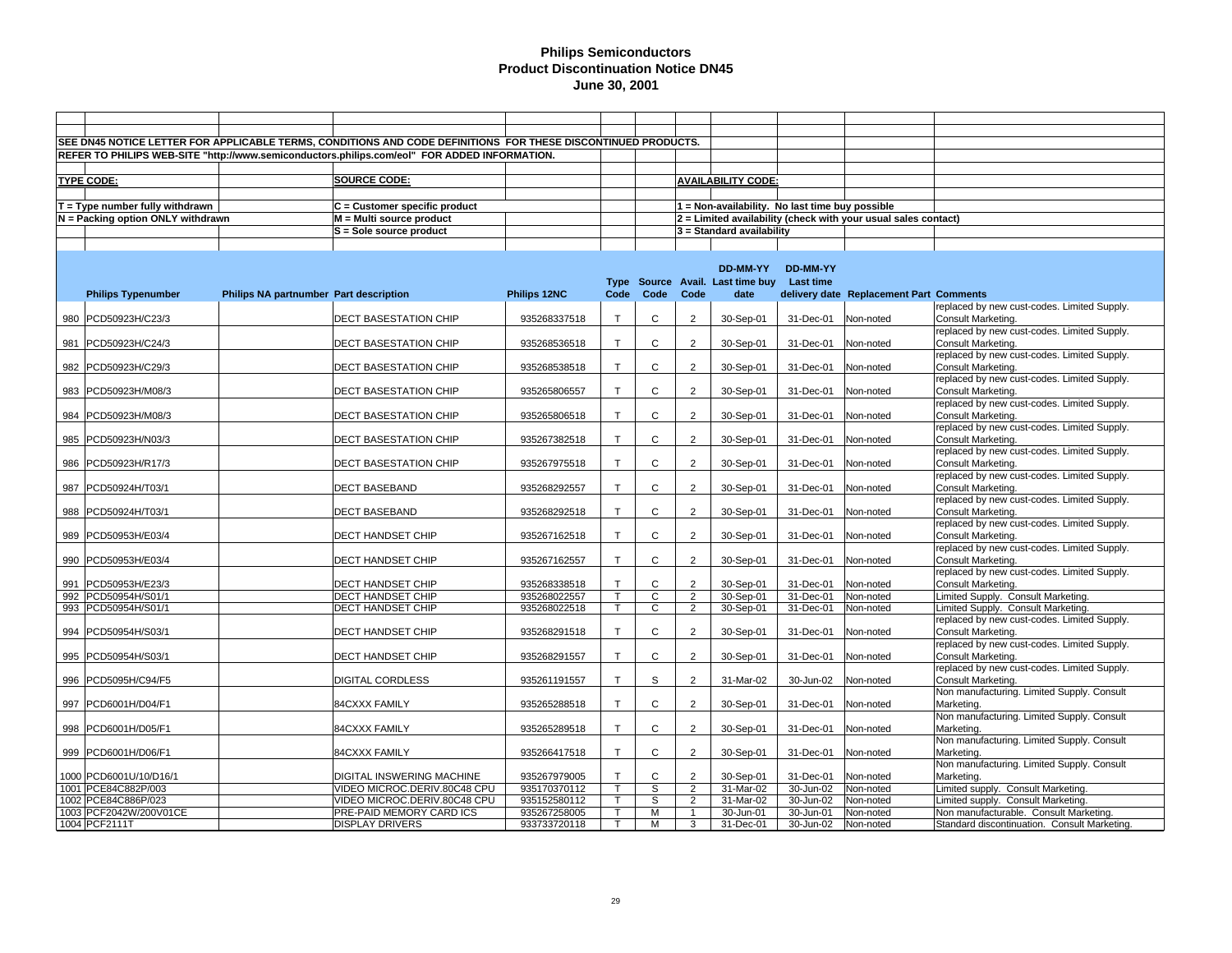# Philips Semiconductors
## Product Discontinuation Notice DN45
### June 30, 2001

SEE DN45 NOTICE LETTER FOR APPLICABLE TERMS, CONDITIONS AND CODE DEFINITIONS FOR THESE DISCONTINUED PRODUCTS.

REFER TO PHILIPS WEB-SITE "http://www.semiconductors.philips.com/eol" FOR ADDED INFORMATION.

**TYPE CODE:**

T = Type number fully withdrawn
N = Packing option ONLY withdrawn

**SOURCE CODE:**

C = Customer specific product
M = Multi source product
S = Sole source product

**AVAILABILITY CODE:**

1 = Non-availability. No last time buy possible
2 = Limited availability (check with your usual sales contact)
3 = Standard availability

| | Philips Typenumber | Philips NA partnumber | Part description | Philips 12NC | Type Code | Source Code | Avail. Code | DD-MM-YY Last time buy date | DD-MM-YY Last time delivery date | Replacement Part | Comments |
|---|---|---|---|---|---|---|---|---|---|---|---|
| 980 | PCD50923H/C23/3 | | DECT BASESTATION CHIP | 935268337518 | T | C | 2 | 30-Sep-01 | 31-Dec-01 | Non-noted | replaced by new cust-codes. Limited Supply. Consult Marketing. |
| 981 | PCD50923H/C24/3 | | DECT BASESTATION CHIP | 935268536518 | T | C | 2 | 30-Sep-01 | 31-Dec-01 | Non-noted | replaced by new cust-codes. Limited Supply. Consult Marketing. |
| 982 | PCD50923H/C29/3 | | DECT BASESTATION CHIP | 935268538518 | T | C | 2 | 30-Sep-01 | 31-Dec-01 | Non-noted | replaced by new cust-codes. Limited Supply. Consult Marketing. |
| 983 | PCD50923H/M08/3 | | DECT BASESTATION CHIP | 935265806557 | T | C | 2 | 30-Sep-01 | 31-Dec-01 | Non-noted | replaced by new cust-codes. Limited Supply. Consult Marketing. |
| 984 | PCD50923H/M08/3 | | DECT BASESTATION CHIP | 935265806518 | T | C | 2 | 30-Sep-01 | 31-Dec-01 | Non-noted | replaced by new cust-codes. Limited Supply. Consult Marketing. |
| 985 | PCD50923H/N03/3 | | DECT BASESTATION CHIP | 935267382518 | T | C | 2 | 30-Sep-01 | 31-Dec-01 | Non-noted | replaced by new cust-codes. Limited Supply. Consult Marketing. |
| 986 | PCD50923H/R17/3 | | DECT BASESTATION CHIP | 935267975518 | T | C | 2 | 30-Sep-01 | 31-Dec-01 | Non-noted | replaced by new cust-codes. Limited Supply. Consult Marketing. |
| 987 | PCD50924H/T03/1 | | DECT BASEBAND | 935268292557 | T | C | 2 | 30-Sep-01 | 31-Dec-01 | Non-noted | replaced by new cust-codes. Limited Supply. Consult Marketing. |
| 988 | PCD50924H/T03/1 | | DECT BASEBAND | 935268292518 | T | C | 2 | 30-Sep-01 | 31-Dec-01 | Non-noted | replaced by new cust-codes. Limited Supply. Consult Marketing. |
| 989 | PCD50953H/E03/4 | | DECT HANDSET CHIP | 935267162518 | T | C | 2 | 30-Sep-01 | 31-Dec-01 | Non-noted | replaced by new cust-codes. Limited Supply. Consult Marketing. |
| 990 | PCD50953H/E03/4 | | DECT HANDSET CHIP | 935267162557 | T | C | 2 | 30-Sep-01 | 31-Dec-01 | Non-noted | replaced by new cust-codes. Limited Supply. Consult Marketing. |
| 991 | PCD50953H/E23/3 | | DECT HANDSET CHIP | 935268338518 | T | C | 2 | 30-Sep-01 | 31-Dec-01 | Non-noted | replaced by new cust-codes. Limited Supply. Consult Marketing. |
| 992 | PCD50954H/S01/1 | | DECT HANDSET CHIP | 935268022557 | T | C | 2 | 30-Sep-01 | 31-Dec-01 | Non-noted | Limited Supply. Consult Marketing. |
| 993 | PCD50954H/S01/1 | | DECT HANDSET CHIP | 935268022518 | T | C | 2 | 30-Sep-01 | 31-Dec-01 | Non-noted | Limited Supply. Consult Marketing. |
| 994 | PCD50954H/S03/1 | | DECT HANDSET CHIP | 935268291518 | T | C | 2 | 30-Sep-01 | 31-Dec-01 | Non-noted | replaced by new cust-codes. Limited Supply. Consult Marketing. |
| 995 | PCD50954H/S03/1 | | DECT HANDSET CHIP | 935268291557 | T | C | 2 | 30-Sep-01 | 31-Dec-01 | Non-noted | replaced by new cust-codes. Limited Supply. Consult Marketing. |
| 996 | PCD5095H/C94/F5 | | DIGITAL CORDLESS | 935261191557 | T | S | 2 | 31-Mar-02 | 30-Jun-02 | Non-noted | replaced by new cust-codes. Limited Supply. Consult Marketing. |
| 997 | PCD6001H/D04/F1 | | 84CXXX FAMILY | 935265288518 | T | C | 2 | 30-Sep-01 | 31-Dec-01 | Non-noted | Non manufacturing. Limited Supply. Consult Marketing. |
| 998 | PCD6001H/D05/F1 | | 84CXXX FAMILY | 935265289518 | T | C | 2 | 30-Sep-01 | 31-Dec-01 | Non-noted | Non manufacturing. Limited Supply. Consult Marketing. |
| 999 | PCD6001H/D06/F1 | | 84CXXX FAMILY | 935266417518 | T | C | 2 | 30-Sep-01 | 31-Dec-01 | Non-noted | Non manufacturing. Limited Supply. Consult Marketing. |
| 1000 | PCD6001U/10/D16/1 | | DIGITAL INSWERING MACHINE | 935267979005 | T | C | 2 | 30-Sep-01 | 31-Dec-01 | Non-noted | Non manufacturing. Limited Supply. Consult Marketing. |
| 1001 | PCE84C882P/003 | | VIDEO MICROC.DERIV.80C48 CPU | 935170370112 | T | S | 2 | 31-Mar-02 | 30-Jun-02 | Non-noted | Limited supply. Consult Marketing. |
| 1002 | PCE84C886P/023 | | VIDEO MICROC.DERIV.80C48 CPU | 935152580112 | T | S | 2 | 31-Mar-02 | 30-Jun-02 | Non-noted | Limited supply. Consult Marketing. |
| 1003 | PCF2042W/200V01CE | | PRE-PAID MEMORY CARD ICS | 935267258005 | T | M | 1 | 30-Jun-01 | 30-Jun-01 | Non-noted | Non manufacturable. Consult Marketing. |
| 1004 | PCF2111T | | DISPLAY DRIVERS | 933733720118 | T | M | 3 | 31-Dec-01 | 30-Jun-02 | Non-noted | Standard discontinuation. Consult Marketing. |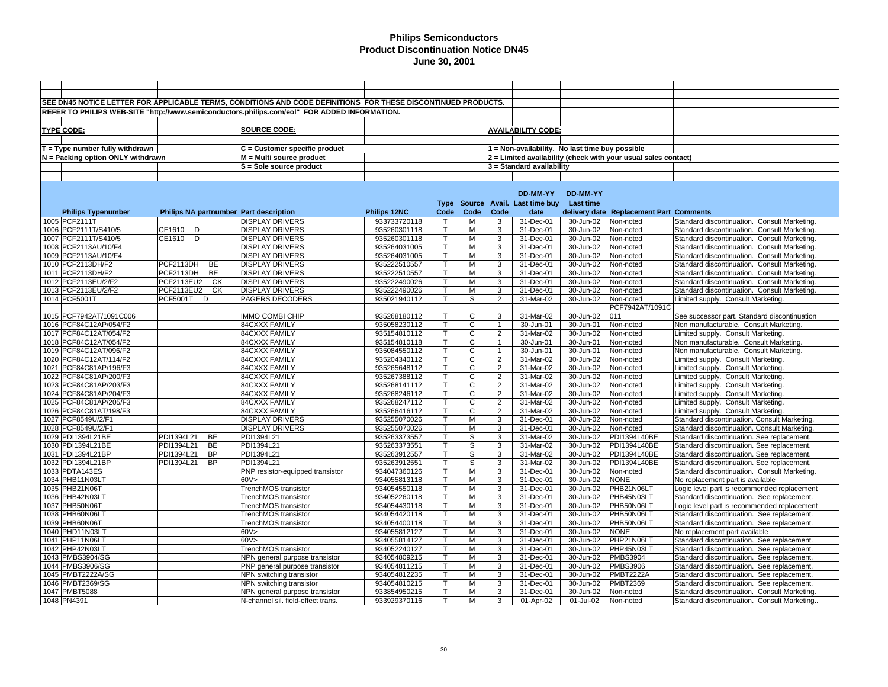# Philips Semiconductors
## Product Discontinuation Notice DN45
### June 30, 2001

SEE DN45 NOTICE LETTER FOR APPLICABLE TERMS, CONDITIONS AND CODE DEFINITIONS FOR THESE DISCONTINUED PRODUCTS.

REFER TO PHILIPS WEB-SITE "http://www.semiconductors.philips.com/eol" FOR ADDED INFORMATION.

**TYPE CODE:**
- T = Type number fully withdrawn
- N = Packing option ONLY withdrawn

**SOURCE CODE:**
- C = Customer specific product
- M = Multi source product
- S = Sole source product

**AVAILABILITY CODE:**
- 1 = Non-availability. No last time buy possible
- 2 = Limited availability (check with your usual sales contact)
- 3 = Standard availability

| | Philips Typenumber | Philips NA partnumber | Part description | Philips 12NC | Type Code | Source Code | Avail. Code | DD-MM-YY Last time buy date | DD-MM-YY Last time delivery date | Replacement Part | Comments |
|---|---|---|---|---|---|---|---|---|---|---|---|
| 1005 | PCF2111T | | DISPLAY DRIVERS | 933733720118 | T | M | 3 | 31-Dec-01 | 30-Jun-02 | Non-noted | Standard discontinuation. Consult Marketing. |
| 1006 | PCF2111T/S410/5 | CE1610 D | DISPLAY DRIVERS | 935260301118 | T | M | 3 | 31-Dec-01 | 30-Jun-02 | Non-noted | Standard discontinuation. Consult Marketing. |
| 1007 | PCF2111T/S410/5 | CE1610 D | DISPLAY DRIVERS | 935260301118 | T | M | 3 | 31-Dec-01 | 30-Jun-02 | Non-noted | Standard discontinuation. Consult Marketing. |
| 1008 | PCF2113AU/10/F4 | | DISPLAY DRIVERS | 935264031005 | T | M | 3 | 31-Dec-01 | 30-Jun-02 | Non-noted | Standard discontinuation. Consult Marketing. |
| 1009 | PCF2113AU/10/F4 | | DISPLAY DRIVERS | 935264031005 | T | M | 3 | 31-Dec-01 | 30-Jun-02 | Non-noted | Standard discontinuation. Consult Marketing. |
| 1010 | PCF2113DH/F2 | PCF2113DH BE | DISPLAY DRIVERS | 935222510557 | T | M | 3 | 31-Dec-01 | 30-Jun-02 | Non-noted | Standard discontinuation. Consult Marketing. |
| 1011 | PCF2113DH/F2 | PCF2113DH BE | DISPLAY DRIVERS | 935222510557 | T | M | 3 | 31-Dec-01 | 30-Jun-02 | Non-noted | Standard discontinuation. Consult Marketing. |
| 1012 | PCF2113EU/2/F2 | PCF2113EU2 CK | DISPLAY DRIVERS | 935222490026 | T | M | 3 | 31-Dec-01 | 30-Jun-02 | Non-noted | Standard discontinuation. Consult Marketing. |
| 1013 | PCF2113EU/2/F2 | PCF2113EU2 CK | DISPLAY DRIVERS | 935222490026 | T | M | 3 | 31-Dec-01 | 30-Jun-02 | Non-noted | Standard discontinuation. Consult Marketing. |
| 1014 | PCF5001T | PCF5001T D | PAGERS DECODERS | 935021940112 | T | S | 2 | 31-Mar-02 | 30-Jun-02 | Non-noted | Limited supply. Consult Marketing. |
| 1015 | PCF7942AT/1091C006 | | IMMO COMBI CHIP | 935268180112 | T | C | 3 | 31-Mar-02 | 30-Jun-02 | PCF7942AT/1091C011 | See successor part. Standard discontinuation |
| 1016 | PCF84C12AP/054/F2 | | 84CXXX FAMILY | 935058230112 | T | C | 1 | 30-Jun-01 | 30-Jun-01 | Non-noted | Non manufacturable. Consult Marketing. |
| 1017 | PCF84C12AT/054/F2 | | 84CXXX FAMILY | 935154810112 | T | C | 2 | 31-Mar-02 | 30-Jun-02 | Non-noted | Limited supply. Consult Marketing. |
| 1018 | PCF84C12AT/054/F2 | | 84CXXX FAMILY | 935154810118 | T | C | 1 | 30-Jun-01 | 30-Jun-01 | Non-noted | Non manufacturable. Consult Marketing. |
| 1019 | PCF84C12AT/096/F2 | | 84CXXX FAMILY | 935084550112 | T | C | 1 | 30-Jun-01 | 30-Jun-01 | Non-noted | Non manufacturable. Consult Marketing. |
| 1020 | PCF84C12AT/114/F2 | | 84CXXX FAMILY | 935204340112 | T | C | 2 | 31-Mar-02 | 30-Jun-02 | Non-noted | Limited supply. Consult Marketing. |
| 1021 | PCF84C81AP/196/F3 | | 84CXXX FAMILY | 935265648112 | T | C | 2 | 31-Mar-02 | 30-Jun-02 | Non-noted | Limited supply. Consult Marketing. |
| 1022 | PCF84C81AP/200/F3 | | 84CXXX FAMILY | 935267388112 | T | C | 2 | 31-Mar-02 | 30-Jun-02 | Non-noted | Limited supply. Consult Marketing. |
| 1023 | PCF84C81AP/203/F3 | | 84CXXX FAMILY | 935268141112 | T | C | 2 | 31-Mar-02 | 30-Jun-02 | Non-noted | Limited supply. Consult Marketing. |
| 1024 | PCF84C81AP/204/F3 | | 84CXXX FAMILY | 935268246112 | T | C | 2 | 31-Mar-02 | 30-Jun-02 | Non-noted | Limited supply. Consult Marketing. |
| 1025 | PCF84C81AP/205/F3 | | 84CXXX FAMILY | 935268247112 | T | C | 2 | 31-Mar-02 | 30-Jun-02 | Non-noted | Limited supply. Consult Marketing. |
| 1026 | PCF84C81AT/198/F3 | | 84CXXX FAMILY | 935266416112 | T | C | 2 | 31-Mar-02 | 30-Jun-02 | Non-noted | Limited supply. Consult Marketing. |
| 1027 | PCF8549U/2/F1 | | DISPLAY DRIVERS | 935255070026 | T | M | 3 | 31-Dec-01 | 30-Jun-02 | Non-noted | Standard discontinuation. Consult Marketing. |
| 1028 | PCF8549U/2/F1 | | DISPLAY DRIVERS | 935255070026 | T | M | 3 | 31-Dec-01 | 30-Jun-02 | Non-noted | Standard discontinuation. Consult Marketing. |
| 1029 | PDI1394L21BE | PDI1394L21 BE | PDI1394L21 | 935263373557 | T | S | 3 | 31-Mar-02 | 30-Jun-02 | PDI1394L40BE | Standard discontinuation. See replacement. |
| 1030 | PDI1394L21BE | PDI1394L21 BE | PDI1394L21 | 935263373551 | T | S | 3 | 31-Mar-02 | 30-Jun-02 | PDI1394L40BE | Standard discontinuation. See replacement. |
| 1031 | PDI1394L21BP | PDI1394L21 BP | PDI1394L21 | 935263912557 | T | S | 3 | 31-Mar-02 | 30-Jun-02 | PDI1394L40BE | Standard discontinuation. See replacement. |
| 1032 | PDI1394L21BP | PDI1394L21 BP | PDI1394L21 | 935263912551 | T | S | 3 | 31-Mar-02 | 30-Jun-02 | PDI1394L40BE | Standard discontinuation. See replacement. |
| 1033 | PDTA143ES | | PNP resistor-equipped transistor | 934047360126 | T | M | 3 | 31-Dec-01 | 30-Jun-02 | Non-noted | Standard discontinuation. Consult Marketing. |
| 1034 | PHB11N03LT | | 60V> | 934055813118 | T | M | 3 | 31-Dec-01 | 30-Jun-02 | NONE | No replacement part is available |
| 1035 | PHB21N06T | | TrenchMOS transistor | 934054550118 | T | M | 3 | 31-Dec-01 | 30-Jun-02 | PHB21N06LT | Logic level part is recommended replacement |
| 1036 | PHB42N03LT | | TrenchMOS transistor | 934052260118 | T | M | 3 | 31-Dec-01 | 30-Jun-02 | PHB45N03LT | Standard discontinuation. See replacement. |
| 1037 | PHB50N06T | | TrenchMOS transistor | 934054430118 | T | M | 3 | 31-Dec-01 | 30-Jun-02 | PHB50N06LT | Logic level part is recommended replacement |
| 1038 | PHB60N06LT | | TrenchMOS transistor | 934054420118 | T | M | 3 | 31-Dec-01 | 30-Jun-02 | PHB50N06LT | Standard discontinuation. See replacement. |
| 1039 | PHB60N06T | | TrenchMOS transistor | 934054400118 | T | M | 3 | 31-Dec-01 | 30-Jun-02 | PHB50N06LT | Standard discontinuation. See replacement. |
| 1040 | PHD11N03LT | | 60V> | 934055812127 | T | M | 3 | 31-Dec-01 | 30-Jun-02 | NONE | No replacement part available |
| 1041 | PHP11N06LT | | 60V> | 934055814127 | T | M | 3 | 31-Dec-01 | 30-Jun-02 | PHP21N06LT | Standard discontinuation. See replacement. |
| 1042 | PHP42N03LT | | TrenchMOS transistor | 934052240127 | T | M | 3 | 31-Dec-01 | 30-Jun-02 | PHP45N03LT | Standard discontinuation. See replacement. |
| 1043 | PMBS3904/SG | | NPN general purpose transistor | 934054809215 | T | M | 3 | 31-Dec-01 | 30-Jun-02 | PMBS3904 | Standard discontinuation. See replacement. |
| 1044 | PMBS3906/SG | | PNP general purpose transistor | 934054811215 | T | M | 3 | 31-Dec-01 | 30-Jun-02 | PMBS3906 | Standard discontinuation. See replacement. |
| 1045 | PMBT2222A/SG | | NPN switching transistor | 934054812235 | T | M | 3 | 31-Dec-01 | 30-Jun-02 | PMBT2222A | Standard discontinuation. See replacement. |
| 1046 | PMBT2369/SG | | NPN switching transistor | 934054810215 | T | M | 3 | 31-Dec-01 | 30-Jun-02 | PMBT2369 | Standard discontinuation. See replacement. |
| 1047 | PMBT5088 | | NPN general purpose transistor | 933854950215 | T | M | 3 | 31-Dec-01 | 30-Jun-02 | Non-noted | Standard discontinuation. Consult Marketing. |
| 1048 | PN4391 | | N-channel sil. field-effect trans. | 933929370116 | T | M | 3 | 01-Apr-02 | 01-Jul-02 | Non-noted | Standard discontinuation. Consult Marketing.. |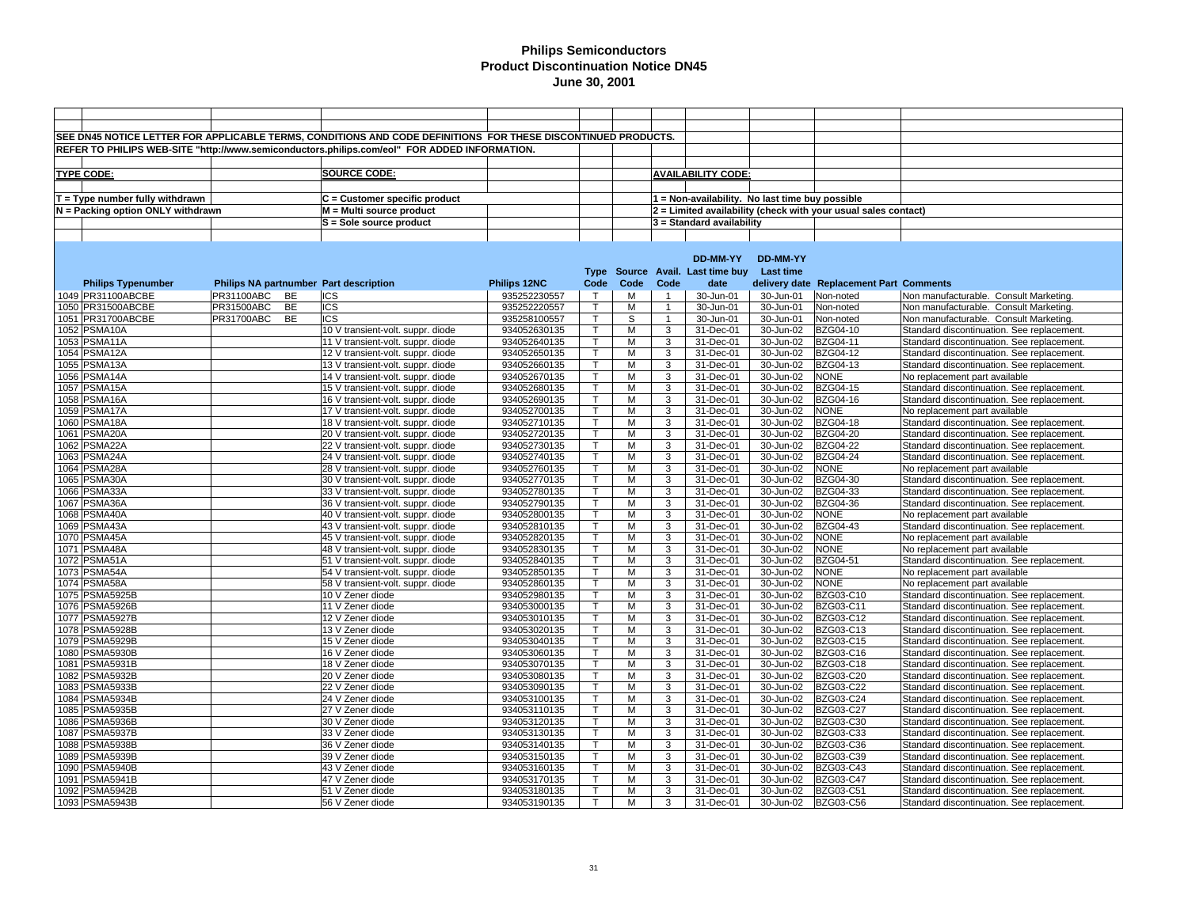# Philips Semiconductors
## Product Discontinuation Notice DN45
### June 30, 2001

SEE DN45 NOTICE LETTER FOR APPLICABLE TERMS, CONDITIONS AND CODE DEFINITIONS FOR THESE DISCONTINUED PRODUCTS.

REFER TO PHILIPS WEB-SITE "http://www.semiconductors.philips.com/eol" FOR ADDED INFORMATION.

**TYPE CODE:**
- T = Type number fully withdrawn
- N = Packing option ONLY withdrawn

**SOURCE CODE:**
- C = Customer specific product
- M = Multi source product
- S = Sole source product

**AVAILABILITY CODE:**
- 1 = Non-availability. No last time buy possible
- 2 = Limited availability (check with your usual sales contact)
- 3 = Standard availability

| | Philips Typenumber | Philips NA partnumber | | Part description | Philips 12NC | Type Code | Source Code | Avail. Code | DD-MM-YY Last time buy date | DD-MM-YY Last time delivery date | Replacement Part | Comments |
|---|---|---|---|---|---|---|---|---|---|---|---|---|
| 1049 | PR31100ABCBE | PR31100ABC | BE | ICS | 935252230557 | T | M | 1 | 30-Jun-01 | 30-Jun-01 | Non-noted | Non manufacturable. Consult Marketing. |
| 1050 | PR31500ABCBE | PR31500ABC | BE | ICS | 935252220557 | T | M | 1 | 30-Jun-01 | 30-Jun-01 | Non-noted | Non manufacturable. Consult Marketing. |
| 1051 | PR31700ABCBE | PR31700ABC | BE | ICS | 935258100557 | T | S | 1 | 30-Jun-01 | 30-Jun-01 | Non-noted | Non manufacturable. Consult Marketing. |
| 1052 | PSMA10A | | | 10 V transient-volt. suppr. diode | 934052630135 | T | M | 3 | 31-Dec-01 | 30-Jun-02 | BZG04-10 | Standard discontinuation. See replacement. |
| 1053 | PSMA11A | | | 11 V transient-volt. suppr. diode | 934052640135 | T | M | 3 | 31-Dec-01 | 30-Jun-02 | BZG04-11 | Standard discontinuation. See replacement. |
| 1054 | PSMA12A | | | 12 V transient-volt. suppr. diode | 934052650135 | T | M | 3 | 31-Dec-01 | 30-Jun-02 | BZG04-12 | Standard discontinuation. See replacement. |
| 1055 | PSMA13A | | | 13 V transient-volt. suppr. diode | 934052660135 | T | M | 3 | 31-Dec-01 | 30-Jun-02 | BZG04-13 | Standard discontinuation. See replacement. |
| 1056 | PSMA14A | | | 14 V transient-volt. suppr. diode | 934052670135 | T | M | 3 | 31-Dec-01 | 30-Jun-02 | NONE | No replacement part available |
| 1057 | PSMA15A | | | 15 V transient-volt. suppr. diode | 934052680135 | T | M | 3 | 31-Dec-01 | 30-Jun-02 | BZG04-15 | Standard discontinuation. See replacement. |
| 1058 | PSMA16A | | | 16 V transient-volt. suppr. diode | 934052690135 | T | M | 3 | 31-Dec-01 | 30-Jun-02 | BZG04-16 | Standard discontinuation. See replacement. |
| 1059 | PSMA17A | | | 17 V transient-volt. suppr. diode | 934052700135 | T | M | 3 | 31-Dec-01 | 30-Jun-02 | NONE | No replacement part available |
| 1060 | PSMA18A | | | 18 V transient-volt. suppr. diode | 934052710135 | T | M | 3 | 31-Dec-01 | 30-Jun-02 | BZG04-18 | Standard discontinuation. See replacement. |
| 1061 | PSMA20A | | | 20 V transient-volt. suppr. diode | 934052720135 | T | M | 3 | 31-Dec-01 | 30-Jun-02 | BZG04-20 | Standard discontinuation. See replacement. |
| 1062 | PSMA22A | | | 22 V transient-volt. suppr. diode | 934052730135 | T | M | 3 | 31-Dec-01 | 30-Jun-02 | BZG04-22 | Standard discontinuation. See replacement. |
| 1063 | PSMA24A | | | 24 V transient-volt. suppr. diode | 934052740135 | T | M | 3 | 31-Dec-01 | 30-Jun-02 | BZG04-24 | Standard discontinuation. See replacement. |
| 1064 | PSMA28A | | | 28 V transient-volt. suppr. diode | 934052760135 | T | M | 3 | 31-Dec-01 | 30-Jun-02 | NONE | No replacement part available |
| 1065 | PSMA30A | | | 30 V transient-volt. suppr. diode | 934052770135 | T | M | 3 | 31-Dec-01 | 30-Jun-02 | BZG04-30 | Standard discontinuation. See replacement. |
| 1066 | PSMA33A | | | 33 V transient-volt. suppr. diode | 934052780135 | T | M | 3 | 31-Dec-01 | 30-Jun-02 | BZG04-33 | Standard discontinuation. See replacement. |
| 1067 | PSMA36A | | | 36 V transient-volt. suppr. diode | 934052790135 | T | M | 3 | 31-Dec-01 | 30-Jun-02 | BZG04-36 | Standard discontinuation. See replacement. |
| 1068 | PSMA40A | | | 40 V transient-volt. suppr. diode | 934052800135 | T | M | 3 | 31-Dec-01 | 30-Jun-02 | NONE | No replacement part available |
| 1069 | PSMA43A | | | 43 V transient-volt. suppr. diode | 934052810135 | T | M | 3 | 31-Dec-01 | 30-Jun-02 | BZG04-43 | Standard discontinuation. See replacement. |
| 1070 | PSMA45A | | | 45 V transient-volt. suppr. diode | 934052820135 | T | M | 3 | 31-Dec-01 | 30-Jun-02 | NONE | No replacement part available |
| 1071 | PSMA48A | | | 48 V transient-volt. suppr. diode | 934052830135 | T | M | 3 | 31-Dec-01 | 30-Jun-02 | NONE | No replacement part available |
| 1072 | PSMA51A | | | 51 V transient-volt. suppr. diode | 934052840135 | T | M | 3 | 31-Dec-01 | 30-Jun-02 | BZG04-51 | Standard discontinuation. See replacement. |
| 1073 | PSMA54A | | | 54 V transient-volt. suppr. diode | 934052850135 | T | M | 3 | 31-Dec-01 | 30-Jun-02 | NONE | No replacement part available |
| 1074 | PSMA58A | | | 58 V transient-volt. suppr. diode | 934052860135 | T | M | 3 | 31-Dec-01 | 30-Jun-02 | NONE | No replacement part available |
| 1075 | PSMA5925B | | | 10 V Zener diode | 934052980135 | T | M | 3 | 31-Dec-01 | 30-Jun-02 | BZG03-C10 | Standard discontinuation. See replacement. |
| 1076 | PSMA5926B | | | 11 V Zener diode | 934053000135 | T | M | 3 | 31-Dec-01 | 30-Jun-02 | BZG03-C11 | Standard discontinuation. See replacement. |
| 1077 | PSMA5927B | | | 12 V Zener diode | 934053010135 | T | M | 3 | 31-Dec-01 | 30-Jun-02 | BZG03-C12 | Standard discontinuation. See replacement. |
| 1078 | PSMA5928B | | | 13 V Zener diode | 934053020135 | T | M | 3 | 31-Dec-01 | 30-Jun-02 | BZG03-C13 | Standard discontinuation. See replacement. |
| 1079 | PSMA5929B | | | 15 V Zener diode | 934053040135 | T | M | 3 | 31-Dec-01 | 30-Jun-02 | BZG03-C15 | Standard discontinuation. See replacement. |
| 1080 | PSMA5930B | | | 16 V Zener diode | 934053060135 | T | M | 3 | 31-Dec-01 | 30-Jun-02 | BZG03-C16 | Standard discontinuation. See replacement. |
| 1081 | PSMA5931B | | | 18 V Zener diode | 934053070135 | T | M | 3 | 31-Dec-01 | 30-Jun-02 | BZG03-C18 | Standard discontinuation. See replacement. |
| 1082 | PSMA5932B | | | 20 V Zener diode | 934053080135 | T | M | 3 | 31-Dec-01 | 30-Jun-02 | BZG03-C20 | Standard discontinuation. See replacement. |
| 1083 | PSMA5933B | | | 22 V Zener diode | 934053090135 | T | M | 3 | 31-Dec-01 | 30-Jun-02 | BZG03-C22 | Standard discontinuation. See replacement. |
| 1084 | PSMA5934B | | | 24 V Zener diode | 934053100135 | T | M | 3 | 31-Dec-01 | 30-Jun-02 | BZG03-C24 | Standard discontinuation. See replacement. |
| 1085 | PSMA5935B | | | 27 V Zener diode | 934053110135 | T | M | 3 | 31-Dec-01 | 30-Jun-02 | BZG03-C27 | Standard discontinuation. See replacement. |
| 1086 | PSMA5936B | | | 30 V Zener diode | 934053120135 | T | M | 3 | 31-Dec-01 | 30-Jun-02 | BZG03-C30 | Standard discontinuation. See replacement. |
| 1087 | PSMA5937B | | | 33 V Zener diode | 934053130135 | T | M | 3 | 31-Dec-01 | 30-Jun-02 | BZG03-C33 | Standard discontinuation. See replacement. |
| 1088 | PSMA5938B | | | 36 V Zener diode | 934053140135 | T | M | 3 | 31-Dec-01 | 30-Jun-02 | BZG03-C36 | Standard discontinuation. See replacement. |
| 1089 | PSMA5939B | | | 39 V Zener diode | 934053150135 | T | M | 3 | 31-Dec-01 | 30-Jun-02 | BZG03-C39 | Standard discontinuation. See replacement. |
| 1090 | PSMA5940B | | | 43 V Zener diode | 934053160135 | T | M | 3 | 31-Dec-01 | 30-Jun-02 | BZG03-C43 | Standard discontinuation. See replacement. |
| 1091 | PSMA5941B | | | 47 V Zener diode | 934053170135 | T | M | 3 | 31-Dec-01 | 30-Jun-02 | BZG03-C47 | Standard discontinuation. See replacement. |
| 1092 | PSMA5942B | | | 51 V Zener diode | 934053180135 | T | M | 3 | 31-Dec-01 | 30-Jun-02 | BZG03-C51 | Standard discontinuation. See replacement. |
| 1093 | PSMA5943B | | | 56 V Zener diode | 934053190135 | T | M | 3 | 31-Dec-01 | 30-Jun-02 | BZG03-C56 | Standard discontinuation. See replacement. |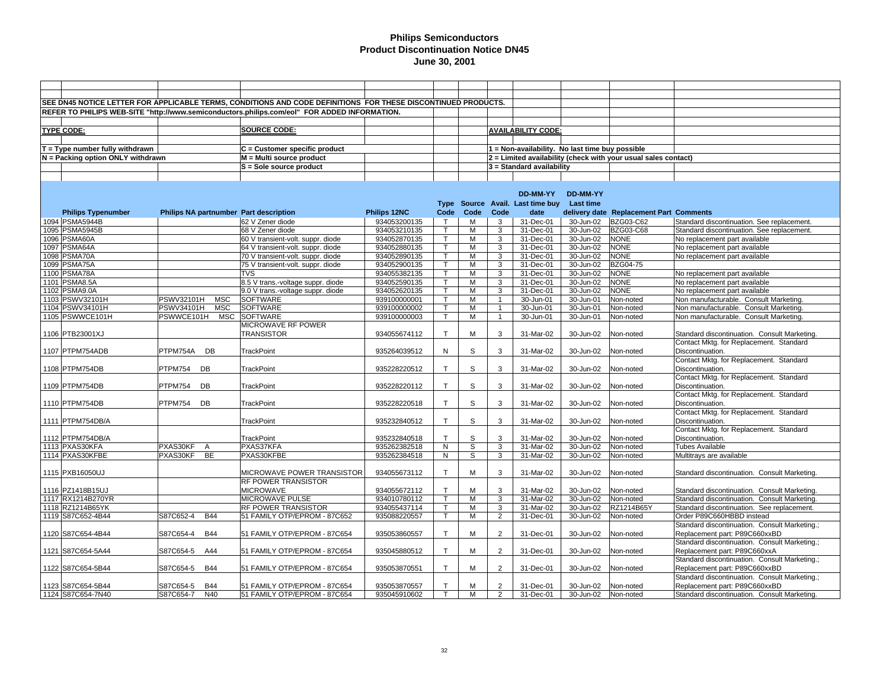# Philips Semiconductors
## Product Discontinuation Notice DN45
### June 30, 2001

SEE DN45 NOTICE LETTER FOR APPLICABLE TERMS, CONDITIONS AND CODE DEFINITIONS FOR THESE DISCONTINUED PRODUCTS.

REFER TO PHILIPS WEB-SITE "http://www.semiconductors.philips.com/eol" FOR ADDED INFORMATION.

**TYPE CODE:**

T = Type number fully withdrawn
N = Packing option ONLY withdrawn

**SOURCE CODE:**

C = Customer specific product
M = Multi source product
S = Sole source product

**AVAILABILITY CODE:**

1 = Non-availability. No last time buy possible
2 = Limited availability (check with your usual sales contact)
3 = Standard availability

| | Philips Typenumber | Philips NA partnumber | Part description | Philips 12NC | Type Code | Source Code | Avail. Code | DD-MM-YY Last time buy date | DD-MM-YY Last time delivery date | Replacement Part | Comments |
|---|---|---|---|---|---|---|---|---|---|---|---|
| 1094 | PSMA5944B | | 62 V Zener diode | 934053200135 | T | M | 3 | 31-Dec-01 | 30-Jun-02 | BZG03-C62 | Standard discontinuation. See replacement. |
| 1095 | PSMA5945B | | 68 V Zener diode | 934053210135 | T | M | 3 | 31-Dec-01 | 30-Jun-02 | BZG03-C68 | Standard discontinuation. See replacement. |
| 1096 | PSMA60A | | 60 V transient-volt. suppr. diode | 934052870135 | T | M | 3 | 31-Dec-01 | 30-Jun-02 | NONE | No replacement part available |
| 1097 | PSMA64A | | 64 V transient-volt. suppr. diode | 934052880135 | T | M | 3 | 31-Dec-01 | 30-Jun-02 | NONE | No replacement part available |
| 1098 | PSMA70A | | 70 V transient-volt. suppr. diode | 934052890135 | T | M | 3 | 31-Dec-01 | 30-Jun-02 | NONE | No replacement part available |
| 1099 | PSMA75A | | 75 V transient-volt. suppr. diode | 934052900135 | T | M | 3 | 31-Dec-01 | 30-Jun-02 | BZG04-75 | |
| 1100 | PSMA78A | | TVS | 934055382135 | T | M | 3 | 31-Dec-01 | 30-Jun-02 | NONE | No replacement part available |
| 1101 | PSMA8.5A | | 8.5 V trans.-voltage suppr. diode | 934052590135 | T | M | 3 | 31-Dec-01 | 30-Jun-02 | NONE | No replacement part available |
| 1102 | PSMA9.0A | | 9.0 V trans.-voltage suppr. diode | 934052620135 | T | M | 3 | 31-Dec-01 | 30-Jun-02 | NONE | No replacement part available |
| 1103 | PSWV32101H | PSWV32101H MSC | SOFTWARE | 939100000001 | T | M | 1 | 30-Jun-01 | 30-Jun-01 | Non-noted | Non manufacturable. Consult Marketing. |
| 1104 | PSWV34101H | PSWV34101H MSC | SOFTWARE | 939100000002 | T | M | 1 | 30-Jun-01 | 30-Jun-01 | Non-noted | Non manufacturable. Consult Marketing. |
| 1105 | PSWWCE101H | PSWWCE101H MSC | SOFTWARE | 939100000003 | T | M | 1 | 30-Jun-01 | 30-Jun-01 | Non-noted | Non manufacturable. Consult Marketing. |
| 1106 | PTB23001XJ | | MICROWAVE RF POWER TRANSISTOR | 934055674112 | T | M | 3 | 31-Mar-02 | 30-Jun-02 | Non-noted | Standard discontinuation. Consult Marketing. |
| 1107 | PTPM754ADB | PTPM754A DB | TrackPoint | 935264039512 | N | S | 3 | 31-Mar-02 | 30-Jun-02 | Non-noted | Contact Mktg. for Replacement. Standard Discontinuation. |
| 1108 | PTPM754DB | PTPM754 DB | TrackPoint | 935228220512 | T | S | 3 | 31-Mar-02 | 30-Jun-02 | Non-noted | Contact Mktg. for Replacement. Standard Discontinuation. |
| 1109 | PTPM754DB | PTPM754 DB | TrackPoint | 935228220112 | T | S | 3 | 31-Mar-02 | 30-Jun-02 | Non-noted | Contact Mktg. for Replacement. Standard Discontinuation. |
| 1110 | PTPM754DB | PTPM754 DB | TrackPoint | 935228220518 | T | S | 3 | 31-Mar-02 | 30-Jun-02 | Non-noted | Contact Mktg. for Replacement. Standard Discontinuation. |
| 1111 | PTPM754DB/A | | TrackPoint | 935232840512 | T | S | 3 | 31-Mar-02 | 30-Jun-02 | Non-noted | Contact Mktg. for Replacement. Standard Discontinuation. |
| 1112 | PTPM754DB/A | | TrackPoint | 935232840518 | T | S | 3 | 31-Mar-02 | 30-Jun-02 | Non-noted | Contact Mktg. for Replacement. Standard Discontinuation. |
| 1113 | PXAS30KFA | PXAS30KF A | PXAS37KFA | 935262382518 | N | S | 3 | 31-Mar-02 | 30-Jun-02 | Non-noted | Tubes Available |
| 1114 | PXAS30KFBE | PXAS30KF BE | PXAS30KFBE | 935262384518 | N | S | 3 | 31-Mar-02 | 30-Jun-02 | Non-noted | Multitrays are available |
| 1115 | PXB16050UJ | | MICROWAVE POWER TRANSISTOR | 934055673112 | T | M | 3 | 31-Mar-02 | 30-Jun-02 | Non-noted | Standard discontinuation. Consult Marketing. |
| 1116 | PZ1418B15UJ | | RF POWER TRANSISTOR MICROWAVE | 934055672112 | T | M | 3 | 31-Mar-02 | 30-Jun-02 | Non-noted | Standard discontinuation. Consult Marketing. |
| 1117 | RX1214B270YR | | MICROWAVE PULSE | 934010780112 | T | M | 3 | 31-Mar-02 | 30-Jun-02 | Non-noted | Standard discontinuation. Consult Marketing. |
| 1118 | RZ1214B65YK | | RF POWER TRANSISTOR | 934055437114 | T | M | 3 | 31-Mar-02 | 30-Jun-02 | RZ1214B65Y | Standard discontinuation. See replacement. |
| 1119 | S87C652-4B44 | S87C652-4 B44 | 51 FAMILY OTP/EPROM - 87C652 | 935088220557 | T | M | 2 | 31-Dec-01 | 30-Jun-02 | Non-noted | Order P89C660HBBD instead |
| 1120 | S87C654-4B44 | S87C654-4 B44 | 51 FAMILY OTP/EPROM - 87C654 | 935053860557 | T | M | 2 | 31-Dec-01 | 30-Jun-02 | Non-noted | Standard discontinuation. Consult Marketing.; Replacement part: P89C660xxBD |
| 1121 | S87C654-5A44 | S87C654-5 A44 | 51 FAMILY OTP/EPROM - 87C654 | 935045880512 | T | M | 2 | 31-Dec-01 | 30-Jun-02 | Non-noted | Standard discontinuation. Consult Marketing.; Replacement part: P89C660xxA |
| 1122 | S87C654-5B44 | S87C654-5 B44 | 51 FAMILY OTP/EPROM - 87C654 | 935053870551 | T | M | 2 | 31-Dec-01 | 30-Jun-02 | Non-noted | Standard discontinuation. Consult Marketing.; Replacement part: P89C660xxBD |
| 1123 | S87C654-5B44 | S87C654-5 B44 | 51 FAMILY OTP/EPROM - 87C654 | 935053870557 | T | M | 2 | 31-Dec-01 | 30-Jun-02 | Non-noted | Standard discontinuation. Consult Marketing.; Replacement part: P89C660xxBD |
| 1124 | S87C654-7N40 | S87C654-7 N40 | 51 FAMILY OTP/EPROM - 87C654 | 935045910602 | T | M | 2 | 31-Dec-01 | 30-Jun-02 | Non-noted | Standard discontinuation. Consult Marketing. |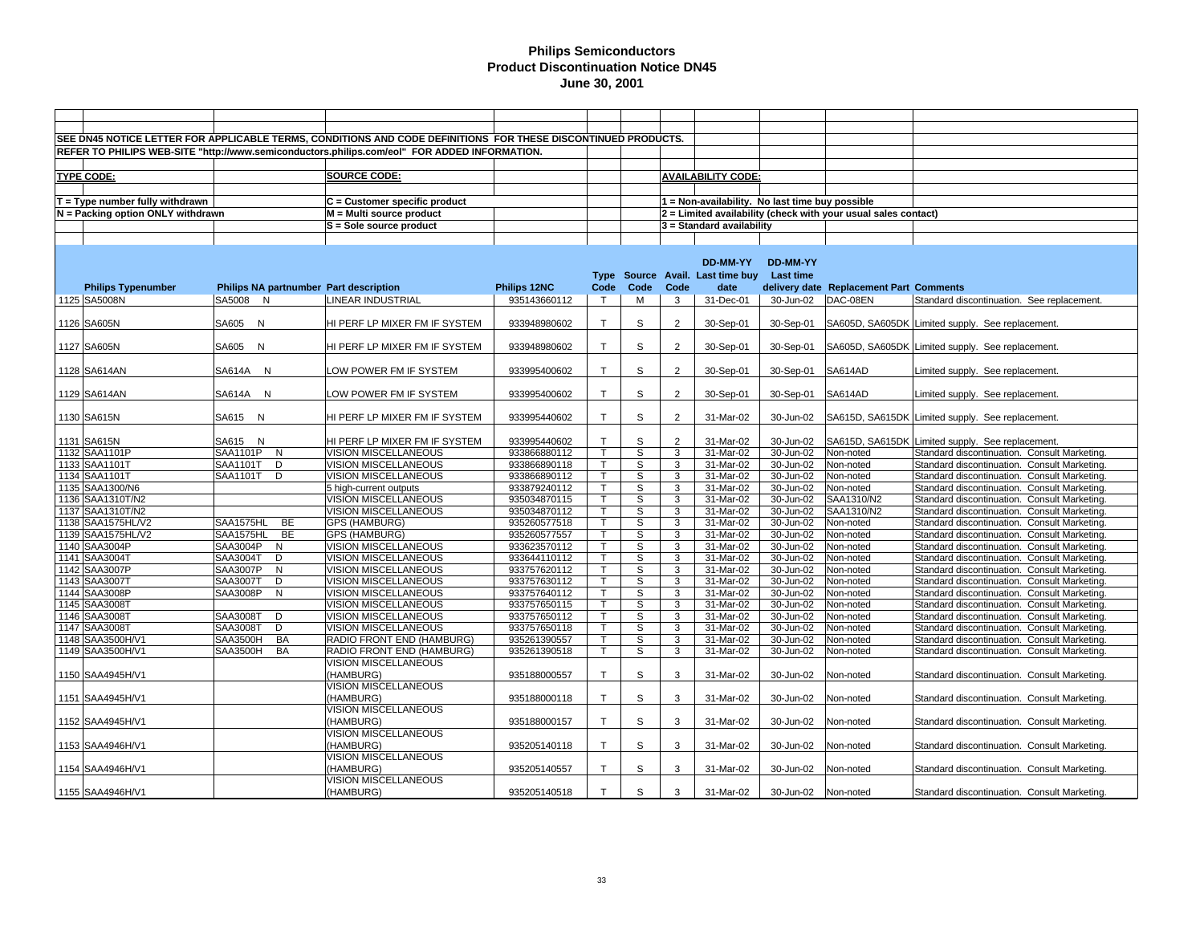# Philips Semiconductors
## Product Discontinuation Notice DN45
### June 30, 2001

SEE DN45 NOTICE LETTER FOR APPLICABLE TERMS, CONDITIONS AND CODE DEFINITIONS FOR THESE DISCONTINUED PRODUCTS.

REFER TO PHILIPS WEB-SITE "http://www.semiconductors.philips.com/eol" FOR ADDED INFORMATION.

**TYPE CODE:**
- T = Type number fully withdrawn
- N = Packing option ONLY withdrawn

**SOURCE CODE:**
- C = Customer specific product
- M = Multi source product
- S = Sole source product

**AVAILABILITY CODE:**
- 1 = Non-availability. No last time buy possible
- 2 = Limited availability (check with your usual sales contact)
- 3 = Standard availability

| | Philips Typenumber | Philips NA partnumber | Part description | Philips 12NC | Type Code | Source Code | Avail. Code | DD-MM-YY Last time buy date | DD-MM-YY Last time delivery date | Replacement Part | Comments |
|---|---|---|---|---|---|---|---|---|---|---|---|
| 1125 | SA5008N | SA5008 N | LINEAR INDUSTRIAL | 935143660112 | T | M | 3 | 31-Dec-01 | 30-Jun-02 | DAC-08EN | Standard discontinuation. See replacement. |
| 1126 | SA605N | SA605 N | HI PERF LP MIXER FM IF SYSTEM | 933948980602 | T | S | 2 | 30-Sep-01 | 30-Sep-01 | SA605D, SA605DK | Limited supply. See replacement. |
| 1127 | SA605N | SA605 N | HI PERF LP MIXER FM IF SYSTEM | 933948980602 | T | S | 2 | 30-Sep-01 | 30-Sep-01 | SA605D, SA605DK | Limited supply. See replacement. |
| 1128 | SA614AN | SA614A N | LOW POWER FM IF SYSTEM | 933995400602 | T | S | 2 | 30-Sep-01 | 30-Sep-01 | SA614AD | Limited supply. See replacement. |
| 1129 | SA614AN | SA614A N | LOW POWER FM IF SYSTEM | 933995400602 | T | S | 2 | 30-Sep-01 | 30-Sep-01 | SA614AD | Limited supply. See replacement. |
| 1130 | SA615N | SA615 N | HI PERF LP MIXER FM IF SYSTEM | 933995440602 | T | S | 2 | 31-Mar-02 | 30-Jun-02 | SA615D, SA615DK | Limited supply. See replacement. |
| 1131 | SA615N | SA615 N | HI PERF LP MIXER FM IF SYSTEM | 933995440602 | T | S | 2 | 31-Mar-02 | 30-Jun-02 | SA615D, SA615DK | Limited supply. See replacement. |
| 1132 | SAA1101P | SAA1101P N | VISION MISCELLANEOUS | 933866880112 | T | S | 3 | 31-Mar-02 | 30-Jun-02 | Non-noted | Standard discontinuation. Consult Marketing. |
| 1133 | SAA1101T | SAA1101T D | VISION MISCELLANEOUS | 933866890118 | T | S | 3 | 31-Mar-02 | 30-Jun-02 | Non-noted | Standard discontinuation. Consult Marketing. |
| 1134 | SAA1101T | SAA1101T D | VISION MISCELLANEOUS | 933866890112 | T | S | 3 | 31-Mar-02 | 30-Jun-02 | Non-noted | Standard discontinuation. Consult Marketing. |
| 1135 | SAA1300/N6 | | 5 high-current outputs | 933879240112 | T | S | 3 | 31-Mar-02 | 30-Jun-02 | Non-noted | Standard discontinuation. Consult Marketing. |
| 1136 | SAA1310T/N2 | | VISION MISCELLANEOUS | 935034870115 | T | S | 3 | 31-Mar-02 | 30-Jun-02 | SAA1310/N2 | Standard discontinuation. Consult Marketing. |
| 1137 | SAA1310T/N2 | | VISION MISCELLANEOUS | 935034870112 | T | S | 3 | 31-Mar-02 | 30-Jun-02 | SAA1310/N2 | Standard discontinuation. Consult Marketing. |
| 1138 | SAA1575HL/V2 | SAA1575HL BE | GPS (HAMBURG) | 935260577518 | T | S | 3 | 31-Mar-02 | 30-Jun-02 | Non-noted | Standard discontinuation. Consult Marketing. |
| 1139 | SAA1575HL/V2 | SAA1575HL BE | GPS (HAMBURG) | 935260577557 | T | S | 3 | 31-Mar-02 | 30-Jun-02 | Non-noted | Standard discontinuation. Consult Marketing. |
| 1140 | SAA3004P | SAA3004P N | VISION MISCELLANEOUS | 933623570112 | T | S | 3 | 31-Mar-02 | 30-Jun-02 | Non-noted | Standard discontinuation. Consult Marketing. |
| 1141 | SAA3004T | SAA3004T D | VISION MISCELLANEOUS | 933644110112 | T | S | 3 | 31-Mar-02 | 30-Jun-02 | Non-noted | Standard discontinuation. Consult Marketing. |
| 1142 | SAA3007P | SAA3007P N | VISION MISCELLANEOUS | 933757620112 | T | S | 3 | 31-Mar-02 | 30-Jun-02 | Non-noted | Standard discontinuation. Consult Marketing. |
| 1143 | SAA3007T | SAA3007T D | VISION MISCELLANEOUS | 933757630112 | T | S | 3 | 31-Mar-02 | 30-Jun-02 | Non-noted | Standard discontinuation. Consult Marketing. |
| 1144 | SAA3008P | SAA3008P N | VISION MISCELLANEOUS | 933757640112 | T | S | 3 | 31-Mar-02 | 30-Jun-02 | Non-noted | Standard discontinuation. Consult Marketing. |
| 1145 | SAA3008T | | VISION MISCELLANEOUS | 933757650115 | T | S | 3 | 31-Mar-02 | 30-Jun-02 | Non-noted | Standard discontinuation. Consult Marketing. |
| 1146 | SAA3008T | SAA3008T D | VISION MISCELLANEOUS | 933757650112 | T | S | 3 | 31-Mar-02 | 30-Jun-02 | Non-noted | Standard discontinuation. Consult Marketing. |
| 1147 | SAA3008T | SAA3008T D | VISION MISCELLANEOUS | 933757650118 | T | S | 3 | 31-Mar-02 | 30-Jun-02 | Non-noted | Standard discontinuation. Consult Marketing. |
| 1148 | SAA3500H/V1 | SAA3500H BA | RADIO FRONT END (HAMBURG) | 935261390557 | T | S | 3 | 31-Mar-02 | 30-Jun-02 | Non-noted | Standard discontinuation. Consult Marketing. |
| 1149 | SAA3500H/V1 | SAA3500H BA | RADIO FRONT END (HAMBURG) | 935261390518 | T | S | 3 | 31-Mar-02 | 30-Jun-02 | Non-noted | Standard discontinuation. Consult Marketing. |
| 1150 | SAA4945H/V1 | | VISION MISCELLANEOUS (HAMBURG) | 935188000557 | T | S | 3 | 31-Mar-02 | 30-Jun-02 | Non-noted | Standard discontinuation. Consult Marketing. |
| 1151 | SAA4945H/V1 | | VISION MISCELLANEOUS (HAMBURG) | 935188000118 | T | S | 3 | 31-Mar-02 | 30-Jun-02 | Non-noted | Standard discontinuation. Consult Marketing. |
| 1152 | SAA4945H/V1 | | VISION MISCELLANEOUS (HAMBURG) | 935188000157 | T | S | 3 | 31-Mar-02 | 30-Jun-02 | Non-noted | Standard discontinuation. Consult Marketing. |
| 1153 | SAA4946H/V1 | | VISION MISCELLANEOUS (HAMBURG) | 935205140118 | T | S | 3 | 31-Mar-02 | 30-Jun-02 | Non-noted | Standard discontinuation. Consult Marketing. |
| 1154 | SAA4946H/V1 | | VISION MISCELLANEOUS (HAMBURG) | 935205140557 | T | S | 3 | 31-Mar-02 | 30-Jun-02 | Non-noted | Standard discontinuation. Consult Marketing. |
| 1155 | SAA4946H/V1 | | VISION MISCELLANEOUS (HAMBURG) | 935205140518 | T | S | 3 | 31-Mar-02 | 30-Jun-02 | Non-noted | Standard discontinuation. Consult Marketing. |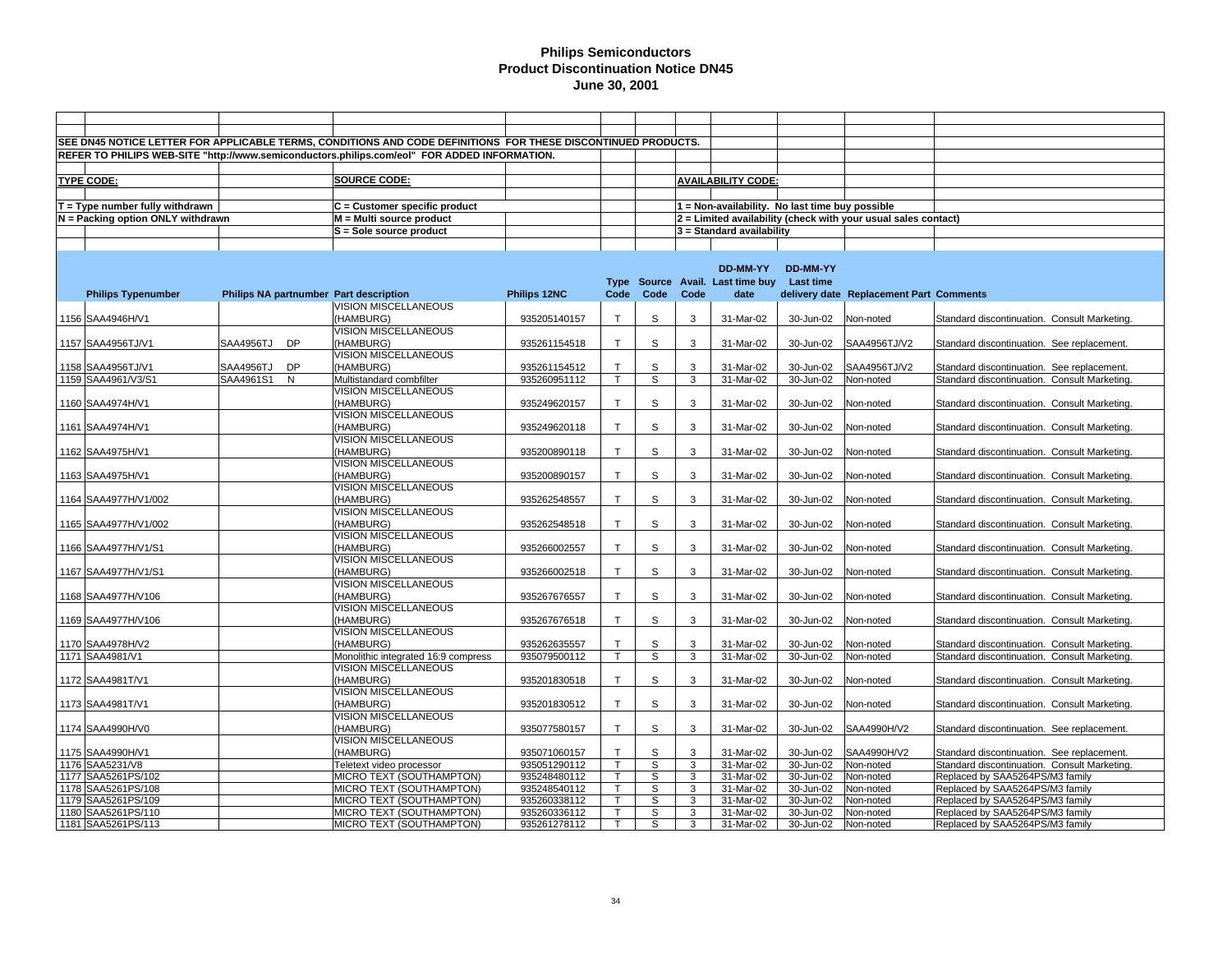# Philips Semiconductors
## Product Discontinuation Notice DN45
### June 30, 2001

SEE DN45 NOTICE LETTER FOR APPLICABLE TERMS, CONDITIONS AND CODE DEFINITIONS FOR THESE DISCONTINUED PRODUCTS.

REFER TO PHILIPS WEB-SITE "http://www.semiconductors.philips.com/eol" FOR ADDED INFORMATION.

**TYPE CODE:**

T = Type number fully withdrawn
N = Packing option ONLY withdrawn

**SOURCE CODE:**

C = Customer specific product
M = Multi source product
S = Sole source product

**AVAILABILITY CODE:**

1 = Non-availability. No last time buy possible
2 = Limited availability (check with your usual sales contact)
3 = Standard availability

| | Philips Typenumber | Philips NA partnumber | | Part description | Philips 12NC | Type Code | Source Code | Avail. Code | DD-MM-YY Last time buy date | DD-MM-YY Last time delivery date | Replacement Part | Comments |
|---|---|---|---|---|---|---|---|---|---|---|---|---|
| 1156 | SAA4946H/V1 | | | VISION MISCELLANEOUS (HAMBURG) | 935205140157 | T | S | 3 | 31-Mar-02 | 30-Jun-02 | Non-noted | Standard discontinuation. Consult Marketing. |
| 1157 | SAA4956TJ/V1 | SAA4956TJ | DP | VISION MISCELLANEOUS (HAMBURG) | 935261154518 | T | S | 3 | 31-Mar-02 | 30-Jun-02 | SAA4956TJ/V2 | Standard discontinuation. See replacement. |
| 1158 | SAA4956TJ/V1 | SAA4956TJ | DP | VISION MISCELLANEOUS (HAMBURG) | 935261154512 | T | S | 3 | 31-Mar-02 | 30-Jun-02 | SAA4956TJ/V2 | Standard discontinuation. See replacement. |
| 1159 | SAA4961/V3/S1 | SAA4961S1 | N | Multistandard combfilter | 935260951112 | T | S | 3 | 31-Mar-02 | 30-Jun-02 | Non-noted | Standard discontinuation. Consult Marketing. |
| 1160 | SAA4974H/V1 | | | VISION MISCELLANEOUS (HAMBURG) | 935249620157 | T | S | 3 | 31-Mar-02 | 30-Jun-02 | Non-noted | Standard discontinuation. Consult Marketing. |
| 1161 | SAA4974H/V1 | | | VISION MISCELLANEOUS (HAMBURG) | 935249620118 | T | S | 3 | 31-Mar-02 | 30-Jun-02 | Non-noted | Standard discontinuation. Consult Marketing. |
| 1162 | SAA4975H/V1 | | | VISION MISCELLANEOUS (HAMBURG) | 935200890118 | T | S | 3 | 31-Mar-02 | 30-Jun-02 | Non-noted | Standard discontinuation. Consult Marketing. |
| 1163 | SAA4975H/V1 | | | VISION MISCELLANEOUS (HAMBURG) | 935200890157 | T | S | 3 | 31-Mar-02 | 30-Jun-02 | Non-noted | Standard discontinuation. Consult Marketing. |
| 1164 | SAA4977H/V1/002 | | | VISION MISCELLANEOUS (HAMBURG) | 935262548557 | T | S | 3 | 31-Mar-02 | 30-Jun-02 | Non-noted | Standard discontinuation. Consult Marketing. |
| 1165 | SAA4977H/V1/002 | | | VISION MISCELLANEOUS (HAMBURG) | 935262548518 | T | S | 3 | 31-Mar-02 | 30-Jun-02 | Non-noted | Standard discontinuation. Consult Marketing. |
| 1166 | SAA4977H/V1/S1 | | | VISION MISCELLANEOUS (HAMBURG) | 935266002557 | T | S | 3 | 31-Mar-02 | 30-Jun-02 | Non-noted | Standard discontinuation. Consult Marketing. |
| 1167 | SAA4977H/V1/S1 | | | VISION MISCELLANEOUS (HAMBURG) | 935266002518 | T | S | 3 | 31-Mar-02 | 30-Jun-02 | Non-noted | Standard discontinuation. Consult Marketing. |
| 1168 | SAA4977H/V106 | | | VISION MISCELLANEOUS (HAMBURG) | 935267676557 | T | S | 3 | 31-Mar-02 | 30-Jun-02 | Non-noted | Standard discontinuation. Consult Marketing. |
| 1169 | SAA4977H/V106 | | | VISION MISCELLANEOUS (HAMBURG) | 935267676518 | T | S | 3 | 31-Mar-02 | 30-Jun-02 | Non-noted | Standard discontinuation. Consult Marketing. |
| 1170 | SAA4978H/V2 | | | VISION MISCELLANEOUS (HAMBURG) | 935262635557 | T | S | 3 | 31-Mar-02 | 30-Jun-02 | Non-noted | Standard discontinuation. Consult Marketing. |
| 1171 | SAA4981/V1 | | | Monolithic integrated 16:9 compress | 935079500112 | T | S | 3 | 31-Mar-02 | 30-Jun-02 | Non-noted | Standard discontinuation. Consult Marketing. |
| 1172 | SAA4981T/V1 | | | VISION MISCELLANEOUS (HAMBURG) | 935201830518 | T | S | 3 | 31-Mar-02 | 30-Jun-02 | Non-noted | Standard discontinuation. Consult Marketing. |
| 1173 | SAA4981T/V1 | | | VISION MISCELLANEOUS (HAMBURG) | 935201830512 | T | S | 3 | 31-Mar-02 | 30-Jun-02 | Non-noted | Standard discontinuation. Consult Marketing. |
| 1174 | SAA4990H/V0 | | | VISION MISCELLANEOUS (HAMBURG) | 935077580157 | T | S | 3 | 31-Mar-02 | 30-Jun-02 | SAA4990H/V2 | Standard discontinuation. See replacement. |
| 1175 | SAA4990H/V1 | | | VISION MISCELLANEOUS (HAMBURG) | 935071060157 | T | S | 3 | 31-Mar-02 | 30-Jun-02 | SAA4990H/V2 | Standard discontinuation. See replacement. |
| 1176 | SAA5231/V8 | | | Teletext video processor | 935051290112 | T | S | 3 | 31-Mar-02 | 30-Jun-02 | Non-noted | Standard discontinuation. Consult Marketing. |
| 1177 | SAA5261PS/102 | | | MICRO TEXT (SOUTHAMPTON) | 935248480112 | T | S | 3 | 31-Mar-02 | 30-Jun-02 | Non-noted | Replaced by SAA5264PS/M3 family |
| 1178 | SAA5261PS/108 | | | MICRO TEXT (SOUTHAMPTON) | 935248540112 | T | S | 3 | 31-Mar-02 | 30-Jun-02 | Non-noted | Replaced by SAA5264PS/M3 family |
| 1179 | SAA5261PS/109 | | | MICRO TEXT (SOUTHAMPTON) | 935260338112 | T | S | 3 | 31-Mar-02 | 30-Jun-02 | Non-noted | Replaced by SAA5264PS/M3 family |
| 1180 | SAA5261PS/110 | | | MICRO TEXT (SOUTHAMPTON) | 935260336112 | T | S | 3 | 31-Mar-02 | 30-Jun-02 | Non-noted | Replaced by SAA5264PS/M3 family |
| 1181 | SAA5261PS/113 | | | MICRO TEXT (SOUTHAMPTON) | 935261278112 | T | S | 3 | 31-Mar-02 | 30-Jun-02 | Non-noted | Replaced by SAA5264PS/M3 family |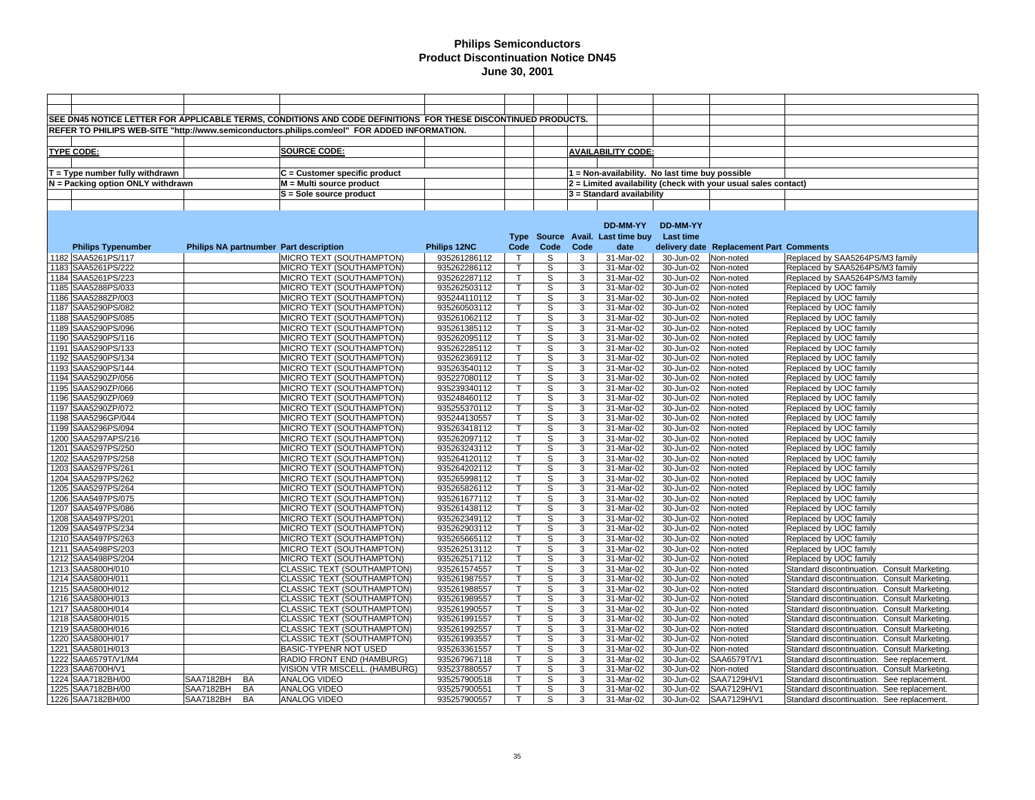# Philips Semiconductors
## Product Discontinuation Notice DN45
### June 30, 2001

SEE DN45 NOTICE LETTER FOR APPLICABLE TERMS, CONDITIONS AND CODE DEFINITIONS FOR THESE DISCONTINUED PRODUCTS.

REFER TO PHILIPS WEB-SITE "http://www.semiconductors.philips.com/eol" FOR ADDED INFORMATION.

**TYPE CODE:**
- T = Type number fully withdrawn
- N = Packing option ONLY withdrawn

**SOURCE CODE:**
- C = Customer specific product
- M = Multi source product
- S = Sole source product

**AVAILABILITY CODE:**
- 1 = Non-availability. No last time buy possible
- 2 = Limited availability (check with your usual sales contact)
- 3 = Standard availability

| | Philips Typenumber | Philips NA partnumber | | Part description | Philips 12NC | Type Code | Source Code | Avail. Code | DD-MM-YY Last time buy date | DD-MM-YY Last time delivery date | Replacement Part | Comments |
|---|---|---|---|---|---|---|---|---|---|---|---|---|
| 1182 | SAA5261PS/117 | | | MICRO TEXT (SOUTHAMPTON) | 935261286112 | T | S | 3 | 31-Mar-02 | 30-Jun-02 | Non-noted | Replaced by SAA5264PS/M3 family |
| 1183 | SAA5261PS/222 | | | MICRO TEXT (SOUTHAMPTON) | 935262286112 | T | S | 3 | 31-Mar-02 | 30-Jun-02 | Non-noted | Replaced by SAA5264PS/M3 family |
| 1184 | SAA5261PS/223 | | | MICRO TEXT (SOUTHAMPTON) | 935262287112 | T | S | 3 | 31-Mar-02 | 30-Jun-02 | Non-noted | Replaced by SAA5264PS/M3 family |
| 1185 | SAA5288PS/033 | | | MICRO TEXT (SOUTHAMPTON) | 935262503112 | T | S | 3 | 31-Mar-02 | 30-Jun-02 | Non-noted | Replaced by UOC family |
| 1186 | SAA5288ZP/003 | | | MICRO TEXT (SOUTHAMPTON) | 935244110112 | T | S | 3 | 31-Mar-02 | 30-Jun-02 | Non-noted | Replaced by UOC family |
| 1187 | SAA5290PS/082 | | | MICRO TEXT (SOUTHAMPTON) | 935260503112 | T | S | 3 | 31-Mar-02 | 30-Jun-02 | Non-noted | Replaced by UOC family |
| 1188 | SAA5290PS/085 | | | MICRO TEXT (SOUTHAMPTON) | 935261062112 | T | S | 3 | 31-Mar-02 | 30-Jun-02 | Non-noted | Replaced by UOC family |
| 1189 | SAA5290PS/096 | | | MICRO TEXT (SOUTHAMPTON) | 935261385112 | T | S | 3 | 31-Mar-02 | 30-Jun-02 | Non-noted | Replaced by UOC family |
| 1190 | SAA5290PS/116 | | | MICRO TEXT (SOUTHAMPTON) | 935262095112 | T | S | 3 | 31-Mar-02 | 30-Jun-02 | Non-noted | Replaced by UOC family |
| 1191 | SAA5290PS/133 | | | MICRO TEXT (SOUTHAMPTON) | 935262285112 | T | S | 3 | 31-Mar-02 | 30-Jun-02 | Non-noted | Replaced by UOC family |
| 1192 | SAA5290PS/134 | | | MICRO TEXT (SOUTHAMPTON) | 935262369112 | T | S | 3 | 31-Mar-02 | 30-Jun-02 | Non-noted | Replaced by UOC family |
| 1193 | SAA5290PS/144 | | | MICRO TEXT (SOUTHAMPTON) | 935263540112 | T | S | 3 | 31-Mar-02 | 30-Jun-02 | Non-noted | Replaced by UOC family |
| 1194 | SAA5290ZP/056 | | | MICRO TEXT (SOUTHAMPTON) | 935227080112 | T | S | 3 | 31-Mar-02 | 30-Jun-02 | Non-noted | Replaced by UOC family |
| 1195 | SAA5290ZP/066 | | | MICRO TEXT (SOUTHAMPTON) | 935239340112 | T | S | 3 | 31-Mar-02 | 30-Jun-02 | Non-noted | Replaced by UOC family |
| 1196 | SAA5290ZP/069 | | | MICRO TEXT (SOUTHAMPTON) | 935248460112 | T | S | 3 | 31-Mar-02 | 30-Jun-02 | Non-noted | Replaced by UOC family |
| 1197 | SAA5290ZP/072 | | | MICRO TEXT (SOUTHAMPTON) | 935255370112 | T | S | 3 | 31-Mar-02 | 30-Jun-02 | Non-noted | Replaced by UOC family |
| 1198 | SAA5296GP/044 | | | MICRO TEXT (SOUTHAMPTON) | 935244130557 | T | S | 3 | 31-Mar-02 | 30-Jun-02 | Non-noted | Replaced by UOC family |
| 1199 | SAA5296PS/094 | | | MICRO TEXT (SOUTHAMPTON) | 935263418112 | T | S | 3 | 31-Mar-02 | 30-Jun-02 | Non-noted | Replaced by UOC family |
| 1200 | SAA5297APS/216 | | | MICRO TEXT (SOUTHAMPTON) | 935262097112 | T | S | 3 | 31-Mar-02 | 30-Jun-02 | Non-noted | Replaced by UOC family |
| 1201 | SAA5297PS/250 | | | MICRO TEXT (SOUTHAMPTON) | 935263243112 | T | S | 3 | 31-Mar-02 | 30-Jun-02 | Non-noted | Replaced by UOC family |
| 1202 | SAA5297PS/258 | | | MICRO TEXT (SOUTHAMPTON) | 935264120112 | T | S | 3 | 31-Mar-02 | 30-Jun-02 | Non-noted | Replaced by UOC family |
| 1203 | SAA5297PS/261 | | | MICRO TEXT (SOUTHAMPTON) | 935264202112 | T | S | 3 | 31-Mar-02 | 30-Jun-02 | Non-noted | Replaced by UOC family |
| 1204 | SAA5297PS/262 | | | MICRO TEXT (SOUTHAMPTON) | 935265998112 | T | S | 3 | 31-Mar-02 | 30-Jun-02 | Non-noted | Replaced by UOC family |
| 1205 | SAA5297PS/264 | | | MICRO TEXT (SOUTHAMPTON) | 935265826112 | T | S | 3 | 31-Mar-02 | 30-Jun-02 | Non-noted | Replaced by UOC family |
| 1206 | SAA5497PS/075 | | | MICRO TEXT (SOUTHAMPTON) | 935261677112 | T | S | 3 | 31-Mar-02 | 30-Jun-02 | Non-noted | Replaced by UOC family |
| 1207 | SAA5497PS/086 | | | MICRO TEXT (SOUTHAMPTON) | 935261438112 | T | S | 3 | 31-Mar-02 | 30-Jun-02 | Non-noted | Replaced by UOC family |
| 1208 | SAA5497PS/201 | | | MICRO TEXT (SOUTHAMPTON) | 935262349112 | T | S | 3 | 31-Mar-02 | 30-Jun-02 | Non-noted | Replaced by UOC family |
| 1209 | SAA5497PS/234 | | | MICRO TEXT (SOUTHAMPTON) | 935262903112 | T | S | 3 | 31-Mar-02 | 30-Jun-02 | Non-noted | Replaced by UOC family |
| 1210 | SAA5497PS/263 | | | MICRO TEXT (SOUTHAMPTON) | 935265665112 | T | S | 3 | 31-Mar-02 | 30-Jun-02 | Non-noted | Replaced by UOC family |
| 1211 | SAA5498PS/203 | | | MICRO TEXT (SOUTHAMPTON) | 935262513112 | T | S | 3 | 31-Mar-02 | 30-Jun-02 | Non-noted | Replaced by UOC family |
| 1212 | SAA5498PS/204 | | | MICRO TEXT (SOUTHAMPTON) | 935262517112 | T | S | 3 | 31-Mar-02 | 30-Jun-02 | Non-noted | Replaced by UOC family |
| 1213 | SAA5800H/010 | | | CLASSIC TEXT (SOUTHAMPTON) | 935261574557 | T | S | 3 | 31-Mar-02 | 30-Jun-02 | Non-noted | Standard discontinuation. Consult Marketing. |
| 1214 | SAA5800H/011 | | | CLASSIC TEXT (SOUTHAMPTON) | 935261987557 | T | S | 3 | 31-Mar-02 | 30-Jun-02 | Non-noted | Standard discontinuation. Consult Marketing. |
| 1215 | SAA5800H/012 | | | CLASSIC TEXT (SOUTHAMPTON) | 935261988557 | T | S | 3 | 31-Mar-02 | 30-Jun-02 | Non-noted | Standard discontinuation. Consult Marketing. |
| 1216 | SAA5800H/013 | | | CLASSIC TEXT (SOUTHAMPTON) | 935261989557 | T | S | 3 | 31-Mar-02 | 30-Jun-02 | Non-noted | Standard discontinuation. Consult Marketing. |
| 1217 | SAA5800H/014 | | | CLASSIC TEXT (SOUTHAMPTON) | 935261990557 | T | S | 3 | 31-Mar-02 | 30-Jun-02 | Non-noted | Standard discontinuation. Consult Marketing. |
| 1218 | SAA5800H/015 | | | CLASSIC TEXT (SOUTHAMPTON) | 935261991557 | T | S | 3 | 31-Mar-02 | 30-Jun-02 | Non-noted | Standard discontinuation. Consult Marketing. |
| 1219 | SAA5800H/016 | | | CLASSIC TEXT (SOUTHAMPTON) | 935261992557 | T | S | 3 | 31-Mar-02 | 30-Jun-02 | Non-noted | Standard discontinuation. Consult Marketing. |
| 1220 | SAA5800H/017 | | | CLASSIC TEXT (SOUTHAMPTON) | 935261993557 | T | S | 3 | 31-Mar-02 | 30-Jun-02 | Non-noted | Standard discontinuation. Consult Marketing. |
| 1221 | SAA5801H/013 | | | BASIC-TYPENR NOT USED | 935263361557 | T | S | 3 | 31-Mar-02 | 30-Jun-02 | Non-noted | Standard discontinuation. Consult Marketing. |
| 1222 | SAA6579T/V1/M4 | | | RADIO FRONT END (HAMBURG) | 935267967118 | T | S | 3 | 31-Mar-02 | 30-Jun-02 | SAA6579T/V1 | Standard discontinuation. See replacement. |
| 1223 | SAA6700H/V1 | | | VISION VTR MISCELL. (HAMBURG) | 935237880557 | T | S | 3 | 31-Mar-02 | 30-Jun-02 | Non-noted | Standard discontinuation. Consult Marketing. |
| 1224 | SAA7182BH/00 | SAA7182BH | BA | ANALOG VIDEO | 935257900518 | T | S | 3 | 31-Mar-02 | 30-Jun-02 | SAA7129H/V1 | Standard discontinuation. See replacement. |
| 1225 | SAA7182BH/00 | SAA7182BH | BA | ANALOG VIDEO | 935257900551 | T | S | 3 | 31-Mar-02 | 30-Jun-02 | SAA7129H/V1 | Standard discontinuation. See replacement. |
| 1226 | SAA7182BH/00 | SAA7182BH | BA | ANALOG VIDEO | 935257900557 | T | S | 3 | 31-Mar-02 | 30-Jun-02 | SAA7129H/V1 | Standard discontinuation. See replacement. |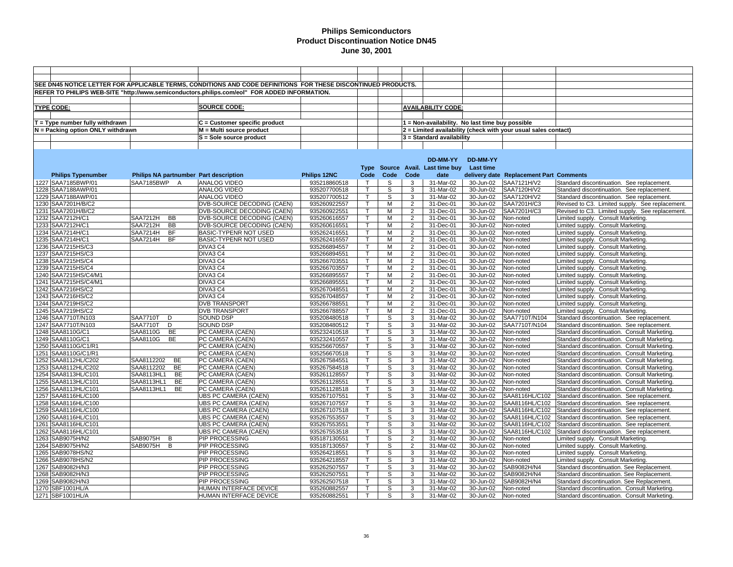# Philips Semiconductors
## Product Discontinuation Notice DN45
### June 30, 2001

SEE DN45 NOTICE LETTER FOR APPLICABLE TERMS, CONDITIONS AND CODE DEFINITIONS FOR THESE DISCONTINUED PRODUCTS.

REFER TO PHILIPS WEB-SITE "http://www.semiconductors.philips.com/eol" FOR ADDED INFORMATION.

**TYPE CODE:**
- T = Type number fully withdrawn
- N = Packing option ONLY withdrawn

**SOURCE CODE:**
- C = Customer specific product
- M = Multi source product
- S = Sole source product

**AVAILABILITY CODE:**
- 1 = Non-availability. No last time buy possible
- 2 = Limited availability (check with your usual sales contact)
- 3 = Standard availability

| | Philips Typenumber | Philips NA partnumber | Part description | Philips 12NC | Type Code | Source Code | Avail. Code | Last time buy DD-MM-YY date | Last time delivery DD-MM-YY date | Replacement Part | Comments |
|---|---|---|---|---|---|---|---|---|---|---|---|
| 1227 | SAA7185BWP/01 | SAA7185BWP A | ANALOG VIDEO | 935218860518 | T | S | 3 | 31-Mar-02 | 30-Jun-02 | SAA7121H/V2 | Standard discontinuation. See replacement. |
| 1228 | SAA7188AWP/01 | | ANALOG VIDEO | 935207700518 | T | S | 3 | 31-Mar-02 | 30-Jun-02 | SAA7120H/V2 | Standard discontinuation. See replacement. |
| 1229 | SAA7188AWP/01 | | ANALOG VIDEO | 935207700512 | T | S | 3 | 31-Mar-02 | 30-Jun-02 | SAA7120H/V2 | Standard discontinuation. See replacement. |
| 1230 | SAA7201H/B/C2 | | DVB-SOURCE DECODING (CAEN) | 935260922557 | T | M | 2 | 31-Dec-01 | 30-Jun-02 | SAA7201H/C3 | Revised to C3. Limited supply. See replacement. |
| 1231 | SAA7201H/B/C2 | | DVB-SOURCE DECODING (CAEN) | 935260922551 | T | M | 2 | 31-Dec-01 | 30-Jun-02 | SAA7201H/C3 | Revised to C3. Limited supply. See replacement. |
| 1232 | SAA7212H/C1 | SAA7212H BB | DVB-SOURCE DECODING (CAEN) | 935260616557 | T | M | 2 | 31-Dec-01 | 30-Jun-02 | Non-noted | Limited supply. Consult Marketing. |
| 1233 | SAA7212H/C1 | SAA7212H BB | DVB-SOURCE DECODING (CAEN) | 935260616551 | T | M | 2 | 31-Dec-01 | 30-Jun-02 | Non-noted | Limited supply. Consult Marketing. |
| 1234 | SAA7214H/C1 | SAA7214H BF | BASIC-TYPENR NOT USED | 935262416551 | T | M | 2 | 31-Dec-01 | 30-Jun-02 | Non-noted | Limited supply. Consult Marketing. |
| 1235 | SAA7214H/C1 | SAA7214H BF | BASIC-TYPENR NOT USED | 935262416557 | T | M | 2 | 31-Dec-01 | 30-Jun-02 | Non-noted | Limited supply. Consult Marketing. |
| 1236 | SAA7215HS/C3 | | DIVA3 C4 | 935266894557 | T | M | 2 | 31-Dec-01 | 30-Jun-02 | Non-noted | Limited supply. Consult Marketing. |
| 1237 | SAA7215HS/C3 | | DIVA3 C4 | 935266894551 | T | M | 2 | 31-Dec-01 | 30-Jun-02 | Non-noted | Limited supply. Consult Marketing. |
| 1238 | SAA7215HS/C4 | | DIVA3 C4 | 935266703551 | T | M | 2 | 31-Dec-01 | 30-Jun-02 | Non-noted | Limited supply. Consult Marketing. |
| 1239 | SAA7215HS/C4 | | DIVA3 C4 | 935266703557 | T | M | 2 | 31-Dec-01 | 30-Jun-02 | Non-noted | Limited supply. Consult Marketing. |
| 1240 | SAA7215HS/C4/M1 | | DIVA3 C4 | 935266895557 | T | M | 2 | 31-Dec-01 | 30-Jun-02 | Non-noted | Limited supply. Consult Marketing. |
| 1241 | SAA7215HS/C4/M1 | | DIVA3 C4 | 935266895551 | T | M | 2 | 31-Dec-01 | 30-Jun-02 | Non-noted | Limited supply. Consult Marketing. |
| 1242 | SAA7216HS/C2 | | DIVA3 C4 | 935267048551 | T | M | 2 | 31-Dec-01 | 30-Jun-02 | Non-noted | Limited supply. Consult Marketing. |
| 1243 | SAA7216HS/C2 | | DIVA3 C4 | 935267048557 | T | M | 2 | 31-Dec-01 | 30-Jun-02 | Non-noted | Limited supply. Consult Marketing. |
| 1244 | SAA7219HS/C2 | | DVB TRANSPORT | 935266788551 | T | M | 2 | 31-Dec-01 | 30-Jun-02 | Non-noted | Limited supply. Consult Marketing. |
| 1245 | SAA7219HS/C2 | | DVB TRANSPORT | 935266788557 | T | M | 2 | 31-Dec-01 | 30-Jun-02 | Non-noted | Limited supply. Consult Marketing. |
| 1246 | SAA7710T/N103 | SAA7710T D | SOUND DSP | 935208480518 | T | S | 3 | 31-Mar-02 | 30-Jun-02 | SAA7710T/N104 | Standard discontinuation. See replacement. |
| 1247 | SAA7710T/N103 | SAA7710T D | SOUND DSP | 935208480512 | T | S | 3 | 31-Mar-02 | 30-Jun-02 | SAA7710T/N104 | Standard discontinuation. See replacement. |
| 1248 | SAA8110G/C1 | SAA8110G BE | PC CAMERA (CAEN) | 935232410518 | T | S | 3 | 31-Mar-02 | 30-Jun-02 | Non-noted | Standard discontinuation. Consult Marketing. |
| 1249 | SAA8110G/C1 | SAA8110G BE | PC CAMERA (CAEN) | 935232410557 | T | S | 3 | 31-Mar-02 | 30-Jun-02 | Non-noted | Standard discontinuation. Consult Marketing. |
| 1250 | SAA8110G/C1/R1 | | PC CAMERA (CAEN) | 935256670557 | T | S | 3 | 31-Mar-02 | 30-Jun-02 | Non-noted | Standard discontinuation. Consult Marketing. |
| 1251 | SAA8110G/C1/R1 | | PC CAMERA (CAEN) | 935256670518 | T | S | 3 | 31-Mar-02 | 30-Jun-02 | Non-noted | Standard discontinuation. Consult Marketing. |
| 1252 | SAA8112HL/C202 | SAA8112202 BE | PC CAMERA (CAEN) | 935267584551 | T | S | 3 | 31-Mar-02 | 30-Jun-02 | Non-noted | Standard discontinuation. Consult Marketing. |
| 1253 | SAA8112HL/C202 | SAA8112202 BE | PC CAMERA (CAEN) | 935267584518 | T | S | 3 | 31-Mar-02 | 30-Jun-02 | Non-noted | Standard discontinuation. Consult Marketing. |
| 1254 | SAA8113HL/C101 | SAA8113HL1 BE | PC CAMERA (CAEN) | 935261128557 | T | S | 3 | 31-Mar-02 | 30-Jun-02 | Non-noted | Standard discontinuation. Consult Marketing. |
| 1255 | SAA8113HL/C101 | SAA8113HL1 BE | PC CAMERA (CAEN) | 935261128551 | T | S | 3 | 31-Mar-02 | 30-Jun-02 | Non-noted | Standard discontinuation. Consult Marketing. |
| 1256 | SAA8113HL/C101 | SAA8113HL1 BE | PC CAMERA (CAEN) | 935261128518 | T | S | 3 | 31-Mar-02 | 30-Jun-02 | Non-noted | Standard discontinuation. Consult Marketing. |
| 1257 | SAA8116HL/C100 | | UBS PC CAMERA (CAEN) | 935267107551 | T | S | 3 | 31-Mar-02 | 30-Jun-02 | SAA8116HL/C102 | Standard discontinuation. See replacement. |
| 1258 | SAA8116HL/C100 | | UBS PC CAMERA (CAEN) | 935267107557 | T | S | 3 | 31-Mar-02 | 30-Jun-02 | SAA8116HL/C102 | Standard discontinuation. See replacement. |
| 1259 | SAA8116HL/C100 | | UBS PC CAMERA (CAEN) | 935267107518 | T | S | 3 | 31-Mar-02 | 30-Jun-02 | SAA8116HL/C102 | Standard discontinuation. See replacement. |
| 1260 | SAA8116HL/C101 | | UBS PC CAMERA (CAEN) | 935267553557 | T | S | 3 | 31-Mar-02 | 30-Jun-02 | SAA8116HL/C102 | Standard discontinuation. See replacement. |
| 1261 | SAA8116HL/C101 | | UBS PC CAMERA (CAEN) | 935267553551 | T | S | 3 | 31-Mar-02 | 30-Jun-02 | SAA8116HL/C102 | Standard discontinuation. See replacement. |
| 1262 | SAA8116HL/C101 | | UBS PC CAMERA (CAEN) | 935267553518 | T | S | 3 | 31-Mar-02 | 30-Jun-02 | SAA8116HL/C102 | Standard discontinuation. See replacement. |
| 1263 | SAB9075H/N2 | SAB9075H B | PIP PROCESSING | 935187130551 | T | S | 2 | 31-Mar-02 | 30-Jun-02 | Non-noted | Limited supply. Consult Marketing. |
| 1264 | SAB9075H/N2 | SAB9075H B | PIP PROCESSING | 935187130557 | T | S | 2 | 31-Mar-02 | 30-Jun-02 | Non-noted | Limited supply. Consult Marketing. |
| 1265 | SAB9078HS/N2 | | PIP PROCESSING | 935264218551 | T | S | 3 | 31-Mar-02 | 30-Jun-02 | Non-noted | Limited supply. Consult Marketing. |
| 1266 | SAB9078HS/N2 | | PIP PROCESSING | 935264218557 | T | S | 3 | 31-Mar-02 | 30-Jun-02 | Non-noted | Limited supply. Consult Marketing. |
| 1267 | SAB9082H/N3 | | PIP PROCESSING | 935262507557 | T | S | 3 | 31-Mar-02 | 30-Jun-02 | SAB9082H/N4 | Standard discontinuation. See Replacement. |
| 1268 | SAB9082H/N3 | | PIP PROCESSING | 935262507551 | T | S | 3 | 31-Mar-02 | 30-Jun-02 | SAB9082H/N4 | Standard discontinuation. See Replacement. |
| 1269 | SAB9082H/N3 | | PIP PROCESSING | 935262507518 | T | S | 3 | 31-Mar-02 | 30-Jun-02 | SAB9082H/N4 | Standard discontinuation. See Replacement. |
| 1270 | SBF1001HL/A | | HUMAN INTERFACE DEVICE | 935260882557 | T | S | 3 | 31-Mar-02 | 30-Jun-02 | Non-noted | Standard discontinuation. Consult Marketing. |
| 1271 | SBF1001HL/A | | HUMAN INTERFACE DEVICE | 935260882551 | T | S | 3 | 31-Mar-02 | 30-Jun-02 | Non-noted | Standard discontinuation. Consult Marketing. |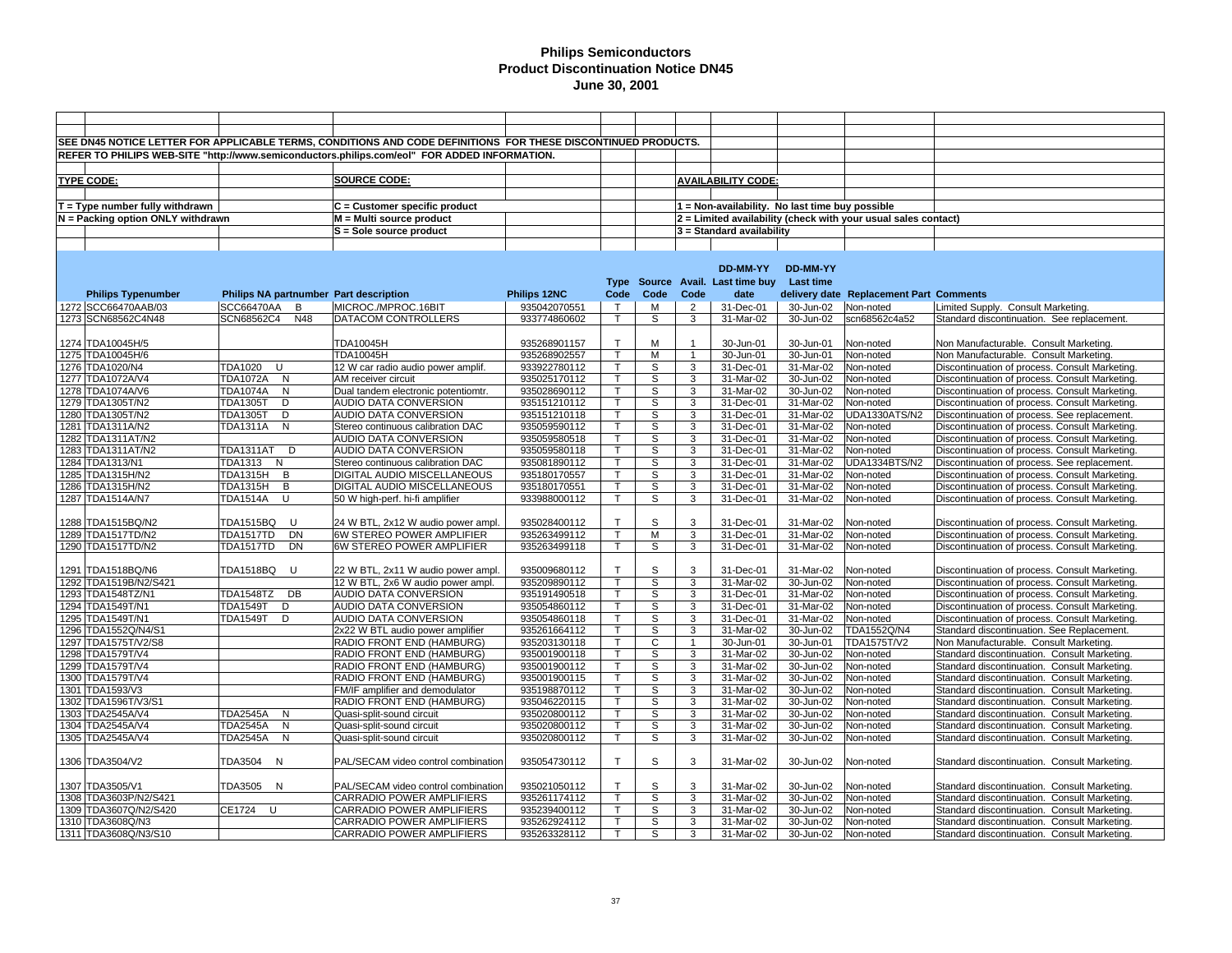# Philips Semiconductors
# Product Discontinuation Notice DN45
# June 30, 2001

SEE DN45 NOTICE LETTER FOR APPLICABLE TERMS, CONDITIONS AND CODE DEFINITIONS FOR THESE DISCONTINUED PRODUCTS.

REFER TO PHILIPS WEB-SITE "http://www.semiconductors.philips.com/eol" FOR ADDED INFORMATION.

**TYPE CODE:**

T = Type number fully withdrawn

N = Packing option ONLY withdrawn

**SOURCE CODE:**

C = Customer specific product

M = Multi source product

S = Sole source product

**AVAILABILITY CODE:**

1 = Non-availability. No last time buy possible

2 = Limited availability (check with your usual sales contact)

3 = Standard availability

| | Philips Typenumber | Philips NA partnumber | Part description | Philips 12NC | Type Code | Source Code | Avail. Code | DD-MM-YY Last time buy date | DD-MM-YY Last time delivery date | Replacement Part | Comments |
|---|---|---|---|---|---|---|---|---|---|---|---|
| 1272 | SCC66470AAB/03 | SCC66470AA B | MICROC./MPROC.16BIT | 935042070551 | T | M | 2 | 31-Dec-01 | 30-Jun-02 | Non-noted | Limited Supply. Consult Marketing. |
| 1273 | SCN68562C4N48 | SCN68562C4 N48 | DATACOM CONTROLLERS | 933774860602 | T | S | 3 | 31-Mar-02 | 30-Jun-02 | scn68562c4a52 | Standard discontinuation. See replacement. |
| 1274 | TDA10045H/5 | | TDA10045H | 935268901157 | T | M | 1 | 30-Jun-01 | 30-Jun-01 | Non-noted | Non Manufacturable. Consult Marketing. |
| 1275 | TDA10045H/6 | | TDA10045H | 935268902557 | T | M | 1 | 30-Jun-01 | 30-Jun-01 | Non-noted | Non Manufacturable. Consult Marketing. |
| 1276 | TDA1020/N4 | TDA1020 U | 12 W car radio audio power amplif. | 933922780112 | T | S | 3 | 31-Dec-01 | 31-Mar-02 | Non-noted | Discontinuation of process. Consult Marketing. |
| 1277 | TDA1072A/V4 | TDA1072A N | AM receiver circuit | 935025170112 | T | S | 3 | 31-Mar-02 | 30-Jun-02 | Non-noted | Discontinuation of process. Consult Marketing. |
| 1278 | TDA1074A/V6 | TDA1074A N | Dual tandem electronic potentiomtr. | 935028690112 | T | S | 3 | 31-Mar-02 | 30-Jun-02 | Non-noted | Discontinuation of process. Consult Marketing. |
| 1279 | TDA1305T/N2 | TDA1305T D | AUDIO DATA CONVERSION | 935151210112 | T | S | 3 | 31-Dec-01 | 31-Mar-02 | Non-noted | Discontinuation of process. Consult Marketing. |
| 1280 | TDA1305T/N2 | TDA1305T D | AUDIO DATA CONVERSION | 935151210118 | T | S | 3 | 31-Dec-01 | 31-Mar-02 | UDA1330ATS/N2 | Discontinuation of process. See replacement. |
| 1281 | TDA1311A/N2 | TDA1311A N | Stereo continuous calibration DAC | 935059590112 | T | S | 3 | 31-Dec-01 | 31-Mar-02 | Non-noted | Discontinuation of process. Consult Marketing. |
| 1282 | TDA1311AT/N2 | | AUDIO DATA CONVERSION | 935059580518 | T | S | 3 | 31-Dec-01 | 31-Mar-02 | Non-noted | Discontinuation of process. Consult Marketing. |
| 1283 | TDA1311AT/N2 | TDA1311AT D | AUDIO DATA CONVERSION | 935059580118 | T | S | 3 | 31-Dec-01 | 31-Mar-02 | Non-noted | Discontinuation of process. Consult Marketing. |
| 1284 | TDA1313/N1 | TDA1313 N | Stereo continuous calibration DAC | 935081890112 | T | S | 3 | 31-Dec-01 | 31-Mar-02 | UDA1334BTS/N2 | Discontinuation of process. See replacement. |
| 1285 | TDA1315H/N2 | TDA1315H B | DIGITAL AUDIO MISCELLANEOUS | 935180170557 | T | S | 3 | 31-Dec-01 | 31-Mar-02 | Non-noted | Discontinuation of process. Consult Marketing. |
| 1286 | TDA1315H/N2 | TDA1315H B | DIGITAL AUDIO MISCELLANEOUS | 935180170551 | T | S | 3 | 31-Dec-01 | 31-Mar-02 | Non-noted | Discontinuation of process. Consult Marketing. |
| 1287 | TDA1514A/N7 | TDA1514A U | 50 W high-perf. hi-fi amplifier | 933988000112 | T | S | 3 | 31-Dec-01 | 31-Mar-02 | Non-noted | Discontinuation of process. Consult Marketing. |
| 1288 | TDA1515BQ/N2 | TDA1515BQ U | 24 W BTL, 2x12 W audio power ampl. | 935028400112 | T | S | 3 | 31-Dec-01 | 31-Mar-02 | Non-noted | Discontinuation of process. Consult Marketing. |
| 1289 | TDA1517TD/N2 | TDA1517TD DN | 6W STEREO POWER AMPLIFIER | 935263499112 | T | M | 3 | 31-Dec-01 | 31-Mar-02 | Non-noted | Discontinuation of process. Consult Marketing. |
| 1290 | TDA1517TD/N2 | TDA1517TD DN | 6W STEREO POWER AMPLIFIER | 935263499118 | T | S | 3 | 31-Dec-01 | 31-Mar-02 | Non-noted | Discontinuation of process. Consult Marketing. |
| 1291 | TDA1518BQ/N6 | TDA1518BQ U | 22 W BTL, 2x11 W audio power ampl. | 935009680112 | T | S | 3 | 31-Dec-01 | 31-Mar-02 | Non-noted | Discontinuation of process. Consult Marketing. |
| 1292 | TDA1519B/N2/S421 | | 12 W BTL, 2x6 W audio power ampl. | 935209890112 | T | S | 3 | 31-Mar-02 | 30-Jun-02 | Non-noted | Discontinuation of process. Consult Marketing. |
| 1293 | TDA1548TZ/N1 | TDA1548TZ DB | AUDIO DATA CONVERSION | 935191490518 | T | S | 3 | 31-Dec-01 | 31-Mar-02 | Non-noted | Discontinuation of process. Consult Marketing. |
| 1294 | TDA1549T/N1 | TDA1549T D | AUDIO DATA CONVERSION | 935054860112 | T | S | 3 | 31-Dec-01 | 31-Mar-02 | Non-noted | Discontinuation of process. Consult Marketing. |
| 1295 | TDA1549T/N1 | TDA1549T D | AUDIO DATA CONVERSION | 935054860118 | T | S | 3 | 31-Dec-01 | 31-Mar-02 | Non-noted | Discontinuation of process. Consult Marketing. |
| 1296 | TDA1552Q/N4/S1 | | 2x22 W BTL audio power amplifier | 935261664112 | T | S | 3 | 31-Mar-02 | 30-Jun-02 | TDA1552Q/N4 | Standard discontinuation. See Replacement. |
| 1297 | TDA1575T/V2/S8 | | RADIO FRONT END (HAMBURG) | 935203130118 | T | C | 1 | 30-Jun-01 | 30-Jun-01 | TDA1575T/V2 | Non Manufacturable. Consult Marketing. |
| 1298 | TDA1579T/V4 | | RADIO FRONT END (HAMBURG) | 935001900118 | T | S | 3 | 31-Mar-02 | 30-Jun-02 | Non-noted | Standard discontinuation. Consult Marketing. |
| 1299 | TDA1579T/V4 | | RADIO FRONT END (HAMBURG) | 935001900112 | T | S | 3 | 31-Mar-02 | 30-Jun-02 | Non-noted | Standard discontinuation. Consult Marketing. |
| 1300 | TDA1579T/V4 | | RADIO FRONT END (HAMBURG) | 935001900115 | T | S | 3 | 31-Mar-02 | 30-Jun-02 | Non-noted | Standard discontinuation. Consult Marketing. |
| 1301 | TDA1593/V3 | | FM/IF amplifier and demodulator | 935198870112 | T | S | 3 | 31-Mar-02 | 30-Jun-02 | Non-noted | Standard discontinuation. Consult Marketing. |
| 1302 | TDA1596T/V3/S1 | | RADIO FRONT END (HAMBURG) | 935046220115 | T | S | 3 | 31-Mar-02 | 30-Jun-02 | Non-noted | Standard discontinuation. Consult Marketing. |
| 1303 | TDA2545A/V4 | TDA2545A N | Quasi-split-sound circuit | 935020800112 | T | S | 3 | 31-Mar-02 | 30-Jun-02 | Non-noted | Standard discontinuation. Consult Marketing. |
| 1304 | TDA2545A/V4 | TDA2545A N | Quasi-split-sound circuit | 935020800112 | T | S | 3 | 31-Mar-02 | 30-Jun-02 | Non-noted | Standard discontinuation. Consult Marketing. |
| 1305 | TDA2545A/V4 | TDA2545A N | Quasi-split-sound circuit | 935020800112 | T | S | 3 | 31-Mar-02 | 30-Jun-02 | Non-noted | Standard discontinuation. Consult Marketing. |
| 1306 | TDA3504/V2 | TDA3504 N | PAL/SECAM video control combination | 935054730112 | T | S | 3 | 31-Mar-02 | 30-Jun-02 | Non-noted | Standard discontinuation. Consult Marketing. |
| 1307 | TDA3505/V1 | TDA3505 N | PAL/SECAM video control combination | 935021050112 | T | S | 3 | 31-Mar-02 | 30-Jun-02 | Non-noted | Standard discontinuation. Consult Marketing. |
| 1308 | TDA3603P/N2/S421 | | CARRADIO POWER AMPLIFIERS | 935261174112 | T | S | 3 | 31-Mar-02 | 30-Jun-02 | Non-noted | Standard discontinuation. Consult Marketing. |
| 1309 | TDA3607Q/N2/S420 | CE1724 U | CARRADIO POWER AMPLIFIERS | 935239400112 | T | S | 3 | 31-Mar-02 | 30-Jun-02 | Non-noted | Standard discontinuation. Consult Marketing. |
| 1310 | TDA3608Q/N3 | | CARRADIO POWER AMPLIFIERS | 935262924112 | T | S | 3 | 31-Mar-02 | 30-Jun-02 | Non-noted | Standard discontinuation. Consult Marketing. |
| 1311 | TDA3608Q/N3/S10 | | CARRADIO POWER AMPLIFIERS | 935263328112 | T | S | 3 | 31-Mar-02 | 30-Jun-02 | Non-noted | Standard discontinuation. Consult Marketing. |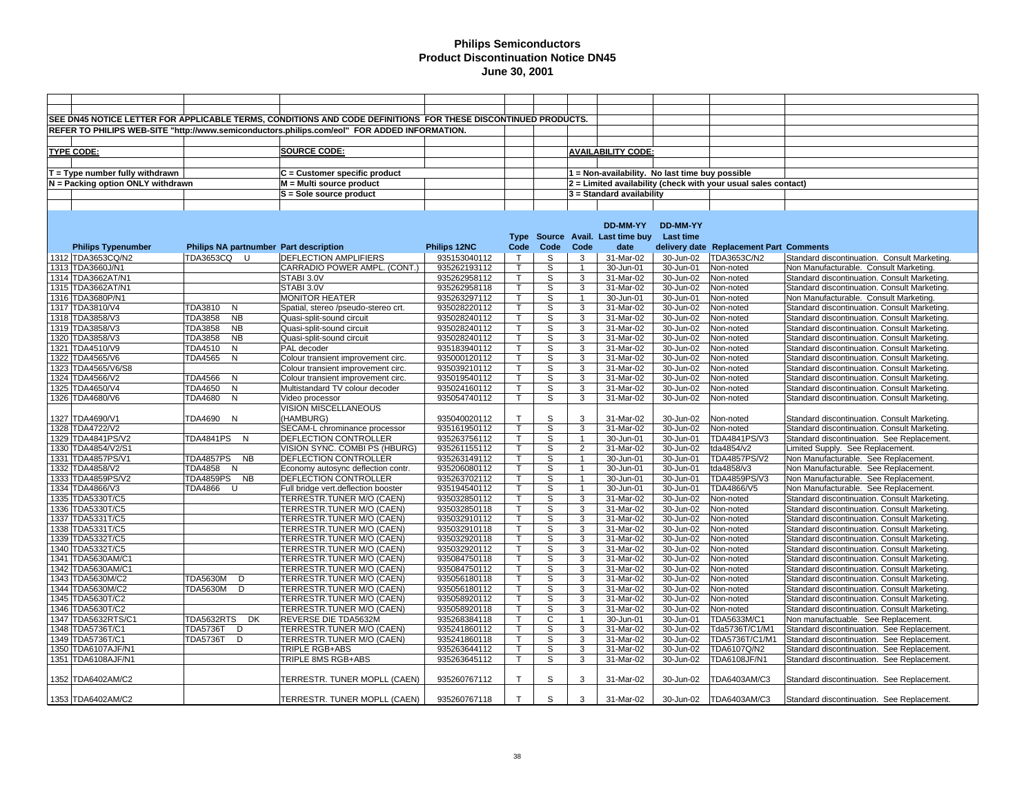# Philips Semiconductors
## Product Discontinuation Notice DN45
### June 30, 2001

SEE DN45 NOTICE LETTER FOR APPLICABLE TERMS, CONDITIONS AND CODE DEFINITIONS FOR THESE DISCONTINUED PRODUCTS.

REFER TO PHILIPS WEB-SITE "http://www.semiconductors.philips.com/eol" FOR ADDED INFORMATION.

**TYPE CODE:**
T = Type number fully withdrawn
N = Packing option ONLY withdrawn

**SOURCE CODE:**
C = Customer specific product
M = Multi source product
S = Sole source product

**AVAILABILITY CODE:**
1 = Non-availability. No last time buy possible
2 = Limited availability (check with your usual sales contact)
3 = Standard availability

| | Philips Typenumber | Philips NA partnumber | Part description | Philips 12NC | Type Code | Source Code | Avail. Code | DD-MM-YY Last time buy date | DD-MM-YY Last time delivery date | Replacement Part | Comments |
|---|---|---|---|---|---|---|---|---|---|---|---|
| 1312 | TDA3653CQ/N2 | TDA3653CQ U | DEFLECTION AMPLIFIERS | 935153040112 | T | S | 3 | 31-Mar-02 | 30-Jun-02 | TDA3653C/N2 | Standard discontinuation. Consult Marketing. |
| 1313 | TDA3660J/N1 | | CARRADIO POWER AMPL. (CONT.) | 935262193112 | T | S | 1 | 30-Jun-01 | 30-Jun-01 | Non-noted | Non Manufacturable. Consult Marketing. |
| 1314 | TDA3662AT/N1 | | STABI 3.0V | 935262958112 | T | S | 3 | 31-Mar-02 | 30-Jun-02 | Non-noted | Standard discontinuation. Consult Marketing. |
| 1315 | TDA3662AT/N1 | | STABI 3.0V | 935262958118 | T | S | 3 | 31-Mar-02 | 30-Jun-02 | Non-noted | Standard discontinuation. Consult Marketing. |
| 1316 | TDA3680P/N1 | | MONITOR HEATER | 935263297112 | T | S | 1 | 30-Jun-01 | 30-Jun-01 | Non-noted | Non Manufacturable. Consult Marketing. |
| 1317 | TDA3810/V4 | TDA3810 N | Spatial, stereo /pseudo-stereo crt. | 935028220112 | T | S | 3 | 31-Mar-02 | 30-Jun-02 | Non-noted | Standard discontinuation. Consult Marketing. |
| 1318 | TDA3858/V3 | TDA3858 NB | Quasi-split-sound circuit | 935028240112 | T | S | 3 | 31-Mar-02 | 30-Jun-02 | Non-noted | Standard discontinuation. Consult Marketing. |
| 1319 | TDA3858/V3 | TDA3858 NB | Quasi-split-sound circuit | 935028240112 | T | S | 3 | 31-Mar-02 | 30-Jun-02 | Non-noted | Standard discontinuation. Consult Marketing. |
| 1320 | TDA3858/V3 | TDA3858 NB | Quasi-split-sound circuit | 935028240112 | T | S | 3 | 31-Mar-02 | 30-Jun-02 | Non-noted | Standard discontinuation. Consult Marketing. |
| 1321 | TDA4510/V9 | TDA4510 N | PAL decoder | 935183940112 | T | S | 3 | 31-Mar-02 | 30-Jun-02 | Non-noted | Standard discontinuation. Consult Marketing. |
| 1322 | TDA4565/V6 | TDA4565 N | Colour transient improvement circ. | 935000120112 | T | S | 3 | 31-Mar-02 | 30-Jun-02 | Non-noted | Standard discontinuation. Consult Marketing. |
| 1323 | TDA4565/V6/S8 | | Colour transient improvement circ. | 935039210112 | T | S | 3 | 31-Mar-02 | 30-Jun-02 | Non-noted | Standard discontinuation. Consult Marketing. |
| 1324 | TDA4566/V2 | TDA4566 N | Colour transient improvement circ. | 935019540112 | T | S | 3 | 31-Mar-02 | 30-Jun-02 | Non-noted | Standard discontinuation. Consult Marketing. |
| 1325 | TDA4650/V4 | TDA4650 N | Multistandard TV colour decoder | 935024160112 | T | S | 3 | 31-Mar-02 | 30-Jun-02 | Non-noted | Standard discontinuation. Consult Marketing. |
| 1326 | TDA4680/V6 | TDA4680 N | Video processor | 935054740112 | T | S | 3 | 31-Mar-02 | 30-Jun-02 | Non-noted | Standard discontinuation. Consult Marketing. |
| 1327 | TDA4690/V1 | TDA4690 N | VISION MISCELLANEOUS (HAMBURG) | 935040020112 | T | S | 3 | 31-Mar-02 | 30-Jun-02 | Non-noted | Standard discontinuation. Consult Marketing. |
| 1328 | TDA4722/V2 | | SECAM-L chrominance processor | 935161950112 | T | S | 3 | 31-Mar-02 | 30-Jun-02 | Non-noted | Standard discontinuation. Consult Marketing. |
| 1329 | TDA4841PS/V2 | TDA4841PS N | DEFLECTION CONTROLLER | 935263756112 | T | S | 1 | 30-Jun-01 | 30-Jun-01 | TDA4841PS/V3 | Standard discontinuation. See Replacement. |
| 1330 | TDA4854/V2/S1 | | VISION SYNC. COMBI PS (HBURG) | 935261155112 | T | S | 2 | 31-Mar-02 | 30-Jun-02 | tda4854/v2 | Limited Supply. See Replacement. |
| 1331 | TDA4857PS/V1 | TDA4857PS NB | DEFLECTION CONTROLLER | 935263149112 | T | S | 1 | 30-Jun-01 | 30-Jun-01 | TDA4857PS/V2 | Non Manufacturable. See Replacement. |
| 1332 | TDA4858/V2 | TDA4858 N | Economy autosync deflection contr. | 935206080112 | T | S | 1 | 30-Jun-01 | 30-Jun-01 | tda4858/v3 | Non Manufacturable. See Replacement. |
| 1333 | TDA4859PS/V2 | TDA4859PS NB | DEFLECTION CONTROLLER | 935263702112 | T | S | 1 | 30-Jun-01 | 30-Jun-01 | TDA4859PS/V3 | Non Manufacturable. See Replacement. |
| 1334 | TDA4866/V3 | TDA4866 U | Full bridge vert.deflection booster | 935194540112 | T | S | 1 | 30-Jun-01 | 30-Jun-01 | TDA4866/V5 | Non Manufacturable. See Replacement. |
| 1335 | TDA5330T/C5 | | TERRESTR.TUNER M/O (CAEN) | 935032850112 | T | S | 3 | 31-Mar-02 | 30-Jun-02 | Non-noted | Standard discontinuation. Consult Marketing. |
| 1336 | TDA5330T/C5 | | TERRESTR.TUNER M/O (CAEN) | 935032850118 | T | S | 3 | 31-Mar-02 | 30-Jun-02 | Non-noted | Standard discontinuation. Consult Marketing. |
| 1337 | TDA5331T/C5 | | TERRESTR.TUNER M/O (CAEN) | 935032910112 | T | S | 3 | 31-Mar-02 | 30-Jun-02 | Non-noted | Standard discontinuation. Consult Marketing. |
| 1338 | TDA5331T/C5 | | TERRESTR.TUNER M/O (CAEN) | 935032910118 | T | S | 3 | 31-Mar-02 | 30-Jun-02 | Non-noted | Standard discontinuation. Consult Marketing. |
| 1339 | TDA5332T/C5 | | TERRESTR.TUNER M/O (CAEN) | 935032920118 | T | S | 3 | 31-Mar-02 | 30-Jun-02 | Non-noted | Standard discontinuation. Consult Marketing. |
| 1340 | TDA5332T/C5 | | TERRESTR.TUNER M/O (CAEN) | 935032920112 | T | S | 3 | 31-Mar-02 | 30-Jun-02 | Non-noted | Standard discontinuation. Consult Marketing. |
| 1341 | TDA5630AM/C1 | | TERRESTR.TUNER M/O (CAEN) | 935084750118 | T | S | 3 | 31-Mar-02 | 30-Jun-02 | Non-noted | Standard discontinuation. Consult Marketing. |
| 1342 | TDA5630AM/C1 | | TERRESTR.TUNER M/O (CAEN) | 935084750112 | T | S | 3 | 31-Mar-02 | 30-Jun-02 | Non-noted | Standard discontinuation. Consult Marketing. |
| 1343 | TDA5630M/C2 | TDA5630M D | TERRESTR.TUNER M/O (CAEN) | 935056180118 | T | S | 3 | 31-Mar-02 | 30-Jun-02 | Non-noted | Standard discontinuation. Consult Marketing. |
| 1344 | TDA5630M/C2 | TDA5630M D | TERRESTR.TUNER M/O (CAEN) | 935056180112 | T | S | 3 | 31-Mar-02 | 30-Jun-02 | Non-noted | Standard discontinuation. Consult Marketing. |
| 1345 | TDA5630T/C2 | | TERRESTR.TUNER M/O (CAEN) | 935058920112 | T | S | 3 | 31-Mar-02 | 30-Jun-02 | Non-noted | Standard discontinuation. Consult Marketing. |
| 1346 | TDA5630T/C2 | | TERRESTR.TUNER M/O (CAEN) | 935058920118 | T | S | 3 | 31-Mar-02 | 30-Jun-02 | Non-noted | Standard discontinuation. Consult Marketing. |
| 1347 | TDA5632RTS/C1 | TDA5632RTS DK | REVERSE DIE TDA5632M | 935268384118 | T | C | 1 | 30-Jun-01 | 30-Jun-01 | TDA5633M/C1 | Non manufactuable. See Replacement. |
| 1348 | TDA5736T/C1 | TDA5736T D | TERRESTR.TUNER M/O (CAEN) | 935241860112 | T | S | 3 | 31-Mar-02 | 30-Jun-02 | Tda5736T/C1/M1 | Standard discontinuation. See Replacement. |
| 1349 | TDA5736T/C1 | TDA5736T D | TERRESTR.TUNER M/O (CAEN) | 935241860118 | T | S | 3 | 31-Mar-02 | 30-Jun-02 | TDA5736T/C1/M1 | Standard discontinuation. See Replacement. |
| 1350 | TDA6107AJF/N1 | | TRIPLE RGB+ABS | 935263644112 | T | S | 3 | 31-Mar-02 | 30-Jun-02 | TDA6107Q/N2 | Standard discontinuation. See Replacement. |
| 1351 | TDA6108AJF/N1 | | TRIPLE 8MS RGB+ABS | 935263645112 | T | S | 3 | 31-Mar-02 | 30-Jun-02 | TDA6108JF/N1 | Standard discontinuation. See Replacement. |
| 1352 | TDA6402AM/C2 | | TERRESTR. TUNER MOPLL (CAEN) | 935260767112 | T | S | 3 | 31-Mar-02 | 30-Jun-02 | TDA6403AM/C3 | Standard discontinuation. See Replacement. |
| 1353 | TDA6402AM/C2 | | TERRESTR. TUNER MOPLL (CAEN) | 935260767118 | T | S | 3 | 31-Mar-02 | 30-Jun-02 | TDA6403AM/C3 | Standard discontinuation. See Replacement. |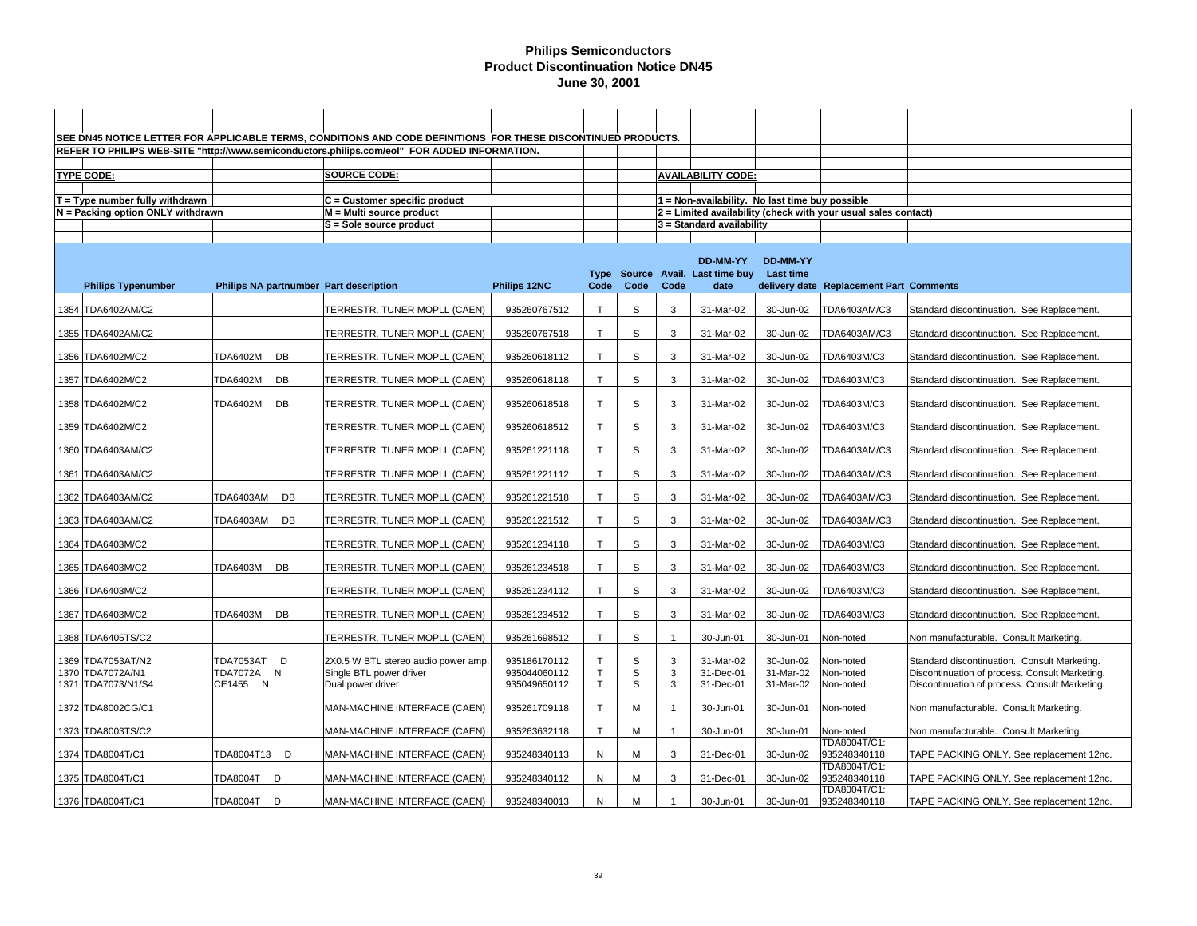# Philips Semiconductors
## Product Discontinuation Notice DN45
### June 30, 2001

SEE DN45 NOTICE LETTER FOR APPLICABLE TERMS, CONDITIONS AND CODE DEFINITIONS FOR THESE DISCONTINUED PRODUCTS.

REFER TO PHILIPS WEB-SITE "http://www.semiconductors.philips.com/eol" FOR ADDED INFORMATION.

**TYPE CODE:**

T = Type number fully withdrawn
N = Packing option ONLY withdrawn

**SOURCE CODE:**

C = Customer specific product
M = Multi source product
S = Sole source product

**AVAILABILITY CODE:**

1 = Non-availability. No last time buy possible
2 = Limited availability (check with your usual sales contact)
3 = Standard availability

| | Philips Typenumber | Philips NA partnumber | Part description | Philips 12NC | Type Code | Source Code | Avail. Code | DD-MM-YY Last time buy date | DD-MM-YY Last time delivery date | Replacement Part | Comments |
|---|---|---|---|---|---|---|---|---|---|---|---|
| 1354 | TDA6402AM/C2 | | TERRESTR. TUNER MOPLL (CAEN) | 935260767512 | T | S | 3 | 31-Mar-02 | 30-Jun-02 | TDA6403AM/C3 | Standard discontinuation. See Replacement. |
| 1355 | TDA6402AM/C2 | | TERRESTR. TUNER MOPLL (CAEN) | 935260767518 | T | S | 3 | 31-Mar-02 | 30-Jun-02 | TDA6403AM/C3 | Standard discontinuation. See Replacement. |
| 1356 | TDA6402M/C2 | TDA6402M DB | TERRESTR. TUNER MOPLL (CAEN) | 935260618112 | T | S | 3 | 31-Mar-02 | 30-Jun-02 | TDA6403M/C3 | Standard discontinuation. See Replacement. |
| 1357 | TDA6402M/C2 | TDA6402M DB | TERRESTR. TUNER MOPLL (CAEN) | 935260618118 | T | S | 3 | 31-Mar-02 | 30-Jun-02 | TDA6403M/C3 | Standard discontinuation. See Replacement. |
| 1358 | TDA6402M/C2 | TDA6402M DB | TERRESTR. TUNER MOPLL (CAEN) | 935260618518 | T | S | 3 | 31-Mar-02 | 30-Jun-02 | TDA6403M/C3 | Standard discontinuation. See Replacement. |
| 1359 | TDA6402M/C2 | | TERRESTR. TUNER MOPLL (CAEN) | 935260618512 | T | S | 3 | 31-Mar-02 | 30-Jun-02 | TDA6403M/C3 | Standard discontinuation. See Replacement. |
| 1360 | TDA6403AM/C2 | | TERRESTR. TUNER MOPLL (CAEN) | 935261221118 | T | S | 3 | 31-Mar-02 | 30-Jun-02 | TDA6403AM/C3 | Standard discontinuation. See Replacement. |
| 1361 | TDA6403AM/C2 | | TERRESTR. TUNER MOPLL (CAEN) | 935261221112 | T | S | 3 | 31-Mar-02 | 30-Jun-02 | TDA6403AM/C3 | Standard discontinuation. See Replacement. |
| 1362 | TDA6403AM/C2 | TDA6403AM DB | TERRESTR. TUNER MOPLL (CAEN) | 935261221518 | T | S | 3 | 31-Mar-02 | 30-Jun-02 | TDA6403AM/C3 | Standard discontinuation. See Replacement. |
| 1363 | TDA6403AM/C2 | TDA6403AM DB | TERRESTR. TUNER MOPLL (CAEN) | 935261221512 | T | S | 3 | 31-Mar-02 | 30-Jun-02 | TDA6403AM/C3 | Standard discontinuation. See Replacement. |
| 1364 | TDA6403M/C2 | | TERRESTR. TUNER MOPLL (CAEN) | 935261234118 | T | S | 3 | 31-Mar-02 | 30-Jun-02 | TDA6403M/C3 | Standard discontinuation. See Replacement. |
| 1365 | TDA6403M/C2 | TDA6403M DB | TERRESTR. TUNER MOPLL (CAEN) | 935261234518 | T | S | 3 | 31-Mar-02 | 30-Jun-02 | TDA6403M/C3 | Standard discontinuation. See Replacement. |
| 1366 | TDA6403M/C2 | | TERRESTR. TUNER MOPLL (CAEN) | 935261234112 | T | S | 3 | 31-Mar-02 | 30-Jun-02 | TDA6403M/C3 | Standard discontinuation. See Replacement. |
| 1367 | TDA6403M/C2 | TDA6403M DB | TERRESTR. TUNER MOPLL (CAEN) | 935261234512 | T | S | 3 | 31-Mar-02 | 30-Jun-02 | TDA6403M/C3 | Standard discontinuation. See Replacement. |
| 1368 | TDA6405TS/C2 | | TERRESTR. TUNER MOPLL (CAEN) | 935261698512 | T | S | 1 | 30-Jun-01 | 30-Jun-01 | Non-noted | Non manufacturable. Consult Marketing. |
| 1369 | TDA7053AT/N2 | TDA7053AT D | 2X0.5 W BTL stereo audio power amp. | 935186170112 | T | S | 3 | 31-Mar-02 | 30-Jun-02 | Non-noted | Standard discontinuation. Consult Marketing. |
| 1370 | TDA7072A/N1 | TDA7072A N | Single BTL power driver | 935044060112 | T | S | 3 | 31-Dec-01 | 31-Mar-02 | Non-noted | Discontinuation of process. Consult Marketing. |
| 1371 | TDA7073/N1/S4 | CE1455 N | Dual power driver | 935049650112 | T | S | 3 | 31-Dec-01 | 31-Mar-02 | Non-noted | Discontinuation of process. Consult Marketing. |
| 1372 | TDA8002CG/C1 | | MAN-MACHINE INTERFACE (CAEN) | 935261709118 | T | M | 1 | 30-Jun-01 | 30-Jun-01 | Non-noted | Non manufacturable. Consult Marketing. |
| 1373 | TDA8003TS/C2 | | MAN-MACHINE INTERFACE (CAEN) | 935263632118 | T | M | 1 | 30-Jun-01 | 30-Jun-01 | Non-noted | Non manufacturable. Consult Marketing. |
| 1374 | TDA8004T/C1 | TDA8004T13 D | MAN-MACHINE INTERFACE (CAEN) | 935248340113 | N | M | 3 | 31-Dec-01 | 30-Jun-02 | TDA8004T/C1: 935248340118 | TAPE PACKING ONLY. See replacement 12nc. |
| 1375 | TDA8004T/C1 | TDA8004T D | MAN-MACHINE INTERFACE (CAEN) | 935248340112 | N | M | 3 | 31-Dec-01 | 30-Jun-02 | TDA8004T/C1: 935248340118 | TAPE PACKING ONLY. See replacement 12nc. |
| 1376 | TDA8004T/C1 | TDA8004T D | MAN-MACHINE INTERFACE (CAEN) | 935248340013 | N | M | 1 | 30-Jun-01 | 30-Jun-01 | TDA8004T/C1: 935248340118 | TAPE PACKING ONLY. See replacement 12nc. |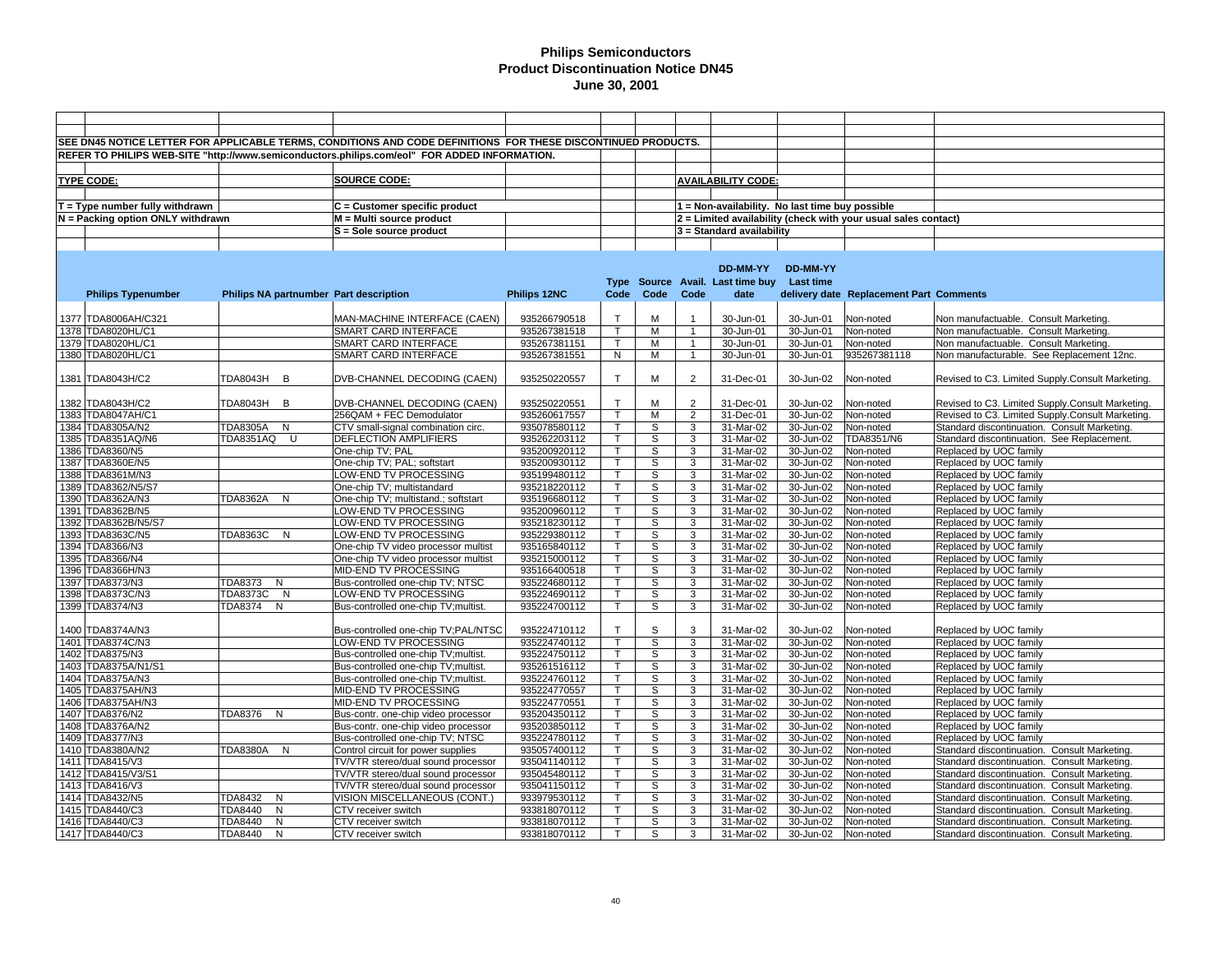# Philips Semiconductors
## Product Discontinuation Notice DN45
### June 30, 2001

SEE DN45 NOTICE LETTER FOR APPLICABLE TERMS, CONDITIONS AND CODE DEFINITIONS FOR THESE DISCONTINUED PRODUCTS.

REFER TO PHILIPS WEB-SITE "http://www.semiconductors.philips.com/eol" FOR ADDED INFORMATION.

**TYPE CODE:**

T = Type number fully withdrawn
N = Packing option ONLY withdrawn

**SOURCE CODE:**

C = Customer specific product
M = Multi source product
S = Sole source product

**AVAILABILITY CODE:**

1 = Non-availability. No last time buy possible
2 = Limited availability (check with your usual sales contact)
3 = Standard availability

| | Philips Typenumber | Philips NA partnumber | Part description | Philips 12NC | Type Code | Source Code | Avail. Code | DD-MM-YY Last time buy date | DD-MM-YY Last time delivery date | Replacement Part | Comments |
|---|---|---|---|---|---|---|---|---|---|---|---|
| 1377 | TDA8006AH/C321 | | MAN-MACHINE INTERFACE (CAEN) | 935266790518 | T | M | 1 | 30-Jun-01 | 30-Jun-01 | Non-noted | Non manufactuable. Consult Marketing. |
| 1378 | TDA8020HL/C1 | | SMART CARD INTERFACE | 935267381518 | T | M | 1 | 30-Jun-01 | 30-Jun-01 | Non-noted | Non manufactuable. Consult Marketing. |
| 1379 | TDA8020HL/C1 | | SMART CARD INTERFACE | 935267381151 | T | M | 1 | 30-Jun-01 | 30-Jun-01 | Non-noted | Non manufactuable. Consult Marketing. |
| 1380 | TDA8020HL/C1 | | SMART CARD INTERFACE | 935267381551 | N | M | 1 | 30-Jun-01 | 30-Jun-01 | 935267381118 | Non manufacturable. See Replacement 12nc. |
| 1381 | TDA8043H/C2 | TDA8043H B | DVB-CHANNEL DECODING (CAEN) | 935250220557 | T | M | 2 | 31-Dec-01 | 30-Jun-02 | Non-noted | Revised to C3. Limited Supply.Consult Marketing. |
| 1382 | TDA8043H/C2 | TDA8043H B | DVB-CHANNEL DECODING (CAEN) | 935250220551 | T | M | 2 | 31-Dec-01 | 30-Jun-02 | Non-noted | Revised to C3. Limited Supply.Consult Marketing. |
| 1383 | TDA8047AH/C1 | | 256QAM + FEC Demodulator | 935260617557 | T | M | 2 | 31-Dec-01 | 30-Jun-02 | Non-noted | Revised to C3. Limited Supply.Consult Marketing. |
| 1384 | TDA8305A/N2 | TDA8305A N | CTV small-signal combination circ. | 935078580112 | T | S | 3 | 31-Mar-02 | 30-Jun-02 | Non-noted | Standard discontinuation. Consult Marketing. |
| 1385 | TDA8351AQ/N6 | TDA8351AQ U | DEFLECTION AMPLIFIERS | 935262203112 | T | S | 3 | 31-Mar-02 | 30-Jun-02 | TDA8351/N6 | Standard discontinuation. See Replacement. |
| 1386 | TDA8360/N5 | | One-chip TV; PAL | 935200920112 | T | S | 3 | 31-Mar-02 | 30-Jun-02 | Non-noted | Replaced by UOC family |
| 1387 | TDA8360E/N5 | | One-chip TV; PAL; softstart | 935200930112 | T | S | 3 | 31-Mar-02 | 30-Jun-02 | Non-noted | Replaced by UOC family |
| 1388 | TDA8361M/N3 | | LOW-END TV PROCESSING | 935199480112 | T | S | 3 | 31-Mar-02 | 30-Jun-02 | Non-noted | Replaced by UOC family |
| 1389 | TDA8362/N5/S7 | | One-chip TV; multistandard | 935218220112 | T | S | 3 | 31-Mar-02 | 30-Jun-02 | Non-noted | Replaced by UOC family |
| 1390 | TDA8362A/N3 | TDA8362A N | One-chip TV; multistand.; softstart | 935196680112 | T | S | 3 | 31-Mar-02 | 30-Jun-02 | Non-noted | Replaced by UOC family |
| 1391 | TDA8362B/N5 | | LOW-END TV PROCESSING | 935200960112 | T | S | 3 | 31-Mar-02 | 30-Jun-02 | Non-noted | Replaced by UOC family |
| 1392 | TDA8362B/N5/S7 | | LOW-END TV PROCESSING | 935218230112 | T | S | 3 | 31-Mar-02 | 30-Jun-02 | Non-noted | Replaced by UOC family |
| 1393 | TDA8363C/N5 | TDA8363C N | LOW-END TV PROCESSING | 935229380112 | T | S | 3 | 31-Mar-02 | 30-Jun-02 | Non-noted | Replaced by UOC family |
| 1394 | TDA8366/N3 | | One-chip TV video processor multist | 935165840112 | T | S | 3 | 31-Mar-02 | 30-Jun-02 | Non-noted | Replaced by UOC family |
| 1395 | TDA8366/N4 | | One-chip TV video processor multist | 935215000112 | T | S | 3 | 31-Mar-02 | 30-Jun-02 | Non-noted | Replaced by UOC family |
| 1396 | TDA8366H/N3 | | MID-END TV PROCESSING | 935166400518 | T | S | 3 | 31-Mar-02 | 30-Jun-02 | Non-noted | Replaced by UOC family |
| 1397 | TDA8373/N3 | TDA8373 N | Bus-controlled one-chip TV; NTSC | 935224680112 | T | S | 3 | 31-Mar-02 | 30-Jun-02 | Non-noted | Replaced by UOC family |
| 1398 | TDA8373C/N3 | TDA8373C N | LOW-END TV PROCESSING | 935224690112 | T | S | 3 | 31-Mar-02 | 30-Jun-02 | Non-noted | Replaced by UOC family |
| 1399 | TDA8374/N3 | TDA8374 N | Bus-controlled one-chip TV;multist. | 935224700112 | T | S | 3 | 31-Mar-02 | 30-Jun-02 | Non-noted | Replaced by UOC family |
| 1400 | TDA8374A/N3 | | Bus-controlled one-chip TV;PAL/NTSC | 935224710112 | T | S | 3 | 31-Mar-02 | 30-Jun-02 | Non-noted | Replaced by UOC family |
| 1401 | TDA8374C/N3 | | LOW-END TV PROCESSING | 935224740112 | T | S | 3 | 31-Mar-02 | 30-Jun-02 | Non-noted | Replaced by UOC family |
| 1402 | TDA8375/N3 | | Bus-controlled one-chip TV;multist. | 935224750112 | T | S | 3 | 31-Mar-02 | 30-Jun-02 | Non-noted | Replaced by UOC family |
| 1403 | TDA8375A/N1/S1 | | Bus-controlled one-chip TV;multist. | 935261516112 | T | S | 3 | 31-Mar-02 | 30-Jun-02 | Non-noted | Replaced by UOC family |
| 1404 | TDA8375A/N3 | | Bus-controlled one-chip TV;multist. | 935224760112 | T | S | 3 | 31-Mar-02 | 30-Jun-02 | Non-noted | Replaced by UOC family |
| 1405 | TDA8375AH/N3 | | MID-END TV PROCESSING | 935224770557 | T | S | 3 | 31-Mar-02 | 30-Jun-02 | Non-noted | Replaced by UOC family |
| 1406 | TDA8375AH/N3 | | MID-END TV PROCESSING | 935224770551 | T | S | 3 | 31-Mar-02 | 30-Jun-02 | Non-noted | Replaced by UOC family |
| 1407 | TDA8376/N2 | TDA8376 N | Bus-contr. one-chip video processor | 935204350112 | T | S | 3 | 31-Mar-02 | 30-Jun-02 | Non-noted | Replaced by UOC family |
| 1408 | TDA8376A/N2 | | Bus-contr. one-chip video processor | 935203850112 | T | S | 3 | 31-Mar-02 | 30-Jun-02 | Non-noted | Replaced by UOC family |
| 1409 | TDA8377/N3 | | Bus-controlled one-chip TV; NTSC | 935224780112 | T | S | 3 | 31-Mar-02 | 30-Jun-02 | Non-noted | Replaced by UOC family |
| 1410 | TDA8380A/N2 | TDA8380A N | Control circuit for power supplies | 935057400112 | T | S | 3 | 31-Mar-02 | 30-Jun-02 | Non-noted | Standard discontinuation. Consult Marketing. |
| 1411 | TDA8415/V3 | | TV/VTR stereo/dual sound processor | 935041140112 | T | S | 3 | 31-Mar-02 | 30-Jun-02 | Non-noted | Standard discontinuation. Consult Marketing. |
| 1412 | TDA8415/V3/S1 | | TV/VTR stereo/dual sound processor | 935045480112 | T | S | 3 | 31-Mar-02 | 30-Jun-02 | Non-noted | Standard discontinuation. Consult Marketing. |
| 1413 | TDA8416/V3 | | TV/VTR stereo/dual sound processor | 935041150112 | T | S | 3 | 31-Mar-02 | 30-Jun-02 | Non-noted | Standard discontinuation. Consult Marketing. |
| 1414 | TDA8432/N5 | TDA8432 N | VISION MISCELLANEOUS (CONT.) | 933979530112 | T | S | 3 | 31-Mar-02 | 30-Jun-02 | Non-noted | Standard discontinuation. Consult Marketing. |
| 1415 | TDA8440/C3 | TDA8440 N | CTV receiver switch | 933818070112 | T | S | 3 | 31-Mar-02 | 30-Jun-02 | Non-noted | Standard discontinuation. Consult Marketing. |
| 1416 | TDA8440/C3 | TDA8440 N | CTV receiver switch | 933818070112 | T | S | 3 | 31-Mar-02 | 30-Jun-02 | Non-noted | Standard discontinuation. Consult Marketing. |
| 1417 | TDA8440/C3 | TDA8440 N | CTV receiver switch | 933818070112 | T | S | 3 | 31-Mar-02 | 30-Jun-02 | Non-noted | Standard discontinuation. Consult Marketing. |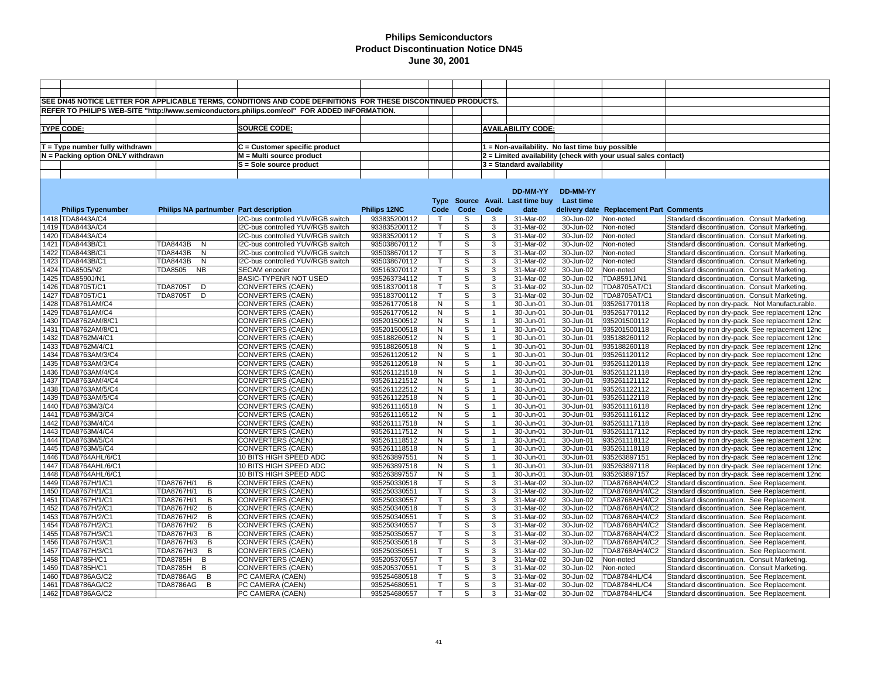# Philips Semiconductors
## Product Discontinuation Notice DN45
### June 30, 2001

SEE DN45 NOTICE LETTER FOR APPLICABLE TERMS, CONDITIONS AND CODE DEFINITIONS FOR THESE DISCONTINUED PRODUCTS.

REFER TO PHILIPS WEB-SITE "http://www.semiconductors.philips.com/eol" FOR ADDED INFORMATION.

**TYPE CODE:**

T = Type number fully withdrawn
N = Packing option ONLY withdrawn

**SOURCE CODE:**

C = Customer specific product
M = Multi source product
S = Sole source product

**AVAILABILITY CODE:**

1 = Non-availability. No last time buy possible
2 = Limited availability (check with your usual sales contact)
3 = Standard availability

| | Philips Typenumber | Philips NA partnumber | Part description | Philips 12NC | Type Code | Source Code | Avail. Code | DD-MM-YY Last time buy date | DD-MM-YY Last time delivery date | Replacement Part | Comments |
|---|---|---|---|---|---|---|---|---|---|---|---|
| 1418 | TDA8443A/C4 | | I2C-bus controlled YUV/RGB switch | 933835200112 | T | S | 3 | 31-Mar-02 | 30-Jun-02 | Non-noted | Standard discontinuation. Consult Marketing. |
| 1419 | TDA8443A/C4 | | I2C-bus controlled YUV/RGB switch | 933835200112 | T | S | 3 | 31-Mar-02 | 30-Jun-02 | Non-noted | Standard discontinuation. Consult Marketing. |
| 1420 | TDA8443A/C4 | | I2C-bus controlled YUV/RGB switch | 933835200112 | T | S | 3 | 31-Mar-02 | 30-Jun-02 | Non-noted | Standard discontinuation. Consult Marketing. |
| 1421 | TDA8443B/C1 | TDA8443B N | I2C-bus controlled YUV/RGB switch | 935038670112 | T | S | 3 | 31-Mar-02 | 30-Jun-02 | Non-noted | Standard discontinuation. Consult Marketing. |
| 1422 | TDA8443B/C1 | TDA8443B N | I2C-bus controlled YUV/RGB switch | 935038670112 | T | S | 3 | 31-Mar-02 | 30-Jun-02 | Non-noted | Standard discontinuation. Consult Marketing. |
| 1423 | TDA8443B/C1 | TDA8443B N | I2C-bus controlled YUV/RGB switch | 935038670112 | T | S | 3 | 31-Mar-02 | 30-Jun-02 | Non-noted | Standard discontinuation. Consult Marketing. |
| 1424 | TDA8505/N2 | TDA8505 NB | SECAM encoder | 935163070112 | T | S | 3 | 31-Mar-02 | 30-Jun-02 | Non-noted | Standard discontinuation. Consult Marketing. |
| 1425 | TDA8590J/N1 | | BASIC-TYPENR NOT USED | 935263734112 | T | S | 3 | 31-Mar-02 | 30-Jun-02 | TDA8591J/N1 | Standard discontinuation. Consult Marketing. |
| 1426 | TDA8705T/C1 | TDA8705T D | CONVERTERS (CAEN) | 935183700118 | T | S | 3 | 31-Mar-02 | 30-Jun-02 | TDA8705AT/C1 | Standard discontinuation. Consult Marketing. |
| 1427 | TDA8705T/C1 | TDA8705T D | CONVERTERS (CAEN) | 935183700112 | T | S | 3 | 31-Mar-02 | 30-Jun-02 | TDA8705AT/C1 | Standard discontinuation. Consult Marketing. |
| 1428 | TDA8761AM/C4 | | CONVERTERS (CAEN) | 935261770518 | N | S | 1 | 30-Jun-01 | 30-Jun-01 | 935261770118 | Replaced by non dry-pack. Not Manufacturable. |
| 1429 | TDA8761AM/C4 | | CONVERTERS (CAEN) | 935261770512 | N | S | 1 | 30-Jun-01 | 30-Jun-01 | 935261770112 | Replaced by non dry-pack. See replacement 12nc |
| 1430 | TDA8762AM/8/C1 | | CONVERTERS (CAEN) | 935201500512 | N | S | 1 | 30-Jun-01 | 30-Jun-01 | 935201500112 | Replaced by non dry-pack. See replacement 12nc |
| 1431 | TDA8762AM/8/C1 | | CONVERTERS (CAEN) | 935201500518 | N | S | 1 | 30-Jun-01 | 30-Jun-01 | 935201500118 | Replaced by non dry-pack. See replacement 12nc |
| 1432 | TDA8762M/4/C1 | | CONVERTERS (CAEN) | 935188260512 | N | S | 1 | 30-Jun-01 | 30-Jun-01 | 935188260112 | Replaced by non dry-pack. See replacement 12nc |
| 1433 | TDA8762M/4/C1 | | CONVERTERS (CAEN) | 935188260518 | N | S | 1 | 30-Jun-01 | 30-Jun-01 | 935188260118 | Replaced by non dry-pack. See replacement 12nc |
| 1434 | TDA8763AM/3/C4 | | CONVERTERS (CAEN) | 935261120512 | N | S | 1 | 30-Jun-01 | 30-Jun-01 | 935261120112 | Replaced by non dry-pack. See replacement 12nc |
| 1435 | TDA8763AM/3/C4 | | CONVERTERS (CAEN) | 935261120518 | N | S | 1 | 30-Jun-01 | 30-Jun-01 | 935261120118 | Replaced by non dry-pack. See replacement 12nc |
| 1436 | TDA8763AM/4/C4 | | CONVERTERS (CAEN) | 935261121518 | N | S | 1 | 30-Jun-01 | 30-Jun-01 | 935261121118 | Replaced by non dry-pack. See replacement 12nc |
| 1437 | TDA8763AM/4/C4 | | CONVERTERS (CAEN) | 935261121512 | N | S | 1 | 30-Jun-01 | 30-Jun-01 | 935261121112 | Replaced by non dry-pack. See replacement 12nc |
| 1438 | TDA8763AM/5/C4 | | CONVERTERS (CAEN) | 935261122512 | N | S | 1 | 30-Jun-01 | 30-Jun-01 | 935261122112 | Replaced by non dry-pack. See replacement 12nc |
| 1439 | TDA8763AM/5/C4 | | CONVERTERS (CAEN) | 935261122518 | N | S | 1 | 30-Jun-01 | 30-Jun-01 | 935261122118 | Replaced by non dry-pack. See replacement 12nc |
| 1440 | TDA8763M/3/C4 | | CONVERTERS (CAEN) | 935261116518 | N | S | 1 | 30-Jun-01 | 30-Jun-01 | 935261116118 | Replaced by non dry-pack. See replacement 12nc |
| 1441 | TDA8763M/3/C4 | | CONVERTERS (CAEN) | 935261116512 | N | S | 1 | 30-Jun-01 | 30-Jun-01 | 935261116112 | Replaced by non dry-pack. See replacement 12nc |
| 1442 | TDA8763M/4/C4 | | CONVERTERS (CAEN) | 935261117518 | N | S | 1 | 30-Jun-01 | 30-Jun-01 | 935261117118 | Replaced by non dry-pack. See replacement 12nc |
| 1443 | TDA8763M/4/C4 | | CONVERTERS (CAEN) | 935261117512 | N | S | 1 | 30-Jun-01 | 30-Jun-01 | 935261117112 | Replaced by non dry-pack. See replacement 12nc |
| 1444 | TDA8763M/5/C4 | | CONVERTERS (CAEN) | 935261118512 | N | S | 1 | 30-Jun-01 | 30-Jun-01 | 935261118112 | Replaced by non dry-pack. See replacement 12nc |
| 1445 | TDA8763M/5/C4 | | CONVERTERS (CAEN) | 935261118518 | N | S | 1 | 30-Jun-01 | 30-Jun-01 | 935261118118 | Replaced by non dry-pack. See replacement 12nc |
| 1446 | TDA8764AHL/6/C1 | | 10 BITS HIGH SPEED ADC | 935263897551 | N | S | 1 | 30-Jun-01 | 30-Jun-01 | 935263897151 | Replaced by non dry-pack. See replacement 12nc |
| 1447 | TDA8764AHL/6/C1 | | 10 BITS HIGH SPEED ADC | 935263897518 | N | S | 1 | 30-Jun-01 | 30-Jun-01 | 935263897118 | Replaced by non dry-pack. See replacement 12nc |
| 1448 | TDA8764AHL/6/C1 | | 10 BITS HIGH SPEED ADC | 935263897557 | N | S | 1 | 30-Jun-01 | 30-Jun-01 | 935263897157 | Replaced by non dry-pack. See replacement 12nc |
| 1449 | TDA8767H/1/C1 | TDA8767H/1 B | CONVERTERS (CAEN) | 935250330518 | T | S | 3 | 31-Mar-02 | 30-Jun-02 | TDA8768AH/4/C2 | Standard discontinuation. See Replacement. |
| 1450 | TDA8767H/1/C1 | TDA8767H/1 B | CONVERTERS (CAEN) | 935250330551 | T | S | 3 | 31-Mar-02 | 30-Jun-02 | TDA8768AH/4/C2 | Standard discontinuation. See Replacement. |
| 1451 | TDA8767H/1/C1 | TDA8767H/1 B | CONVERTERS (CAEN) | 935250330557 | T | S | 3 | 31-Mar-02 | 30-Jun-02 | TDA8768AH/4/C2 | Standard discontinuation. See Replacement. |
| 1452 | TDA8767H/2/C1 | TDA8767H/2 B | CONVERTERS (CAEN) | 935250340518 | T | S | 3 | 31-Mar-02 | 30-Jun-02 | TDA8768AH/4/C2 | Standard discontinuation. See Replacement. |
| 1453 | TDA8767H/2/C1 | TDA8767H/2 B | CONVERTERS (CAEN) | 935250340551 | T | S | 3 | 31-Mar-02 | 30-Jun-02 | TDA8768AH/4/C2 | Standard discontinuation. See Replacement. |
| 1454 | TDA8767H/2/C1 | TDA8767H/2 B | CONVERTERS (CAEN) | 935250340557 | T | S | 3 | 31-Mar-02 | 30-Jun-02 | TDA8768AH/4/C2 | Standard discontinuation. See Replacement. |
| 1455 | TDA8767H/3/C1 | TDA8767H/3 B | CONVERTERS (CAEN) | 935250350557 | T | S | 3 | 31-Mar-02 | 30-Jun-02 | TDA8768AH/4/C2 | Standard discontinuation. See Replacement. |
| 1456 | TDA8767H/3/C1 | TDA8767H/3 B | CONVERTERS (CAEN) | 935250350518 | T | S | 3 | 31-Mar-02 | 30-Jun-02 | TDA8768AH/4/C2 | Standard discontinuation. See Replacement. |
| 1457 | TDA8767H/3/C1 | TDA8767H/3 B | CONVERTERS (CAEN) | 935250350551 | T | S | 3 | 31-Mar-02 | 30-Jun-02 | TDA8768AH/4/C2 | Standard discontinuation. See Replacement. |
| 1458 | TDA8785H/C1 | TDA8785H B | CONVERTERS (CAEN) | 935205370557 | T | S | 3 | 31-Mar-02 | 30-Jun-02 | Non-noted | Standard discontinuation. Consult Marketing. |
| 1459 | TDA8785H/C1 | TDA8785H B | CONVERTERS (CAEN) | 935205370551 | T | S | 3 | 31-Mar-02 | 30-Jun-02 | Non-noted | Standard discontinuation. Consult Marketing. |
| 1460 | TDA8786AG/C2 | TDA8786AG B | PC CAMERA (CAEN) | 935254680518 | T | S | 3 | 31-Mar-02 | 30-Jun-02 | TDA8784HL/C4 | Standard discontinuation. See Replacement. |
| 1461 | TDA8786AG/C2 | TDA8786AG B | PC CAMERA (CAEN) | 935254680551 | T | S | 3 | 31-Mar-02 | 30-Jun-02 | TDA8784HL/C4 | Standard discontinuation. See Replacement. |
| 1462 | TDA8786AG/C2 | | PC CAMERA (CAEN) | 935254680557 | T | S | 3 | 31-Mar-02 | 30-Jun-02 | TDA8784HL/C4 | Standard discontinuation. See Replacement. |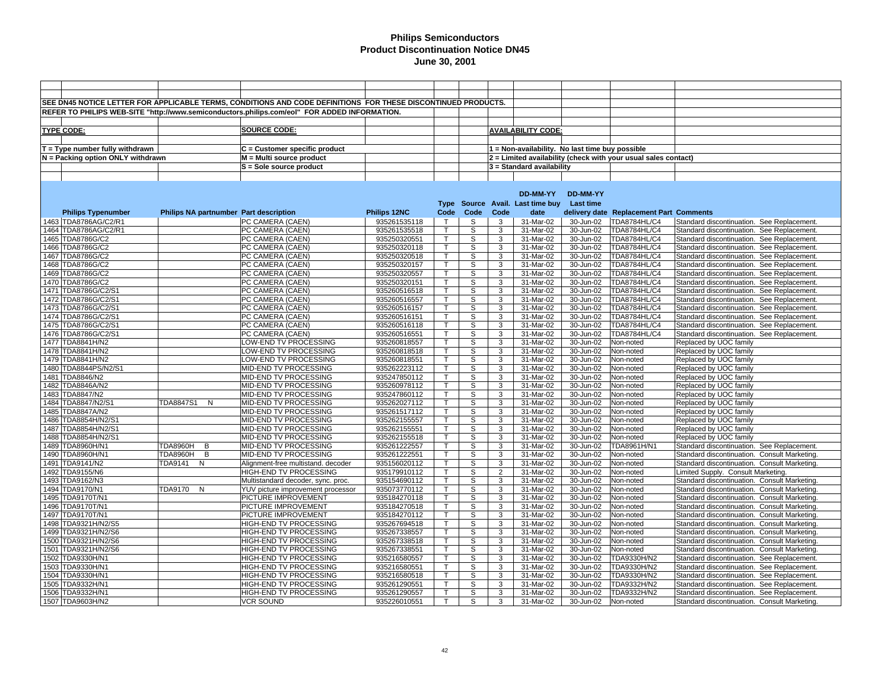# Philips Semiconductors
## Product Discontinuation Notice DN45
### June 30, 2001

SEE DN45 NOTICE LETTER FOR APPLICABLE TERMS, CONDITIONS AND CODE DEFINITIONS FOR THESE DISCONTINUED PRODUCTS.

REFER TO PHILIPS WEB-SITE "http://www.semiconductors.philips.com/eol" FOR ADDED INFORMATION.

**TYPE CODE:**

T = Type number fully withdrawn
N = Packing option ONLY withdrawn

**SOURCE CODE:**

C = Customer specific product
M = Multi source product
S = Sole source product

**AVAILABILITY CODE:**

1 = Non-availability. No last time buy possible
2 = Limited availability (check with your usual sales contact)
3 = Standard availability

| | Philips Typenumber | Philips NA partnumber | Part description | Philips 12NC | Type Code | Source Code | Avail. Code | DD-MM-YY Last time buy date | DD-MM-YY Last time delivery date | Replacement Part | Comments |
|---|---|---|---|---|---|---|---|---|---|---|---|
| 1463 | TDA8786AG/C2/R1 | | PC CAMERA (CAEN) | 935261535118 | T | S | 3 | 31-Mar-02 | 30-Jun-02 | TDA8784HL/C4 | Standard discontinuation. See Replacement. |
| 1464 | TDA8786AG/C2/R1 | | PC CAMERA (CAEN) | 935261535518 | T | S | 3 | 31-Mar-02 | 30-Jun-02 | TDA8784HL/C4 | Standard discontinuation. See Replacement. |
| 1465 | TDA8786G/C2 | | PC CAMERA (CAEN) | 935250320551 | T | S | 3 | 31-Mar-02 | 30-Jun-02 | TDA8784HL/C4 | Standard discontinuation. See Replacement. |
| 1466 | TDA8786G/C2 | | PC CAMERA (CAEN) | 935250320118 | T | S | 3 | 31-Mar-02 | 30-Jun-02 | TDA8784HL/C4 | Standard discontinuation. See Replacement. |
| 1467 | TDA8786G/C2 | | PC CAMERA (CAEN) | 935250320518 | T | S | 3 | 31-Mar-02 | 30-Jun-02 | TDA8784HL/C4 | Standard discontinuation. See Replacement. |
| 1468 | TDA8786G/C2 | | PC CAMERA (CAEN) | 935250320157 | T | S | 3 | 31-Mar-02 | 30-Jun-02 | TDA8784HL/C4 | Standard discontinuation. See Replacement. |
| 1469 | TDA8786G/C2 | | PC CAMERA (CAEN) | 935250320557 | T | S | 3 | 31-Mar-02 | 30-Jun-02 | TDA8784HL/C4 | Standard discontinuation. See Replacement. |
| 1470 | TDA8786G/C2 | | PC CAMERA (CAEN) | 935250320151 | T | S | 3 | 31-Mar-02 | 30-Jun-02 | TDA8784HL/C4 | Standard discontinuation. See Replacement. |
| 1471 | TDA8786G/C2/S1 | | PC CAMERA (CAEN) | 935260516518 | T | S | 3 | 31-Mar-02 | 30-Jun-02 | TDA8784HL/C4 | Standard discontinuation. See Replacement. |
| 1472 | TDA8786G/C2/S1 | | PC CAMERA (CAEN) | 935260516557 | T | S | 3 | 31-Mar-02 | 30-Jun-02 | TDA8784HL/C4 | Standard discontinuation. See Replacement. |
| 1473 | TDA8786G/C2/S1 | | PC CAMERA (CAEN) | 935260516157 | T | S | 3 | 31-Mar-02 | 30-Jun-02 | TDA8784HL/C4 | Standard discontinuation. See Replacement. |
| 1474 | TDA8786G/C2/S1 | | PC CAMERA (CAEN) | 935260516151 | T | S | 3 | 31-Mar-02 | 30-Jun-02 | TDA8784HL/C4 | Standard discontinuation. See Replacement. |
| 1475 | TDA8786G/C2/S1 | | PC CAMERA (CAEN) | 935260516118 | T | S | 3 | 31-Mar-02 | 30-Jun-02 | TDA8784HL/C4 | Standard discontinuation. See Replacement. |
| 1476 | TDA8786G/C2/S1 | | PC CAMERA (CAEN) | 935260516551 | T | S | 3 | 31-Mar-02 | 30-Jun-02 | TDA8784HL/C4 | Standard discontinuation. See Replacement. |
| 1477 | TDA8841H/N2 | | LOW-END TV PROCESSING | 935260818557 | T | S | 3 | 31-Mar-02 | 30-Jun-02 | Non-noted | Replaced by UOC family |
| 1478 | TDA8841H/N2 | | LOW-END TV PROCESSING | 935260818518 | T | S | 3 | 31-Mar-02 | 30-Jun-02 | Non-noted | Replaced by UOC family |
| 1479 | TDA8841H/N2 | | LOW-END TV PROCESSING | 935260818551 | T | S | 3 | 31-Mar-02 | 30-Jun-02 | Non-noted | Replaced by UOC family |
| 1480 | TDA8844PS/N2/S1 | | MID-END TV PROCESSING | 935262223112 | T | S | 3 | 31-Mar-02 | 30-Jun-02 | Non-noted | Replaced by UOC family |
| 1481 | TDA8846/N2 | | MID-END TV PROCESSING | 935247850112 | T | S | 3 | 31-Mar-02 | 30-Jun-02 | Non-noted | Replaced by UOC family |
| 1482 | TDA8846A/N2 | | MID-END TV PROCESSING | 935260978112 | T | S | 3 | 31-Mar-02 | 30-Jun-02 | Non-noted | Replaced by UOC family |
| 1483 | TDA8847/N2 | | MID-END TV PROCESSING | 935247860112 | T | S | 3 | 31-Mar-02 | 30-Jun-02 | Non-noted | Replaced by UOC family |
| 1484 | TDA8847/N2/S1 | TDA8847S1 N | MID-END TV PROCESSING | 935262027112 | T | S | 3 | 31-Mar-02 | 30-Jun-02 | Non-noted | Replaced by UOC family |
| 1485 | TDA8847A/N2 | | MID-END TV PROCESSING | 935261517112 | T | S | 3 | 31-Mar-02 | 30-Jun-02 | Non-noted | Replaced by UOC family |
| 1486 | TDA8854H/N2/S1 | | MID-END TV PROCESSING | 935262155557 | T | S | 3 | 31-Mar-02 | 30-Jun-02 | Non-noted | Replaced by UOC family |
| 1487 | TDA8854H/N2/S1 | | MID-END TV PROCESSING | 935262155551 | T | S | 3 | 31-Mar-02 | 30-Jun-02 | Non-noted | Replaced by UOC family |
| 1488 | TDA8854H/N2/S1 | | MID-END TV PROCESSING | 935262155518 | T | S | 3 | 31-Mar-02 | 30-Jun-02 | Non-noted | Replaced by UOC family |
| 1489 | TDA8960H/N1 | TDA8960H B | MID-END TV PROCESSING | 935261222557 | T | S | 3 | 31-Mar-02 | 30-Jun-02 | TDA8961H/N1 | Standard discontinuation. See Replacement. |
| 1490 | TDA8960H/N1 | TDA8960H B | MID-END TV PROCESSING | 935261222551 | T | S | 3 | 31-Mar-02 | 30-Jun-02 | Non-noted | Standard discontinuation. Consult Marketing. |
| 1491 | TDA9141/N2 | TDA9141 N | Alignment-free multistand. decoder | 935156020112 | T | S | 3 | 31-Mar-02 | 30-Jun-02 | Non-noted | Standard discontinuation. Consult Marketing. |
| 1492 | TDA9155/N6 | | HIGH-END TV PROCESSING | 935179910112 | T | S | 2 | 31-Mar-02 | 30-Jun-02 | Non-noted | Limited Supply. Consult Marketing. |
| 1493 | TDA9162/N3 | | Multistandard decoder, sync. proc. | 935154690112 | T | S | 3 | 31-Mar-02 | 30-Jun-02 | Non-noted | Standard discontinuation. Consult Marketing. |
| 1494 | TDA9170/N1 | TDA9170 N | YUV picture improvement processor | 935073770112 | T | S | 3 | 31-Mar-02 | 30-Jun-02 | Non-noted | Standard discontinuation. Consult Marketing. |
| 1495 | TDA9170T/N1 | | PICTURE IMPROVEMENT | 935184270118 | T | S | 3 | 31-Mar-02 | 30-Jun-02 | Non-noted | Standard discontinuation. Consult Marketing. |
| 1496 | TDA9170T/N1 | | PICTURE IMPROVEMENT | 935184270518 | T | S | 3 | 31-Mar-02 | 30-Jun-02 | Non-noted | Standard discontinuation. Consult Marketing. |
| 1497 | TDA9170T/N1 | | PICTURE IMPROVEMENT | 935184270112 | T | S | 3 | 31-Mar-02 | 30-Jun-02 | Non-noted | Standard discontinuation. Consult Marketing. |
| 1498 | TDA9321H/N2/S5 | | HIGH-END TV PROCESSING | 935267694518 | T | S | 3 | 31-Mar-02 | 30-Jun-02 | Non-noted | Standard discontinuation. Consult Marketing. |
| 1499 | TDA9321H/N2/S6 | | HIGH-END TV PROCESSING | 935267338557 | T | S | 3 | 31-Mar-02 | 30-Jun-02 | Non-noted | Standard discontinuation. Consult Marketing. |
| 1500 | TDA9321H/N2/S6 | | HIGH-END TV PROCESSING | 935267338518 | T | S | 3 | 31-Mar-02 | 30-Jun-02 | Non-noted | Standard discontinuation. Consult Marketing. |
| 1501 | TDA9321H/N2/S6 | | HIGH-END TV PROCESSING | 935267338551 | T | S | 3 | 31-Mar-02 | 30-Jun-02 | Non-noted | Standard discontinuation. Consult Marketing. |
| 1502 | TDA9330H/N1 | | HIGH-END TV PROCESSING | 935216580557 | T | S | 3 | 31-Mar-02 | 30-Jun-02 | TDA9330H/N2 | Standard discontinuation. See Replacement. |
| 1503 | TDA9330H/N1 | | HIGH-END TV PROCESSING | 935216580551 | T | S | 3 | 31-Mar-02 | 30-Jun-02 | TDA9330H/N2 | Standard discontinuation. See Replacement. |
| 1504 | TDA9330H/N1 | | HIGH-END TV PROCESSING | 935216580518 | T | S | 3 | 31-Mar-02 | 30-Jun-02 | TDA9330H/N2 | Standard discontinuation. See Replacement. |
| 1505 | TDA9332H/N1 | | HIGH-END TV PROCESSING | 935261290551 | T | S | 3 | 31-Mar-02 | 30-Jun-02 | TDA9332H/N2 | Standard discontinuation. See Replacement. |
| 1506 | TDA9332H/N1 | | HIGH-END TV PROCESSING | 935261290557 | T | S | 3 | 31-Mar-02 | 30-Jun-02 | TDA9332H/N2 | Standard discontinuation. See Replacement. |
| 1507 | TDA9603H/N2 | | VCR SOUND | 935226010551 | T | S | 3 | 31-Mar-02 | 30-Jun-02 | Non-noted | Standard discontinuation. Consult Marketing. |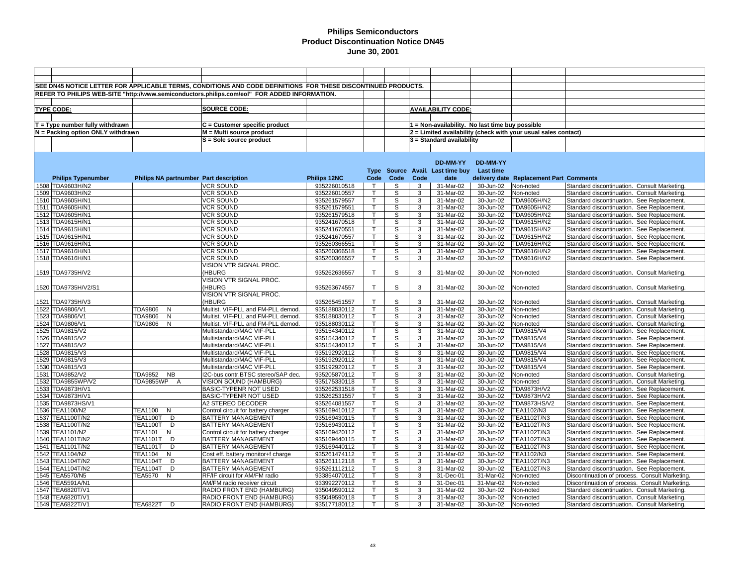# Philips Semiconductors
## Product Discontinuation Notice DN45
### June 30, 2001

SEE DN45 NOTICE LETTER FOR APPLICABLE TERMS, CONDITIONS AND CODE DEFINITIONS FOR THESE DISCONTINUED PRODUCTS.

REFER TO PHILIPS WEB-SITE "http://www.semiconductors.philips.com/eol" FOR ADDED INFORMATION.

**TYPE CODE:**

T = Type number fully withdrawn

N = Packing option ONLY withdrawn

**SOURCE CODE:**

C = Customer specific product

M = Multi source product

S = Sole source product

**AVAILABILITY CODE:**

1 = Non-availability. No last time buy possible

2 = Limited availability (check with your usual sales contact)

3 = Standard availability

| | Philips Typenumber | Philips NA partnumber | Part description | Philips 12NC | Type Code | Source Code | Avail. Code | DD-MM-YY Last time buy date | DD-MM-YY Last time delivery date | Replacement Part | Comments |
|---|---|---|---|---|---|---|---|---|---|---|---|
| 1508 | TDA9603H/N2 | | VCR SOUND | 935226010518 | T | S | 3 | 31-Mar-02 | 30-Jun-02 | Non-noted | Standard discontinuation. Consult Marketing. |
| 1509 | TDA9603H/N2 | | VCR SOUND | 935226010557 | T | S | 3 | 31-Mar-02 | 30-Jun-02 | Non-noted | Standard discontinuation. Consult Marketing. |
| 1510 | TDA9605H/N1 | | VCR SOUND | 935261579557 | T | S | 3 | 31-Mar-02 | 30-Jun-02 | TDA9605H/N2 | Standard discontinuation. See Replacement. |
| 1511 | TDA9605H/N1 | | VCR SOUND | 935261579551 | T | S | 3 | 31-Mar-02 | 30-Jun-02 | TDA9605H/N2 | Standard discontinuation. See Replacement. |
| 1512 | TDA9605H/N1 | | VCR SOUND | 935261579518 | T | S | 3 | 31-Mar-02 | 30-Jun-02 | TDA9605H/N2 | Standard discontinuation. See Replacement. |
| 1513 | TDA9615H/N1 | | VCR SOUND | 935241670518 | T | S | 3 | 31-Mar-02 | 30-Jun-02 | TDA9615H/N2 | Standard discontinuation. See Replacement. |
| 1514 | TDA9615H/N1 | | VCR SOUND | 935241670551 | T | S | 3 | 31-Mar-02 | 30-Jun-02 | TDA9615H/N2 | Standard discontinuation. See Replacement. |
| 1515 | TDA9615H/N1 | | VCR SOUND | 935241670557 | T | S | 3 | 31-Mar-02 | 30-Jun-02 | TDA9615H/N2 | Standard discontinuation. See Replacement. |
| 1516 | TDA9616H/N1 | | VCR SOUND | 935260366551 | T | S | 3 | 31-Mar-02 | 30-Jun-02 | TDA9616H/N2 | Standard discontinuation. See Replacement. |
| 1517 | TDA9616H/N1 | | VCR SOUND | 935260366518 | T | S | 3 | 31-Mar-02 | 30-Jun-02 | TDA9616H/N2 | Standard discontinuation. See Replacement. |
| 1518 | TDA9616H/N1 | | VCR SOUND | 935260366557 | T | S | 3 | 31-Mar-02 | 30-Jun-02 | TDA9616H/N2 | Standard discontinuation. See Replacement. |
| 1519 | TDA9735H/V2 | | VISION VTR SIGNAL PROC. (HBURG | 935262636557 | T | S | 3 | 31-Mar-02 | 30-Jun-02 | Non-noted | Standard discontinuation. Consult Marketing. |
| 1520 | TDA9735H/V2/S1 | | VISION VTR SIGNAL PROC. (HBURG | 935263674557 | T | S | 3 | 31-Mar-02 | 30-Jun-02 | Non-noted | Standard discontinuation. Consult Marketing. |
| 1521 | TDA9735H/V3 | | VISION VTR SIGNAL PROC. (HBURG | 935265451557 | T | S | 3 | 31-Mar-02 | 30-Jun-02 | Non-noted | Standard discontinuation. Consult Marketing. |
| 1522 | TDA9806/V1 | TDA9806 N | Multist. VIF-PLL and FM-PLL demod. | 935188030112 | T | S | 3 | 31-Mar-02 | 30-Jun-02 | Non-noted | Standard discontinuation. Consult Marketing. |
| 1523 | TDA9806/V1 | TDA9806 N | Multist. VIF-PLL and FM-PLL demod. | 935188030112 | T | S | 3 | 31-Mar-02 | 30-Jun-02 | Non-noted | Standard discontinuation. Consult Marketing. |
| 1524 | TDA9806/V1 | TDA9806 N | Multist. VIF-PLL and FM-PLL demod. | 935188030112 | T | S | 3 | 31-Mar-02 | 30-Jun-02 | Non-noted | Standard discontinuation. Consult Marketing. |
| 1525 | TDA9815/V2 | | Multistandard/MAC VIF-PLL | 935154340112 | T | S | 3 | 31-Mar-02 | 30-Jun-02 | TDA9815/V4 | Standard discontinuation. See Replacement. |
| 1526 | TDA9815/V2 | | Multistandard/MAC VIF-PLL | 935154340112 | T | S | 3 | 31-Mar-02 | 30-Jun-02 | TDA9815/V4 | Standard discontinuation. See Replacement. |
| 1527 | TDA9815/V2 | | Multistandard/MAC VIF-PLL | 935154340112 | T | S | 3 | 31-Mar-02 | 30-Jun-02 | TDA9815/V4 | Standard discontinuation. See Replacement. |
| 1528 | TDA9815/V3 | | Multistandard/MAC VIF-PLL | 935192920112 | T | S | 3 | 31-Mar-02 | 30-Jun-02 | TDA9815/V4 | Standard discontinuation. See Replacement. |
| 1529 | TDA9815/V3 | | Multistandard/MAC VIF-PLL | 935192920112 | T | S | 3 | 31-Mar-02 | 30-Jun-02 | TDA9815/V4 | Standard discontinuation. See Replacement. |
| 1530 | TDA9815/V3 | | Multistandard/MAC VIF-PLL | 935192920112 | T | S | 3 | 31-Mar-02 | 30-Jun-02 | TDA9815/V4 | Standard discontinuation. See Replacement. |
| 1531 | TDA9852/V2 | TDA9852 NB | I2C-bus contr.BTSC stereo/SAP dec. | 935205870112 | T | S | 3 | 31-Mar-02 | 30-Jun-02 | Non-noted | Standard discontinuation. Consult Marketing. |
| 1532 | TDA9855WP/V2 | TDA9855WP A | VISION SOUND (HAMBURG) | 935175330118 | T | S | 3 | 31-Mar-02 | 30-Jun-02 | Non-noted | Standard discontinuation. Consult Marketing. |
| 1533 | TDA9873H/V1 | | BASIC-TYPENR NOT USED | 935262531518 | T | S | 3 | 31-Mar-02 | 30-Jun-02 | TDA9873H/V2 | Standard discontinuation. See Replacement. |
| 1534 | TDA9873H/V1 | | BASIC-TYPENR NOT USED | 935262531557 | T | S | 3 | 31-Mar-02 | 30-Jun-02 | TDA9873H/V2 | Standard discontinuation. See Replacement. |
| 1535 | TDA9873HS/V1 | | A2 STEREO DECODER | 935264081557 | T | S | 3 | 31-Mar-02 | 30-Jun-02 | TDA9873HS/V2 | Standard discontinuation. See Replacement. |
| 1536 | TEA1100/N2 | TEA1100 N | Control circuit for battery charger | 935169410112 | T | S | 3 | 31-Mar-02 | 30-Jun-02 | TEA1102/N3 | Standard discontinuation. See Replacement. |
| 1537 | TEA1100T/N2 | TEA1100T D | BATTERY MANAGEMENT | 935169430115 | T | S | 3 | 31-Mar-02 | 30-Jun-02 | TEA1102T/N3 | Standard discontinuation. See Replacement. |
| 1538 | TEA1100T/N2 | TEA1100T D | BATTERY MANAGEMENT | 935169430112 | T | S | 3 | 31-Mar-02 | 30-Jun-02 | TEA1102T/N3 | Standard discontinuation. See Replacement. |
| 1539 | TEA1101/N2 | TEA1101 N | Control circuit for battery charger | 935169420112 | T | S | 3 | 31-Mar-02 | 30-Jun-02 | TEA1102T/N3 | Standard discontinuation. See Replacement. |
| 1540 | TEA1101T/N2 | TEA1101T D | BATTERY MANAGEMENT | 935169440115 | T | S | 3 | 31-Mar-02 | 30-Jun-02 | TEA1102T/N3 | Standard discontinuation. See Replacement. |
| 1541 | TEA1101T/N2 | TEA1101T D | BATTERY MANAGEMENT | 935169440112 | T | S | 3 | 31-Mar-02 | 30-Jun-02 | TEA1102T/N3 | Standard discontinuation. See Replacement. |
| 1542 | TEA1104/N2 | TEA1104 N | Cost eff. battery monitor+f charge | 935261474112 | T | S | 3 | 31-Mar-02 | 30-Jun-02 | TEA1102/N3 | Standard discontinuation. See Replacement. |
| 1543 | TEA1104T/N2 | TEA1104T D | BATTERY MANAGEMENT | 935261112118 | T | S | 3 | 31-Mar-02 | 30-Jun-02 | TEA1102T/N3 | Standard discontinuation. See Replacement. |
| 1544 | TEA1104T/N2 | TEA1104T D | BATTERY MANAGEMENT | 935261112112 | T | S | 3 | 31-Mar-02 | 30-Jun-02 | TEA1102T/N3 | Standard discontinuation. See Replacement. |
| 1545 | TEA5570/N5 | TEA5570 N | RF/IF circuit for AM/FM radio | 933854070112 | T | S | 3 | 31-Dec-01 | 31-Mar-02 | Non-noted | Discontinuation of process. Consult Marketing. |
| 1546 | TEA5591A/N1 | | AM/FM radio receiver circuit | 933992270112 | T | S | 3 | 31-Dec-01 | 31-Mar-02 | Non-noted | Discontinuation of process. Consult Marketing. |
| 1547 | TEA6820T/V1 | | RADIO FRONT END (HAMBURG) | 935049590112 | T | S | 3 | 31-Mar-02 | 30-Jun-02 | Non-noted | Standard discontinuation. Consult Marketing. |
| 1548 | TEA6820T/V1 | | RADIO FRONT END (HAMBURG) | 935049590118 | T | S | 3 | 31-Mar-02 | 30-Jun-02 | Non-noted | Standard discontinuation. Consult Marketing. |
| 1549 | TEA6822T/V1 | TEA6822T D | RADIO FRONT END (HAMBURG) | 935177180112 | T | S | 3 | 31-Mar-02 | 30-Jun-02 | Non-noted | Standard discontinuation. Consult Marketing. |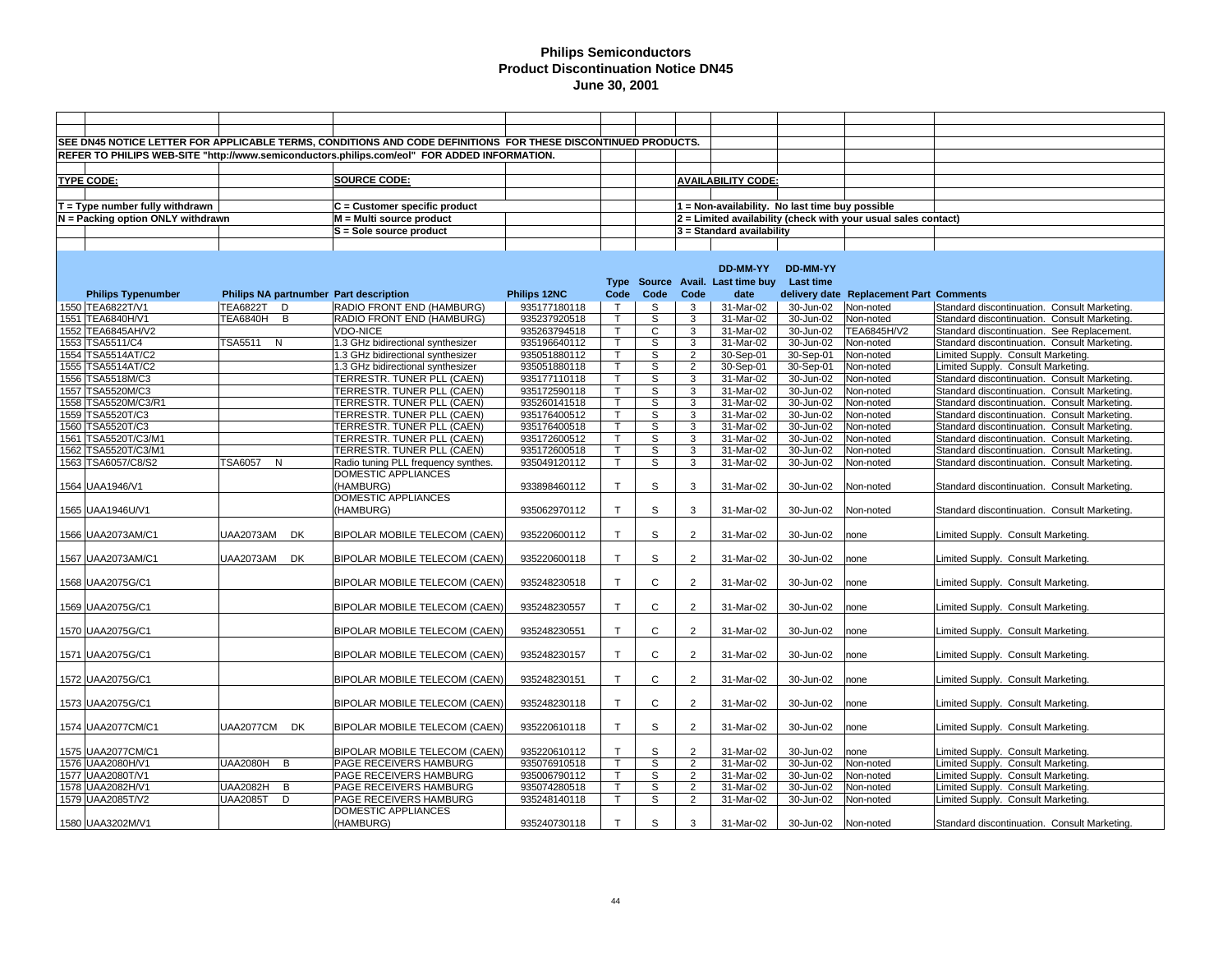# Philips Semiconductors
# Product Discontinuation Notice DN45
# June 30, 2001

SEE DN45 NOTICE LETTER FOR APPLICABLE TERMS, CONDITIONS AND CODE DEFINITIONS FOR THESE DISCONTINUED PRODUCTS.

REFER TO PHILIPS WEB-SITE "http://www.semiconductors.philips.com/eol" FOR ADDED INFORMATION.

**TYPE CODE:**

T = Type number fully withdrawn
N = Packing option ONLY withdrawn

**SOURCE CODE:**

C = Customer specific product
M = Multi source product
S = Sole source product

**AVAILABILITY CODE:**

1 = Non-availability. No last time buy possible
2 = Limited availability (check with your usual sales contact)
3 = Standard availability

| | Philips Typenumber | Philips NA partnumber | Part description | Philips 12NC | Type Code | Source Code | Avail. Code | DD-MM-YY Last time buy date | DD-MM-YY Last time delivery date | Replacement Part | Comments |
|---|---|---|---|---|---|---|---|---|---|---|---|
| 1550 | TEA6822T/V1 | TEA6822T D | RADIO FRONT END (HAMBURG) | 935177180118 | T | S | 3 | 31-Mar-02 | 30-Jun-02 | Non-noted | Standard discontinuation. Consult Marketing. |
| 1551 | TEA6840H/V1 | TEA6840H B | RADIO FRONT END (HAMBURG) | 935237920518 | T | S | 3 | 31-Mar-02 | 30-Jun-02 | Non-noted | Standard discontinuation. Consult Marketing. |
| 1552 | TEA6845AH/V2 | | VDO-NICE | 935263794518 | T | C | 3 | 31-Mar-02 | 30-Jun-02 | TEA6845H/V2 | Standard discontinuation. See Replacement. |
| 1553 | TSA5511/C4 | TSA5511 N | 1.3 GHz bidirectional synthesizer | 935196640112 | T | S | 3 | 31-Mar-02 | 30-Jun-02 | Non-noted | Standard discontinuation. Consult Marketing. |
| 1554 | TSA5514AT/C2 | | 1.3 GHz bidirectional synthesizer | 935051880112 | T | S | 2 | 30-Sep-01 | 30-Sep-01 | Non-noted | Limited Supply. Consult Marketing. |
| 1555 | TSA5514AT/C2 | | 1.3 GHz bidirectional synthesizer | 935051880118 | T | S | 2 | 30-Sep-01 | 30-Sep-01 | Non-noted | Limited Supply. Consult Marketing. |
| 1556 | TSA5518M/C3 | | TERRESTR. TUNER PLL (CAEN) | 935177110118 | T | S | 3 | 31-Mar-02 | 30-Jun-02 | Non-noted | Standard discontinuation. Consult Marketing. |
| 1557 | TSA5520M/C3 | | TERRESTR. TUNER PLL (CAEN) | 935172590118 | T | S | 3 | 31-Mar-02 | 30-Jun-02 | Non-noted | Standard discontinuation. Consult Marketing. |
| 1558 | TSA5520M/C3/R1 | | TERRESTR. TUNER PLL (CAEN) | 935260141518 | T | S | 3 | 31-Mar-02 | 30-Jun-02 | Non-noted | Standard discontinuation. Consult Marketing. |
| 1559 | TSA5520T/C3 | | TERRESTR. TUNER PLL (CAEN) | 935176400512 | T | S | 3 | 31-Mar-02 | 30-Jun-02 | Non-noted | Standard discontinuation. Consult Marketing. |
| 1560 | TSA5520T/C3 | | TERRESTR. TUNER PLL (CAEN) | 935176400518 | T | S | 3 | 31-Mar-02 | 30-Jun-02 | Non-noted | Standard discontinuation. Consult Marketing. |
| 1561 | TSA5520T/C3/M1 | | TERRESTR. TUNER PLL (CAEN) | 935172600512 | T | S | 3 | 31-Mar-02 | 30-Jun-02 | Non-noted | Standard discontinuation. Consult Marketing. |
| 1562 | TSA5520T/C3/M1 | | TERRESTR. TUNER PLL (CAEN) | 935172600518 | T | S | 3 | 31-Mar-02 | 30-Jun-02 | Non-noted | Standard discontinuation. Consult Marketing. |
| 1563 | TSA6057/C8/S2 | TSA6057 N | Radio tuning PLL frequency synthes. | 935049120112 | T | S | 3 | 31-Mar-02 | 30-Jun-02 | Non-noted | Standard discontinuation. Consult Marketing. |
| 1564 | UAA1946/V1 | | DOMESTIC APPLIANCES (HAMBURG) | 933898460112 | T | S | 3 | 31-Mar-02 | 30-Jun-02 | Non-noted | Standard discontinuation. Consult Marketing. |
| 1565 | UAA1946U/V1 | | DOMESTIC APPLIANCES (HAMBURG) | 935062970112 | T | S | 3 | 31-Mar-02 | 30-Jun-02 | Non-noted | Standard discontinuation. Consult Marketing. |
| 1566 | UAA2073AM/C1 | UAA2073AM DK | BIPOLAR MOBILE TELECOM (CAEN) | 935220600112 | T | S | 2 | 31-Mar-02 | 30-Jun-02 | none | Limited Supply. Consult Marketing. |
| 1567 | UAA2073AM/C1 | UAA2073AM DK | BIPOLAR MOBILE TELECOM (CAEN) | 935220600118 | T | S | 2 | 31-Mar-02 | 30-Jun-02 | none | Limited Supply. Consult Marketing. |
| 1568 | UAA2075G/C1 | | BIPOLAR MOBILE TELECOM (CAEN) | 935248230518 | T | C | 2 | 31-Mar-02 | 30-Jun-02 | none | Limited Supply. Consult Marketing. |
| 1569 | UAA2075G/C1 | | BIPOLAR MOBILE TELECOM (CAEN) | 935248230557 | T | C | 2 | 31-Mar-02 | 30-Jun-02 | none | Limited Supply. Consult Marketing. |
| 1570 | UAA2075G/C1 | | BIPOLAR MOBILE TELECOM (CAEN) | 935248230551 | T | C | 2 | 31-Mar-02 | 30-Jun-02 | none | Limited Supply. Consult Marketing. |
| 1571 | UAA2075G/C1 | | BIPOLAR MOBILE TELECOM (CAEN) | 935248230157 | T | C | 2 | 31-Mar-02 | 30-Jun-02 | none | Limited Supply. Consult Marketing. |
| 1572 | UAA2075G/C1 | | BIPOLAR MOBILE TELECOM (CAEN) | 935248230151 | T | C | 2 | 31-Mar-02 | 30-Jun-02 | none | Limited Supply. Consult Marketing. |
| 1573 | UAA2075G/C1 | | BIPOLAR MOBILE TELECOM (CAEN) | 935248230118 | T | C | 2 | 31-Mar-02 | 30-Jun-02 | none | Limited Supply. Consult Marketing. |
| 1574 | UAA2077CM/C1 | UAA2077CM DK | BIPOLAR MOBILE TELECOM (CAEN) | 935220610118 | T | S | 2 | 31-Mar-02 | 30-Jun-02 | none | Limited Supply. Consult Marketing. |
| 1575 | UAA2077CM/C1 | | BIPOLAR MOBILE TELECOM (CAEN) | 935220610112 | T | S | 2 | 31-Mar-02 | 30-Jun-02 | none | Limited Supply. Consult Marketing. |
| 1576 | UAA2080H/V1 | UAA2080H B | PAGE RECEIVERS HAMBURG | 935076910518 | T | S | 2 | 31-Mar-02 | 30-Jun-02 | Non-noted | Limited Supply. Consult Marketing. |
| 1577 | UAA2080T/V1 | | PAGE RECEIVERS HAMBURG | 935006790112 | T | S | 2 | 31-Mar-02 | 30-Jun-02 | Non-noted | Limited Supply. Consult Marketing. |
| 1578 | UAA2082H/V1 | UAA2082H B | PAGE RECEIVERS HAMBURG | 935074280518 | T | S | 2 | 31-Mar-02 | 30-Jun-02 | Non-noted | Limited Supply. Consult Marketing. |
| 1579 | UAA2085T/V2 | UAA2085T D | PAGE RECEIVERS HAMBURG | 935248140118 | T | S | 2 | 31-Mar-02 | 30-Jun-02 | Non-noted | Limited Supply. Consult Marketing. |
| 1580 | UAA3202M/V1 | | DOMESTIC APPLIANCES (HAMBURG) | 935240730118 | T | S | 3 | 31-Mar-02 | 30-Jun-02 | Non-noted | Standard discontinuation. Consult Marketing. |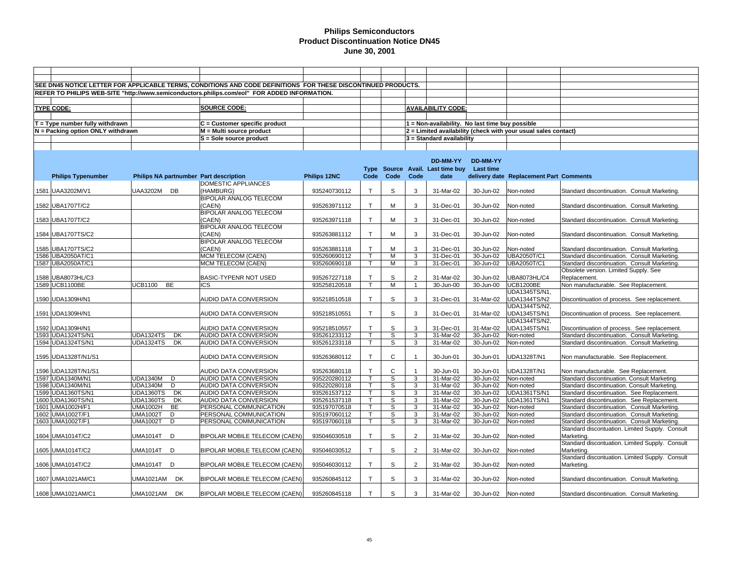# Philips Semiconductors
## Product Discontinuation Notice DN45
### June 30, 2001

SEE DN45 NOTICE LETTER FOR APPLICABLE TERMS, CONDITIONS AND CODE DEFINITIONS FOR THESE DISCONTINUED PRODUCTS.

REFER TO PHILIPS WEB-SITE "http://www.semiconductors.philips.com/eol" FOR ADDED INFORMATION.

**TYPE CODE:**
- T = Type number fully withdrawn
- N = Packing option ONLY withdrawn

**SOURCE CODE:**
- C = Customer specific product
- M = Multi source product
- S = Sole source product

**AVAILABILITY CODE:**
- 1 = Non-availability. No last time buy possible
- 2 = Limited availability (check with your usual sales contact)
- 3 = Standard availability

| | Philips Typenumber | Philips NA partnumber | Part description | Philips 12NC | Type Code | Source Code | Avail. Code | DD-MM-YY Last time buy date | DD-MM-YY Last time delivery date | Replacement Part | Comments |
|---|---|---|---|---|---|---|---|---|---|---|---|
| 1581 | UAA3202M/V1 | UAA3202M DB | DOMESTIC APPLIANCES (HAMBURG) | 935240730112 | T | S | 3 | 31-Mar-02 | 30-Jun-02 | Non-noted | Standard discontinuation. Consult Marketing. |
| 1582 | UBA1707T/C2 | | BIPOLAR ANALOG TELECOM (CAEN) | 935263971112 | T | M | 3 | 31-Dec-01 | 30-Jun-02 | Non-noted | Standard discontinuation. Consult Marketing. |
| 1583 | UBA1707T/C2 | | BIPOLAR ANALOG TELECOM (CAEN) | 935263971118 | T | M | 3 | 31-Dec-01 | 30-Jun-02 | Non-noted | Standard discontinuation. Consult Marketing. |
| 1584 | UBA1707TS/C2 | | BIPOLAR ANALOG TELECOM (CAEN) | 935263881112 | T | M | 3 | 31-Dec-01 | 30-Jun-02 | Non-noted | Standard discontinuation. Consult Marketing. |
| 1585 | UBA1707TS/C2 | | BIPOLAR ANALOG TELECOM (CAEN) | 935263881118 | T | M | 3 | 31-Dec-01 | 30-Jun-02 | Non-noted | Standard discontinuation. Consult Marketing. |
| 1586 | UBA2050AT/C1 | | MCM TELECOM (CAEN) | 935260690112 | T | M | 3 | 31-Dec-01 | 30-Jun-02 | UBA2050T/C1 | Standard discontinuation. Consult Marketing. |
| 1587 | UBA2050AT/C1 | | MCM TELECOM (CAEN) | 935260690118 | T | M | 3 | 31-Dec-01 | 30-Jun-02 | UBA2050T/C1 | Standard discontinuation. Consult Marketing. |
| 1588 | UBA8073HL/C3 | | BASIC-TYPENR NOT USED | 935267227118 | T | S | 2 | 31-Mar-02 | 30-Jun-02 | UBA8073HL/C4 | Obsolete version. Limited Supply. See Replacement. |
| 1589 | UCB1100BE | UCB1100 BE | ICS | 935258120518 | T | M | 1 | 30-Jun-00 | 30-Jun-00 | UCB1200BE | Non manufacturable. See Replacement. |
| 1590 | UDA1309H/N1 | | AUDIO DATA CONVERSION | 935218510518 | T | S | 3 | 31-Dec-01 | 31-Mar-02 | UDA1345TS/N1, UDA1344TS/N2 | Discontinuation of process. See replacement. |
| 1591 | UDA1309H/N1 | | AUDIO DATA CONVERSION | 935218510551 | T | S | 3 | 31-Dec-01 | 31-Mar-02 | UDA1344TS/N2, UDA1345TS/N1 | Discontinuation of process. See replacement. |
| 1592 | UDA1309H/N1 | | AUDIO DATA CONVERSION | 935218510557 | T | S | 3 | 31-Dec-01 | 31-Mar-02 | UDA1344TS/N2, UDA1345TS/N1 | Discontinuation of process. See replacement. |
| 1593 | UDA1324TS/N1 | UDA1324TS DK | AUDIO DATA CONVERSION | 935261233112 | T | S | 3 | 31-Mar-02 | 30-Jun-02 | Non-noted | Standard discontinuation. Consult Marketing. |
| 1594 | UDA1324TS/N1 | UDA1324TS DK | AUDIO DATA CONVERSION | 935261233118 | T | S | 3 | 31-Mar-02 | 30-Jun-02 | Non-noted | Standard discontinuation. Consult Marketing. |
| 1595 | UDA1328T/N1/S1 | | AUDIO DATA CONVERSION | 935263680112 | T | C | 1 | 30-Jun-01 | 30-Jun-01 | UDA1328T/N1 | Non manufacturable. See Replacement. |
| 1596 | UDA1328T/N1/S1 | | AUDIO DATA CONVERSION | 935263680118 | T | C | 1 | 30-Jun-01 | 30-Jun-01 | UDA1328T/N1 | Non manufacturable. See Replacement. |
| 1597 | UDA1340M/N1 | UDA1340M D | AUDIO DATA CONVERSION | 935220280112 | T | S | 3 | 31-Mar-02 | 30-Jun-02 | Non-noted | Standard discontinuation. Consult Marketing. |
| 1598 | UDA1340M/N1 | UDA1340M D | AUDIO DATA CONVERSION | 935220280118 | T | S | 3 | 31-Mar-02 | 30-Jun-02 | Non-noted | Standard discontinuation. Consult Marketing. |
| 1599 | UDA1360TS/N1 | UDA1360TS DK | AUDIO DATA CONVERSION | 935261537112 | T | S | 3 | 31-Mar-02 | 30-Jun-02 | UDA1361TS/N1 | Standard discontinuation. See Replacement. |
| 1600 | UDA1360TS/N1 | UDA1360TS DK | AUDIO DATA CONVERSION | 935261537118 | T | S | 3 | 31-Mar-02 | 30-Jun-02 | UDA1361TS/N1 | Standard discontinuation. See Replacement. |
| 1601 | UMA1002H/F1 | UMA1002H BE | PERSONAL COMMUNICATION | 935197070518 | T | S | 3 | 31-Mar-02 | 30-Jun-02 | Non-noted | Standard discontinuation. Consult Marketing. |
| 1602 | UMA1002T/F1 | UMA1002T D | PERSONAL COMMUNICATION | 935197060112 | T | S | 3 | 31-Mar-02 | 30-Jun-02 | Non-noted | Standard discontinuation. Consult Marketing. |
| 1603 | UMA1002T/F1 | UMA1002T D | PERSONAL COMMUNICATION | 935197060118 | T | S | 3 | 31-Mar-02 | 30-Jun-02 | Non-noted | Standard discontinuation. Consult Marketing. |
| 1604 | UMA1014T/C2 | UMA1014T D | BIPOLAR MOBILE TELECOM (CAEN) | 935046030518 | T | S | 2 | 31-Mar-02 | 30-Jun-02 | Non-noted | Standard discontuation. Limited Supply. Consult Marketing. |
| 1605 | UMA1014T/C2 | UMA1014T D | BIPOLAR MOBILE TELECOM (CAEN) | 935046030512 | T | S | 2 | 31-Mar-02 | 30-Jun-02 | Non-noted | Standard discontuation. Limited Supply. Consult Marketing. |
| 1606 | UMA1014T/C2 | UMA1014T D | BIPOLAR MOBILE TELECOM (CAEN) | 935046030112 | T | S | 2 | 31-Mar-02 | 30-Jun-02 | Non-noted | Standard discontuation. Limited Supply. Consult Marketing. |
| 1607 | UMA1021AM/C1 | UMA1021AM DK | BIPOLAR MOBILE TELECOM (CAEN) | 935260845112 | T | S | 3 | 31-Mar-02 | 30-Jun-02 | Non-noted | Standard discontinuation. Consult Marketing. |
| 1608 | UMA1021AM/C1 | UMA1021AM DK | BIPOLAR MOBILE TELECOM (CAEN) | 935260845118 | T | S | 3 | 31-Mar-02 | 30-Jun-02 | Non-noted | Standard discontinuation. Consult Marketing. |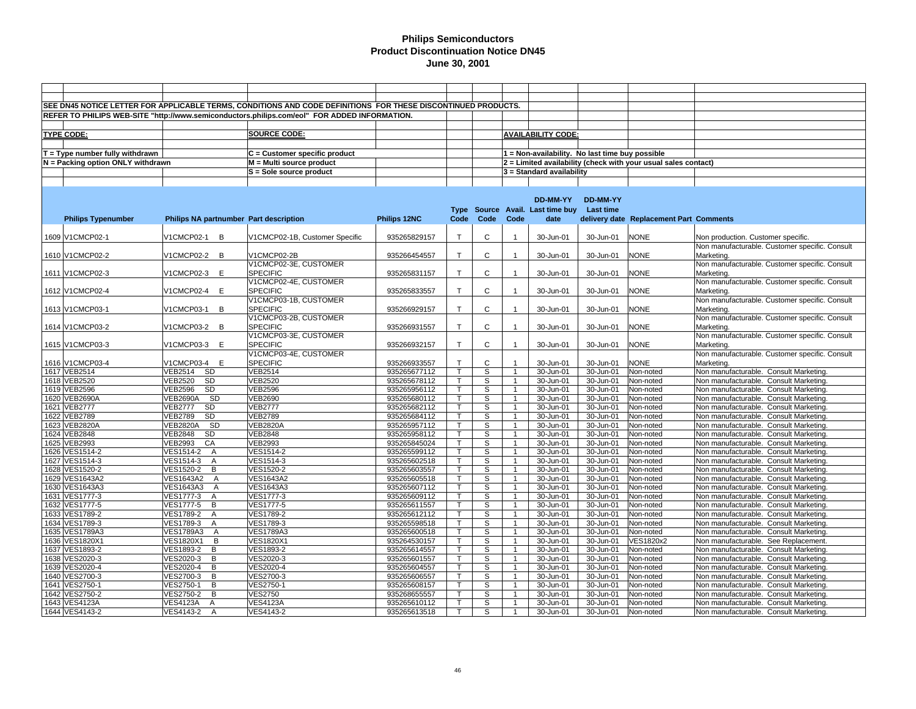# Philips Semiconductors
## Product Discontinuation Notice DN45
### June 30, 2001

SEE DN45 NOTICE LETTER FOR APPLICABLE TERMS, CONDITIONS AND CODE DEFINITIONS FOR THESE DISCONTINUED PRODUCTS.

REFER TO PHILIPS WEB-SITE "http://www.semiconductors.philips.com/eol" FOR ADDED INFORMATION.

**TYPE CODE:**
- T = Type number fully withdrawn
- N = Packing option ONLY withdrawn

**SOURCE CODE:**
- C = Customer specific product
- M = Multi source product
- S = Sole source product

**AVAILABILITY CODE:**
- 1 = Non-availability. No last time buy possible
- 2 = Limited availability (check with your usual sales contact)
- 3 = Standard availability

| | Philips Typenumber | Philips NA partnumber | Part description | Philips 12NC | Type Code | Source Code | Avail. Code | DD-MM-YY Last time buy date | DD-MM-YY Last time delivery date | Replacement Part | Comments |
|---|---|---|---|---|---|---|---|---|---|---|---|
| 1609 | V1CMCP02-1 | V1CMCP02-1 B | V1CMCP02-1B, Customer Specific | 935265829157 | T | C | 1 | 30-Jun-01 | 30-Jun-01 | NONE | Non production. Customer specific. |
| 1610 | V1CMCP02-2 | V1CMCP02-2 B | V1CMCP02-2B | 935266454557 | T | C | 1 | 30-Jun-01 | 30-Jun-01 | NONE | Non manufacturable. Customer specific. Consult Marketing. |
| 1611 | V1CMCP02-3 | V1CMCP02-3 E | V1CMCP02-3E, CUSTOMER SPECIFIC | 935265831157 | T | C | 1 | 30-Jun-01 | 30-Jun-01 | NONE | Non manufacturable. Customer specific. Consult Marketing. |
| 1612 | V1CMCP02-4 | V1CMCP02-4 E | V1CMCP02-4E, CUSTOMER SPECIFIC | 935265833557 | T | C | 1 | 30-Jun-01 | 30-Jun-01 | NONE | Non manufacturable. Customer specific. Consult Marketing. |
| 1613 | V1CMCP03-1 | V1CMCP03-1 B | V1CMCP03-1B, CUSTOMER SPECIFIC | 935266929157 | T | C | 1 | 30-Jun-01 | 30-Jun-01 | NONE | Non manufacturable. Customer specific. Consult Marketing. |
| 1614 | V1CMCP03-2 | V1CMCP03-2 B | V1CMCP03-2B, CUSTOMER SPECIFIC | 935266931557 | T | C | 1 | 30-Jun-01 | 30-Jun-01 | NONE | Non manufacturable. Customer specific. Consult Marketing. |
| 1615 | V1CMCP03-3 | V1CMCP03-3 E | V1CMCP03-3E, CUSTOMER SPECIFIC | 935266932157 | T | C | 1 | 30-Jun-01 | 30-Jun-01 | NONE | Non manufacturable. Customer specific. Consult Marketing. |
| 1616 | V1CMCP03-4 | V1CMCP03-4 E | V1CMCP03-4E, CUSTOMER SPECIFIC | 935266933557 | T | C | 1 | 30-Jun-01 | 30-Jun-01 | NONE | Non manufacturable. Customer specific. Consult Marketing. |
| 1617 | VEB2514 | VEB2514 SD | VEB2514 | 935265677112 | T | S | 1 | 30-Jun-01 | 30-Jun-01 | Non-noted | Non manufacturable. Consult Marketing. |
| 1618 | VEB2520 | VEB2520 SD | VEB2520 | 935265678112 | T | S | 1 | 30-Jun-01 | 30-Jun-01 | Non-noted | Non manufacturable. Consult Marketing. |
| 1619 | VEB2596 | VEB2596 SD | VEB2596 | 935265956112 | T | S | 1 | 30-Jun-01 | 30-Jun-01 | Non-noted | Non manufacturable. Consult Marketing. |
| 1620 | VEB2690A | VEB2690A SD | VEB2690 | 935265680112 | T | S | 1 | 30-Jun-01 | 30-Jun-01 | Non-noted | Non manufacturable. Consult Marketing. |
| 1621 | VEB2777 | VEB2777 SD | VEB2777 | 935265682112 | T | S | 1 | 30-Jun-01 | 30-Jun-01 | Non-noted | Non manufacturable. Consult Marketing. |
| 1622 | VEB2789 | VEB2789 SD | VEB2789 | 935265684112 | T | S | 1 | 30-Jun-01 | 30-Jun-01 | Non-noted | Non manufacturable. Consult Marketing. |
| 1623 | VEB2820A | VEB2820A SD | VEB2820A | 935265957112 | T | S | 1 | 30-Jun-01 | 30-Jun-01 | Non-noted | Non manufacturable. Consult Marketing. |
| 1624 | VEB2848 | VEB2848 SD | VEB2848 | 935265958112 | T | S | 1 | 30-Jun-01 | 30-Jun-01 | Non-noted | Non manufacturable. Consult Marketing. |
| 1625 | VEB2993 | VEB2993 CA | VEB2993 | 935265845024 | T | S | 1 | 30-Jun-01 | 30-Jun-01 | Non-noted | Non manufacturable. Consult Marketing. |
| 1626 | VES1514-2 | VES1514-2 A | VES1514-2 | 935265599112 | T | S | 1 | 30-Jun-01 | 30-Jun-01 | Non-noted | Non manufacturable. Consult Marketing. |
| 1627 | VES1514-3 | VES1514-3 A | VES1514-3 | 935265602518 | T | S | 1 | 30-Jun-01 | 30-Jun-01 | Non-noted | Non manufacturable. Consult Marketing. |
| 1628 | VES1520-2 | VES1520-2 B | VES1520-2 | 935265603557 | T | S | 1 | 30-Jun-01 | 30-Jun-01 | Non-noted | Non manufacturable. Consult Marketing. |
| 1629 | VES1643A2 | VES1643A2 A | VES1643A2 | 935265605518 | T | S | 1 | 30-Jun-01 | 30-Jun-01 | Non-noted | Non manufacturable. Consult Marketing. |
| 1630 | VES1643A3 | VES1643A3 A | VES1643A3 | 935265607112 | T | S | 1 | 30-Jun-01 | 30-Jun-01 | Non-noted | Non manufacturable. Consult Marketing. |
| 1631 | VES1777-3 | VES1777-3 A | VES1777-3 | 935265609112 | T | S | 1 | 30-Jun-01 | 30-Jun-01 | Non-noted | Non manufacturable. Consult Marketing. |
| 1632 | VES1777-5 | VES1777-5 B | VES1777-5 | 935265611557 | T | S | 1 | 30-Jun-01 | 30-Jun-01 | Non-noted | Non manufacturable. Consult Marketing. |
| 1633 | VES1789-2 | VES1789-2 A | VES1789-2 | 935265612112 | T | S | 1 | 30-Jun-01 | 30-Jun-01 | Non-noted | Non manufacturable. Consult Marketing. |
| 1634 | VES1789-3 | VES1789-3 A | VES1789-3 | 935265598518 | T | S | 1 | 30-Jun-01 | 30-Jun-01 | Non-noted | Non manufacturable. Consult Marketing. |
| 1635 | VES1789A3 | VES1789A3 A | VES1789A3 | 935265600518 | T | S | 1 | 30-Jun-01 | 30-Jun-01 | Non-noted | Non manufacturable. Consult Marketing. |
| 1636 | VES1820X1 | VES1820X1 B | VES1820X1 | 935264530157 | T | S | 1 | 30-Jun-01 | 30-Jun-01 | VES1820x2 | Non manufacturable. See Replacement. |
| 1637 | VES1893-2 | VES1893-2 B | VES1893-2 | 935265614557 | T | S | 1 | 30-Jun-01 | 30-Jun-01 | Non-noted | Non manufacturable. Consult Marketing. |
| 1638 | VES2020-3 | VES2020-3 B | VES2020-3 | 935265601557 | T | S | 1 | 30-Jun-01 | 30-Jun-01 | Non-noted | Non manufacturable. Consult Marketing. |
| 1639 | VES2020-4 | VES2020-4 B | VES2020-4 | 935265604557 | T | S | 1 | 30-Jun-01 | 30-Jun-01 | Non-noted | Non manufacturable. Consult Marketing. |
| 1640 | VES2700-3 | VES2700-3 B | VES2700-3 | 935265606557 | T | S | 1 | 30-Jun-01 | 30-Jun-01 | Non-noted | Non manufacturable. Consult Marketing. |
| 1641 | VES2750-1 | VES2750-1 B | VES2750-1 | 935265608157 | T | S | 1 | 30-Jun-01 | 30-Jun-01 | Non-noted | Non manufacturable. Consult Marketing. |
| 1642 | VES2750-2 | VES2750-2 B | VES2750 | 935268655557 | T | S | 1 | 30-Jun-01 | 30-Jun-01 | Non-noted | Non manufacturable. Consult Marketing. |
| 1643 | VES4123A | VES4123A A | VES4123A | 935265610112 | T | S | 1 | 30-Jun-01 | 30-Jun-01 | Non-noted | Non manufacturable. Consult Marketing. |
| 1644 | VES4143-2 | VES4143-2 A | VES4143-2 | 935265613518 | T | S | 1 | 30-Jun-01 | 30-Jun-01 | Non-noted | Non manufacturable. Consult Marketing. |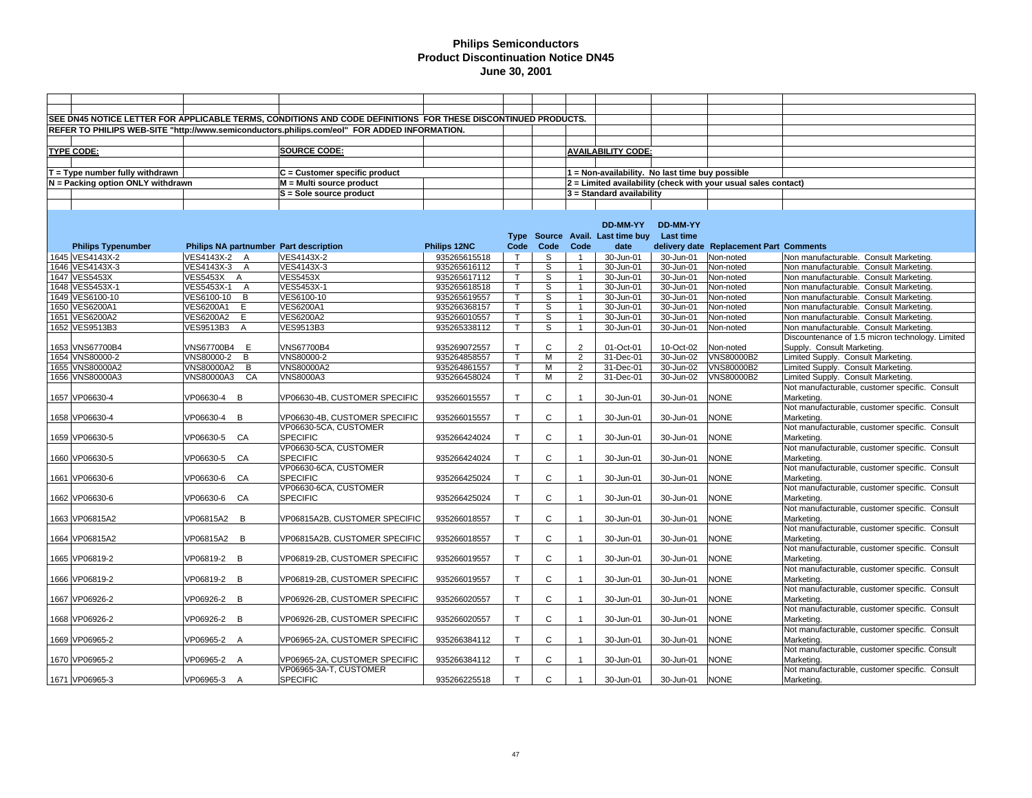# Philips Semiconductors
## Product Discontinuation Notice DN45
### June 30, 2001

SEE DN45 NOTICE LETTER FOR APPLICABLE TERMS, CONDITIONS AND CODE DEFINITIONS FOR THESE DISCONTINUED PRODUCTS.

REFER TO PHILIPS WEB-SITE "http://www.semiconductors.philips.com/eol" FOR ADDED INFORMATION.

**TYPE CODE:**
- T = Type number fully withdrawn
- N = Packing option ONLY withdrawn

**SOURCE CODE:**
- C = Customer specific product
- M = Multi source product
- S = Sole source product

**AVAILABILITY CODE:**
- 1 = Non-availability. No last time buy possible
- 2 = Limited availability (check with your usual sales contact)
- 3 = Standard availability

| | Philips Typenumber | Philips NA partnumber | Part description | Philips 12NC | Type Code | Source Code | Avail. Code | DD-MM-YY Last time buy date | DD-MM-YY Last time delivery date | Replacement Part | Comments |
|---|---|---|---|---|---|---|---|---|---|---|---|
| 1645 | VES4143X-2 | VES4143X-2 A | VES4143X-2 | 935265615518 | T | S | 1 | 30-Jun-01 | 30-Jun-01 | Non-noted | Non manufacturable. Consult Marketing. |
| 1646 | VES4143X-3 | VES4143X-3 A | VES4143X-3 | 935265616112 | T | S | 1 | 30-Jun-01 | 30-Jun-01 | Non-noted | Non manufacturable. Consult Marketing. |
| 1647 | VES5453X | VES5453X A | VES5453X | 935265617112 | T | S | 1 | 30-Jun-01 | 30-Jun-01 | Non-noted | Non manufacturable. Consult Marketing. |
| 1648 | VES5453X-1 | VES5453X-1 A | VES5453X-1 | 935265618518 | T | S | 1 | 30-Jun-01 | 30-Jun-01 | Non-noted | Non manufacturable. Consult Marketing. |
| 1649 | VES6100-10 | VES6100-10 B | VES6100-10 | 935265619557 | T | S | 1 | 30-Jun-01 | 30-Jun-01 | Non-noted | Non manufacturable. Consult Marketing. |
| 1650 | VES6200A1 | VES6200A1 E | VES6200A1 | 935266368157 | T | S | 1 | 30-Jun-01 | 30-Jun-01 | Non-noted | Non manufacturable. Consult Marketing. |
| 1651 | VES6200A2 | VES6200A2 E | VES6200A2 | 935266010557 | T | S | 1 | 30-Jun-01 | 30-Jun-01 | Non-noted | Non manufacturable. Consult Marketing. |
| 1652 | VES9513B3 | VES9513B3 A | VES9513B3 | 935265338112 | T | S | 1 | 30-Jun-01 | 30-Jun-01 | Non-noted | Non manufacturable. Consult Marketing. |
| 1653 | VNS67700B4 | VNS67700B4 E | VNS67700B4 | 935269072557 | T | C | 2 | 01-Oct-01 | 10-Oct-02 | Non-noted | Discountenance of 1.5 micron technology. Limited Supply. Consult Marketing. |
| 1654 | VNS80000-2 | VNS80000-2 B | VNS80000-2 | 935264858557 | T | M | 2 | 31-Dec-01 | 30-Jun-02 | VNS80000B2 | Limited Supply. Consult Marketing. |
| 1655 | VNS80000A2 | VNS80000A2 B | VNS80000A2 | 935264861557 | T | M | 2 | 31-Dec-01 | 30-Jun-02 | VNS80000B2 | Limited Supply. Consult Marketing. |
| 1656 | VNS80000A3 | VNS80000A3 CA | VNS8000A3 | 935266458024 | T | M | 2 | 31-Dec-01 | 30-Jun-02 | VNS80000B2 | Limited Supply. Consult Marketing. |
| 1657 | VP06630-4 | VP06630-4 B | VP06630-4B, CUSTOMER SPECIFIC | 935266015557 | T | C | 1 | 30-Jun-01 | 30-Jun-01 | NONE | Not manufacturable, customer specific. Consult Marketing. |
| 1658 | VP06630-4 | VP06630-4 B | VP06630-4B, CUSTOMER SPECIFIC | 935266015557 | T | C | 1 | 30-Jun-01 | 30-Jun-01 | NONE | Not manufacturable, customer specific. Consult Marketing. |
| 1659 | VP06630-5 | VP06630-5 CA | VP06630-5CA, CUSTOMER SPECIFIC | 935266424024 | T | C | 1 | 30-Jun-01 | 30-Jun-01 | NONE | Not manufacturable, customer specific. Consult Marketing. |
| 1660 | VP06630-5 | VP06630-5 CA | VP06630-5CA, CUSTOMER SPECIFIC | 935266424024 | T | C | 1 | 30-Jun-01 | 30-Jun-01 | NONE | Not manufacturable, customer specific. Consult Marketing. |
| 1661 | VP06630-6 | VP06630-6 CA | VP06630-6CA, CUSTOMER SPECIFIC | 935266425024 | T | C | 1 | 30-Jun-01 | 30-Jun-01 | NONE | Not manufacturable, customer specific. Consult Marketing. |
| 1662 | VP06630-6 | VP06630-6 CA | VP06630-6CA, CUSTOMER SPECIFIC | 935266425024 | T | C | 1 | 30-Jun-01 | 30-Jun-01 | NONE | Not manufacturable, customer specific. Consult Marketing. |
| 1663 | VP06815A2 | VP06815A2 B | VP06815A2B, CUSTOMER SPECIFIC | 935266018557 | T | C | 1 | 30-Jun-01 | 30-Jun-01 | NONE | Not manufacturable, customer specific. Consult Marketing. |
| 1664 | VP06815A2 | VP06815A2 B | VP06815A2B, CUSTOMER SPECIFIC | 935266018557 | T | C | 1 | 30-Jun-01 | 30-Jun-01 | NONE | Not manufacturable, customer specific. Consult Marketing. |
| 1665 | VP06819-2 | VP06819-2 B | VP06819-2B, CUSTOMER SPECIFIC | 935266019557 | T | C | 1 | 30-Jun-01 | 30-Jun-01 | NONE | Not manufacturable, customer specific. Consult Marketing. |
| 1666 | VP06819-2 | VP06819-2 B | VP06819-2B, CUSTOMER SPECIFIC | 935266019557 | T | C | 1 | 30-Jun-01 | 30-Jun-01 | NONE | Not manufacturable, customer specific. Consult Marketing. |
| 1667 | VP06926-2 | VP06926-2 B | VP06926-2B, CUSTOMER SPECIFIC | 935266020557 | T | C | 1 | 30-Jun-01 | 30-Jun-01 | NONE | Not manufacturable, customer specific. Consult Marketing. |
| 1668 | VP06926-2 | VP06926-2 B | VP06926-2B, CUSTOMER SPECIFIC | 935266020557 | T | C | 1 | 30-Jun-01 | 30-Jun-01 | NONE | Not manufacturable, customer specific. Consult Marketing. |
| 1669 | VP06965-2 | VP06965-2 A | VP06965-2A, CUSTOMER SPECIFIC | 935266384112 | T | C | 1 | 30-Jun-01 | 30-Jun-01 | NONE | Not manufacturable, customer specific. Consult Marketing. |
| 1670 | VP06965-2 | VP06965-2 A | VP06965-2A, CUSTOMER SPECIFIC | 935266384112 | T | C | 1 | 30-Jun-01 | 30-Jun-01 | NONE | Not manufacturable, customer specific. Consult Marketing. |
| 1671 | VP06965-3 | VP06965-3 A | VP06965-3A-T, CUSTOMER SPECIFIC | 935266225518 | T | C | 1 | 30-Jun-01 | 30-Jun-01 | NONE | Not manufacturable, customer specific. Consult Marketing. |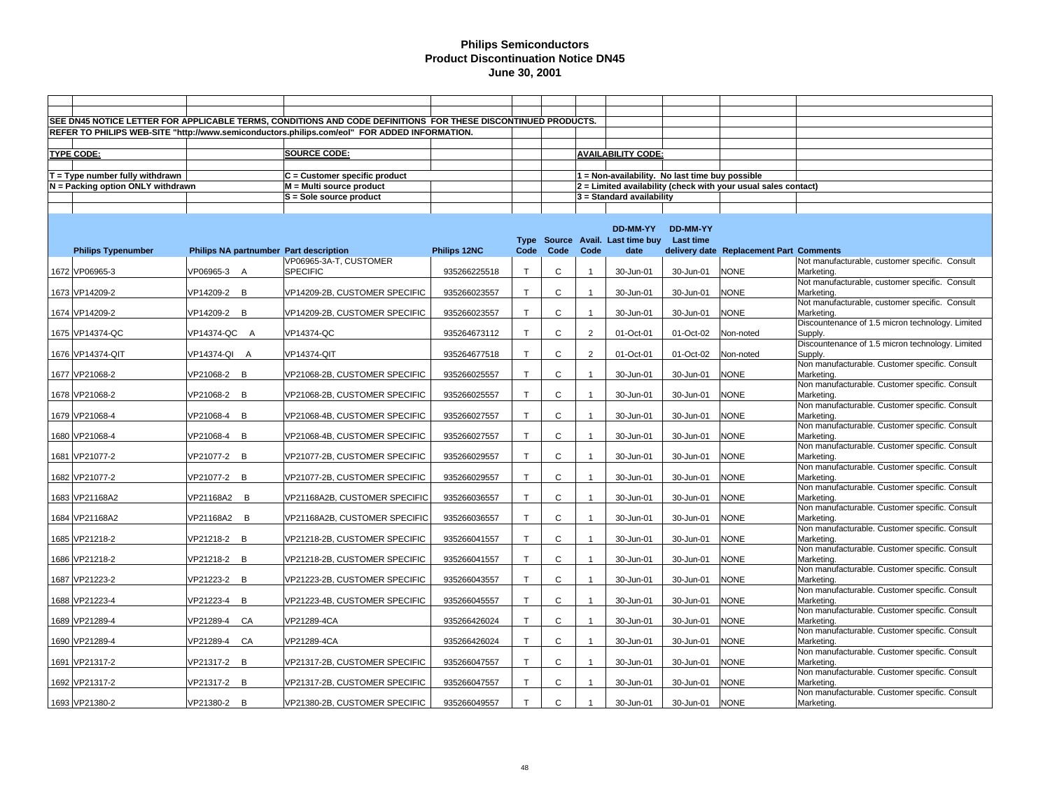# Philips Semiconductors
## Product Discontinuation Notice DN45
### June 30, 2001

SEE DN45 NOTICE LETTER FOR APPLICABLE TERMS, CONDITIONS AND CODE DEFINITIONS FOR THESE DISCONTINUED PRODUCTS.

REFER TO PHILIPS WEB-SITE "http://www.semiconductors.philips.com/eol" FOR ADDED INFORMATION.

**TYPE CODE:**

T = Type number fully withdrawn
N = Packing option ONLY withdrawn

**SOURCE CODE:**

C = Customer specific product
M = Multi source product
S = Sole source product

**AVAILABILITY CODE:**

1 = Non-availability. No last time buy possible
2 = Limited availability (check with your usual sales contact)
3 = Standard availability

| | Philips Typenumber | Philips NA partnumber | Part description | Philips 12NC | Type Code | Source Code | Avail. Code | DD-MM-YY Last time buy date | DD-MM-YY Last time delivery date | Replacement Part | Comments |
|---|---|---|---|---|---|---|---|---|---|---|---|
| 1672 | VP06965-3 | VP06965-3 A | VP06965-3A-T, CUSTOMER SPECIFIC | 935266225518 | T | C | 1 | 30-Jun-01 | 30-Jun-01 | NONE | Not manufacturable, customer specific. Consult Marketing. |
| 1673 | VP14209-2 | VP14209-2 B | VP14209-2B, CUSTOMER SPECIFIC | 935266023557 | T | C | 1 | 30-Jun-01 | 30-Jun-01 | NONE | Not manufacturable, customer specific. Consult Marketing. |
| 1674 | VP14209-2 | VP14209-2 B | VP14209-2B, CUSTOMER SPECIFIC | 935266023557 | T | C | 1 | 30-Jun-01 | 30-Jun-01 | NONE | Not manufacturable, customer specific. Consult Marketing. |
| 1675 | VP14374-QC | VP14374-QC A | VP14374-QC | 935264673112 | T | C | 2 | 01-Oct-01 | 01-Oct-02 | Non-noted | Discountenance of 1.5 micron technology. Limited Supply. |
| 1676 | VP14374-QIT | VP14374-QI A | VP14374-QIT | 935264677518 | T | C | 2 | 01-Oct-01 | 01-Oct-02 | Non-noted | Discountenance of 1.5 micron technology. Limited Supply. |
| 1677 | VP21068-2 | VP21068-2 B | VP21068-2B, CUSTOMER SPECIFIC | 935266025557 | T | C | 1 | 30-Jun-01 | 30-Jun-01 | NONE | Non manufacturable. Customer specific. Consult Marketing. |
| 1678 | VP21068-2 | VP21068-2 B | VP21068-2B, CUSTOMER SPECIFIC | 935266025557 | T | C | 1 | 30-Jun-01 | 30-Jun-01 | NONE | Non manufacturable. Customer specific. Consult Marketing. |
| 1679 | VP21068-4 | VP21068-4 B | VP21068-4B, CUSTOMER SPECIFIC | 935266027557 | T | C | 1 | 30-Jun-01 | 30-Jun-01 | NONE | Non manufacturable. Customer specific. Consult Marketing. |
| 1680 | VP21068-4 | VP21068-4 B | VP21068-4B, CUSTOMER SPECIFIC | 935266027557 | T | C | 1 | 30-Jun-01 | 30-Jun-01 | NONE | Non manufacturable. Customer specific. Consult Marketing. |
| 1681 | VP21077-2 | VP21077-2 B | VP21077-2B, CUSTOMER SPECIFIC | 935266029557 | T | C | 1 | 30-Jun-01 | 30-Jun-01 | NONE | Non manufacturable. Customer specific. Consult Marketing. |
| 1682 | VP21077-2 | VP21077-2 B | VP21077-2B, CUSTOMER SPECIFIC | 935266029557 | T | C | 1 | 30-Jun-01 | 30-Jun-01 | NONE | Non manufacturable. Customer specific. Consult Marketing. |
| 1683 | VP21168A2 | VP21168A2 B | VP21168A2B, CUSTOMER SPECIFIC | 935266036557 | T | C | 1 | 30-Jun-01 | 30-Jun-01 | NONE | Non manufacturable. Customer specific. Consult Marketing. |
| 1684 | VP21168A2 | VP21168A2 B | VP21168A2B, CUSTOMER SPECIFIC | 935266036557 | T | C | 1 | 30-Jun-01 | 30-Jun-01 | NONE | Non manufacturable. Customer specific. Consult Marketing. |
| 1685 | VP21218-2 | VP21218-2 B | VP21218-2B, CUSTOMER SPECIFIC | 935266041557 | T | C | 1 | 30-Jun-01 | 30-Jun-01 | NONE | Non manufacturable. Customer specific. Consult Marketing. |
| 1686 | VP21218-2 | VP21218-2 B | VP21218-2B, CUSTOMER SPECIFIC | 935266041557 | T | C | 1 | 30-Jun-01 | 30-Jun-01 | NONE | Non manufacturable. Customer specific. Consult Marketing. |
| 1687 | VP21223-2 | VP21223-2 B | VP21223-2B, CUSTOMER SPECIFIC | 935266043557 | T | C | 1 | 30-Jun-01 | 30-Jun-01 | NONE | Non manufacturable. Customer specific. Consult Marketing. |
| 1688 | VP21223-4 | VP21223-4 B | VP21223-4B, CUSTOMER SPECIFIC | 935266045557 | T | C | 1 | 30-Jun-01 | 30-Jun-01 | NONE | Non manufacturable. Customer specific. Consult Marketing. |
| 1689 | VP21289-4 | VP21289-4 CA | VP21289-4CA | 935266426024 | T | C | 1 | 30-Jun-01 | 30-Jun-01 | NONE | Non manufacturable. Customer specific. Consult Marketing. |
| 1690 | VP21289-4 | VP21289-4 CA | VP21289-4CA | 935266426024 | T | C | 1 | 30-Jun-01 | 30-Jun-01 | NONE | Non manufacturable. Customer specific. Consult Marketing. |
| 1691 | VP21317-2 | VP21317-2 B | VP21317-2B, CUSTOMER SPECIFIC | 935266047557 | T | C | 1 | 30-Jun-01 | 30-Jun-01 | NONE | Non manufacturable. Customer specific. Consult Marketing. |
| 1692 | VP21317-2 | VP21317-2 B | VP21317-2B, CUSTOMER SPECIFIC | 935266047557 | T | C | 1 | 30-Jun-01 | 30-Jun-01 | NONE | Non manufacturable. Customer specific. Consult Marketing. |
| 1693 | VP21380-2 | VP21380-2 B | VP21380-2B, CUSTOMER SPECIFIC | 935266049557 | T | C | 1 | 30-Jun-01 | 30-Jun-01 | NONE | Non manufacturable. Customer specific. Consult Marketing. |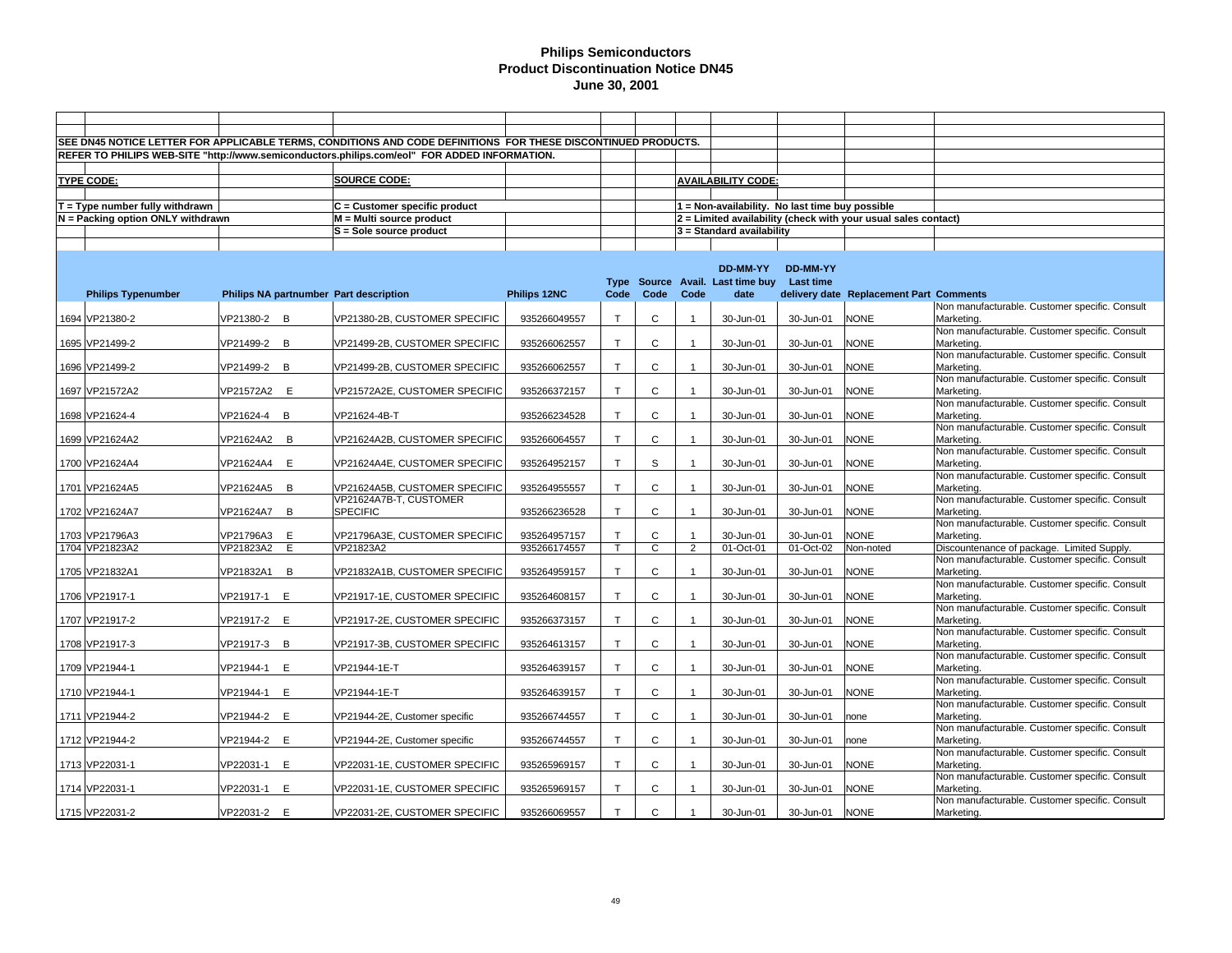# Philips Semiconductors
## Product Discontinuation Notice DN45
### June 30, 2001

SEE DN45 NOTICE LETTER FOR APPLICABLE TERMS, CONDITIONS AND CODE DEFINITIONS FOR THESE DISCONTINUED PRODUCTS.

REFER TO PHILIPS WEB-SITE "http://www.semiconductors.philips.com/eol" FOR ADDED INFORMATION.

**TYPE CODE:**

T = Type number fully withdrawn
N = Packing option ONLY withdrawn

**SOURCE CODE:**

C = Customer specific product
M = Multi source product
S = Sole source product

**AVAILABILITY CODE:**

1 = Non-availability. No last time buy possible
2 = Limited availability (check with your usual sales contact)
3 = Standard availability

| | Philips Typenumber | Philips NA partnumber | Part description | Philips 12NC | Type Code | Source Code | Avail. Code | DD-MM-YY Last time buy date | DD-MM-YY Last time delivery date | Replacement Part | Comments |
|---|---|---|---|---|---|---|---|---|---|---|---|
| 1694 | VP21380-2 | VP21380-2 B | VP21380-2B, CUSTOMER SPECIFIC | 935266049557 | T | C | 1 | 30-Jun-01 | 30-Jun-01 | NONE | Non manufacturable. Customer specific. Consult Marketing. |
| 1695 | VP21499-2 | VP21499-2 B | VP21499-2B, CUSTOMER SPECIFIC | 935266062557 | T | C | 1 | 30-Jun-01 | 30-Jun-01 | NONE | Non manufacturable. Customer specific. Consult Marketing. |
| 1696 | VP21499-2 | VP21499-2 B | VP21499-2B, CUSTOMER SPECIFIC | 935266062557 | T | C | 1 | 30-Jun-01 | 30-Jun-01 | NONE | Non manufacturable. Customer specific. Consult Marketing. |
| 1697 | VP21572A2 | VP21572A2 E | VP21572A2E, CUSTOMER SPECIFIC | 935266372157 | T | C | 1 | 30-Jun-01 | 30-Jun-01 | NONE | Non manufacturable. Customer specific. Consult Marketing. |
| 1698 | VP21624-4 | VP21624-4 B | VP21624-4B-T | 935266234528 | T | C | 1 | 30-Jun-01 | 30-Jun-01 | NONE | Non manufacturable. Customer specific. Consult Marketing. |
| 1699 | VP21624A2 | VP21624A2 B | VP21624A2B, CUSTOMER SPECIFIC | 935266064557 | T | C | 1 | 30-Jun-01 | 30-Jun-01 | NONE | Non manufacturable. Customer specific. Consult Marketing. |
| 1700 | VP21624A4 | VP21624A4 E | VP21624A4E, CUSTOMER SPECIFIC | 935264952157 | T | S | 1 | 30-Jun-01 | 30-Jun-01 | NONE | Non manufacturable. Customer specific. Consult Marketing. |
| 1701 | VP21624A5 | VP21624A5 B | VP21624A5B, CUSTOMER SPECIFIC | 935264955557 | T | C | 1 | 30-Jun-01 | 30-Jun-01 | NONE | Non manufacturable. Customer specific. Consult Marketing. |
| 1702 | VP21624A7 | VP21624A7 B | VP21624A7B-T, CUSTOMER SPECIFIC | 935266236528 | T | C | 1 | 30-Jun-01 | 30-Jun-01 | NONE | Non manufacturable. Customer specific. Consult Marketing. |
| 1703 | VP21796A3 | VP21796A3 E | VP21796A3E, CUSTOMER SPECIFIC | 935264957157 | T | C | 1 | 30-Jun-01 | 30-Jun-01 | NONE | Non manufacturable. Customer specific. Consult Marketing. |
| 1704 | VP21823A2 | VP21823A2 E | VP21823A2 | 935266174557 | T | C | 2 | 01-Oct-01 | 01-Oct-02 | Non-noted | Discountenance of package. Limited Supply. |
| 1705 | VP21832A1 | VP21832A1 B | VP21832A1B, CUSTOMER SPECIFIC | 935264959157 | T | C | 1 | 30-Jun-01 | 30-Jun-01 | NONE | Non manufacturable. Customer specific. Consult Marketing. |
| 1706 | VP21917-1 | VP21917-1 E | VP21917-1E, CUSTOMER SPECIFIC | 935264608157 | T | C | 1 | 30-Jun-01 | 30-Jun-01 | NONE | Non manufacturable. Customer specific. Consult Marketing. |
| 1707 | VP21917-2 | VP21917-2 E | VP21917-2E, CUSTOMER SPECIFIC | 935266373157 | T | C | 1 | 30-Jun-01 | 30-Jun-01 | NONE | Non manufacturable. Customer specific. Consult Marketing. |
| 1708 | VP21917-3 | VP21917-3 B | VP21917-3B, CUSTOMER SPECIFIC | 935264613157 | T | C | 1 | 30-Jun-01 | 30-Jun-01 | NONE | Non manufacturable. Customer specific. Consult Marketing. |
| 1709 | VP21944-1 | VP21944-1 E | VP21944-1E-T | 935264639157 | T | C | 1 | 30-Jun-01 | 30-Jun-01 | NONE | Non manufacturable. Customer specific. Consult Marketing. |
| 1710 | VP21944-1 | VP21944-1 E | VP21944-1E-T | 935264639157 | T | C | 1 | 30-Jun-01 | 30-Jun-01 | NONE | Non manufacturable. Customer specific. Consult Marketing. |
| 1711 | VP21944-2 | VP21944-2 E | VP21944-2E, Customer specific | 935266744557 | T | C | 1 | 30-Jun-01 | 30-Jun-01 | none | Non manufacturable. Customer specific. Consult Marketing. |
| 1712 | VP21944-2 | VP21944-2 E | VP21944-2E, Customer specific | 935266744557 | T | C | 1 | 30-Jun-01 | 30-Jun-01 | none | Non manufacturable. Customer specific. Consult Marketing. |
| 1713 | VP22031-1 | VP22031-1 E | VP22031-1E, CUSTOMER SPECIFIC | 935265969157 | T | C | 1 | 30-Jun-01 | 30-Jun-01 | NONE | Non manufacturable. Customer specific. Consult Marketing. |
| 1714 | VP22031-1 | VP22031-1 E | VP22031-1E, CUSTOMER SPECIFIC | 935265969157 | T | C | 1 | 30-Jun-01 | 30-Jun-01 | NONE | Non manufacturable. Customer specific. Consult Marketing. |
| 1715 | VP22031-2 | VP22031-2 E | VP22031-2E, CUSTOMER SPECIFIC | 935266069557 | T | C | 1 | 30-Jun-01 | 30-Jun-01 | NONE | Non manufacturable. Customer specific. Consult Marketing. |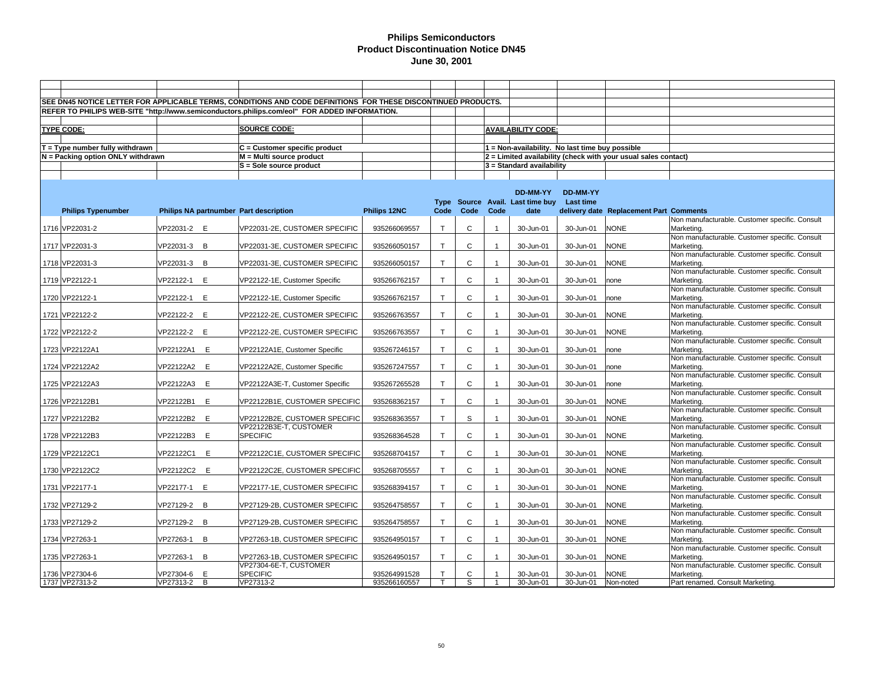# Philips Semiconductors
## Product Discontinuation Notice DN45
### June 30, 2001

SEE DN45 NOTICE LETTER FOR APPLICABLE TERMS, CONDITIONS AND CODE DEFINITIONS FOR THESE DISCONTINUED PRODUCTS.

REFER TO PHILIPS WEB-SITE "http://www.semiconductors.philips.com/eol" FOR ADDED INFORMATION.

| TYPE CODE: | SOURCE CODE: | AVAILABILITY CODE: |
|---|---|---|
| T = Type number fully withdrawn | C = Customer specific product | 1 = Non-availability. No last time buy possible |
| N = Packing option ONLY withdrawn | M = Multi source product | 2 = Limited availability (check with your usual sales contact) |
| | S = Sole source product | 3 = Standard availability |

| | Philips Typenumber | Philips NA partnumber | | Part description | Philips 12NC | Type Code | Source Code | Avail. Code | DD-MM-YY Last time buy date | DD-MM-YY Last time delivery date | Replacement Part | Comments |
|---|---|---|---|---|---|---|---|---|---|---|---|---|
| 1716 | VP22031-2 | VP22031-2 | E | VP22031-2E, CUSTOMER SPECIFIC | 935266069557 | T | C | 1 | 30-Jun-01 | 30-Jun-01 | NONE | Non manufacturable. Customer specific. Consult Marketing. |
| 1717 | VP22031-3 | VP22031-3 | B | VP22031-3E, CUSTOMER SPECIFIC | 935266050157 | T | C | 1 | 30-Jun-01 | 30-Jun-01 | NONE | Non manufacturable. Customer specific. Consult Marketing. |
| 1718 | VP22031-3 | VP22031-3 | B | VP22031-3E, CUSTOMER SPECIFIC | 935266050157 | T | C | 1 | 30-Jun-01 | 30-Jun-01 | NONE | Non manufacturable. Customer specific. Consult Marketing. |
| 1719 | VP22122-1 | VP22122-1 | E | VP22122-1E, Customer Specific | 935266762157 | T | C | 1 | 30-Jun-01 | 30-Jun-01 | none | Non manufacturable. Customer specific. Consult Marketing. |
| 1720 | VP22122-1 | VP22122-1 | E | VP22122-1E, Customer Specific | 935266762157 | T | C | 1 | 30-Jun-01 | 30-Jun-01 | none | Non manufacturable. Customer specific. Consult Marketing. |
| 1721 | VP22122-2 | VP22122-2 | E | VP22122-2E, CUSTOMER SPECIFIC | 935266763557 | T | C | 1 | 30-Jun-01 | 30-Jun-01 | NONE | Non manufacturable. Customer specific. Consult Marketing. |
| 1722 | VP22122-2 | VP22122-2 | E | VP22122-2E, CUSTOMER SPECIFIC | 935266763557 | T | C | 1 | 30-Jun-01 | 30-Jun-01 | NONE | Non manufacturable. Customer specific. Consult Marketing. |
| 1723 | VP22122A1 | VP22122A1 | E | VP22122A1E, Customer Specific | 935267246157 | T | C | 1 | 30-Jun-01 | 30-Jun-01 | none | Non manufacturable. Customer specific. Consult Marketing. |
| 1724 | VP22122A2 | VP22122A2 | E | VP22122A2E, Customer Specific | 935267247557 | T | C | 1 | 30-Jun-01 | 30-Jun-01 | none | Non manufacturable. Customer specific. Consult Marketing. |
| 1725 | VP22122A3 | VP22122A3 | E | VP22122A3E-T, Customer Specific | 935267265528 | T | C | 1 | 30-Jun-01 | 30-Jun-01 | none | Non manufacturable. Customer specific. Consult Marketing. |
| 1726 | VP22122B1 | VP22122B1 | E | VP22122B1E, CUSTOMER SPECIFIC | 935268362157 | T | C | 1 | 30-Jun-01 | 30-Jun-01 | NONE | Non manufacturable. Customer specific. Consult Marketing. |
| 1727 | VP22122B2 | VP22122B2 | E | VP22122B2E, CUSTOMER SPECIFIC | 935268363557 | T | S | 1 | 30-Jun-01 | 30-Jun-01 | NONE | Non manufacturable. Customer specific. Consult Marketing. |
| 1728 | VP22122B3 | VP22122B3 | E | VP22122B3E-T, CUSTOMER SPECIFIC | 935268364528 | T | C | 1 | 30-Jun-01 | 30-Jun-01 | NONE | Non manufacturable. Customer specific. Consult Marketing. |
| 1729 | VP22122C1 | VP22122C1 | E | VP22122C1E, CUSTOMER SPECIFIC | 935268704157 | T | C | 1 | 30-Jun-01 | 30-Jun-01 | NONE | Non manufacturable. Customer specific. Consult Marketing. |
| 1730 | VP22122C2 | VP22122C2 | E | VP22122C2E, CUSTOMER SPECIFIC | 935268705557 | T | C | 1 | 30-Jun-01 | 30-Jun-01 | NONE | Non manufacturable. Customer specific. Consult Marketing. |
| 1731 | VP22177-1 | VP22177-1 | E | VP22177-1E, CUSTOMER SPECIFIC | 935268394157 | T | C | 1 | 30-Jun-01 | 30-Jun-01 | NONE | Non manufacturable. Customer specific. Consult Marketing. |
| 1732 | VP27129-2 | VP27129-2 | B | VP27129-2B, CUSTOMER SPECIFIC | 935264758557 | T | C | 1 | 30-Jun-01 | 30-Jun-01 | NONE | Non manufacturable. Customer specific. Consult Marketing. |
| 1733 | VP27129-2 | VP27129-2 | B | VP27129-2B, CUSTOMER SPECIFIC | 935264758557 | T | C | 1 | 30-Jun-01 | 30-Jun-01 | NONE | Non manufacturable. Customer specific. Consult Marketing. |
| 1734 | VP27263-1 | VP27263-1 | B | VP27263-1B, CUSTOMER SPECIFIC | 935264950157 | T | C | 1 | 30-Jun-01 | 30-Jun-01 | NONE | Non manufacturable. Customer specific. Consult Marketing. |
| 1735 | VP27263-1 | VP27263-1 | B | VP27263-1B, CUSTOMER SPECIFIC | 935264950157 | T | C | 1 | 30-Jun-01 | 30-Jun-01 | NONE | Non manufacturable. Customer specific. Consult Marketing. |
| 1736 | VP27304-6 | VP27304-6 | E | VP27304-6E-T, CUSTOMER SPECIFIC | 935264991528 | T | C | 1 | 30-Jun-01 | 30-Jun-01 | NONE | Non manufacturable. Customer specific. Consult Marketing. |
| 1737 | VP27313-2 | VP27313-2 | B | VP27313-2 | 935266160557 | T | S | 1 | 30-Jun-01 | 30-Jun-01 | Non-noted | Part renamed. Consult Marketing. |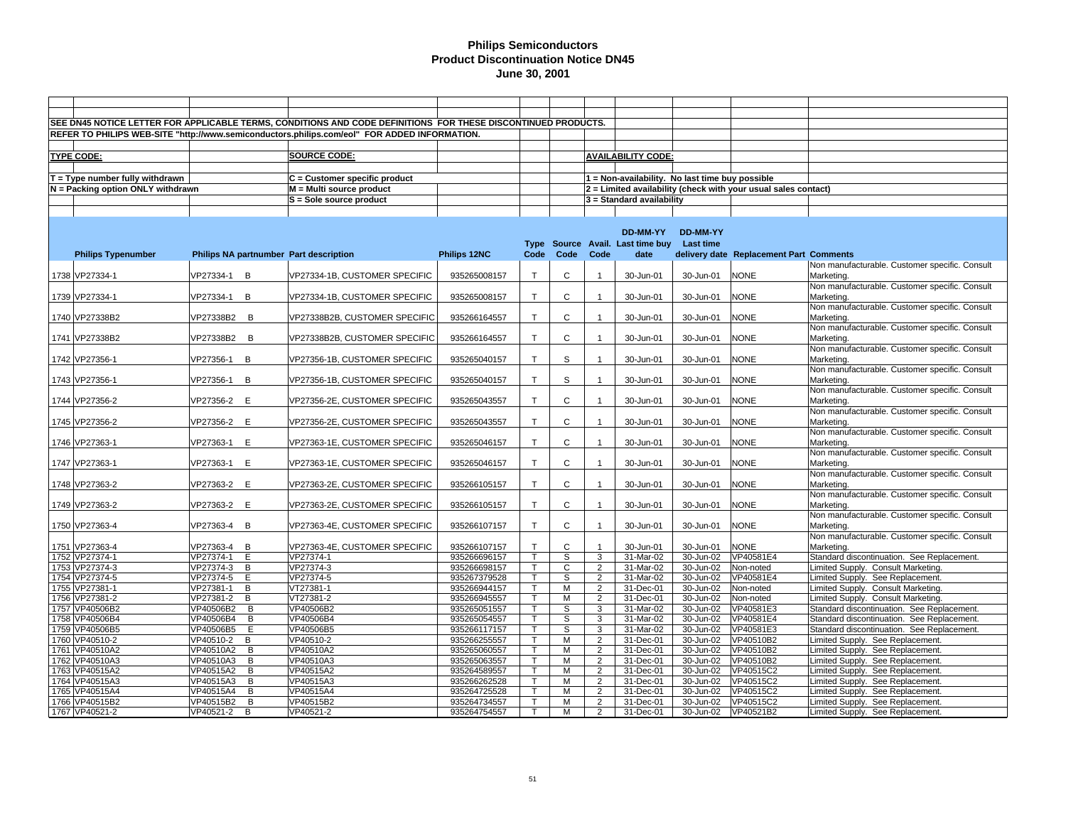# Philips Semiconductors
## Product Discontinuation Notice DN45
### June 30, 2001

SEE DN45 NOTICE LETTER FOR APPLICABLE TERMS, CONDITIONS AND CODE DEFINITIONS FOR THESE DISCONTINUED PRODUCTS.

REFER TO PHILIPS WEB-SITE "http://www.semiconductors.philips.com/eol" FOR ADDED INFORMATION.

**TYPE CODE:**
- T = Type number fully withdrawn
- N = Packing option ONLY withdrawn

**SOURCE CODE:**
- C = Customer specific product
- M = Multi source product
- S = Sole source product

**AVAILABILITY CODE:**
- 1 = Non-availability. No last time buy possible
- 2 = Limited availability (check with your usual sales contact)
- 3 = Standard availability

| | Philips Typenumber | Philips NA partnumber | | Part description | Philips 12NC | Type Code | Source Code | Avail. Code | DD-MM-YY Last time buy date | DD-MM-YY Last time delivery date | Replacement Part | Comments |
|---|---|---|---|---|---|---|---|---|---|---|---|---|
| 1738 | VP27334-1 | VP27334-1 | B | VP27334-1B, CUSTOMER SPECIFIC | 935265008157 | T | C | 1 | 30-Jun-01 | 30-Jun-01 | NONE | Non manufacturable. Customer specific. Consult Marketing. |
| 1739 | VP27334-1 | VP27334-1 | B | VP27334-1B, CUSTOMER SPECIFIC | 935265008157 | T | C | 1 | 30-Jun-01 | 30-Jun-01 | NONE | Non manufacturable. Customer specific. Consult Marketing. |
| 1740 | VP27338B2 | VP27338B2 | B | VP27338B2B, CUSTOMER SPECIFIC | 935266164557 | T | C | 1 | 30-Jun-01 | 30-Jun-01 | NONE | Non manufacturable. Customer specific. Consult Marketing. |
| 1741 | VP27338B2 | VP27338B2 | B | VP27338B2B, CUSTOMER SPECIFIC | 935266164557 | T | C | 1 | 30-Jun-01 | 30-Jun-01 | NONE | Non manufacturable. Customer specific. Consult Marketing. |
| 1742 | VP27356-1 | VP27356-1 | B | VP27356-1B, CUSTOMER SPECIFIC | 935265040157 | T | S | 1 | 30-Jun-01 | 30-Jun-01 | NONE | Non manufacturable. Customer specific. Consult Marketing. |
| 1743 | VP27356-1 | VP27356-1 | B | VP27356-1B, CUSTOMER SPECIFIC | 935265040157 | T | S | 1 | 30-Jun-01 | 30-Jun-01 | NONE | Non manufacturable. Customer specific. Consult Marketing. |
| 1744 | VP27356-2 | VP27356-2 | E | VP27356-2E, CUSTOMER SPECIFIC | 935265043557 | T | C | 1 | 30-Jun-01 | 30-Jun-01 | NONE | Non manufacturable. Customer specific. Consult Marketing. |
| 1745 | VP27356-2 | VP27356-2 | E | VP27356-2E, CUSTOMER SPECIFIC | 935265043557 | T | C | 1 | 30-Jun-01 | 30-Jun-01 | NONE | Non manufacturable. Customer specific. Consult Marketing. |
| 1746 | VP27363-1 | VP27363-1 | E | VP27363-1E, CUSTOMER SPECIFIC | 935265046157 | T | C | 1 | 30-Jun-01 | 30-Jun-01 | NONE | Non manufacturable. Customer specific. Consult Marketing. |
| 1747 | VP27363-1 | VP27363-1 | E | VP27363-1E, CUSTOMER SPECIFIC | 935265046157 | T | C | 1 | 30-Jun-01 | 30-Jun-01 | NONE | Non manufacturable. Customer specific. Consult Marketing. |
| 1748 | VP27363-2 | VP27363-2 | E | VP27363-2E, CUSTOMER SPECIFIC | 935266105157 | T | C | 1 | 30-Jun-01 | 30-Jun-01 | NONE | Non manufacturable. Customer specific. Consult Marketing. |
| 1749 | VP27363-2 | VP27363-2 | E | VP27363-2E, CUSTOMER SPECIFIC | 935266105157 | T | C | 1 | 30-Jun-01 | 30-Jun-01 | NONE | Non manufacturable. Customer specific. Consult Marketing. |
| 1750 | VP27363-4 | VP27363-4 | B | VP27363-4E, CUSTOMER SPECIFIC | 935266107157 | T | C | 1 | 30-Jun-01 | 30-Jun-01 | NONE | Non manufacturable. Customer specific. Consult Marketing. |
| 1751 | VP27363-4 | VP27363-4 | B | VP27363-4E, CUSTOMER SPECIFIC | 935266107157 | T | C | 1 | 30-Jun-01 | 30-Jun-01 | NONE | Non manufacturable. Customer specific. Consult Marketing. |
| 1752 | VP27374-1 | VP27374-1 | E | VP27374-1 | 935266696157 | T | S | 3 | 31-Mar-02 | 30-Jun-02 | VP40581E4 | Standard discontinuation. See Replacement. |
| 1753 | VP27374-3 | VP27374-3 | B | VP27374-3 | 935266698157 | T | C | 2 | 31-Mar-02 | 30-Jun-02 | Non-noted | Limited Supply. Consult Marketing. |
| 1754 | VP27374-5 | VP27374-5 | E | VP27374-5 | 935267379528 | T | S | 2 | 31-Mar-02 | 30-Jun-02 | VP40581E4 | Limited Supply. See Replacement. |
| 1755 | VP27381-1 | VP27381-1 | B | VT27381-1 | 935266944157 | T | M | 2 | 31-Dec-01 | 30-Jun-02 | Non-noted | Limited Supply. Consult Marketing. |
| 1756 | VP27381-2 | VP27381-2 | B | VT27381-2 | 935266945557 | T | M | 2 | 31-Dec-01 | 30-Jun-02 | Non-noted | Limited Supply. Consult Marketing. |
| 1757 | VP40506B2 | VP40506B2 | B | VP40506B2 | 935265051557 | T | S | 3 | 31-Mar-02 | 30-Jun-02 | VP40581E3 | Standard discontinuation. See Replacement. |
| 1758 | VP40506B4 | VP40506B4 | B | VP40506B4 | 935265054557 | T | S | 3 | 31-Mar-02 | 30-Jun-02 | VP40581E4 | Standard discontinuation. See Replacement. |
| 1759 | VP40506B5 | VP40506B5 | E | VP40506B5 | 935266117157 | T | S | 3 | 31-Mar-02 | 30-Jun-02 | VP40581E3 | Standard discontinuation. See Replacement. |
| 1760 | VP40510-2 | VP40510-2 | B | VP40510-2 | 935266255557 | T | M | 2 | 31-Dec-01 | 30-Jun-02 | VP40510B2 | Limited Supply. See Replacement. |
| 1761 | VP40510A2 | VP40510A2 | B | VP40510A2 | 935265060557 | T | M | 2 | 31-Dec-01 | 30-Jun-02 | VP40510B2 | Limited Supply. See Replacement. |
| 1762 | VP40510A3 | VP40510A3 | B | VP40510A3 | 935265063557 | T | M | 2 | 31-Dec-01 | 30-Jun-02 | VP40510B2 | Limited Supply. See Replacement. |
| 1763 | VP40515A2 | VP40515A2 | B | VP40515A2 | 935264589557 | T | M | 2 | 31-Dec-01 | 30-Jun-02 | VP40515C2 | Limited Supply. See Replacement. |
| 1764 | VP40515A3 | VP40515A3 | B | VP40515A3 | 935266262528 | T | M | 2 | 31-Dec-01 | 30-Jun-02 | VP40515C2 | Limited Supply. See Replacement. |
| 1765 | VP40515A4 | VP40515A4 | B | VP40515A4 | 935264725528 | T | M | 2 | 31-Dec-01 | 30-Jun-02 | VP40515C2 | Limited Supply. See Replacement. |
| 1766 | VP40515B2 | VP40515B2 | B | VP40515B2 | 935264734557 | T | M | 2 | 31-Dec-01 | 30-Jun-02 | VP40515C2 | Limited Supply. See Replacement. |
| 1767 | VP40521-2 | VP40521-2 | B | VP40521-2 | 935264754557 | T | M | 2 | 31-Dec-01 | 30-Jun-02 | VP40521B2 | Limited Supply. See Replacement. |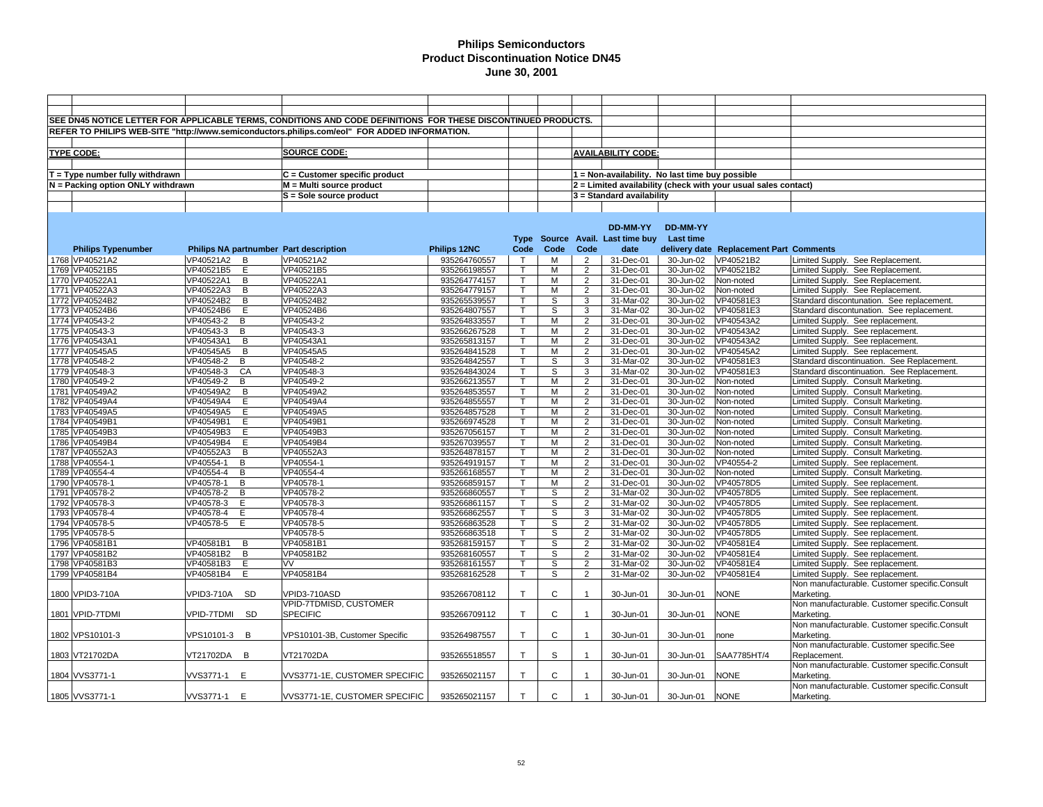# Philips Semiconductors
## Product Discontinuation Notice DN45
### June 30, 2001

SEE DN45 NOTICE LETTER FOR APPLICABLE TERMS, CONDITIONS AND CODE DEFINITIONS FOR THESE DISCONTINUED PRODUCTS.

REFER TO PHILIPS WEB-SITE "http://www.semiconductors.philips.com/eol" FOR ADDED INFORMATION.

**TYPE CODE:**
- T = Type number fully withdrawn
- N = Packing option ONLY withdrawn

**SOURCE CODE:**
- C = Customer specific product
- M = Multi source product
- S = Sole source product

**AVAILABILITY CODE:**
- 1 = Non-availability. No last time buy possible
- 2 = Limited availability (check with your usual sales contact)
- 3 = Standard availability

| | Philips Typenumber | Philips NA partnumber | Part description | Philips 12NC | Type Code | Source Code | Avail. Code | DD-MM-YY Last time buy date | DD-MM-YY Last time delivery date | Replacement Part | Comments |
|---|---|---|---|---|---|---|---|---|---|---|---|
| 1768 | VP40521A2 | VP40521A2 B | VP40521A2 | 935264760557 | T | M | 2 | 31-Dec-01 | 30-Jun-02 | VP40521B2 | Limited Supply. See Replacement. |
| 1769 | VP40521B5 | VP40521B5 E | VP40521B5 | 935266198557 | T | M | 2 | 31-Dec-01 | 30-Jun-02 | VP40521B2 | Limited Supply. See Replacement. |
| 1770 | VP40522A1 | VP40522A1 B | VP40522A1 | 935264774157 | T | M | 2 | 31-Dec-01 | 30-Jun-02 | Non-noted | Limited Supply. See Replacement. |
| 1771 | VP40522A3 | VP40522A3 B | VP40522A3 | 935264779157 | T | M | 2 | 31-Dec-01 | 30-Jun-02 | Non-noted | Limited Supply. See Replacement. |
| 1772 | VP40524B2 | VP40524B2 B | VP40524B2 | 935265539557 | T | S | 3 | 31-Mar-02 | 30-Jun-02 | VP40581E3 | Standard discontunation. See replacement. |
| 1773 | VP40524B6 | VP40524B6 E | VP40524B6 | 935264807557 | T | S | 3 | 31-Mar-02 | 30-Jun-02 | VP40581E3 | Standard discontunation. See replacement. |
| 1774 | VP40543-2 | VP40543-2 B | VP40543-2 | 935264833557 | T | M | 2 | 31-Dec-01 | 30-Jun-02 | VP40543A2 | Limited Supply. See replacement. |
| 1775 | VP40543-3 | VP40543-3 B | VP40543-3 | 935266267528 | T | M | 2 | 31-Dec-01 | 30-Jun-02 | VP40543A2 | Limited Supply. See replacement. |
| 1776 | VP40543A1 | VP40543A1 B | VP40543A1 | 935265813157 | T | M | 2 | 31-Dec-01 | 30-Jun-02 | VP40543A2 | Limited Supply. See replacement. |
| 1777 | VP40545A5 | VP40545A5 B | VP40545A5 | 935264841528 | T | M | 2 | 31-Dec-01 | 30-Jun-02 | VP40545A2 | Limited Supply. See replacement. |
| 1778 | VP40548-2 | VP40548-2 B | VP40548-2 | 935264842557 | T | S | 3 | 31-Mar-02 | 30-Jun-02 | VP40581E3 | Standard discontinuation. See Replacement. |
| 1779 | VP40548-3 | VP40548-3 CA | VP40548-3 | 935264843024 | T | S | 3 | 31-Mar-02 | 30-Jun-02 | VP40581E3 | Standard discontinuation. See Replacement. |
| 1780 | VP40549-2 | VP40549-2 B | VP40549-2 | 935266213557 | T | M | 2 | 31-Dec-01 | 30-Jun-02 | Non-noted | Limited Supply. Consult Marketing. |
| 1781 | VP40549A2 | VP40549A2 B | VP40549A2 | 935264853557 | T | M | 2 | 31-Dec-01 | 30-Jun-02 | Non-noted | Limited Supply. Consult Marketing. |
| 1782 | VP40549A4 | VP40549A4 E | VP40549A4 | 935264855557 | T | M | 2 | 31-Dec-01 | 30-Jun-02 | Non-noted | Limited Supply. Consult Marketing. |
| 1783 | VP40549A5 | VP40549A5 E | VP40549A5 | 935264857528 | T | M | 2 | 31-Dec-01 | 30-Jun-02 | Non-noted | Limited Supply. Consult Marketing. |
| 1784 | VP40549B1 | VP40549B1 E | VP40549B1 | 935266974528 | T | M | 2 | 31-Dec-01 | 30-Jun-02 | Non-noted | Limited Supply. Consult Marketing. |
| 1785 | VP40549B3 | VP40549B3 E | VP40549B3 | 935267056157 | T | M | 2 | 31-Dec-01 | 30-Jun-02 | Non-noted | Limited Supply. Consult Marketing. |
| 1786 | VP40549B4 | VP40549B4 E | VP40549B4 | 935267039557 | T | M | 2 | 31-Dec-01 | 30-Jun-02 | Non-noted | Limited Supply. Consult Marketing. |
| 1787 | VP40552A3 | VP40552A3 B | VP40552A3 | 935264878157 | T | M | 2 | 31-Dec-01 | 30-Jun-02 | Non-noted | Limited Supply. Consult Marketing. |
| 1788 | VP40554-1 | VP40554-1 B | VP40554-1 | 935264919157 | T | M | 2 | 31-Dec-01 | 30-Jun-02 | VP40554-2 | Limited Supply. See replacement. |
| 1789 | VP40554-4 | VP40554-4 B | VP40554-4 | 935266168557 | T | M | 2 | 31-Dec-01 | 30-Jun-02 | Non-noted | Limited Supply. Consult Marketing. |
| 1790 | VP40578-1 | VP40578-1 B | VP40578-1 | 935266859157 | T | M | 2 | 31-Dec-01 | 30-Jun-02 | VP40578D5 | Limited Supply. See replacement. |
| 1791 | VP40578-2 | VP40578-2 B | VP40578-2 | 935266860557 | T | S | 2 | 31-Mar-02 | 30-Jun-02 | VP40578D5 | Limited Supply. See replacement. |
| 1792 | VP40578-3 | VP40578-3 E | VP40578-3 | 935266861157 | T | S | 2 | 31-Mar-02 | 30-Jun-02 | VP40578D5 | Limited Supply. See replacement. |
| 1793 | VP40578-4 | VP40578-4 E | VP40578-4 | 935266862557 | T | S | 3 | 31-Mar-02 | 30-Jun-02 | VP40578D5 | Limited Supply. See replacement. |
| 1794 | VP40578-5 | VP40578-5 E | VP40578-5 | 935266863528 | T | S | 2 | 31-Mar-02 | 30-Jun-02 | VP40578D5 | Limited Supply. See replacement. |
| 1795 | VP40578-5 | | VP40578-5 | 935266863518 | T | S | 2 | 31-Mar-02 | 30-Jun-02 | VP40578D5 | Limited Supply. See replacement. |
| 1796 | VP40581B1 | VP40581B1 B | VP40581B1 | 935268159157 | T | S | 2 | 31-Mar-02 | 30-Jun-02 | VP40581E4 | Limited Supply. See replacement. |
| 1797 | VP40581B2 | VP40581B2 B | VP40581B2 | 935268160557 | T | S | 2 | 31-Mar-02 | 30-Jun-02 | VP40581E4 | Limited Supply. See replacement. |
| 1798 | VP40581B3 | VP40581B3 E | VV | 935268161557 | T | S | 2 | 31-Mar-02 | 30-Jun-02 | VP40581E4 | Limited Supply. See replacement. |
| 1799 | VP40581B4 | VP40581B4 E | VP40581B4 | 935268162528 | T | S | 2 | 31-Mar-02 | 30-Jun-02 | VP40581E4 | Limited Supply. See replacement. |
| 1800 | VPID3-710A | VPID3-710A SD | VPID3-710ASD | 935266708112 | T | C | 1 | 30-Jun-01 | 30-Jun-01 | NONE | Non manufacturable. Customer specific.Consult Marketing. |
| 1801 | VPID-7TDMI | VPID-7TDMI SD | VPID-7TDMISD, CUSTOMER SPECIFIC | 935266709112 | T | C | 1 | 30-Jun-01 | 30-Jun-01 | NONE | Non manufacturable. Customer specific.Consult Marketing. |
| 1802 | VPS10101-3 | VPS10101-3 B | VPS10101-3B, Customer Specific | 935264987557 | T | C | 1 | 30-Jun-01 | 30-Jun-01 | none | Non manufacturable. Customer specific.Consult Marketing. |
| 1803 | VT21702DA | VT21702DA B | VT21702DA | 935265518557 | T | S | 1 | 30-Jun-01 | 30-Jun-01 | SAA7785HT/4 | Non manufacturable. Customer specific.See Replacement. |
| 1804 | VVS3771-1 | VVS3771-1 E | VVS3771-1E, CUSTOMER SPECIFIC | 935265021157 | T | C | 1 | 30-Jun-01 | 30-Jun-01 | NONE | Non manufacturable. Customer specific.Consult Marketing. |
| 1805 | VVS3771-1 | VVS3771-1 E | VVS3771-1E, CUSTOMER SPECIFIC | 935265021157 | T | C | 1 | 30-Jun-01 | 30-Jun-01 | NONE | Non manufacturable. Customer specific.Consult Marketing. |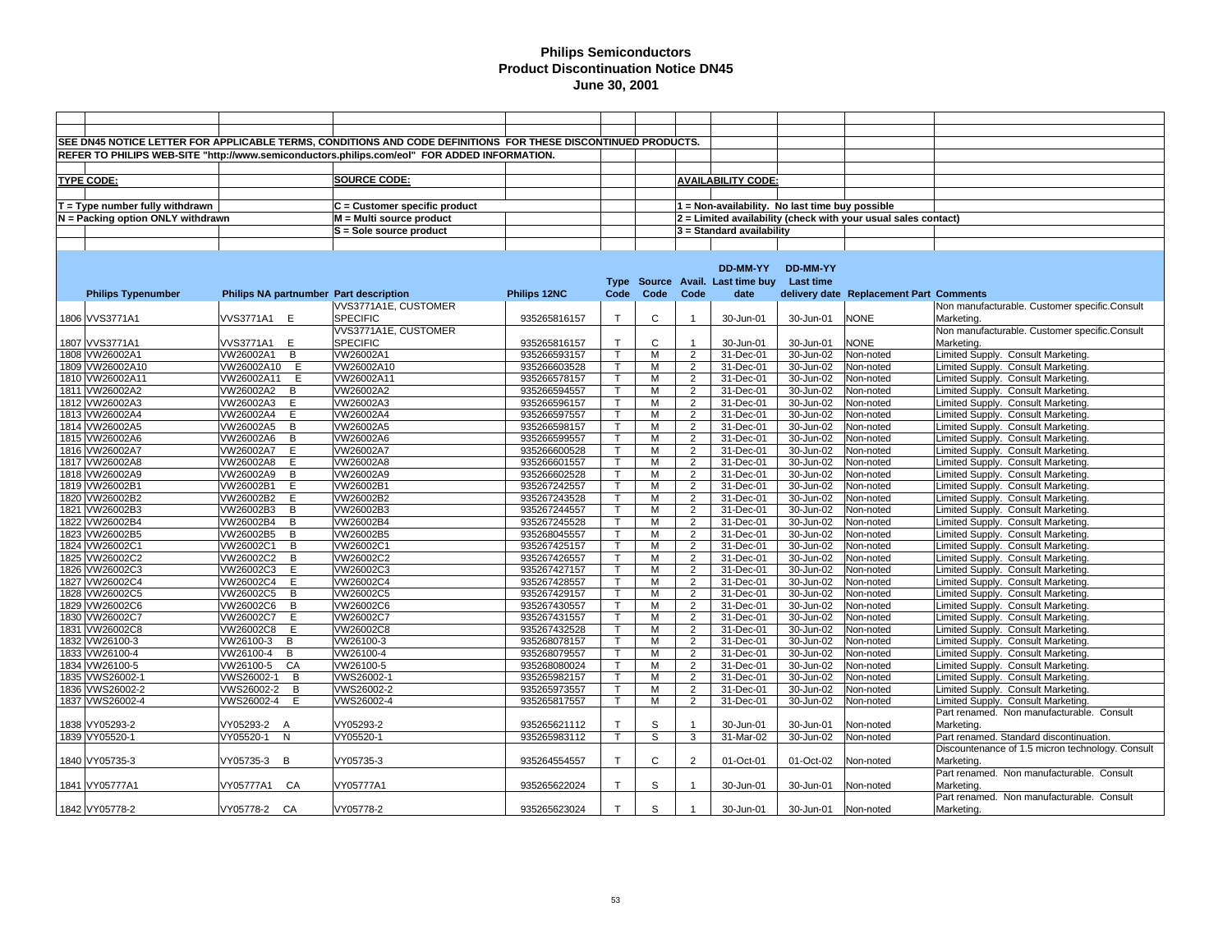# Philips Semiconductors
## Product Discontinuation Notice DN45
### June 30, 2001

SEE DN45 NOTICE LETTER FOR APPLICABLE TERMS, CONDITIONS AND CODE DEFINITIONS FOR THESE DISCONTINUED PRODUCTS.

REFER TO PHILIPS WEB-SITE "http://www.semiconductors.philips.com/eol" FOR ADDED INFORMATION.

**TYPE CODE:**
- T = Type number fully withdrawn
- N = Packing option ONLY withdrawn

**SOURCE CODE:**
- C = Customer specific product
- M = Multi source product
- S = Sole source product

**AVAILABILITY CODE:**
- 1 = Non-availability. No last time buy possible
- 2 = Limited availability (check with your usual sales contact)
- 3 = Standard availability

| | Philips Typenumber | Philips NA partnumber | Part description | Philips 12NC | Type Code | Source Code | Avail. Code | DD-MM-YY Last time buy date | DD-MM-YY Last time delivery date | Replacement Part | Comments |
|---|---|---|---|---|---|---|---|---|---|---|---|
| 1806 | VVS3771A1 | VVS3771A1 E | VVS3771A1E, CUSTOMER SPECIFIC | 935265816157 | T | C | 1 | 30-Jun-01 | 30-Jun-01 | NONE | Non manufacturable. Customer specific.Consult Marketing. |
| 1807 | VVS3771A1 | VVS3771A1 E | VVS3771A1E, CUSTOMER SPECIFIC | 935265816157 | T | C | 1 | 30-Jun-01 | 30-Jun-01 | NONE | Non manufacturable. Customer specific.Consult Marketing. |
| 1808 | VW26002A1 | VW26002A1 B | VW26002A1 | 935266593157 | T | M | 2 | 31-Dec-01 | 30-Jun-02 | Non-noted | Limited Supply. Consult Marketing. |
| 1809 | VW26002A10 | VW26002A10 E | VW26002A10 | 935266603528 | T | M | 2 | 31-Dec-01 | 30-Jun-02 | Non-noted | Limited Supply. Consult Marketing. |
| 1810 | VW26002A11 | VW26002A11 E | VW26002A11 | 935266578157 | T | M | 2 | 31-Dec-01 | 30-Jun-02 | Non-noted | Limited Supply. Consult Marketing. |
| 1811 | VW26002A2 | VW26002A2 B | VW26002A2 | 935266594557 | T | M | 2 | 31-Dec-01 | 30-Jun-02 | Non-noted | Limited Supply. Consult Marketing. |
| 1812 | VW26002A3 | VW26002A3 E | VW26002A3 | 935266596157 | T | M | 2 | 31-Dec-01 | 30-Jun-02 | Non-noted | Limited Supply. Consult Marketing. |
| 1813 | VW26002A4 | VW26002A4 E | VW26002A4 | 935266597557 | T | M | 2 | 31-Dec-01 | 30-Jun-02 | Non-noted | Limited Supply. Consult Marketing. |
| 1814 | VW26002A5 | VW26002A5 B | VW26002A5 | 935266598157 | T | M | 2 | 31-Dec-01 | 30-Jun-02 | Non-noted | Limited Supply. Consult Marketing. |
| 1815 | VW26002A6 | VW26002A6 B | VW26002A6 | 935266599557 | T | M | 2 | 31-Dec-01 | 30-Jun-02 | Non-noted | Limited Supply. Consult Marketing. |
| 1816 | VW26002A7 | VW26002A7 E | VW26002A7 | 935266600528 | T | M | 2 | 31-Dec-01 | 30-Jun-02 | Non-noted | Limited Supply. Consult Marketing. |
| 1817 | VW26002A8 | VW26002A8 E | VW26002A8 | 935266601557 | T | M | 2 | 31-Dec-01 | 30-Jun-02 | Non-noted | Limited Supply. Consult Marketing. |
| 1818 | VW26002A9 | VW26002A9 B | VW26002A9 | 935266602528 | T | M | 2 | 31-Dec-01 | 30-Jun-02 | Non-noted | Limited Supply. Consult Marketing. |
| 1819 | VW26002B1 | VW26002B1 E | VW26002B1 | 935267242557 | T | M | 2 | 31-Dec-01 | 30-Jun-02 | Non-noted | Limited Supply. Consult Marketing. |
| 1820 | VW26002B2 | VW26002B2 E | VW26002B2 | 935267243528 | T | M | 2 | 31-Dec-01 | 30-Jun-02 | Non-noted | Limited Supply. Consult Marketing. |
| 1821 | VW26002B3 | VW26002B3 B | VW26002B3 | 935267244557 | T | M | 2 | 31-Dec-01 | 30-Jun-02 | Non-noted | Limited Supply. Consult Marketing. |
| 1822 | VW26002B4 | VW26002B4 B | VW26002B4 | 935267245528 | T | M | 2 | 31-Dec-01 | 30-Jun-02 | Non-noted | Limited Supply. Consult Marketing. |
| 1823 | VW26002B5 | VW26002B5 B | VW26002B5 | 935268045557 | T | M | 2 | 31-Dec-01 | 30-Jun-02 | Non-noted | Limited Supply. Consult Marketing. |
| 1824 | VW26002C1 | VW26002C1 B | VW26002C1 | 935267425157 | T | M | 2 | 31-Dec-01 | 30-Jun-02 | Non-noted | Limited Supply. Consult Marketing. |
| 1825 | VW26002C2 | VW26002C2 B | VW26002C2 | 935267426557 | T | M | 2 | 31-Dec-01 | 30-Jun-02 | Non-noted | Limited Supply. Consult Marketing. |
| 1826 | VW26002C3 | VW26002C3 E | VW26002C3 | 935267427157 | T | M | 2 | 31-Dec-01 | 30-Jun-02 | Non-noted | Limited Supply. Consult Marketing. |
| 1827 | VW26002C4 | VW26002C4 E | VW26002C4 | 935267428557 | T | M | 2 | 31-Dec-01 | 30-Jun-02 | Non-noted | Limited Supply. Consult Marketing. |
| 1828 | VW26002C5 | VW26002C5 B | VW26002C5 | 935267429157 | T | M | 2 | 31-Dec-01 | 30-Jun-02 | Non-noted | Limited Supply. Consult Marketing. |
| 1829 | VW26002C6 | VW26002C6 B | VW26002C6 | 935267430557 | T | M | 2 | 31-Dec-01 | 30-Jun-02 | Non-noted | Limited Supply. Consult Marketing. |
| 1830 | VW26002C7 | VW26002C7 E | VW26002C7 | 935267431557 | T | M | 2 | 31-Dec-01 | 30-Jun-02 | Non-noted | Limited Supply. Consult Marketing. |
| 1831 | VW26002C8 | VW26002C8 E | VW26002C8 | 935267432528 | T | M | 2 | 31-Dec-01 | 30-Jun-02 | Non-noted | Limited Supply. Consult Marketing. |
| 1832 | VW26100-3 | VW26100-3 B | VW26100-3 | 935268078157 | T | M | 2 | 31-Dec-01 | 30-Jun-02 | Non-noted | Limited Supply. Consult Marketing. |
| 1833 | VW26100-4 | VW26100-4 B | VW26100-4 | 935268079557 | T | M | 2 | 31-Dec-01 | 30-Jun-02 | Non-noted | Limited Supply. Consult Marketing. |
| 1834 | VW26100-5 | VW26100-5 CA | VW26100-5 | 935268080024 | T | M | 2 | 31-Dec-01 | 30-Jun-02 | Non-noted | Limited Supply. Consult Marketing. |
| 1835 | VWS26002-1 | VWS26002-1 B | VWS26002-1 | 935265982157 | T | M | 2 | 31-Dec-01 | 30-Jun-02 | Non-noted | Limited Supply. Consult Marketing. |
| 1836 | VWS26002-2 | VWS26002-2 B | VWS26002-2 | 935265973557 | T | M | 2 | 31-Dec-01 | 30-Jun-02 | Non-noted | Limited Supply. Consult Marketing. |
| 1837 | VWS26002-4 | VWS26002-4 E | VWS26002-4 | 935265817557 | T | M | 2 | 31-Dec-01 | 30-Jun-02 | Non-noted | Limited Supply. Consult Marketing. |
| 1838 | VY05293-2 | VY05293-2 A | VY05293-2 | 935265621112 | T | S | 1 | 30-Jun-01 | 30-Jun-01 | Non-noted | Part renamed. Non manufacturable. Consult Marketing. |
| 1839 | VY05520-1 | VY05520-1 N | VY05520-1 | 935265983112 | T | S | 3 | 31-Mar-02 | 30-Jun-02 | Non-noted | Part renamed. Standard discontinuation. |
| 1840 | VY05735-3 | VY05735-3 B | VY05735-3 | 935264554557 | T | C | 2 | 01-Oct-01 | 01-Oct-02 | Non-noted | Discountenance of 1.5 micron technology. Consult Marketing. |
| 1841 | VY05777A1 | VY05777A1 CA | VY05777A1 | 935265622024 | T | S | 1 | 30-Jun-01 | 30-Jun-01 | Non-noted | Part renamed. Non manufacturable. Consult Marketing. |
| 1842 | VY05778-2 | VY05778-2 CA | VY05778-2 | 935265623024 | T | S | 1 | 30-Jun-01 | 30-Jun-01 | Non-noted | Part renamed. Non manufacturable. Consult Marketing. |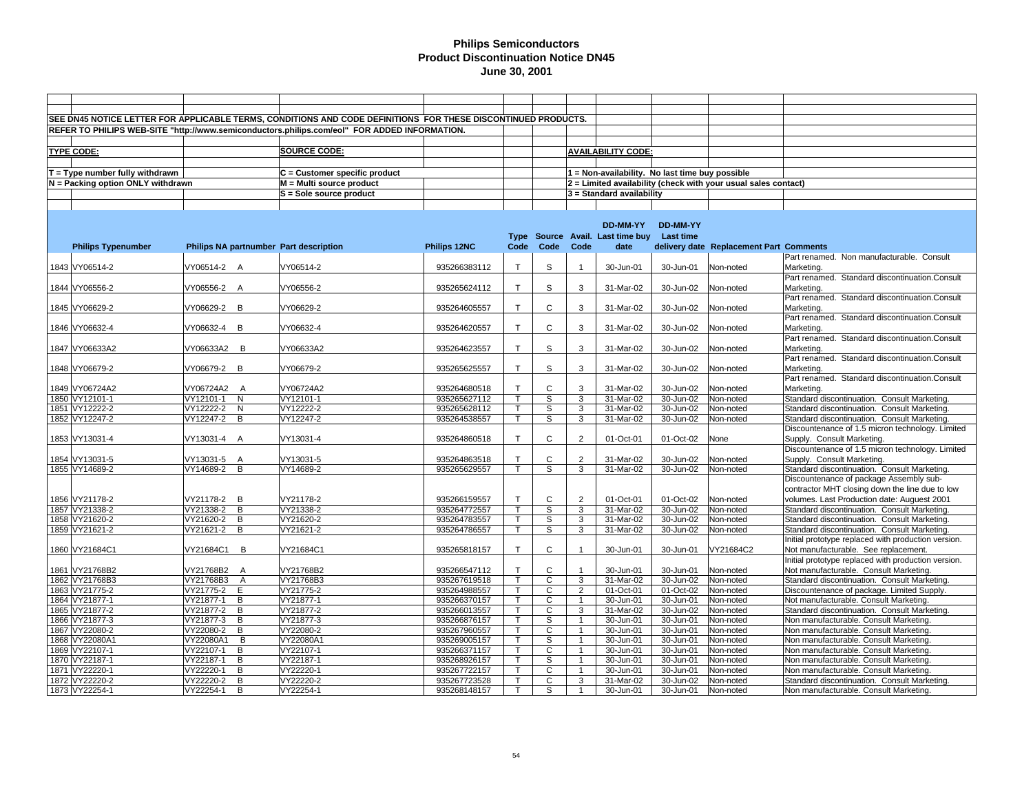# Philips Semiconductors
## Product Discontinuation Notice DN45
### June 30, 2001

SEE DN45 NOTICE LETTER FOR APPLICABLE TERMS, CONDITIONS AND CODE DEFINITIONS FOR THESE DISCONTINUED PRODUCTS.

REFER TO PHILIPS WEB-SITE "http://www.semiconductors.philips.com/eol" FOR ADDED INFORMATION.

**TYPE CODE:**

T = Type number fully withdrawn
N = Packing option ONLY withdrawn

**SOURCE CODE:**

C = Customer specific product
M = Multi source product
S = Sole source product

**AVAILABILITY CODE:**

1 = Non-availability. No last time buy possible
2 = Limited availability (check with your usual sales contact)
3 = Standard availability

| | Philips Typenumber | Philips NA partnumber | | Part description | Philips 12NC | Type Code | Source Code | Avail. Code | DD-MM-YY Last time buy date | DD-MM-YY Last time delivery date | Replacement Part | Comments |
|---|---|---|---|---|---|---|---|---|---|---|---|---|
| 1843 | VY06514-2 | VY06514-2 | A | VY06514-2 | 935266383112 | T | S | 1 | 30-Jun-01 | 30-Jun-01 | Non-noted | Part renamed. Non manufacturable. Consult Marketing. |
| 1844 | VY06556-2 | VY06556-2 | A | VY06556-2 | 935265624112 | T | S | 3 | 31-Mar-02 | 30-Jun-02 | Non-noted | Part renamed. Standard discontinuation.Consult Marketing. |
| 1845 | VY06629-2 | VY06629-2 | B | VY06629-2 | 935264605557 | T | C | 3 | 31-Mar-02 | 30-Jun-02 | Non-noted | Part renamed. Standard discontinuation.Consult Marketing. |
| 1846 | VY06632-4 | VY06632-4 | B | VY06632-4 | 935264620557 | T | C | 3 | 31-Mar-02 | 30-Jun-02 | Non-noted | Part renamed. Standard discontinuation.Consult Marketing. |
| 1847 | VY06633A2 | VY06633A2 | B | VY06633A2 | 935264623557 | T | S | 3 | 31-Mar-02 | 30-Jun-02 | Non-noted | Part renamed. Standard discontinuation.Consult Marketing. |
| 1848 | VY06679-2 | VY06679-2 | B | VY06679-2 | 935265625557 | T | S | 3 | 31-Mar-02 | 30-Jun-02 | Non-noted | Part renamed. Standard discontinuation.Consult Marketing. |
| 1849 | VY06724A2 | VY06724A2 | A | VY06724A2 | 935264680518 | T | C | 3 | 31-Mar-02 | 30-Jun-02 | Non-noted | Part renamed. Standard discontinuation.Consult Marketing. |
| 1850 | VY12101-1 | VY12101-1 | N | VY12101-1 | 935265627112 | T | S | 3 | 31-Mar-02 | 30-Jun-02 | Non-noted | Standard discontinuation. Consult Marketing. |
| 1851 | VY12222-2 | VY12222-2 | N | VY12222-2 | 935265628112 | T | S | 3 | 31-Mar-02 | 30-Jun-02 | Non-noted | Standard discontinuation. Consult Marketing. |
| 1852 | VY12247-2 | VY12247-2 | B | VY12247-2 | 935264538557 | T | S | 3 | 31-Mar-02 | 30-Jun-02 | Non-noted | Standard discontinuation. Consult Marketing. |
| 1853 | VY13031-4 | VY13031-4 | A | VY13031-4 | 935264860518 | T | C | 2 | 01-Oct-01 | 01-Oct-02 | None | Discountenance of 1.5 micron technology. Limited Supply. Consult Marketing. |
| 1854 | VY13031-5 | VY13031-5 | A | VY13031-5 | 935264863518 | T | C | 2 | 31-Mar-02 | 30-Jun-02 | Non-noted | Discountenance of 1.5 micron technology. Limited Supply. Consult Marketing. |
| 1855 | VY14689-2 | VY14689-2 | B | VY14689-2 | 935265629557 | T | S | 3 | 31-Mar-02 | 30-Jun-02 | Non-noted | Standard discontinuation. Consult Marketing. |
| 1856 | VY21178-2 | VY21178-2 | B | VY21178-2 | 935266159557 | T | C | 2 | 01-Oct-01 | 01-Oct-02 | Non-noted | Discountenance of package Assembly sub-contractor MHT closing down the line due to low volumes. Last Production date: Auguest 2001 |
| 1857 | VY21338-2 | VY21338-2 | B | VY21338-2 | 935264772557 | T | S | 3 | 31-Mar-02 | 30-Jun-02 | Non-noted | Standard discontinuation. Consult Marketing. |
| 1858 | VY21620-2 | VY21620-2 | B | VY21620-2 | 935264783557 | T | S | 3 | 31-Mar-02 | 30-Jun-02 | Non-noted | Standard discontinuation. Consult Marketing. |
| 1859 | VY21621-2 | VY21621-2 | B | VY21621-2 | 935264786557 | T | S | 3 | 31-Mar-02 | 30-Jun-02 | Non-noted | Standard discontinuation. Consult Marketing. |
| 1860 | VY21684C1 | VY21684C1 | B | VY21684C1 | 935265818157 | T | C | 1 | 30-Jun-01 | 30-Jun-01 | VY21684C2 | Initial prototype replaced with production version. Not manufacturable. See replacement. |
| 1861 | VY21768B2 | VY21768B2 | A | VY21768B2 | 935266547112 | T | C | 1 | 30-Jun-01 | 30-Jun-01 | Non-noted | Initial prototype replaced with production version. Not manufacturable. Consult Marketing. |
| 1862 | VY21768B3 | VY21768B3 | A | VY21768B3 | 935267619518 | T | C | 3 | 31-Mar-02 | 30-Jun-02 | Non-noted | Standard discontinuation. Consult Marketing. |
| 1863 | VY21775-2 | VY21775-2 | E | VY21775-2 | 935264988557 | T | C | 2 | 01-Oct-01 | 01-Oct-02 | Non-noted | Discountenance of package. Limited Supply. |
| 1864 | VY21877-1 | VY21877-1 | B | VY21877-1 | 935266370157 | T | C | 1 | 30-Jun-01 | 30-Jun-01 | Non-noted | Not manufacturable. Consult Marketing. |
| 1865 | VY21877-2 | VY21877-2 | B | VY21877-2 | 935266013557 | T | C | 3 | 31-Mar-02 | 30-Jun-02 | Non-noted | Standard discontinuation. Consult Marketing. |
| 1866 | VY21877-3 | VY21877-3 | B | VY21877-3 | 935266876157 | T | S | 1 | 30-Jun-01 | 30-Jun-01 | Non-noted | Non manufacturable. Consult Marketing. |
| 1867 | VY22080-2 | VY22080-2 | B | VY22080-2 | 935267960557 | T | C | 1 | 30-Jun-01 | 30-Jun-01 | Non-noted | Non manufacturable. Consult Marketing. |
| 1868 | VY22080A1 | VY22080A1 | B | VY22080A1 | 935269005157 | T | S | 1 | 30-Jun-01 | 30-Jun-01 | Non-noted | Non manufacturable. Consult Marketing. |
| 1869 | VY22107-1 | VY22107-1 | B | VY22107-1 | 935266371157 | T | C | 1 | 30-Jun-01 | 30-Jun-01 | Non-noted | Non manufacturable. Consult Marketing. |
| 1870 | VY22187-1 | VY22187-1 | B | VY22187-1 | 935268926157 | T | S | 1 | 30-Jun-01 | 30-Jun-01 | Non-noted | Non manufacturable. Consult Marketing. |
| 1871 | VY22220-1 | VY22220-1 | B | VY22220-1 | 935267722157 | T | C | 1 | 30-Jun-01 | 30-Jun-01 | Non-noted | Non manufacturable. Consult Marketing. |
| 1872 | VY22220-2 | VY22220-2 | B | VY22220-2 | 935267723528 | T | C | 3 | 31-Mar-02 | 30-Jun-02 | Non-noted | Standard discontinuation. Consult Marketing. |
| 1873 | VY22254-1 | VY22254-1 | B | VY22254-1 | 935268148157 | T | S | 1 | 30-Jun-01 | 30-Jun-01 | Non-noted | Non manufacturable. Consult Marketing. |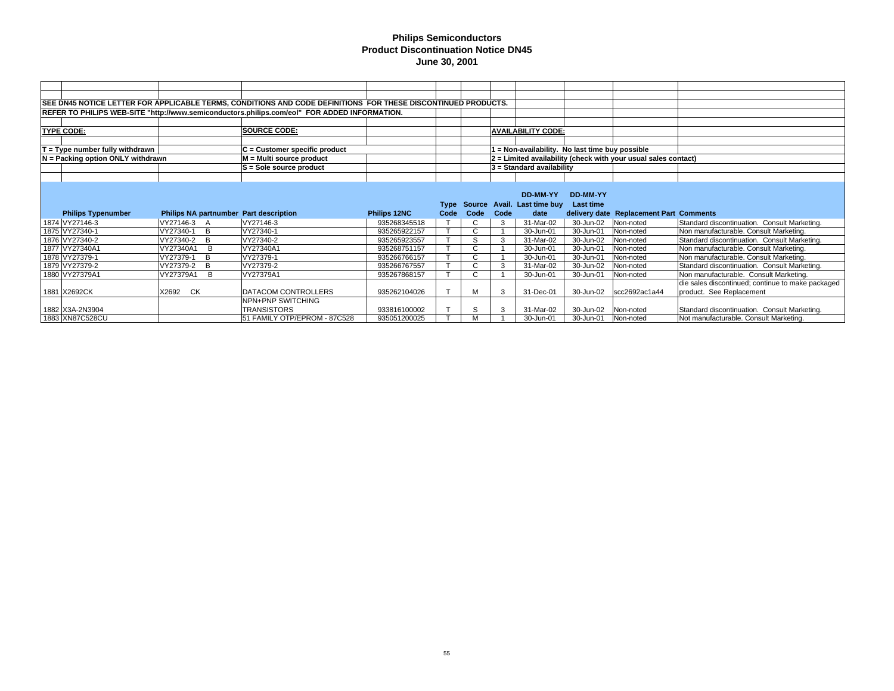# Philips Semiconductors
## Product Discontinuation Notice DN45
### June 30, 2001

**SEE DN45 NOTICE LETTER FOR APPLICABLE TERMS, CONDITIONS AND CODE DEFINITIONS FOR THESE DISCONTINUED PRODUCTS.**

**REFER TO PHILIPS WEB-SITE "http://www.semiconductors.philips.com/eol" FOR ADDED INFORMATION.**

**TYPE CODE:**
- **T = Type number fully withdrawn**
- **N = Packing option ONLY withdrawn**

**SOURCE CODE:**
- **C = Customer specific product**
- **M = Multi source product**
- **S = Sole source product**

**AVAILABILITY CODE:**
- **1 = Non-availability. No last time buy possible**
- **2 = Limited availability (check with your usual sales contact)**
- **3 = Standard availability**

| | Philips Typenumber | Philips NA partnumber | Part description | Philips 12NC | Type Code | Source Code | Avail. Code | DD-MM-YY Last time buy date | DD-MM-YY Last time delivery date | Replacement Part | Comments |
|---|---|---|---|---|---|---|---|---|---|---|---|
| 1874 | VY27146-3 | VY27146-3 A | VY27146-3 | 935268345518 | T | C | 3 | 31-Mar-02 | 30-Jun-02 | Non-noted | Standard discontinuation. Consult Marketing. |
| 1875 | VY27340-1 | VY27340-1 B | VY27340-1 | 935265922157 | T | C | 1 | 30-Jun-01 | 30-Jun-01 | Non-noted | Non manufacturable. Consult Marketing. |
| 1876 | VY27340-2 | VY27340-2 B | VY27340-2 | 935265923557 | T | S | 3 | 31-Mar-02 | 30-Jun-02 | Non-noted | Standard discontinuation. Consult Marketing. |
| 1877 | VY27340A1 | VY27340A1 B | VY27340A1 | 935268751157 | T | C | 1 | 30-Jun-01 | 30-Jun-01 | Non-noted | Non manufacturable. Consult Marketing. |
| 1878 | VY27379-1 | VY27379-1 B | VY27379-1 | 935266766157 | T | C | 1 | 30-Jun-01 | 30-Jun-01 | Non-noted | Non manufacturable. Consult Marketing. |
| 1879 | VY27379-2 | VY27379-2 B | VY27379-2 | 935266767557 | T | C | 3 | 31-Mar-02 | 30-Jun-02 | Non-noted | Standard discontinuation. Consult Marketing. |
| 1880 | VY27379A1 | VY27379A1 B | VY27379A1 | 935267868157 | T | C | 1 | 30-Jun-01 | 30-Jun-01 | Non-noted | Non manufacturable. Consult Marketing. |
| 1881 | X2692CK | X2692 CK | DATACOM CONTROLLERS | 935262104026 | T | M | 3 | 31-Dec-01 | 30-Jun-02 | scc2692ac1a44 | die sales discontinued; continue to make packaged product. See Replacement |
| 1882 | X3A-2N3904 | | NPN+PNP SWITCHING TRANSISTORS | 933816100002 | T | S | 3 | 31-Mar-02 | 30-Jun-02 | Non-noted | Standard discontinuation. Consult Marketing. |
| 1883 | XN87C528CU | | 51 FAMILY OTP/EPROM - 87C528 | 935051200025 | T | M | 1 | 30-Jun-01 | 30-Jun-01 | Non-noted | Not manufacturable. Consult Marketing. |